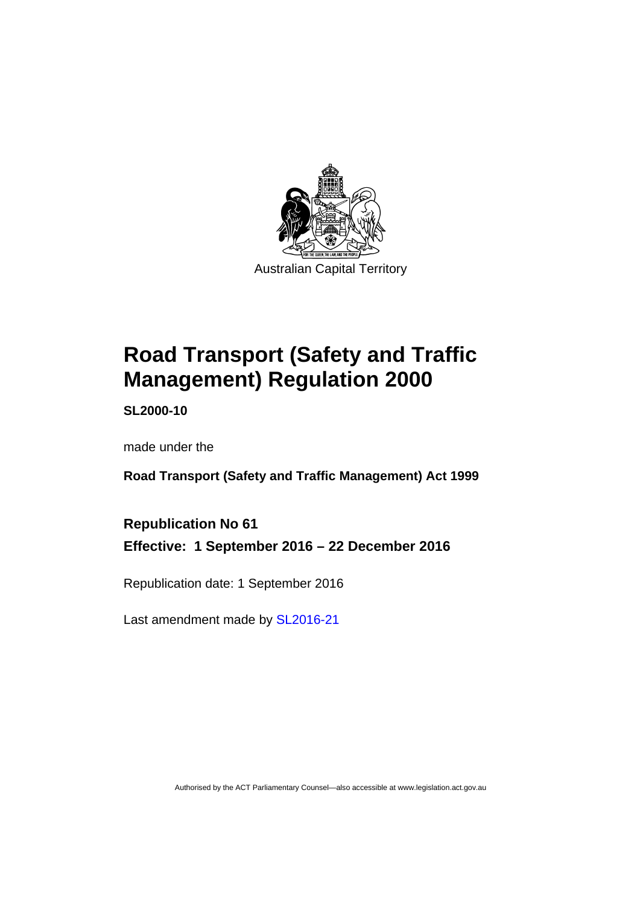Australian Capital Territory

# Road Transport (Safety and Traffic Management) Regulation 2000

**SL2000-10**

made under the

**Road Transport (Safety and Traffic Management) Act 1999**

**Republication No 61**

**Effective: 1 September 2016 – 22 December 2016**

Republication date: 1 September 2016

Last amendment made by SL2016-21

Authorised by the ACT Parliamentary Counsel—also accessible at www.legislation.act.gov.au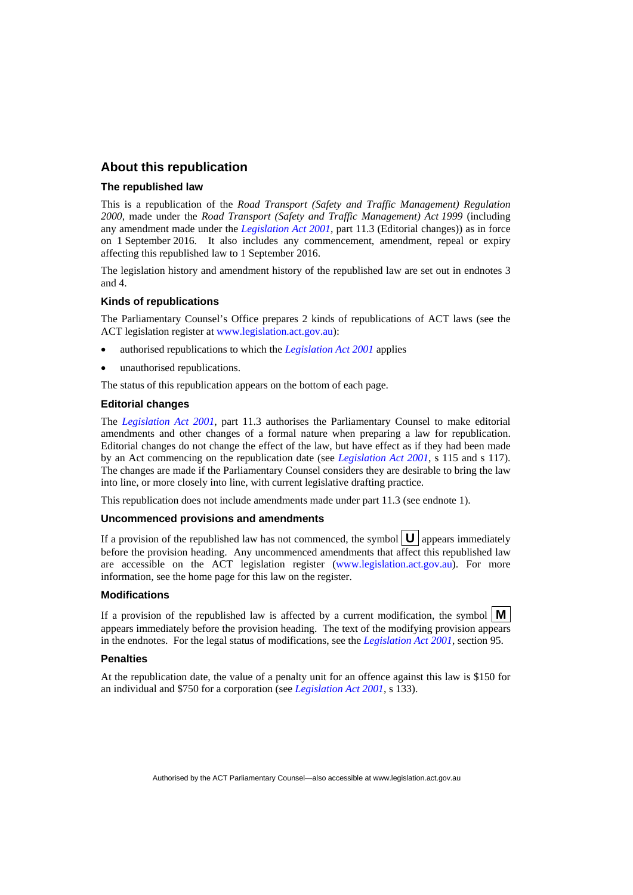## About this republication

### The republished law

This is a republication of the *Road Transport (Safety and Traffic Management) Regulation 2000*, made under the *Road Transport (Safety and Traffic Management) Act 1999* (including any amendment made under the *Legislation Act 2001*, part 11.3 (Editorial changes)) as in force on 1 September 2016. It also includes any commencement, amendment, repeal or expiry affecting this republished law to 1 September 2016.

The legislation history and amendment history of the republished law are set out in endnotes 3 and 4.

### Kinds of republications

The Parliamentary Counsel's Office prepares 2 kinds of republications of ACT laws (see the ACT legislation register at www.legislation.act.gov.au):

- authorised republications to which the *Legislation Act 2001* applies
- unauthorised republications.

The status of this republication appears on the bottom of each page.

### Editorial changes

The *Legislation Act 2001*, part 11.3 authorises the Parliamentary Counsel to make editorial amendments and other changes of a formal nature when preparing a law for republication. Editorial changes do not change the effect of the law, but have effect as if they had been made by an Act commencing on the republication date (see *Legislation Act 2001*, s 115 and s 117). The changes are made if the Parliamentary Counsel considers they are desirable to bring the law into line, or more closely into line, with current legislative drafting practice.

This republication does not include amendments made under part 11.3 (see endnote 1).

### Uncommenced provisions and amendments

If a provision of the republished law has not commenced, the symbol **U** appears immediately before the provision heading. Any uncommenced amendments that affect this republished law are accessible on the ACT legislation register (www.legislation.act.gov.au). For more information, see the home page for this law on the register.

### Modifications

If a provision of the republished law is affected by a current modification, the symbol **M** appears immediately before the provision heading. The text of the modifying provision appears in the endnotes. For the legal status of modifications, see the *Legislation Act 2001*, section 95.

### Penalties

At the republication date, the value of a penalty unit for an offence against this law is $150 for an individual and $750 for a corporation (see *Legislation Act 2001*, s 133).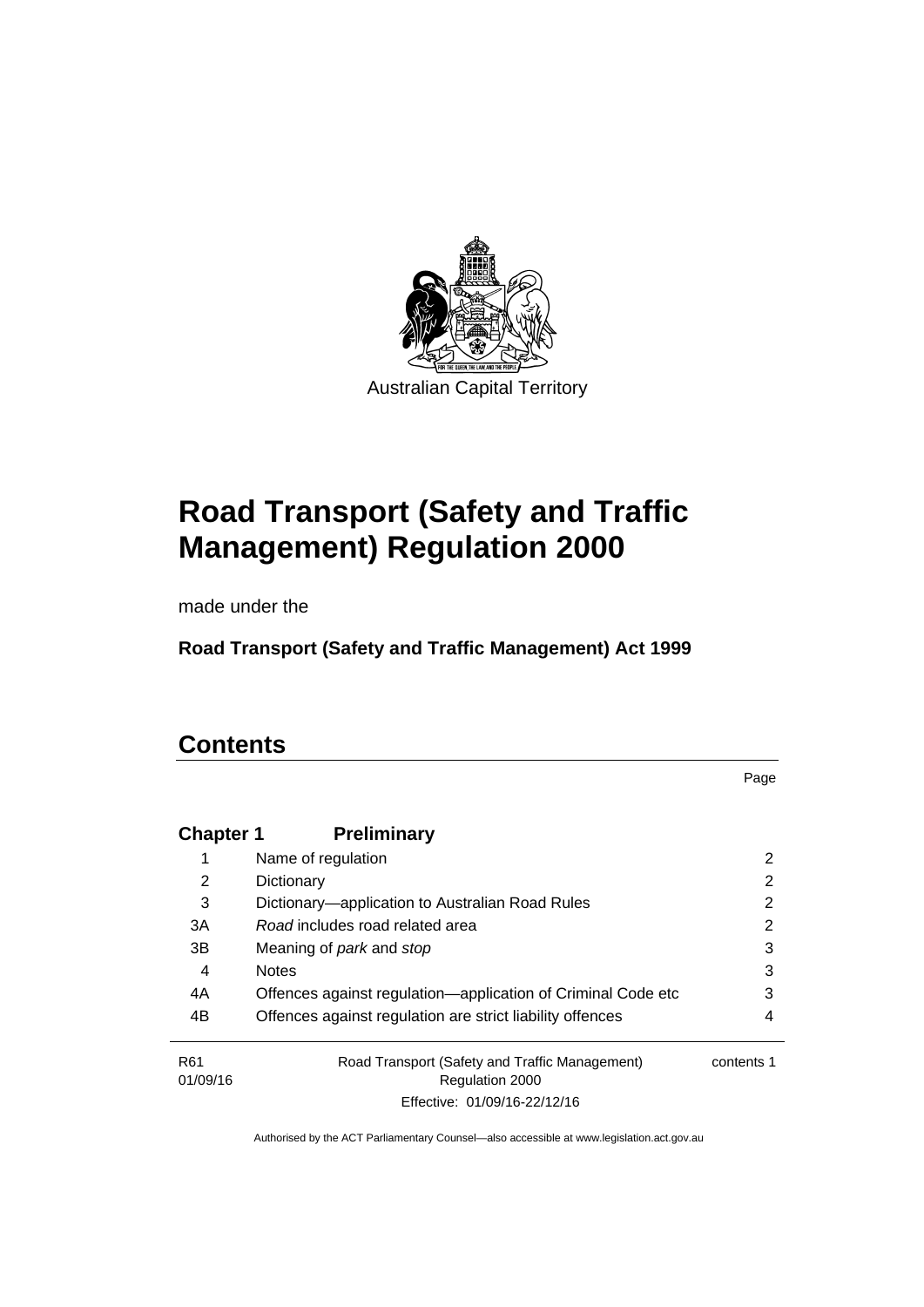Australian Capital Territory

# Road Transport (Safety and Traffic Management) Regulation 2000

made under the

**Road Transport (Safety and Traffic Management) Act 1999**

## Contents

| | | Page |
|---|---|---|
| **Chapter 1** | **Preliminary** | |
| 1 | Name of regulation | 2 |
| 2 | Dictionary | 2 |
| 3 | Dictionary—application to Australian Road Rules | 2 |
| 3A | *Road* includes road related area | 2 |
| 3B | Meaning of *park* and *stop* | 3 |
| 4 | Notes | 3 |
| 4A | Offences against regulation—application of Criminal Code etc | 3 |
| 4B | Offences against regulation are strict liability offences | 4 |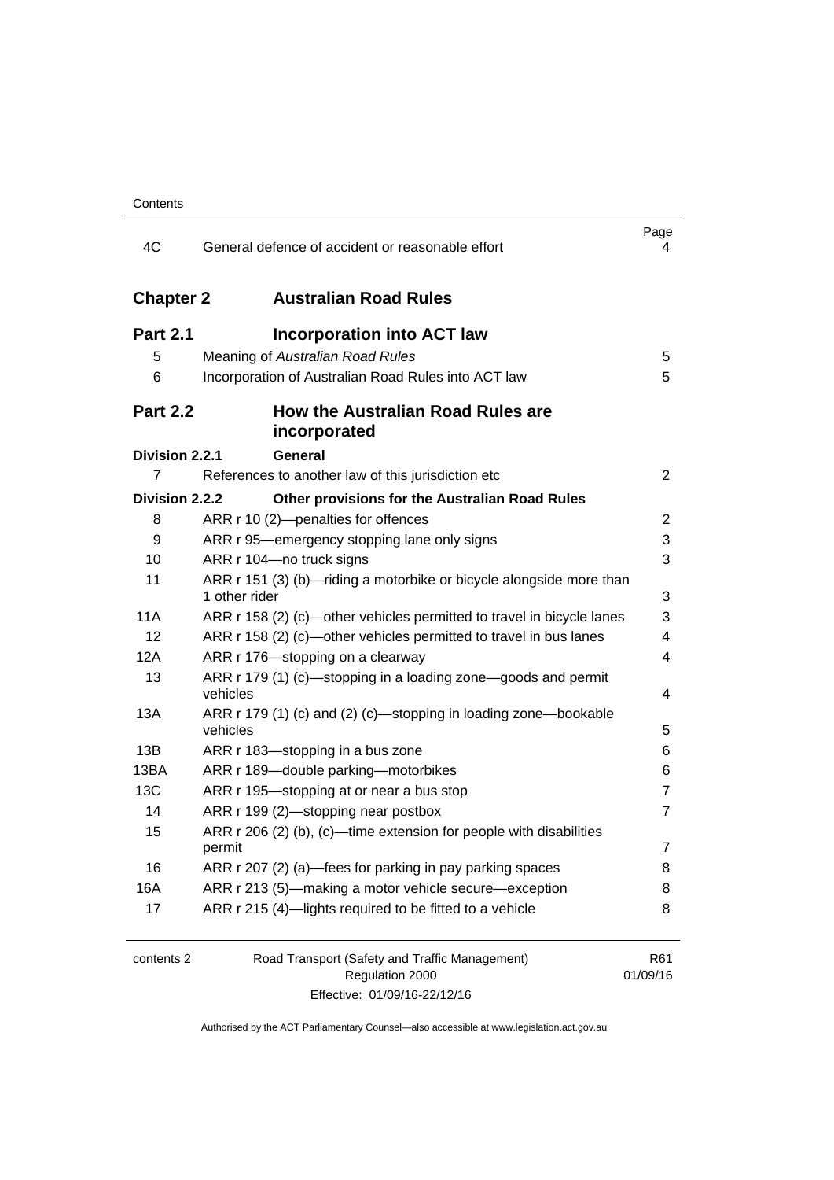| | | Page |
|---|---|---|
| 4C | General defence of accident or reasonable effort | 4 |
| **Chapter 2** | **Australian Road Rules** | |
| **Part 2.1** | **Incorporation into ACT law** | |
| 5 | Meaning of *Australian Road Rules* | 5 |
| 6 | Incorporation of Australian Road Rules into ACT law | 5 |
| **Part 2.2** | **How the Australian Road Rules are incorporated** | |
| **Division 2.2.1** | **General** | |
| 7 | References to another law of this jurisdiction etc | 2 |
| **Division 2.2.2** | **Other provisions for the Australian Road Rules** | |
| 8 | ARR r 10 (2)—penalties for offences | 2 |
| 9 | ARR r 95—emergency stopping lane only signs | 3 |
| 10 | ARR r 104—no truck signs | 3 |
| 11 | ARR r 151 (3) (b)—riding a motorbike or bicycle alongside more than 1 other rider | 3 |
| 11A | ARR r 158 (2) (c)—other vehicles permitted to travel in bicycle lanes | 3 |
| 12 | ARR r 158 (2) (c)—other vehicles permitted to travel in bus lanes | 4 |
| 12A | ARR r 176—stopping on a clearway | 4 |
| 13 | ARR r 179 (1) (c)—stopping in a loading zone—goods and permit vehicles | 4 |
| 13A | ARR r 179 (1) (c) and (2) (c)—stopping in loading zone—bookable vehicles | 5 |
| 13B | ARR r 183—stopping in a bus zone | 6 |
| 13BA | ARR r 189—double parking—motorbikes | 6 |
| 13C | ARR r 195—stopping at or near a bus stop | 7 |
| 14 | ARR r 199 (2)—stopping near postbox | 7 |
| 15 | ARR r 206 (2) (b), (c)—time extension for people with disabilities permit | 7 |
| 16 | ARR r 207 (2) (a)—fees for parking in pay parking spaces | 8 |
| 16A | ARR r 213 (5)—making a motor vehicle secure—exception | 8 |
| 17 | ARR r 215 (4)—lights required to be fitted to a vehicle | 8 |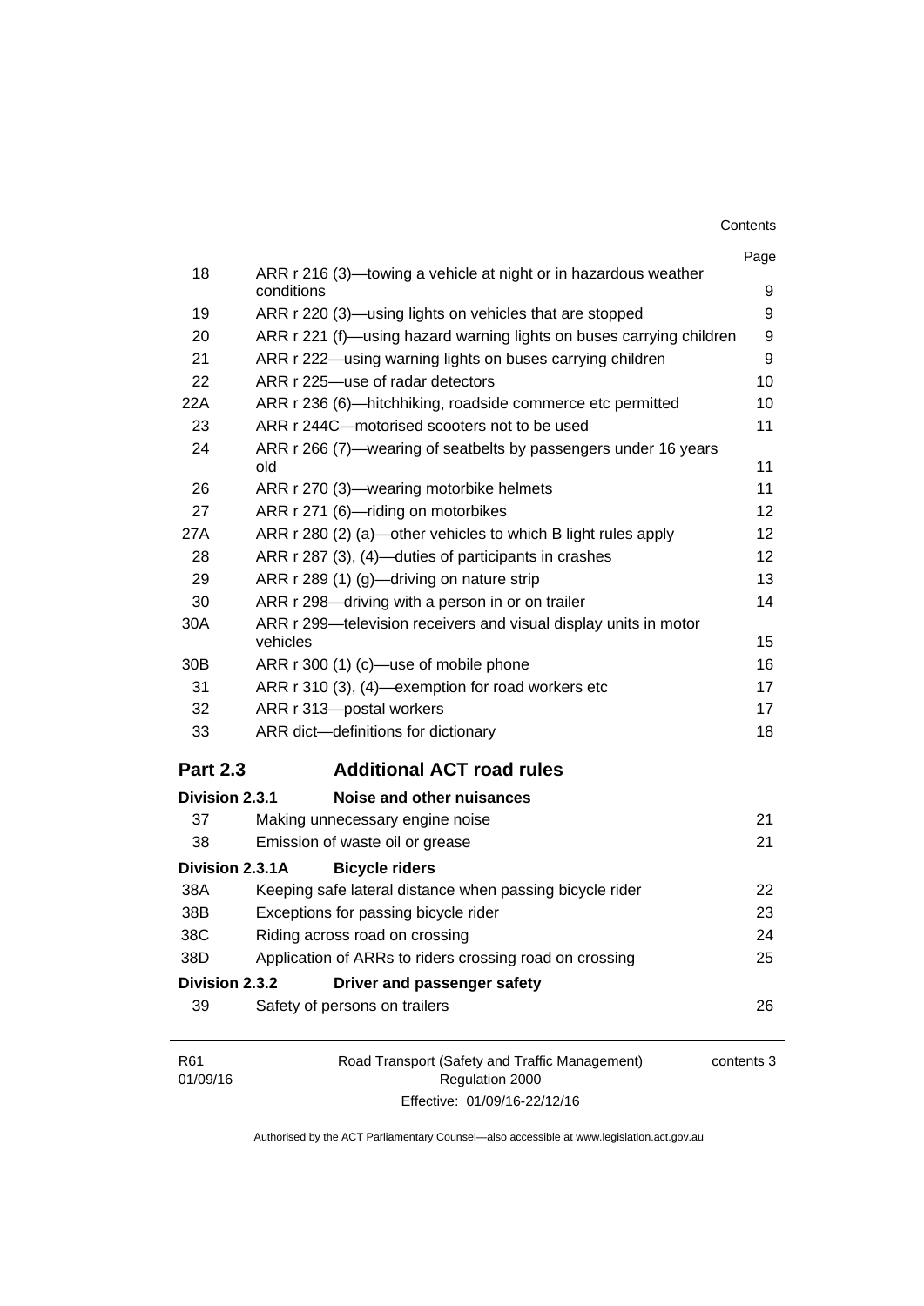| | | Page |
|---|---|---|
| 18 | ARR r 216 (3)—towing a vehicle at night or in hazardous weather conditions | 9 |
| 19 | ARR r 220 (3)—using lights on vehicles that are stopped | 9 |
| 20 | ARR r 221 (f)—using hazard warning lights on buses carrying children | 9 |
| 21 | ARR r 222—using warning lights on buses carrying children | 9 |
| 22 | ARR r 225—use of radar detectors | 10 |
| 22A | ARR r 236 (6)—hitchhiking, roadside commerce etc permitted | 10 |
| 23 | ARR r 244C—motorised scooters not to be used | 11 |
| 24 | ARR r 266 (7)—wearing of seatbelts by passengers under 16 years old | 11 |
| 26 | ARR r 270 (3)—wearing motorbike helmets | 11 |
| 27 | ARR r 271 (6)—riding on motorbikes | 12 |
| 27A | ARR r 280 (2) (a)—other vehicles to which B light rules apply | 12 |
| 28 | ARR r 287 (3), (4)—duties of participants in crashes | 12 |
| 29 | ARR r 289 (1) (g)—driving on nature strip | 13 |
| 30 | ARR r 298—driving with a person in or on trailer | 14 |
| 30A | ARR r 299—television receivers and visual display units in motor vehicles | 15 |
| 30B | ARR r 300 (1) (c)—use of mobile phone | 16 |
| 31 | ARR r 310 (3), (4)—exemption for road workers etc | 17 |
| 32 | ARR r 313—postal workers | 17 |
| 33 | ARR dict—definitions for dictionary | 18 |

## Part 2.3 Additional ACT road rules

**Division 2.3.1 Noise and other nuisances**

| | | |
|---|---|---|
| 37 | Making unnecessary engine noise | 21 |
| 38 | Emission of waste oil or grease | 21 |

**Division 2.3.1A Bicycle riders**

| | | |
|---|---|---|
| 38A | Keeping safe lateral distance when passing bicycle rider | 22 |
| 38B | Exceptions for passing bicycle rider | 23 |
| 38C | Riding across road on crossing | 24 |
| 38D | Application of ARRs to riders crossing road on crossing | 25 |

**Division 2.3.2 Driver and passenger safety**

| | | |
|---|---|---|
| 39 | Safety of persons on trailers | 26 |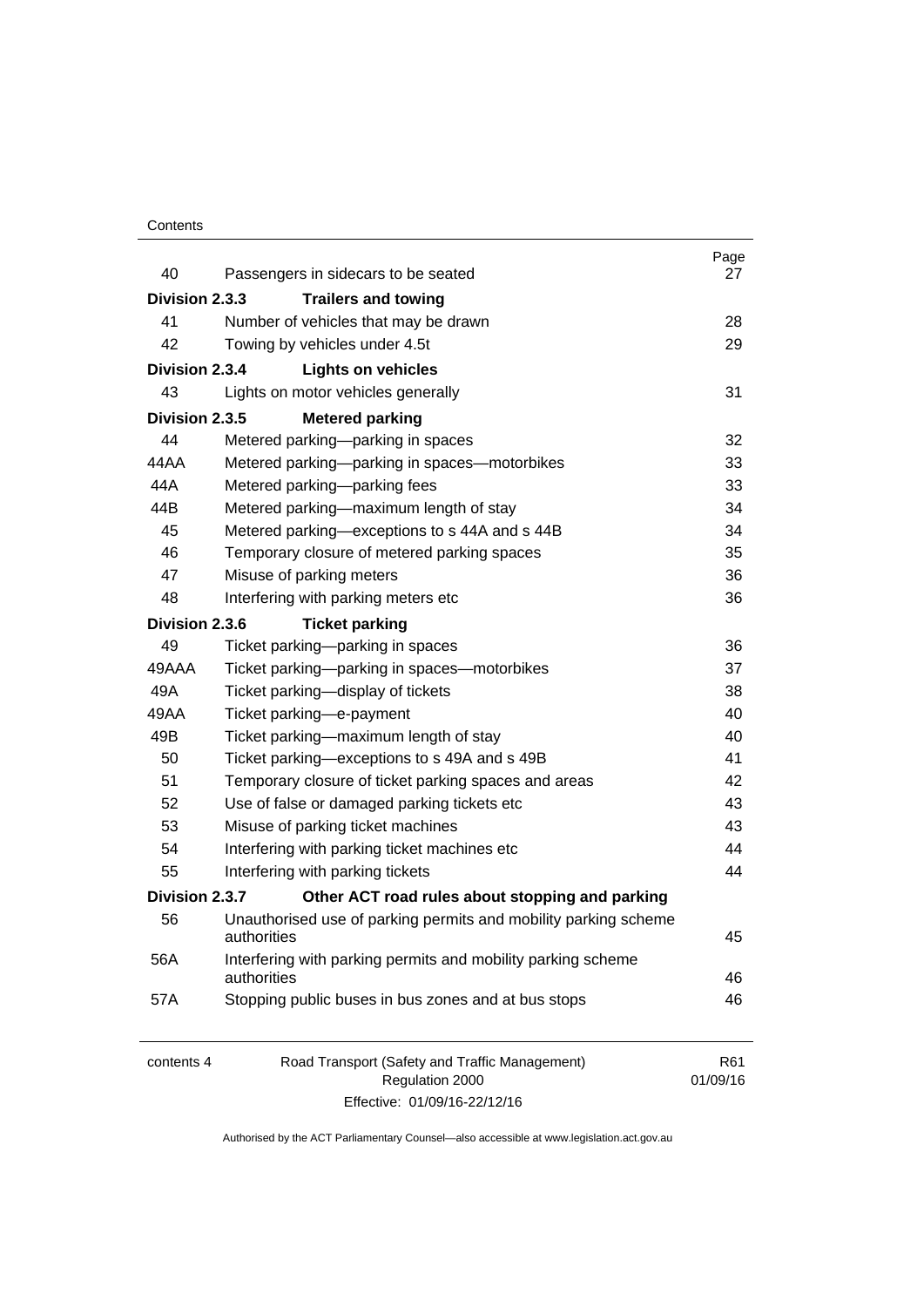| | | Page |
|---|---|---|
| 40 | Passengers in sidecars to be seated | 27 |
| **Division 2.3.3** | **Trailers and towing** | |
| 41 | Number of vehicles that may be drawn | 28 |
| 42 | Towing by vehicles under 4.5t | 29 |
| **Division 2.3.4** | **Lights on vehicles** | |
| 43 | Lights on motor vehicles generally | 31 |
| **Division 2.3.5** | **Metered parking** | |
| 44 | Metered parking—parking in spaces | 32 |
| 44AA | Metered parking—parking in spaces—motorbikes | 33 |
| 44A | Metered parking—parking fees | 33 |
| 44B | Metered parking—maximum length of stay | 34 |
| 45 | Metered parking—exceptions to s 44A and s 44B | 34 |
| 46 | Temporary closure of metered parking spaces | 35 |
| 47 | Misuse of parking meters | 36 |
| 48 | Interfering with parking meters etc | 36 |
| **Division 2.3.6** | **Ticket parking** | |
| 49 | Ticket parking—parking in spaces | 36 |
| 49AAA | Ticket parking—parking in spaces—motorbikes | 37 |
| 49A | Ticket parking—display of tickets | 38 |
| 49AA | Ticket parking—e-payment | 40 |
| 49B | Ticket parking—maximum length of stay | 40 |
| 50 | Ticket parking—exceptions to s 49A and s 49B | 41 |
| 51 | Temporary closure of ticket parking spaces and areas | 42 |
| 52 | Use of false or damaged parking tickets etc | 43 |
| 53 | Misuse of parking ticket machines | 43 |
| 54 | Interfering with parking ticket machines etc | 44 |
| 55 | Interfering with parking tickets | 44 |
| **Division 2.3.7** | **Other ACT road rules about stopping and parking** | |
| 56 | Unauthorised use of parking permits and mobility parking scheme authorities | 45 |
| 56A | Interfering with parking permits and mobility parking scheme authorities | 46 |
| 57A | Stopping public buses in bus zones and at bus stops | 46 |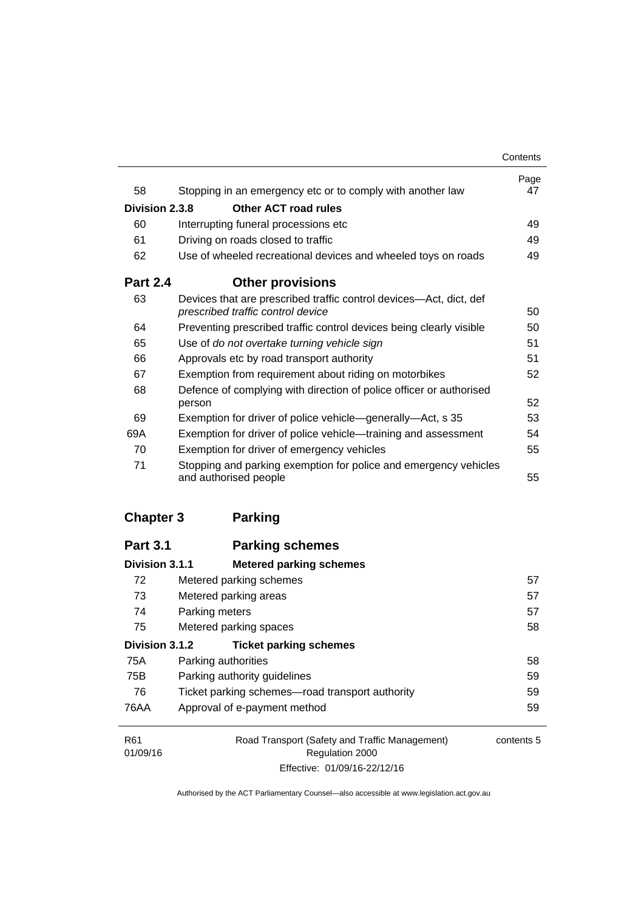| | | Page |
|---|---|---|
| 58 | Stopping in an emergency etc or to comply with another law | 47 |
| **Division 2.3.8** | **Other ACT road rules** | |
| 60 | Interrupting funeral processions etc | 49 |
| 61 | Driving on roads closed to traffic | 49 |
| 62 | Use of wheeled recreational devices and wheeled toys on roads | 49 |
| **Part 2.4** | **Other provisions** | |
| 63 | Devices that are prescribed traffic control devices—Act, dict, def *prescribed traffic control device* | 50 |
| 64 | Preventing prescribed traffic control devices being clearly visible | 50 |
| 65 | Use of *do not overtake turning vehicle sign* | 51 |
| 66 | Approvals etc by road transport authority | 51 |
| 67 | Exemption from requirement about riding on motorbikes | 52 |
| 68 | Defence of complying with direction of police officer or authorised person | 52 |
| 69 | Exemption for driver of police vehicle—generally—Act, s 35 | 53 |
| 69A | Exemption for driver of police vehicle—training and assessment | 54 |
| 70 | Exemption for driver of emergency vehicles | 55 |
| 71 | Stopping and parking exemption for police and emergency vehicles and authorised people | 55 |
| **Chapter 3** | **Parking** | |
| **Part 3.1** | **Parking schemes** | |
| **Division 3.1.1** | **Metered parking schemes** | |
| 72 | Metered parking schemes | 57 |
| 73 | Metered parking areas | 57 |
| 74 | Parking meters | 57 |
| 75 | Metered parking spaces | 58 |
| **Division 3.1.2** | **Ticket parking schemes** | |
| 75A | Parking authorities | 58 |
| 75B | Parking authority guidelines | 59 |
| 76 | Ticket parking schemes—road transport authority | 59 |
| 76AA | Approval of e-payment method | 59 |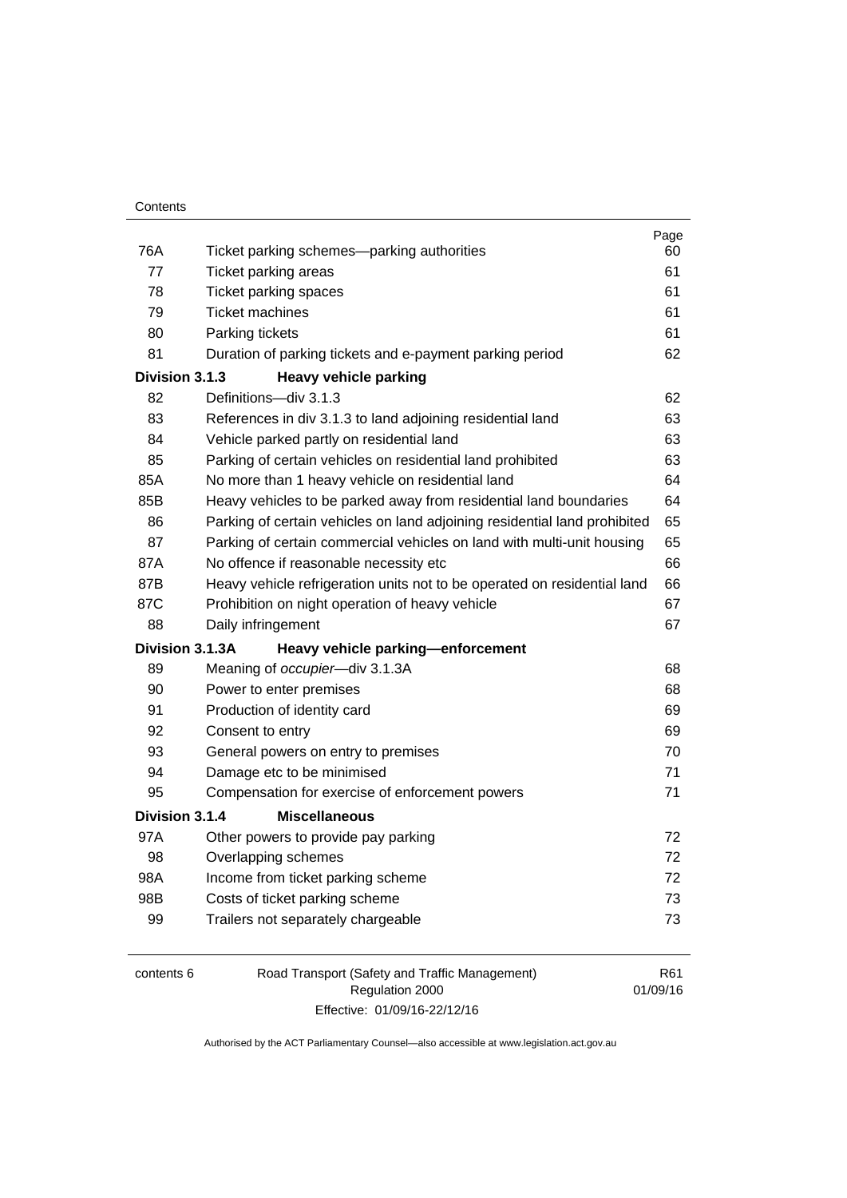| | | Page |
|---|---|---|
| 76A | Ticket parking schemes—parking authorities | 60 |
| 77 | Ticket parking areas | 61 |
| 78 | Ticket parking spaces | 61 |
| 79 | Ticket machines | 61 |
| 80 | Parking tickets | 61 |
| 81 | Duration of parking tickets and e-payment parking period | 62 |
| **Division 3.1.3** | **Heavy vehicle parking** | |
| 82 | Definitions—div 3.1.3 | 62 |
| 83 | References in div 3.1.3 to land adjoining residential land | 63 |
| 84 | Vehicle parked partly on residential land | 63 |
| 85 | Parking of certain vehicles on residential land prohibited | 63 |
| 85A | No more than 1 heavy vehicle on residential land | 64 |
| 85B | Heavy vehicles to be parked away from residential land boundaries | 64 |
| 86 | Parking of certain vehicles on land adjoining residential land prohibited | 65 |
| 87 | Parking of certain commercial vehicles on land with multi-unit housing | 65 |
| 87A | No offence if reasonable necessity etc | 66 |
| 87B | Heavy vehicle refrigeration units not to be operated on residential land | 66 |
| 87C | Prohibition on night operation of heavy vehicle | 67 |
| 88 | Daily infringement | 67 |
| **Division 3.1.3A** | **Heavy vehicle parking—enforcement** | |
| 89 | Meaning of *occupier*—div 3.1.3A | 68 |
| 90 | Power to enter premises | 68 |
| 91 | Production of identity card | 69 |
| 92 | Consent to entry | 69 |
| 93 | General powers on entry to premises | 70 |
| 94 | Damage etc to be minimised | 71 |
| 95 | Compensation for exercise of enforcement powers | 71 |
| **Division 3.1.4** | **Miscellaneous** | |
| 97A | Other powers to provide pay parking | 72 |
| 98 | Overlapping schemes | 72 |
| 98A | Income from ticket parking scheme | 72 |
| 98B | Costs of ticket parking scheme | 73 |
| 99 | Trailers not separately chargeable | 73 |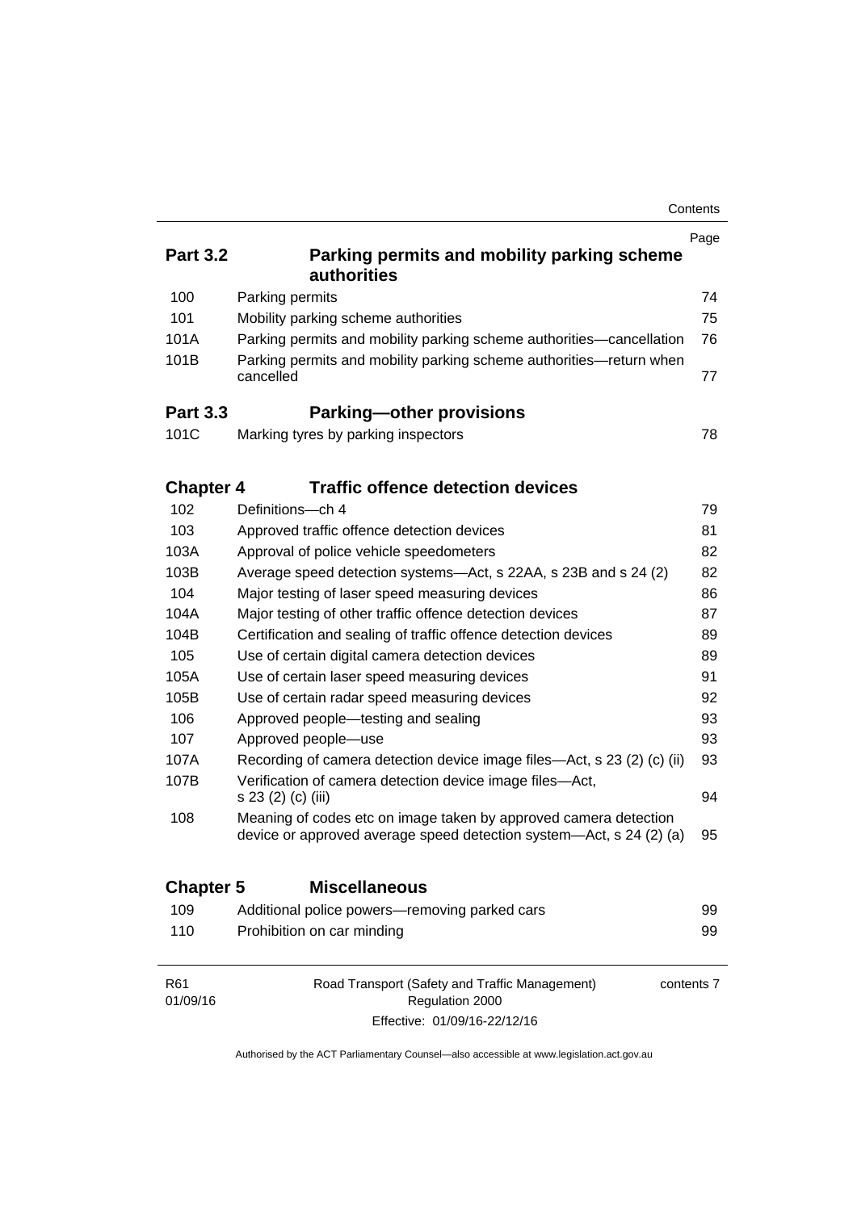| | | Page |
|---|---|---|
| **Part 3.2** | **Parking permits and mobility parking scheme authorities** | |
| 100 | Parking permits | 74 |
| 101 | Mobility parking scheme authorities | 75 |
| 101A | Parking permits and mobility parking scheme authorities—cancellation | 76 |
| 101B | Parking permits and mobility parking scheme authorities—return when cancelled | 77 |
| **Part 3.3** | **Parking—other provisions** | |
| 101C | Marking tyres by parking inspectors | 78 |
| **Chapter 4** | **Traffic offence detection devices** | |
| 102 | Definitions—ch 4 | 79 |
| 103 | Approved traffic offence detection devices | 81 |
| 103A | Approval of police vehicle speedometers | 82 |
| 103B | Average speed detection systems—Act, s 22AA, s 23B and s 24 (2) | 82 |
| 104 | Major testing of laser speed measuring devices | 86 |
| 104A | Major testing of other traffic offence detection devices | 87 |
| 104B | Certification and sealing of traffic offence detection devices | 89 |
| 105 | Use of certain digital camera detection devices | 89 |
| 105A | Use of certain laser speed measuring devices | 91 |
| 105B | Use of certain radar speed measuring devices | 92 |
| 106 | Approved people—testing and sealing | 93 |
| 107 | Approved people—use | 93 |
| 107A | Recording of camera detection device image files—Act, s 23 (2) (c) (ii) | 93 |
| 107B | Verification of camera detection device image files—Act, s 23 (2) (c) (iii) | 94 |
| 108 | Meaning of codes etc on image taken by approved camera detection device or approved average speed detection system—Act, s 24 (2) (a) | 95 |
| **Chapter 5** | **Miscellaneous** | |
| 109 | Additional police powers—removing parked cars | 99 |
| 110 | Prohibition on car minding | 99 |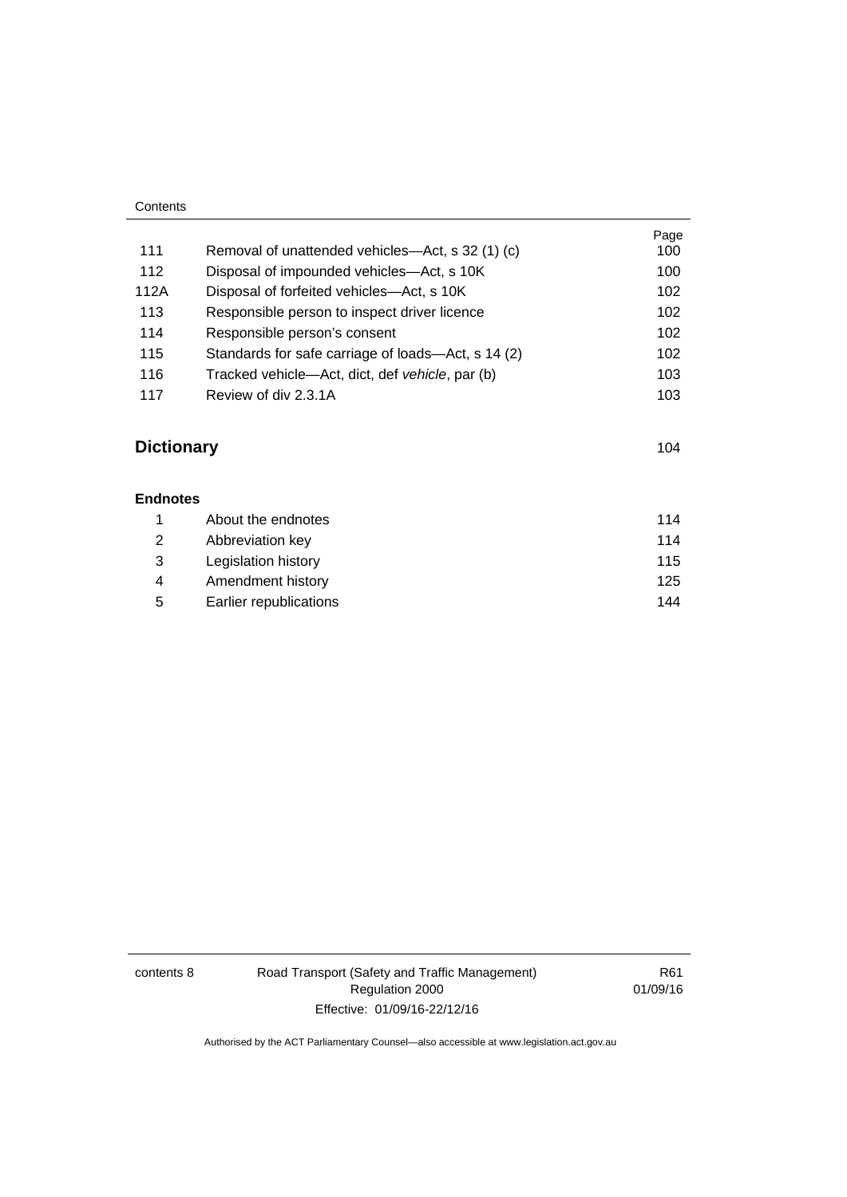| | | Page |
|---|---|---|
| 111 | Removal of unattended vehicles—Act, s 32 (1) (c) | 100 |
| 112 | Disposal of impounded vehicles—Act, s 10K | 100 |
| 112A | Disposal of forfeited vehicles—Act, s 10K | 102 |
| 113 | Responsible person to inspect driver licence | 102 |
| 114 | Responsible person's consent | 102 |
| 115 | Standards for safe carriage of loads—Act, s 14 (2) | 102 |
| 116 | Tracked vehicle—Act, dict, def *vehicle*, par (b) | 103 |
| 117 | Review of div 2.3.1A | 103 |

**Dictionary** 104

**Endnotes**

| | | |
|---|---|---|
| 1 | About the endnotes | 114 |
| 2 | Abbreviation key | 114 |
| 3 | Legislation history | 115 |
| 4 | Amendment history | 125 |
| 5 | Earlier republications | 144 |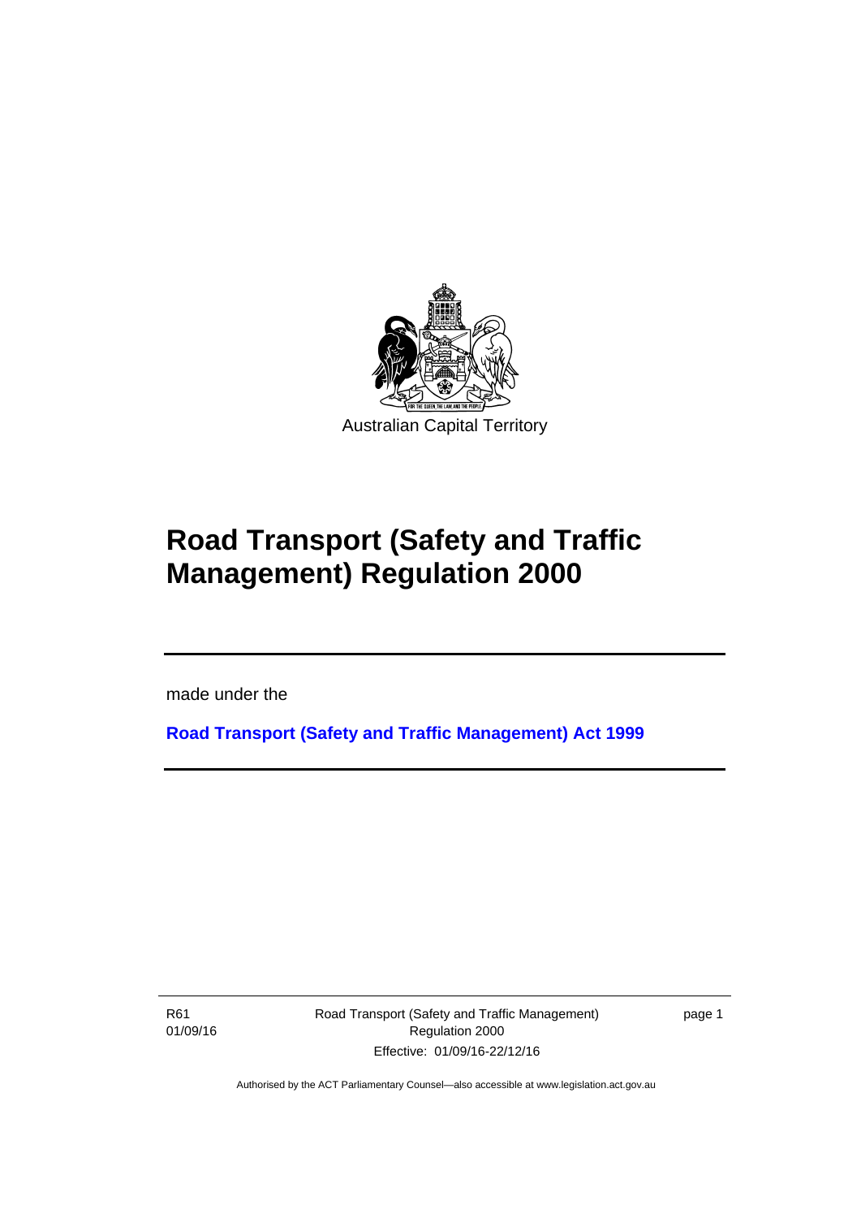Australian Capital Territory

# Road Transport (Safety and Traffic Management) Regulation 2000

made under the

**Road Transport (Safety and Traffic Management) Act 1999**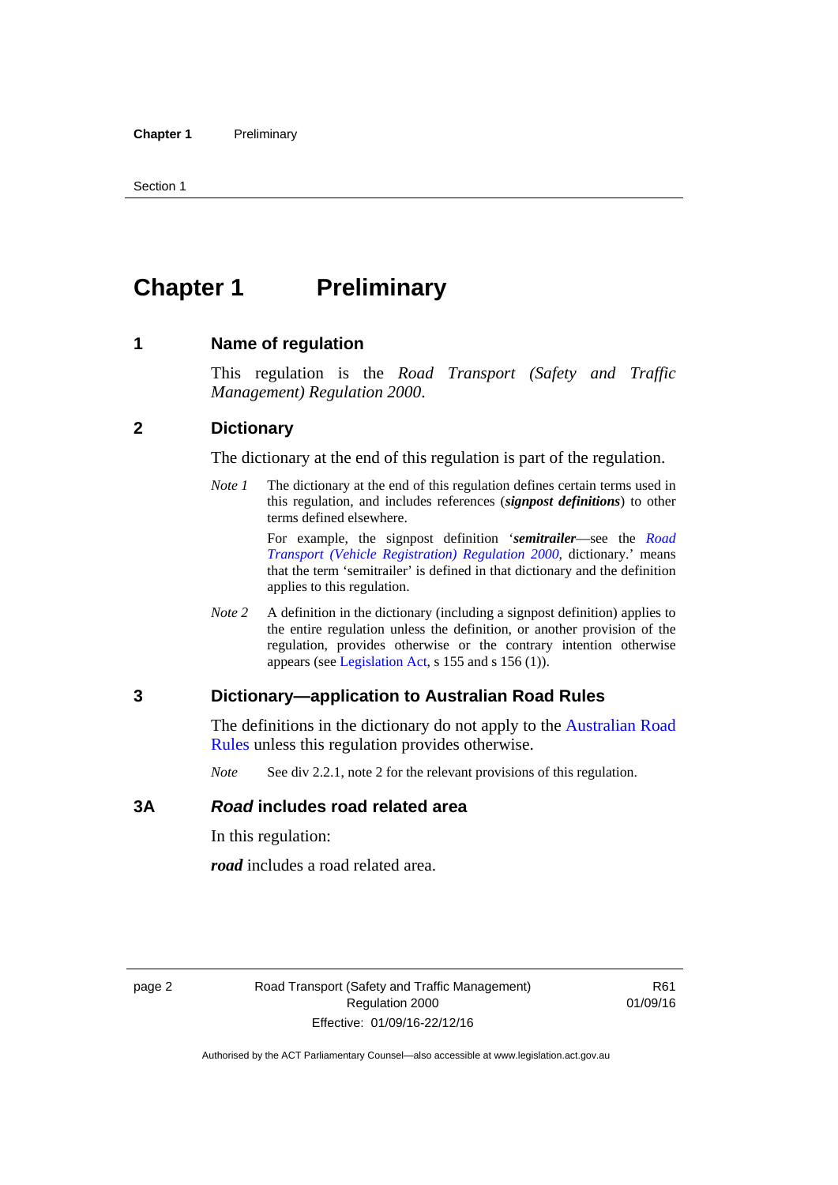# Chapter 1 Preliminary

## 1 Name of regulation

This regulation is the *Road Transport (Safety and Traffic Management) Regulation 2000*.

## 2 Dictionary

The dictionary at the end of this regulation is part of the regulation.

*Note 1* The dictionary at the end of this regulation defines certain terms used in this regulation, and includes references (***signpost definitions***) to other terms defined elsewhere.

For example, the signpost definition '***semitrailer***—see the *Road Transport (Vehicle Registration) Regulation 2000*, dictionary.' means that the term 'semitrailer' is defined in that dictionary and the definition applies to this regulation.

*Note 2* A definition in the dictionary (including a signpost definition) applies to the entire regulation unless the definition, or another provision of the regulation, provides otherwise or the contrary intention otherwise appears (see Legislation Act, s 155 and s 156 (1)).

## 3 Dictionary—application to Australian Road Rules

The definitions in the dictionary do not apply to the Australian Road Rules unless this regulation provides otherwise.

*Note* See div 2.2.1, note 2 for the relevant provisions of this regulation.

## 3A *Road* includes road related area

In this regulation:

***road*** includes a road related area.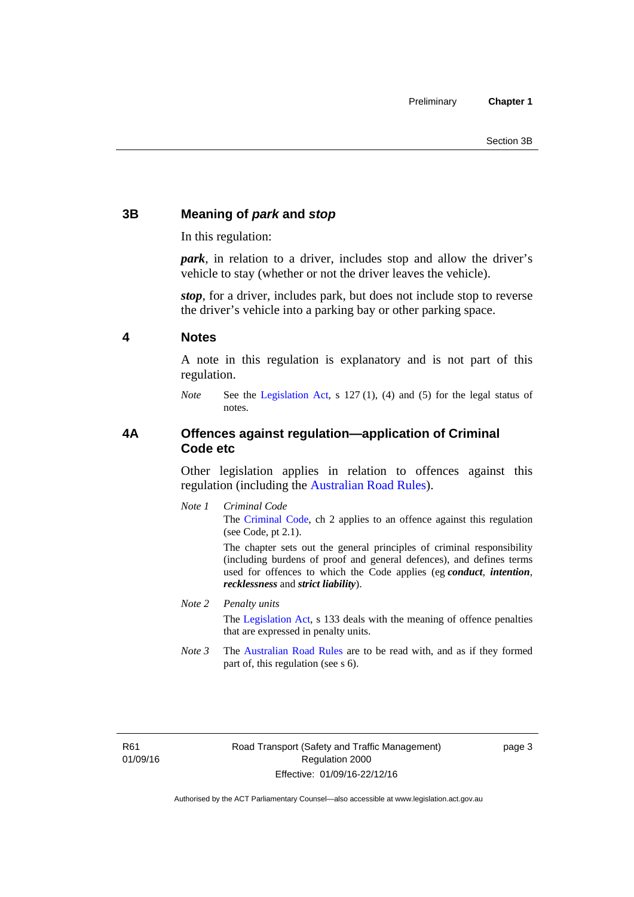## 3B Meaning of *park* and *stop*

In this regulation:

***park***, in relation to a driver, includes stop and allow the driver's vehicle to stay (whether or not the driver leaves the vehicle).

***stop***, for a driver, includes park, but does not include stop to reverse the driver's vehicle into a parking bay or other parking space.

## 4 Notes

A note in this regulation is explanatory and is not part of this regulation.

*Note* See the Legislation Act, s 127 (1), (4) and (5) for the legal status of notes.

## 4A Offences against regulation—application of Criminal Code etc

Other legislation applies in relation to offences against this regulation (including the Australian Road Rules).

*Note 1* *Criminal Code*

The Criminal Code, ch 2 applies to an offence against this regulation (see Code, pt 2.1).

The chapter sets out the general principles of criminal responsibility (including burdens of proof and general defences), and defines terms used for offences to which the Code applies (eg ***conduct***, ***intention***, ***recklessness*** and ***strict liability***).

*Note 2* *Penalty units*

The Legislation Act, s 133 deals with the meaning of offence penalties that are expressed in penalty units.

*Note 3* The Australian Road Rules are to be read with, and as if they formed part of, this regulation (see s 6).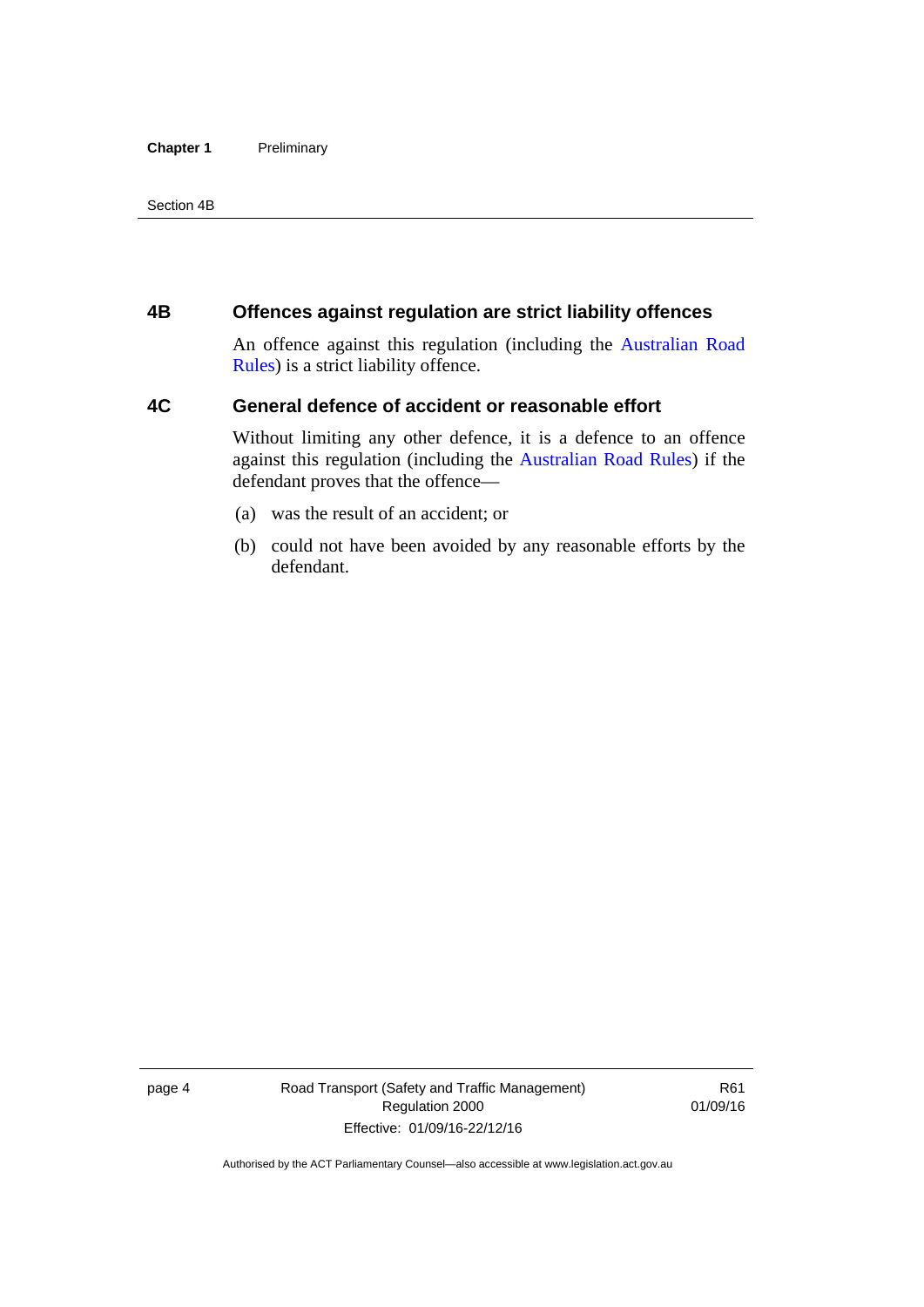## 4B Offences against regulation are strict liability offences

An offence against this regulation (including the Australian Road Rules) is a strict liability offence.

## 4C General defence of accident or reasonable effort

Without limiting any other defence, it is a defence to an offence against this regulation (including the Australian Road Rules) if the defendant proves that the offence—

(a) was the result of an accident; or

(b) could not have been avoided by any reasonable efforts by the defendant.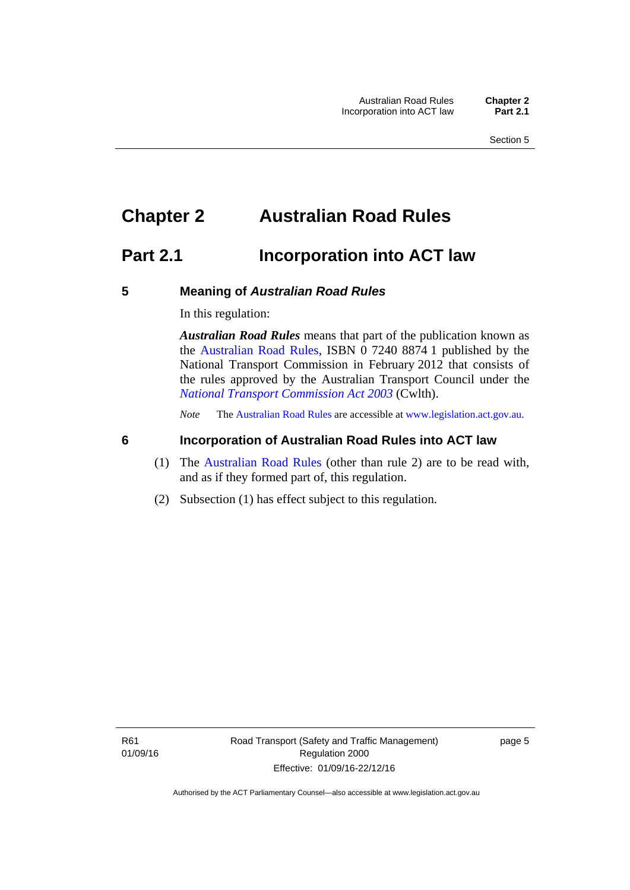# Chapter 2 Australian Road Rules

## Part 2.1 Incorporation into ACT law

### 5 Meaning of *Australian Road Rules*

In this regulation:

***Australian Road Rules*** means that part of the publication known as the Australian Road Rules, ISBN 0 7240 8874 1 published by the National Transport Commission in February 2012 that consists of the rules approved by the Australian Transport Council under the *National Transport Commission Act 2003* (Cwlth).

*Note* The Australian Road Rules are accessible at www.legislation.act.gov.au.

### 6 Incorporation of Australian Road Rules into ACT law

(1) The Australian Road Rules (other than rule 2) are to be read with, and as if they formed part of, this regulation.

(2) Subsection (1) has effect subject to this regulation.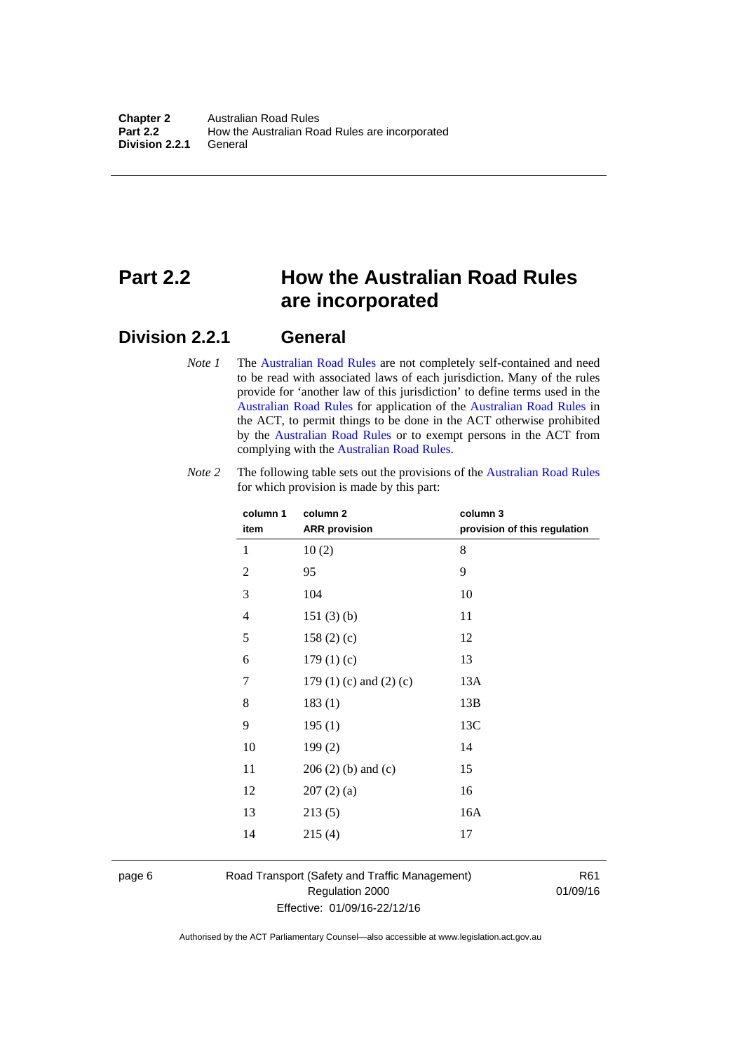# Part 2.2 How the Australian Road Rules are incorporated

## Division 2.2.1 General

*Note 1* The Australian Road Rules are not completely self-contained and need to be read with associated laws of each jurisdiction. Many of the rules provide for 'another law of this jurisdiction' to define terms used in the Australian Road Rules for application of the Australian Road Rules in the ACT, to permit things to be done in the ACT otherwise prohibited by the Australian Road Rules or to exempt persons in the ACT from complying with the Australian Road Rules.

*Note 2* The following table sets out the provisions of the Australian Road Rules for which provision is made by this part:

| column 1<br>item | column 2<br>ARR provision | column 3<br>provision of this regulation |
|---|---|---|
| 1 | 10 (2) | 8 |
| 2 | 95 | 9 |
| 3 | 104 | 10 |
| 4 | 151 (3) (b) | 11 |
| 5 | 158 (2) (c) | 12 |
| 6 | 179 (1) (c) | 13 |
| 7 | 179 (1) (c) and (2) (c) | 13A |
| 8 | 183 (1) | 13B |
| 9 | 195 (1) | 13C |
| 10 | 199 (2) | 14 |
| 11 | 206 (2) (b) and (c) | 15 |
| 12 | 207 (2) (a) | 16 |
| 13 | 213 (5) | 16A |
| 14 | 215 (4) | 17 |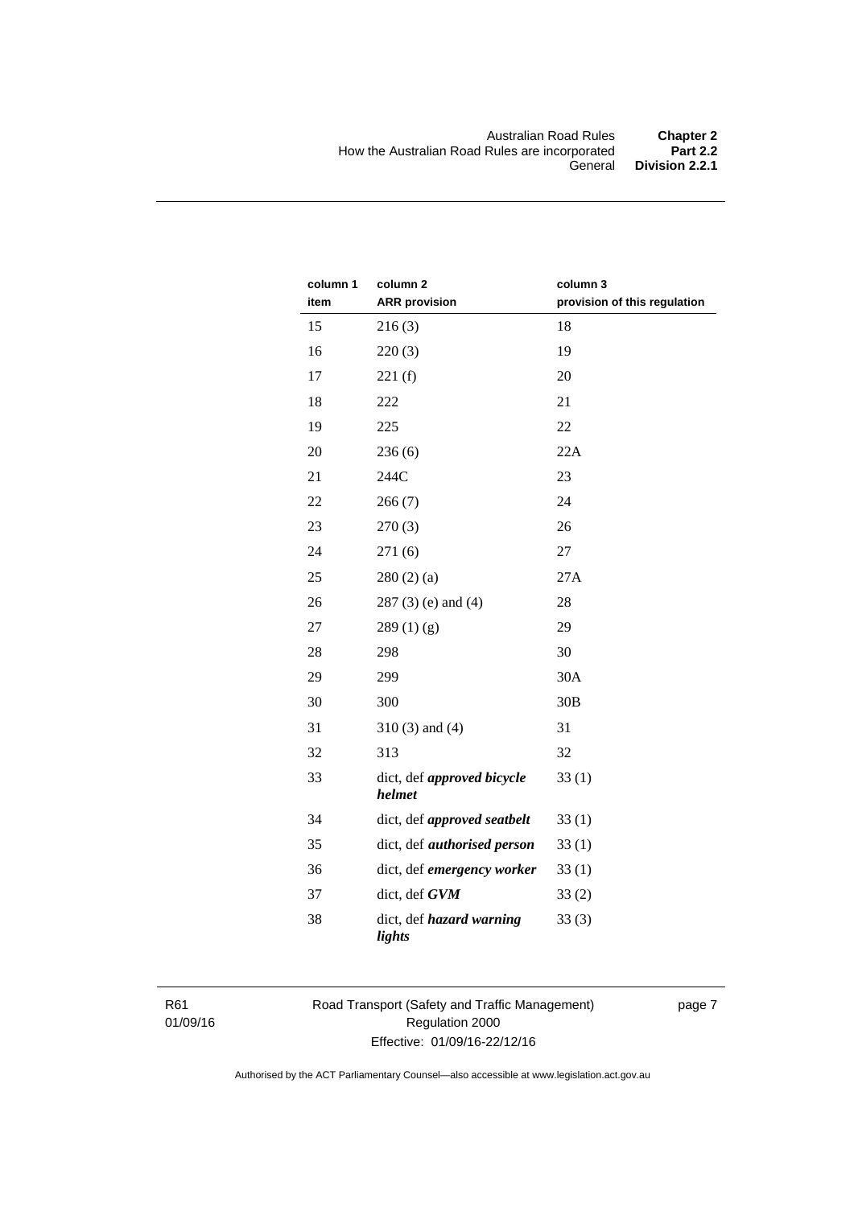| column 1 item | column 2 ARR provision | column 3 provision of this regulation |
|---|---|---|
| 15 | 216 (3) | 18 |
| 16 | 220 (3) | 19 |
| 17 | 221 (f) | 20 |
| 18 | 222 | 21 |
| 19 | 225 | 22 |
| 20 | 236 (6) | 22A |
| 21 | 244C | 23 |
| 22 | 266 (7) | 24 |
| 23 | 270 (3) | 26 |
| 24 | 271 (6) | 27 |
| 25 | 280 (2) (a) | 27A |
| 26 | 287 (3) (e) and (4) | 28 |
| 27 | 289 (1) (g) | 29 |
| 28 | 298 | 30 |
| 29 | 299 | 30A |
| 30 | 300 | 30B |
| 31 | 310 (3) and (4) | 31 |
| 32 | 313 | 32 |
| 33 | dict, def ***approved bicycle helmet*** | 33 (1) |
| 34 | dict, def ***approved seatbelt*** | 33 (1) |
| 35 | dict, def ***authorised person*** | 33 (1) |
| 36 | dict, def ***emergency worker*** | 33 (1) |
| 37 | dict, def ***GVM*** | 33 (2) |
| 38 | dict, def ***hazard warning lights*** | 33 (3) |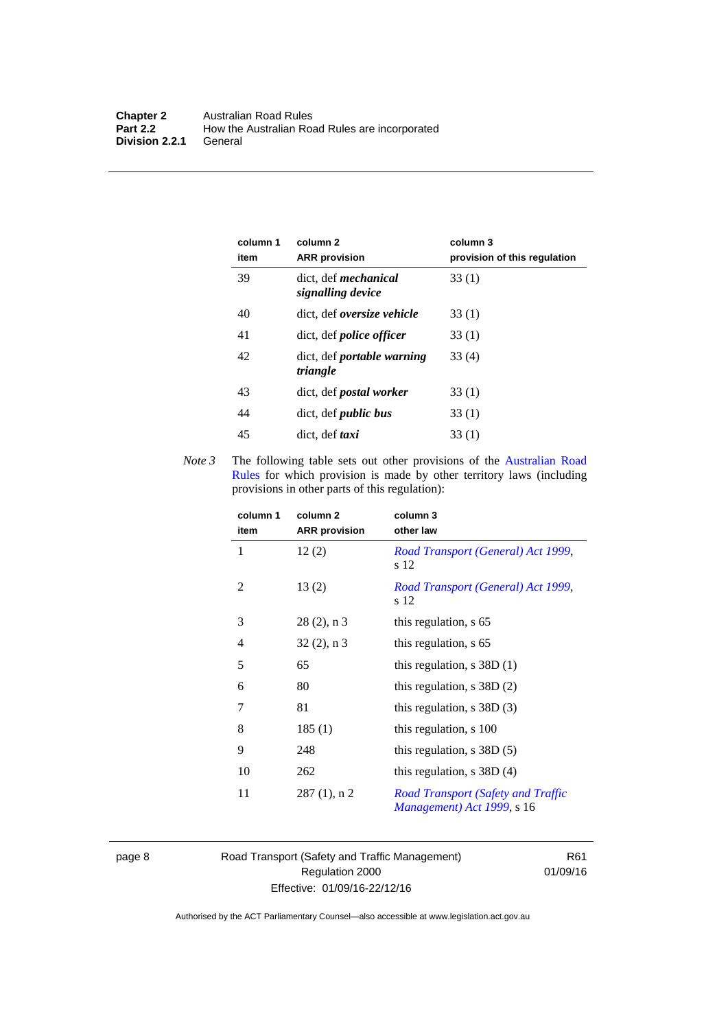| column 1 item | column 2 ARR provision | column 3 provision of this regulation |
|---|---|---|
| 39 | dict, def ***mechanical signalling device*** | 33 (1) |
| 40 | dict, def ***oversize vehicle*** | 33 (1) |
| 41 | dict, def ***police officer*** | 33 (1) |
| 42 | dict, def ***portable warning triangle*** | 33 (4) |
| 43 | dict, def ***postal worker*** | 33 (1) |
| 44 | dict, def ***public bus*** | 33 (1) |
| 45 | dict, def ***taxi*** | 33 (1) |

*Note 3* The following table sets out other provisions of the Australian Road Rules for which provision is made by other territory laws (including provisions in other parts of this regulation):

| column 1 item | column 2 ARR provision | column 3 other law |
|---|---|---|
| 1 | 12 (2) | *Road Transport (General) Act 1999*, s 12 |
| 2 | 13 (2) | *Road Transport (General) Act 1999*, s 12 |
| 3 | 28 (2), n 3 | this regulation, s 65 |
| 4 | 32 (2), n 3 | this regulation, s 65 |
| 5 | 65 | this regulation, s 38D (1) |
| 6 | 80 | this regulation, s 38D (2) |
| 7 | 81 | this regulation, s 38D (3) |
| 8 | 185 (1) | this regulation, s 100 |
| 9 | 248 | this regulation, s 38D (5) |
| 10 | 262 | this regulation, s 38D (4) |
| 11 | 287 (1), n 2 | *Road Transport (Safety and Traffic Management) Act 1999*, s 16 |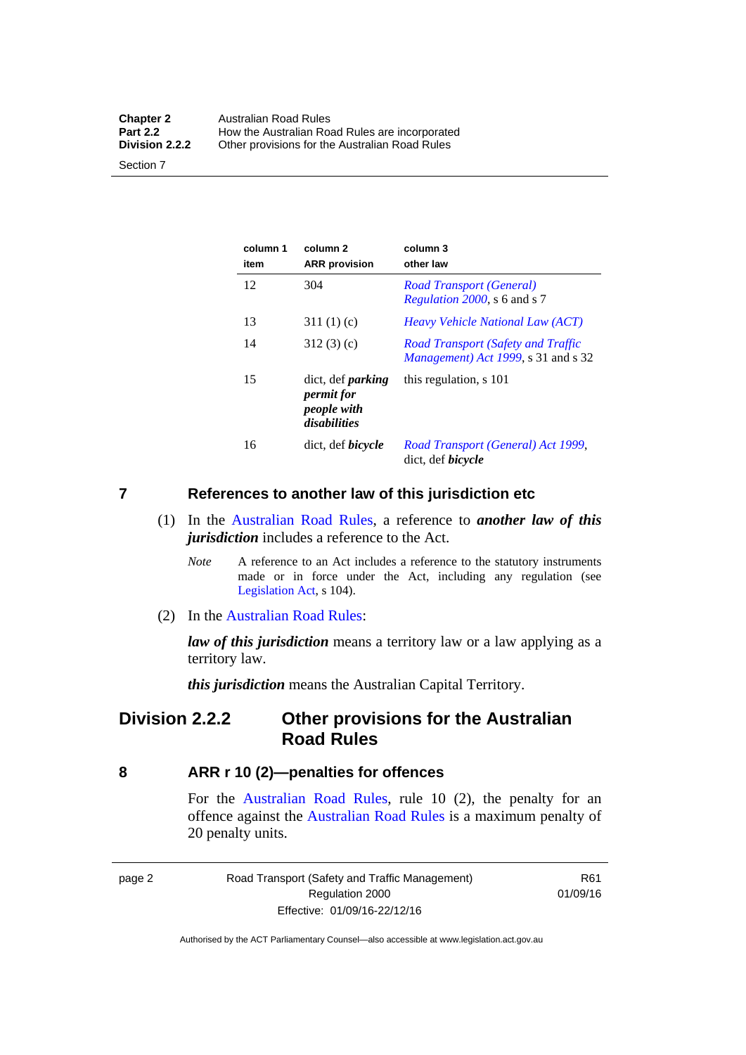| column 1 item | column 2 ARR provision | column 3 other law |
|---|---|---|
| 12 | 304 | *Road Transport (General) Regulation 2000*, s 6 and s 7 |
| 13 | 311 (1) (c) | *Heavy Vehicle National Law (ACT)* |
| 14 | 312 (3) (c) | *Road Transport (Safety and Traffic Management) Act 1999*, s 31 and s 32 |
| 15 | dict, def ***parking permit for people with disabilities*** | this regulation, s 101 |
| 16 | dict, def ***bicycle*** | *Road Transport (General) Act 1999*, dict, def ***bicycle*** |

## 7 References to another law of this jurisdiction etc

(1) In the Australian Road Rules, a reference to ***another law of this jurisdiction*** includes a reference to the Act.

*Note* A reference to an Act includes a reference to the statutory instruments made or in force under the Act, including any regulation (see Legislation Act, s 104).

(2) In the Australian Road Rules:

***law of this jurisdiction*** means a territory law or a law applying as a territory law.

***this jurisdiction*** means the Australian Capital Territory.

# Division 2.2.2 Other provisions for the Australian Road Rules

## 8 ARR r 10 (2)—penalties for offences

For the Australian Road Rules, rule 10 (2), the penalty for an offence against the Australian Road Rules is a maximum penalty of 20 penalty units.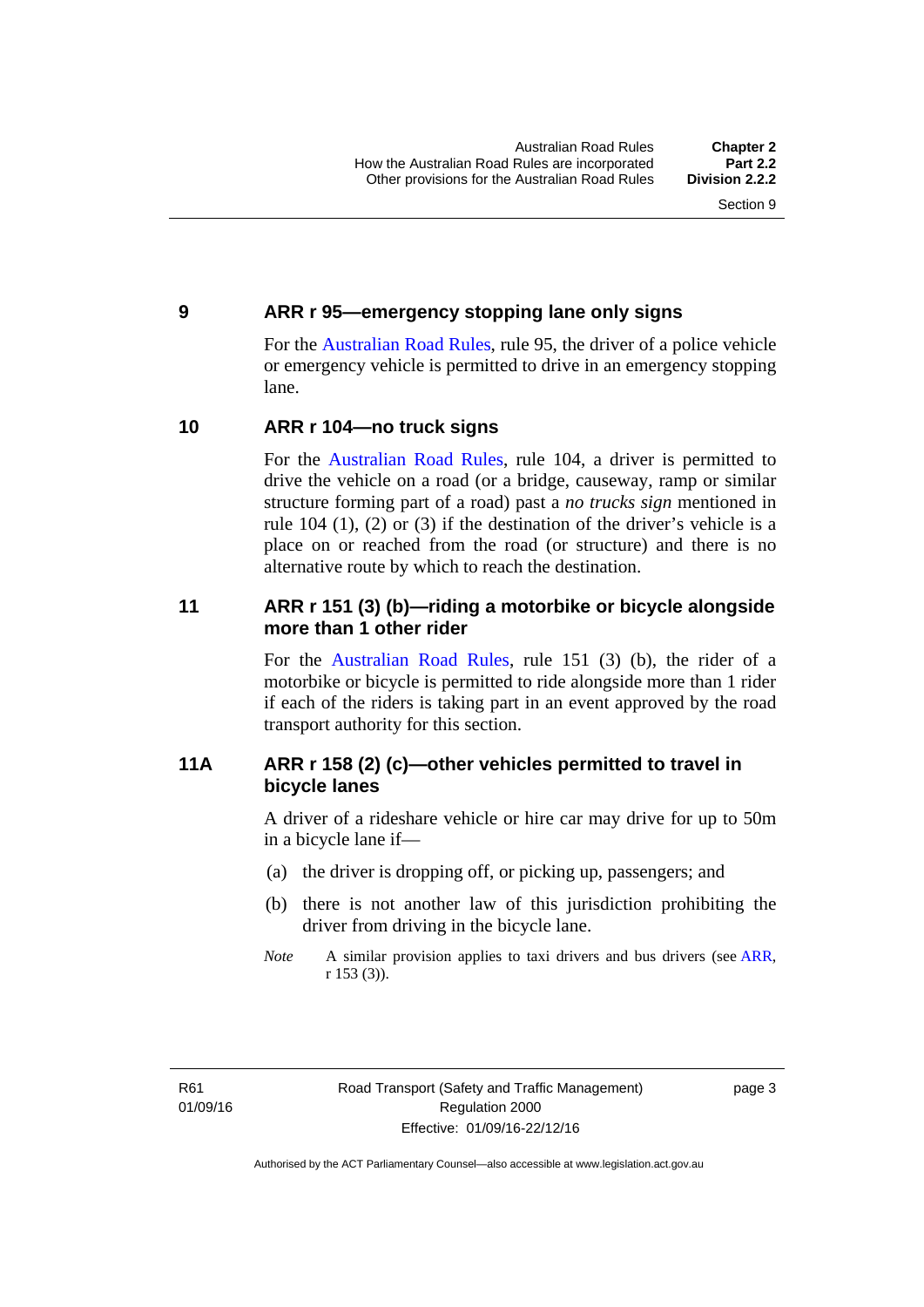## 9 ARR r 95—emergency stopping lane only signs

For the Australian Road Rules, rule 95, the driver of a police vehicle or emergency vehicle is permitted to drive in an emergency stopping lane.

## 10 ARR r 104—no truck signs

For the Australian Road Rules, rule 104, a driver is permitted to drive the vehicle on a road (or a bridge, causeway, ramp or similar structure forming part of a road) past a *no trucks sign* mentioned in rule 104 (1), (2) or (3) if the destination of the driver's vehicle is a place on or reached from the road (or structure) and there is no alternative route by which to reach the destination.

## 11 ARR r 151 (3) (b)—riding a motorbike or bicycle alongside more than 1 other rider

For the Australian Road Rules, rule 151 (3) (b), the rider of a motorbike or bicycle is permitted to ride alongside more than 1 rider if each of the riders is taking part in an event approved by the road transport authority for this section.

## 11A ARR r 158 (2) (c)—other vehicles permitted to travel in bicycle lanes

A driver of a rideshare vehicle or hire car may drive for up to 50m in a bicycle lane if—

(a) the driver is dropping off, or picking up, passengers; and

(b) there is not another law of this jurisdiction prohibiting the driver from driving in the bicycle lane.

*Note* A similar provision applies to taxi drivers and bus drivers (see ARR, r 153 (3)).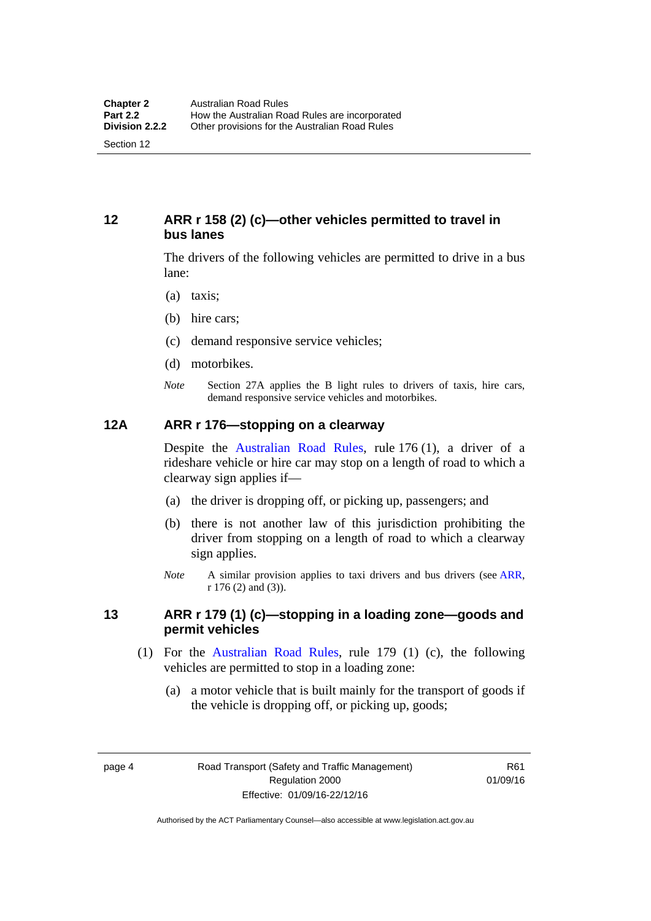## 12 ARR r 158 (2) (c)—other vehicles permitted to travel in bus lanes

The drivers of the following vehicles are permitted to drive in a bus lane:

(a) taxis;

(b) hire cars;

(c) demand responsive service vehicles;

(d) motorbikes.

*Note* Section 27A applies the B light rules to drivers of taxis, hire cars, demand responsive service vehicles and motorbikes.

## 12A ARR r 176—stopping on a clearway

Despite the Australian Road Rules, rule 176 (1), a driver of a rideshare vehicle or hire car may stop on a length of road to which a clearway sign applies if—

(a) the driver is dropping off, or picking up, passengers; and

(b) there is not another law of this jurisdiction prohibiting the driver from stopping on a length of road to which a clearway sign applies.

*Note* A similar provision applies to taxi drivers and bus drivers (see ARR, r 176 (2) and (3)).

## 13 ARR r 179 (1) (c)—stopping in a loading zone—goods and permit vehicles

(1) For the Australian Road Rules, rule 179 (1) (c), the following vehicles are permitted to stop in a loading zone:

(a) a motor vehicle that is built mainly for the transport of goods if the vehicle is dropping off, or picking up, goods;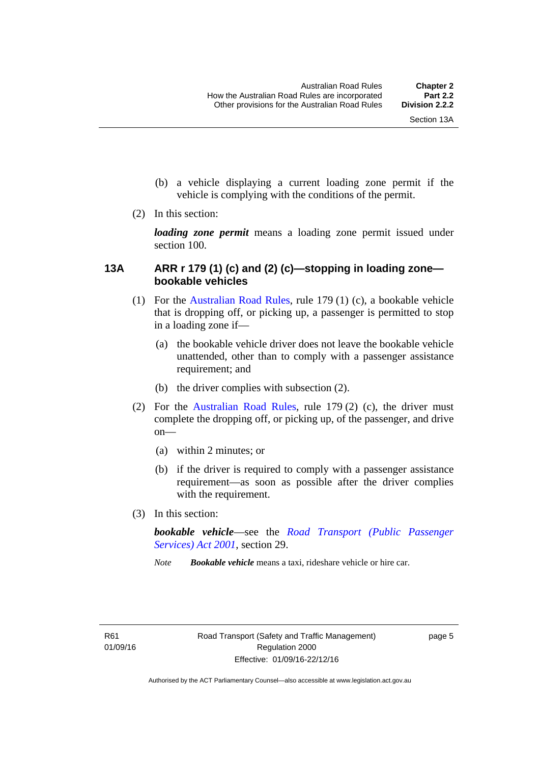(b) a vehicle displaying a current loading zone permit if the vehicle is complying with the conditions of the permit.

(2) In this section:

***loading zone permit*** means a loading zone permit issued under section 100.

### 13A ARR r 179 (1) (c) and (2) (c)—stopping in loading zone—bookable vehicles

(1) For the Australian Road Rules, rule 179 (1) (c), a bookable vehicle that is dropping off, or picking up, a passenger is permitted to stop in a loading zone if—

(a) the bookable vehicle driver does not leave the bookable vehicle unattended, other than to comply with a passenger assistance requirement; and

(b) the driver complies with subsection (2).

(2) For the Australian Road Rules, rule 179 (2) (c), the driver must complete the dropping off, or picking up, of the passenger, and drive on—

(a) within 2 minutes; or

(b) if the driver is required to comply with a passenger assistance requirement—as soon as possible after the driver complies with the requirement.

(3) In this section:

***bookable vehicle***—see the *Road Transport (Public Passenger Services) Act 2001*, section 29.

*Note* ***Bookable vehicle*** means a taxi, rideshare vehicle or hire car.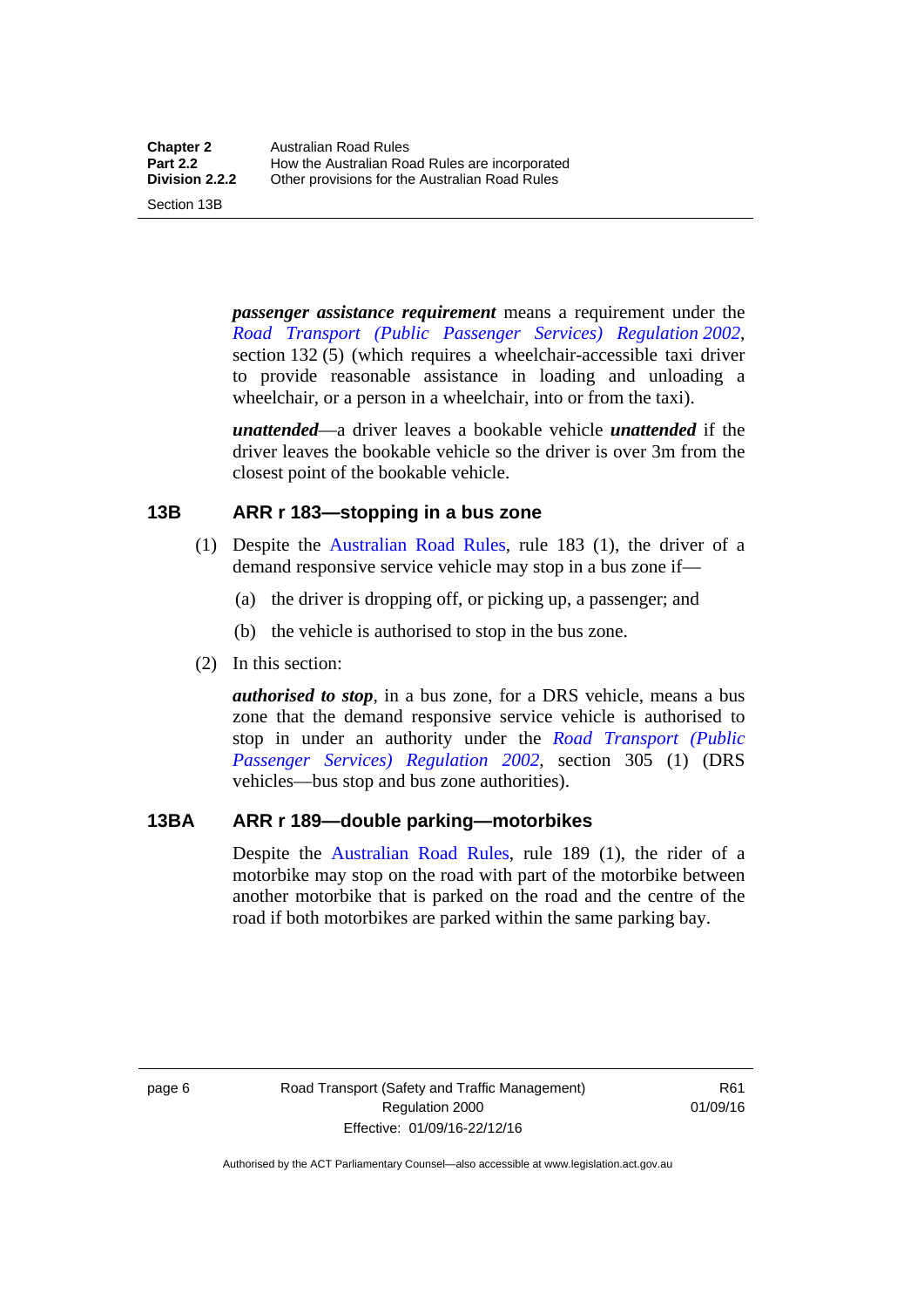***passenger assistance requirement*** means a requirement under the *Road Transport (Public Passenger Services) Regulation 2002*, section 132 (5) (which requires a wheelchair-accessible taxi driver to provide reasonable assistance in loading and unloading a wheelchair, or a person in a wheelchair, into or from the taxi).

***unattended***—a driver leaves a bookable vehicle ***unattended*** if the driver leaves the bookable vehicle so the driver is over 3m from the closest point of the bookable vehicle.

## 13B ARR r 183—stopping in a bus zone

(1) Despite the Australian Road Rules, rule 183 (1), the driver of a demand responsive service vehicle may stop in a bus zone if—

(a) the driver is dropping off, or picking up, a passenger; and

(b) the vehicle is authorised to stop in the bus zone.

(2) In this section:

***authorised to stop***, in a bus zone, for a DRS vehicle, means a bus zone that the demand responsive service vehicle is authorised to stop in under an authority under the *Road Transport (Public Passenger Services) Regulation 2002*, section 305 (1) (DRS vehicles—bus stop and bus zone authorities).

## 13BA ARR r 189—double parking—motorbikes

Despite the Australian Road Rules, rule 189 (1), the rider of a motorbike may stop on the road with part of the motorbike between another motorbike that is parked on the road and the centre of the road if both motorbikes are parked within the same parking bay.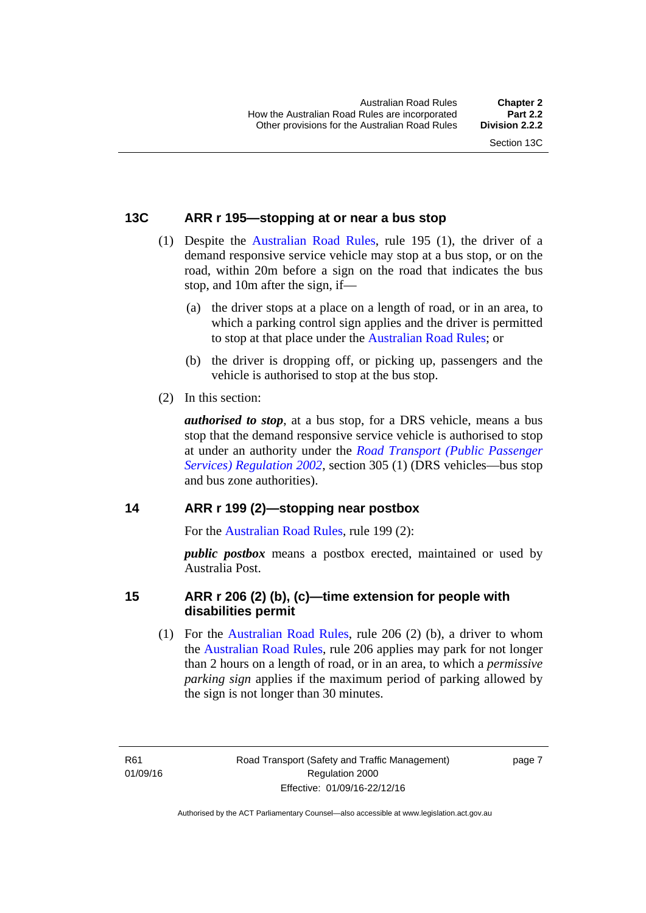## 13C ARR r 195—stopping at or near a bus stop

(1) Despite the Australian Road Rules, rule 195 (1), the driver of a demand responsive service vehicle may stop at a bus stop, or on the road, within 20m before a sign on the road that indicates the bus stop, and 10m after the sign, if—

(a) the driver stops at a place on a length of road, or in an area, to which a parking control sign applies and the driver is permitted to stop at that place under the Australian Road Rules; or

(b) the driver is dropping off, or picking up, passengers and the vehicle is authorised to stop at the bus stop.

(2) In this section:

***authorised to stop***, at a bus stop, for a DRS vehicle, means a bus stop that the demand responsive service vehicle is authorised to stop at under an authority under the *Road Transport (Public Passenger Services) Regulation 2002*, section 305 (1) (DRS vehicles—bus stop and bus zone authorities).

## 14 ARR r 199 (2)—stopping near postbox

For the Australian Road Rules, rule 199 (2):

***public postbox*** means a postbox erected, maintained or used by Australia Post.

## 15 ARR r 206 (2) (b), (c)—time extension for people with disabilities permit

(1) For the Australian Road Rules, rule 206 (2) (b), a driver to whom the Australian Road Rules, rule 206 applies may park for not longer than 2 hours on a length of road, or in an area, to which a *permissive parking sign* applies if the maximum period of parking allowed by the sign is not longer than 30 minutes.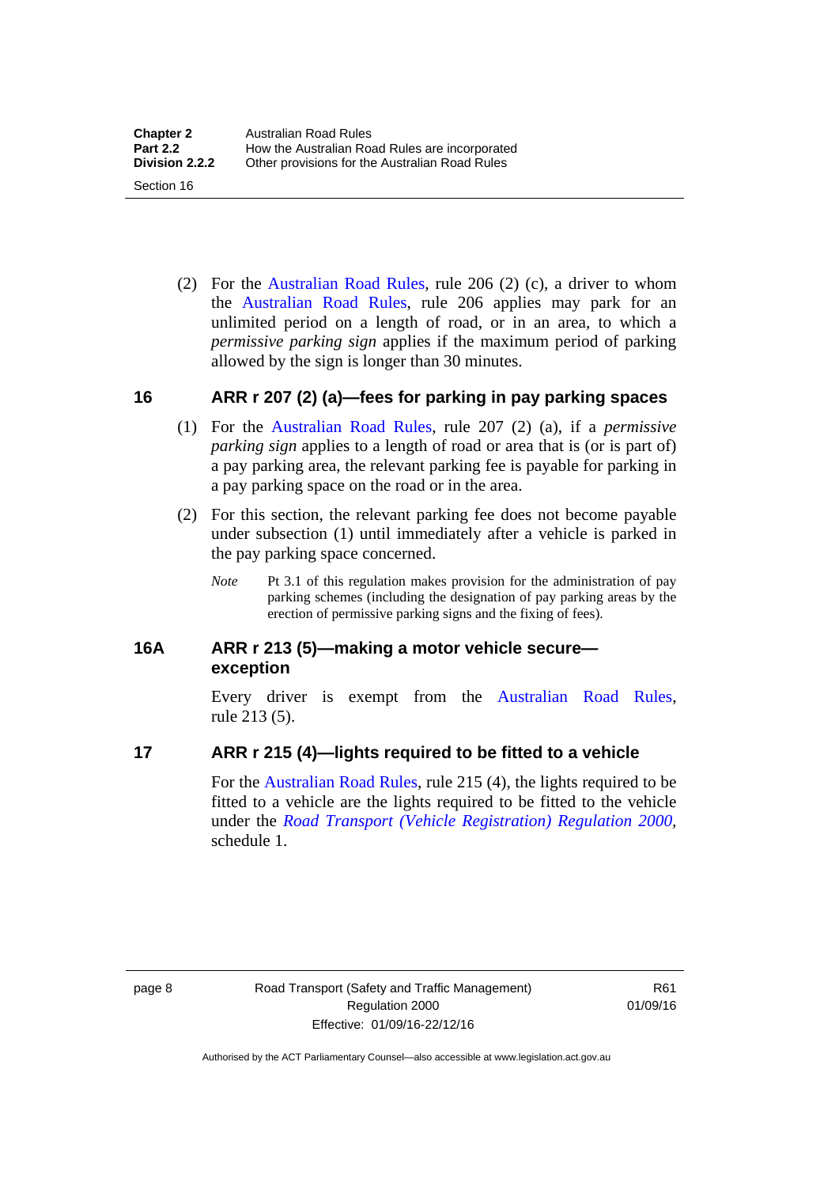(2) For the Australian Road Rules, rule 206 (2) (c), a driver to whom the Australian Road Rules, rule 206 applies may park for an unlimited period on a length of road, or in an area, to which a *permissive parking sign* applies if the maximum period of parking allowed by the sign is longer than 30 minutes.

## 16 ARR r 207 (2) (a)—fees for parking in pay parking spaces

(1) For the Australian Road Rules, rule 207 (2) (a), if a *permissive parking sign* applies to a length of road or area that is (or is part of) a pay parking area, the relevant parking fee is payable for parking in a pay parking space on the road or in the area.

(2) For this section, the relevant parking fee does not become payable under subsection (1) until immediately after a vehicle is parked in the pay parking space concerned.

*Note* Pt 3.1 of this regulation makes provision for the administration of pay parking schemes (including the designation of pay parking areas by the erection of permissive parking signs and the fixing of fees).

## 16A ARR r 213 (5)—making a motor vehicle secure—exception

Every driver is exempt from the Australian Road Rules, rule 213 (5).

## 17 ARR r 215 (4)—lights required to be fitted to a vehicle

For the Australian Road Rules, rule 215 (4), the lights required to be fitted to a vehicle are the lights required to be fitted to the vehicle under the *Road Transport (Vehicle Registration) Regulation 2000*, schedule 1.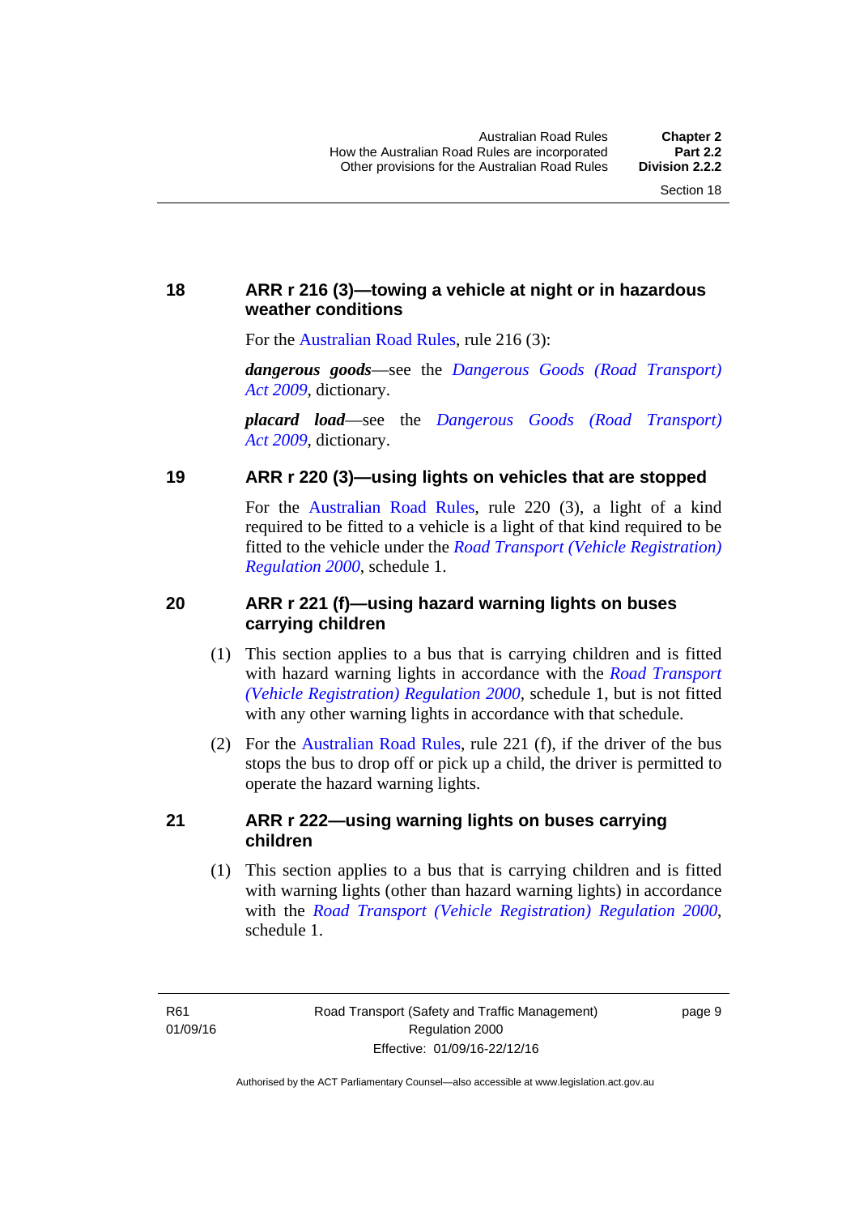### 18 ARR r 216 (3)—towing a vehicle at night or in hazardous weather conditions

For the Australian Road Rules, rule 216 (3):

***dangerous goods***—see the *Dangerous Goods (Road Transport) Act 2009*, dictionary.

***placard load***—see the *Dangerous Goods (Road Transport) Act 2009*, dictionary.

### 19 ARR r 220 (3)—using lights on vehicles that are stopped

For the Australian Road Rules, rule 220 (3), a light of a kind required to be fitted to a vehicle is a light of that kind required to be fitted to the vehicle under the *Road Transport (Vehicle Registration) Regulation 2000*, schedule 1.

### 20 ARR r 221 (f)—using hazard warning lights on buses carrying children

(1) This section applies to a bus that is carrying children and is fitted with hazard warning lights in accordance with the *Road Transport (Vehicle Registration) Regulation 2000*, schedule 1, but is not fitted with any other warning lights in accordance with that schedule.

(2) For the Australian Road Rules, rule 221 (f), if the driver of the bus stops the bus to drop off or pick up a child, the driver is permitted to operate the hazard warning lights.

### 21 ARR r 222—using warning lights on buses carrying children

(1) This section applies to a bus that is carrying children and is fitted with warning lights (other than hazard warning lights) in accordance with the *Road Transport (Vehicle Registration) Regulation 2000*, schedule 1.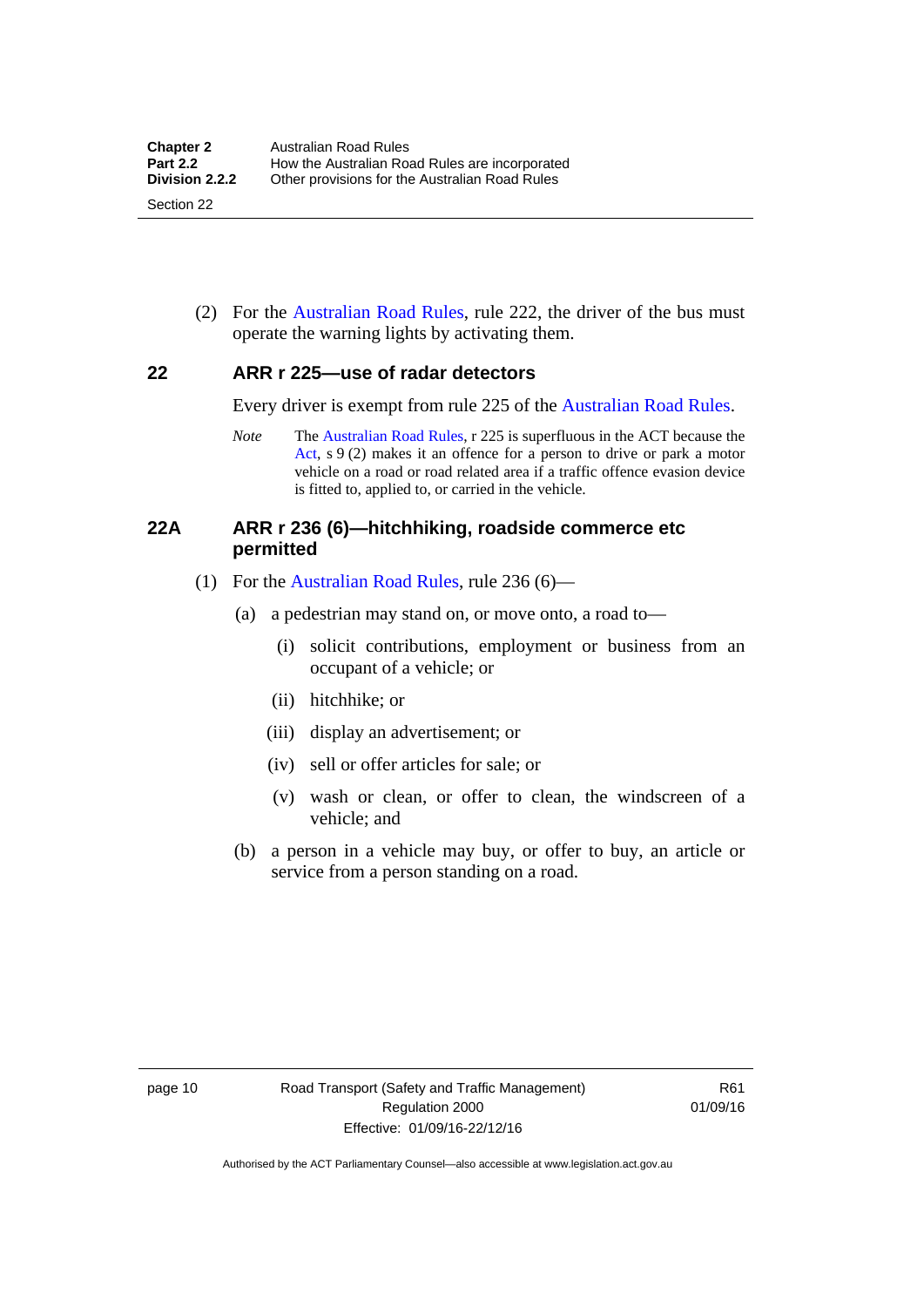(2) For the Australian Road Rules, rule 222, the driver of the bus must operate the warning lights by activating them.

## 22 ARR r 225—use of radar detectors

Every driver is exempt from rule 225 of the Australian Road Rules.

*Note* The Australian Road Rules, r 225 is superfluous in the ACT because the Act, s 9 (2) makes it an offence for a person to drive or park a motor vehicle on a road or road related area if a traffic offence evasion device is fitted to, applied to, or carried in the vehicle.

## 22A ARR r 236 (6)—hitchhiking, roadside commerce etc permitted

(1) For the Australian Road Rules, rule 236 (6)—

(a) a pedestrian may stand on, or move onto, a road to—

(i) solicit contributions, employment or business from an occupant of a vehicle; or

(ii) hitchhike; or

(iii) display an advertisement; or

(iv) sell or offer articles for sale; or

(v) wash or clean, or offer to clean, the windscreen of a vehicle; and

(b) a person in a vehicle may buy, or offer to buy, an article or service from a person standing on a road.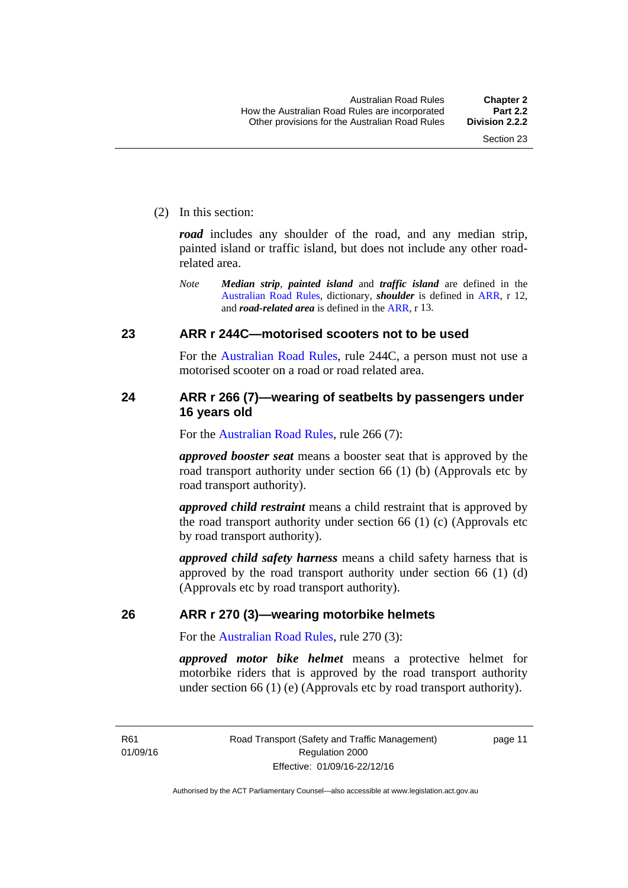(2) In this section:

***road*** includes any shoulder of the road, and any median strip, painted island or traffic island, but does not include any other road-related area.

*Note* ***Median strip***, ***painted island*** and ***traffic island*** are defined in the Australian Road Rules, dictionary, ***shoulder*** is defined in ARR, r 12, and ***road-related area*** is defined in the ARR, r 13.

## 23 ARR r 244C—motorised scooters not to be used

For the Australian Road Rules, rule 244C, a person must not use a motorised scooter on a road or road related area.

## 24 ARR r 266 (7)—wearing of seatbelts by passengers under 16 years old

For the Australian Road Rules, rule 266 (7):

***approved booster seat*** means a booster seat that is approved by the road transport authority under section 66 (1) (b) (Approvals etc by road transport authority).

***approved child restraint*** means a child restraint that is approved by the road transport authority under section 66 (1) (c) (Approvals etc by road transport authority).

***approved child safety harness*** means a child safety harness that is approved by the road transport authority under section 66 (1) (d) (Approvals etc by road transport authority).

## 26 ARR r 270 (3)—wearing motorbike helmets

For the Australian Road Rules, rule 270 (3):

***approved motor bike helmet*** means a protective helmet for motorbike riders that is approved by the road transport authority under section 66 (1) (e) (Approvals etc by road transport authority).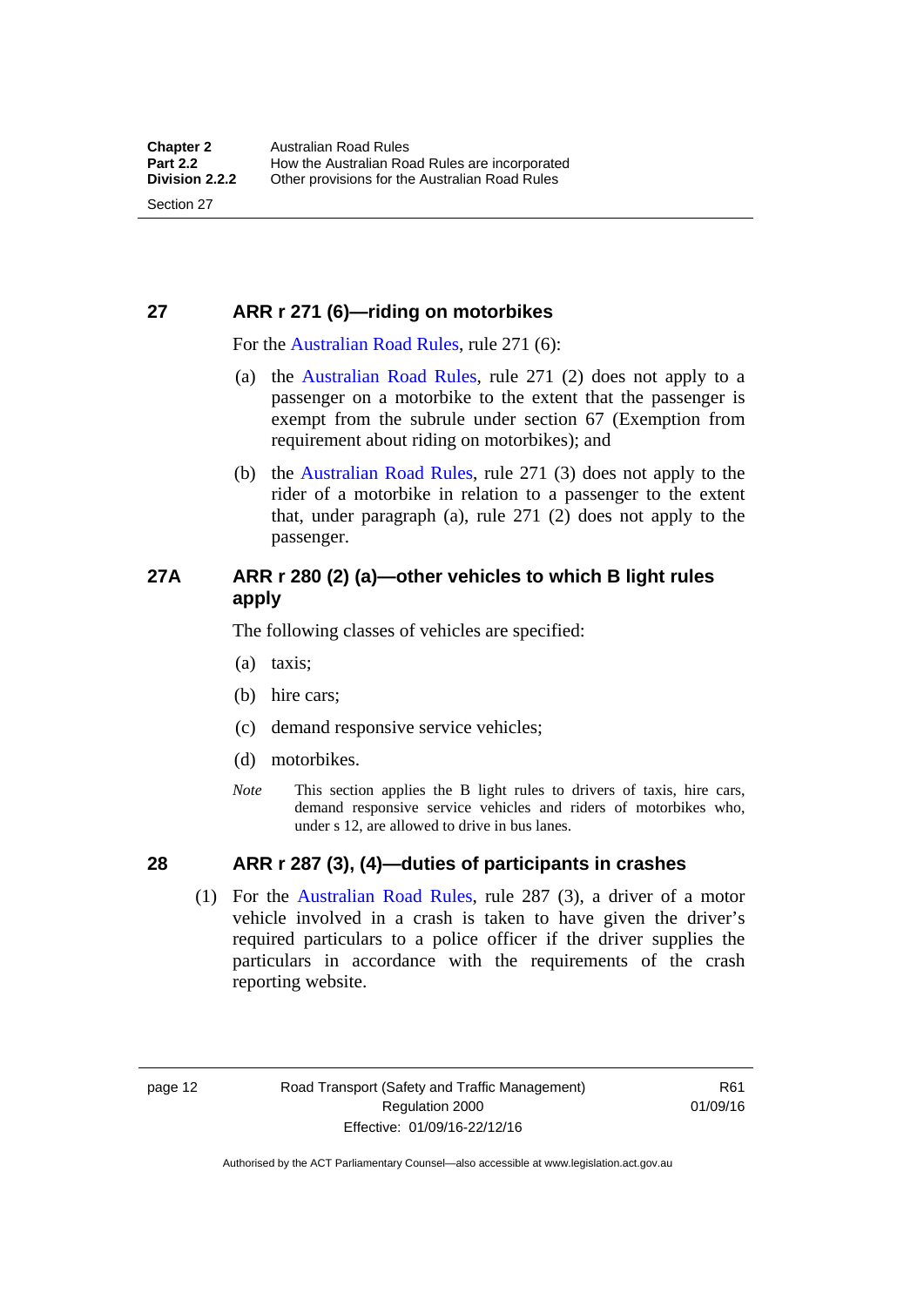## 27 ARR r 271 (6)—riding on motorbikes

For the Australian Road Rules, rule 271 (6):

(a) the Australian Road Rules, rule 271 (2) does not apply to a passenger on a motorbike to the extent that the passenger is exempt from the subrule under section 67 (Exemption from requirement about riding on motorbikes); and

(b) the Australian Road Rules, rule 271 (3) does not apply to the rider of a motorbike in relation to a passenger to the extent that, under paragraph (a), rule 271 (2) does not apply to the passenger.

## 27A ARR r 280 (2) (a)—other vehicles to which B light rules apply

The following classes of vehicles are specified:

(a) taxis;

(b) hire cars;

(c) demand responsive service vehicles;

(d) motorbikes.

*Note* This section applies the B light rules to drivers of taxis, hire cars, demand responsive service vehicles and riders of motorbikes who, under s 12, are allowed to drive in bus lanes.

## 28 ARR r 287 (3), (4)—duties of participants in crashes

(1) For the Australian Road Rules, rule 287 (3), a driver of a motor vehicle involved in a crash is taken to have given the driver's required particulars to a police officer if the driver supplies the particulars in accordance with the requirements of the crash reporting website.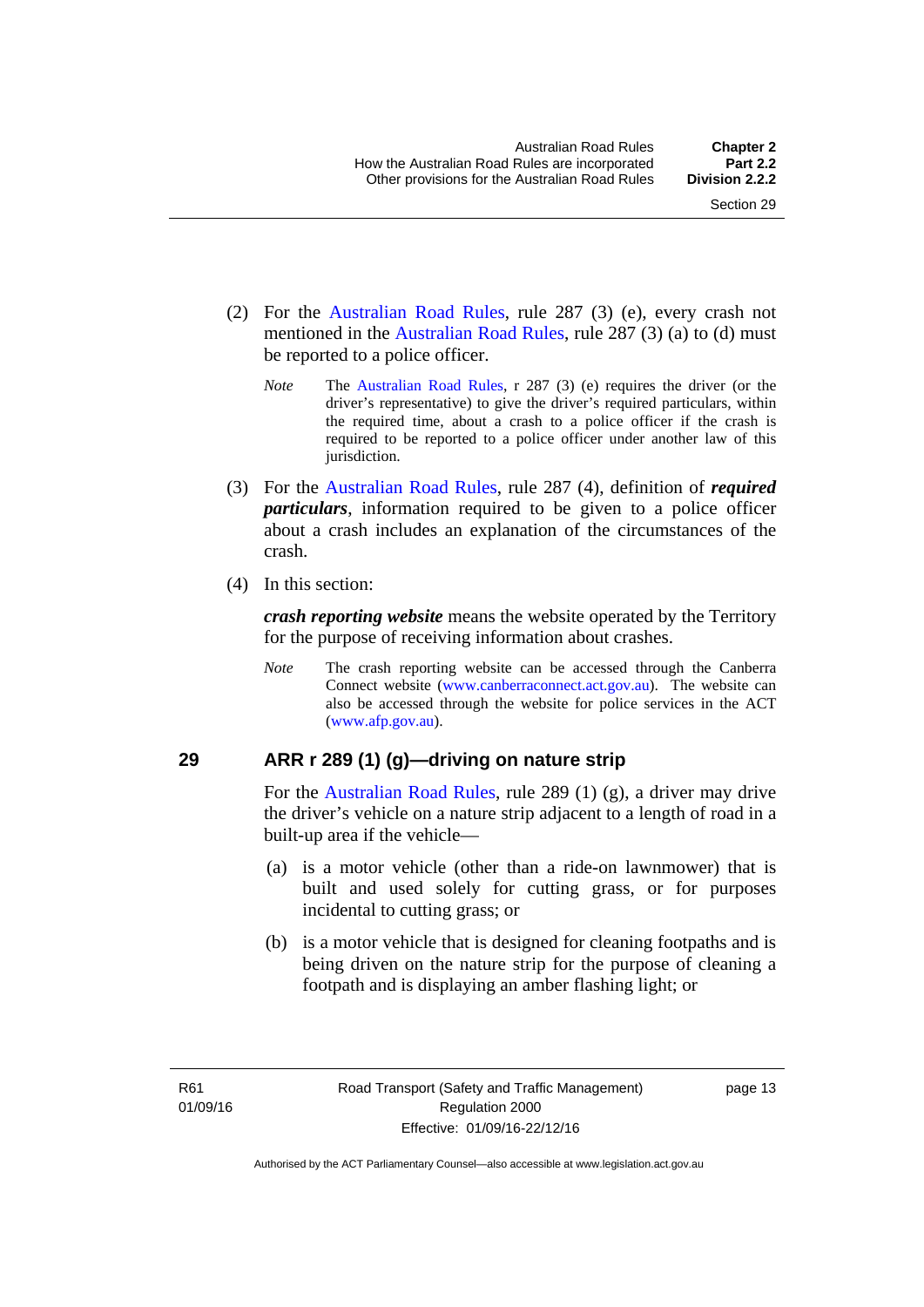(2) For the Australian Road Rules, rule 287 (3) (e), every crash not mentioned in the Australian Road Rules, rule 287 (3) (a) to (d) must be reported to a police officer.

> *Note* The Australian Road Rules, r 287 (3) (e) requires the driver (or the driver's representative) to give the driver's required particulars, within the required time, about a crash to a police officer if the crash is required to be reported to a police officer under another law of this jurisdiction.

(3) For the Australian Road Rules, rule 287 (4), definition of ***required particulars***, information required to be given to a police officer about a crash includes an explanation of the circumstances of the crash.

(4) In this section:

***crash reporting website*** means the website operated by the Territory for the purpose of receiving information about crashes.

> *Note* The crash reporting website can be accessed through the Canberra Connect website (www.canberraconnect.act.gov.au). The website can also be accessed through the website for police services in the ACT (www.afp.gov.au).

## 29 ARR r 289 (1) (g)—driving on nature strip

For the Australian Road Rules, rule 289 (1) (g), a driver may drive the driver's vehicle on a nature strip adjacent to a length of road in a built-up area if the vehicle—

(a) is a motor vehicle (other than a ride-on lawnmower) that is built and used solely for cutting grass, or for purposes incidental to cutting grass; or

(b) is a motor vehicle that is designed for cleaning footpaths and is being driven on the nature strip for the purpose of cleaning a footpath and is displaying an amber flashing light; or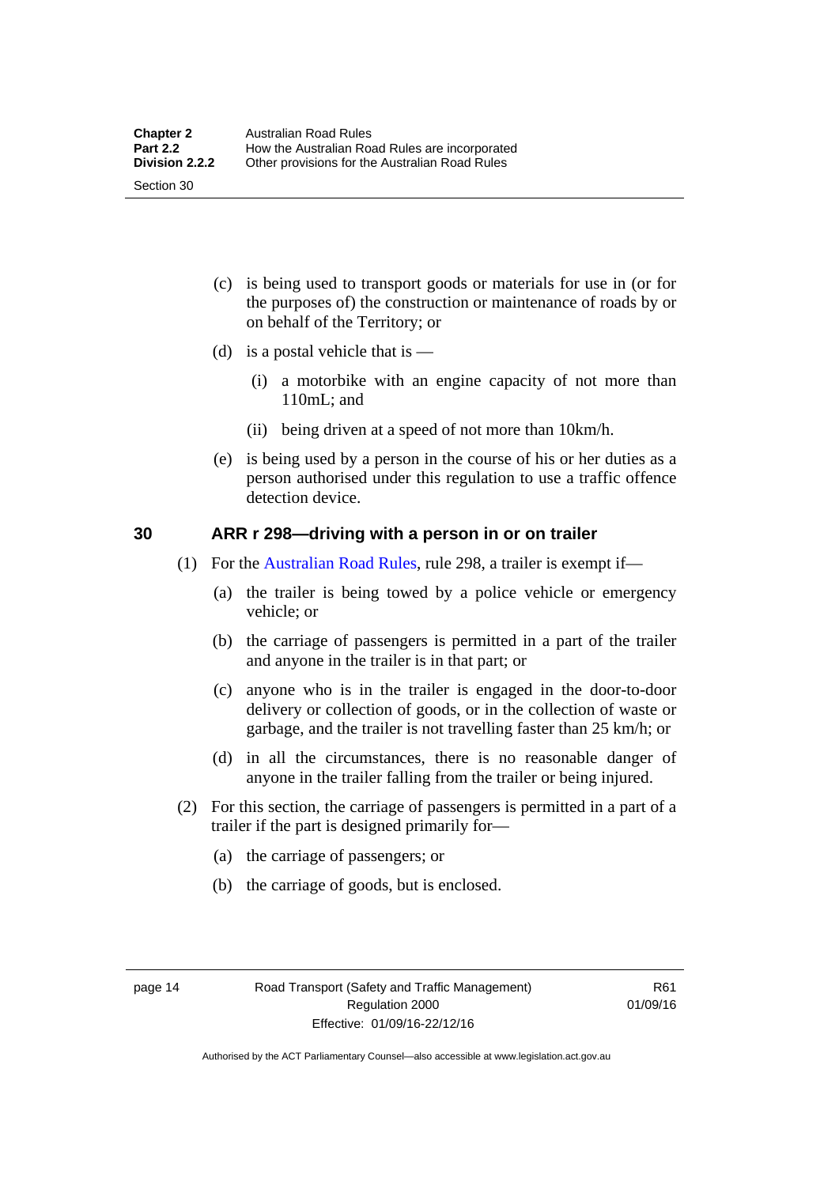(c) is being used to transport goods or materials for use in (or for the purposes of) the construction or maintenance of roads by or on behalf of the Territory; or

(d) is a postal vehicle that is —

(i) a motorbike with an engine capacity of not more than 110mL; and

(ii) being driven at a speed of not more than 10km/h.

(e) is being used by a person in the course of his or her duties as a person authorised under this regulation to use a traffic offence detection device.

### 30 ARR r 298—driving with a person in or on trailer

(1) For the Australian Road Rules, rule 298, a trailer is exempt if—

(a) the trailer is being towed by a police vehicle or emergency vehicle; or

(b) the carriage of passengers is permitted in a part of the trailer and anyone in the trailer is in that part; or

(c) anyone who is in the trailer is engaged in the door-to-door delivery or collection of goods, or in the collection of waste or garbage, and the trailer is not travelling faster than 25 km/h; or

(d) in all the circumstances, there is no reasonable danger of anyone in the trailer falling from the trailer or being injured.

(2) For this section, the carriage of passengers is permitted in a part of a trailer if the part is designed primarily for—

(a) the carriage of passengers; or

(b) the carriage of goods, but is enclosed.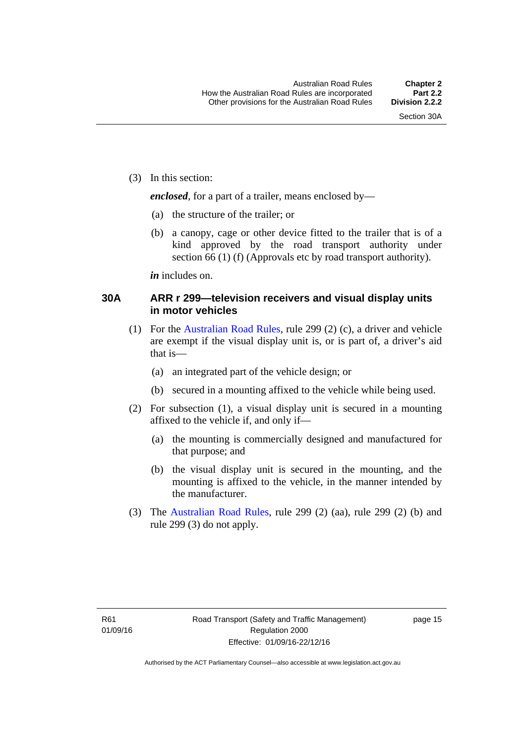(3) In this section:

***enclosed***, for a part of a trailer, means enclosed by—

(a) the structure of the trailer; or

(b) a canopy, cage or other device fitted to the trailer that is of a kind approved by the road transport authority under section 66 (1) (f) (Approvals etc by road transport authority).

***in*** includes on.

### 30A ARR r 299—television receivers and visual display units in motor vehicles

(1) For the Australian Road Rules, rule 299 (2) (c), a driver and vehicle are exempt if the visual display unit is, or is part of, a driver's aid that is—

(a) an integrated part of the vehicle design; or

(b) secured in a mounting affixed to the vehicle while being used.

(2) For subsection (1), a visual display unit is secured in a mounting affixed to the vehicle if, and only if—

(a) the mounting is commercially designed and manufactured for that purpose; and

(b) the visual display unit is secured in the mounting, and the mounting is affixed to the vehicle, in the manner intended by the manufacturer.

(3) The Australian Road Rules, rule 299 (2) (aa), rule 299 (2) (b) and rule 299 (3) do not apply.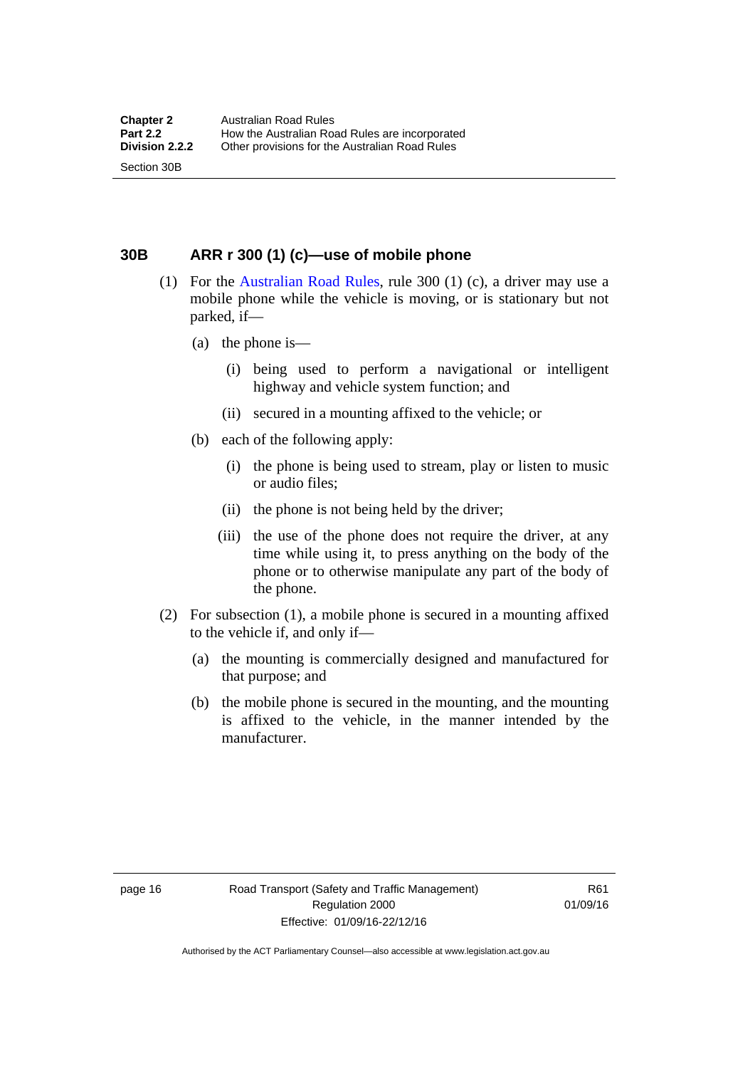## 30B ARR r 300 (1) (c)—use of mobile phone

(1) For the Australian Road Rules, rule 300 (1) (c), a driver may use a mobile phone while the vehicle is moving, or is stationary but not parked, if—

(a) the phone is—

(i) being used to perform a navigational or intelligent highway and vehicle system function; and

(ii) secured in a mounting affixed to the vehicle; or

(b) each of the following apply:

(i) the phone is being used to stream, play or listen to music or audio files;

(ii) the phone is not being held by the driver;

(iii) the use of the phone does not require the driver, at any time while using it, to press anything on the body of the phone or to otherwise manipulate any part of the body of the phone.

(2) For subsection (1), a mobile phone is secured in a mounting affixed to the vehicle if, and only if—

(a) the mounting is commercially designed and manufactured for that purpose; and

(b) the mobile phone is secured in the mounting, and the mounting is affixed to the vehicle, in the manner intended by the manufacturer.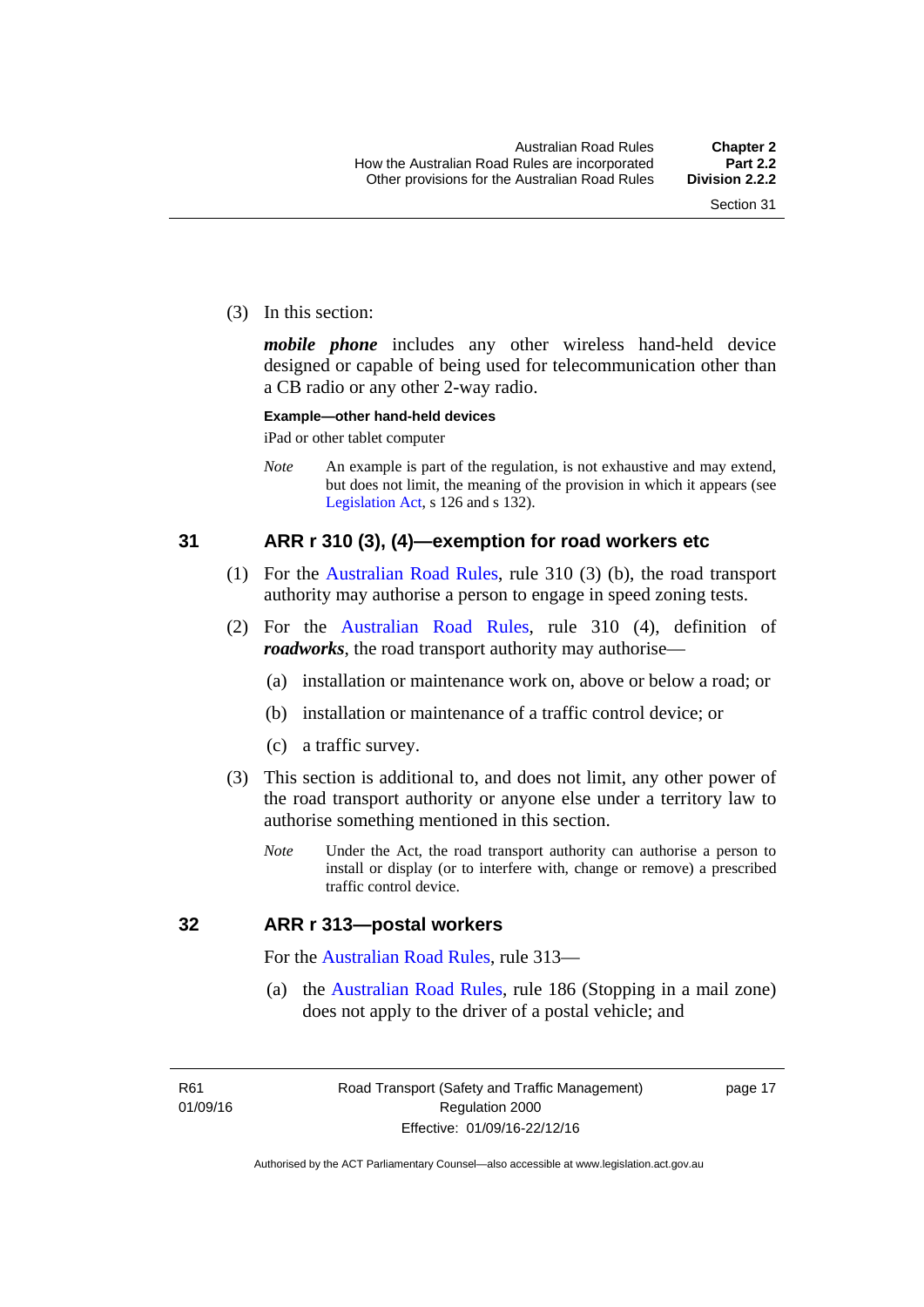(3) In this section:

***mobile phone*** includes any other wireless hand-held device designed or capable of being used for telecommunication other than a CB radio or any other 2-way radio.

**Example—other hand-held devices**

iPad or other tablet computer

*Note* An example is part of the regulation, is not exhaustive and may extend, but does not limit, the meaning of the provision in which it appears (see Legislation Act, s 126 and s 132).

## 31 ARR r 310 (3), (4)—exemption for road workers etc

(1) For the Australian Road Rules, rule 310 (3) (b), the road transport authority may authorise a person to engage in speed zoning tests.

(2) For the Australian Road Rules, rule 310 (4), definition of ***roadworks***, the road transport authority may authorise—

(a) installation or maintenance work on, above or below a road; or

(b) installation or maintenance of a traffic control device; or

(c) a traffic survey.

(3) This section is additional to, and does not limit, any other power of the road transport authority or anyone else under a territory law to authorise something mentioned in this section.

*Note* Under the Act, the road transport authority can authorise a person to install or display (or to interfere with, change or remove) a prescribed traffic control device.

## 32 ARR r 313—postal workers

For the Australian Road Rules, rule 313—

(a) the Australian Road Rules, rule 186 (Stopping in a mail zone) does not apply to the driver of a postal vehicle; and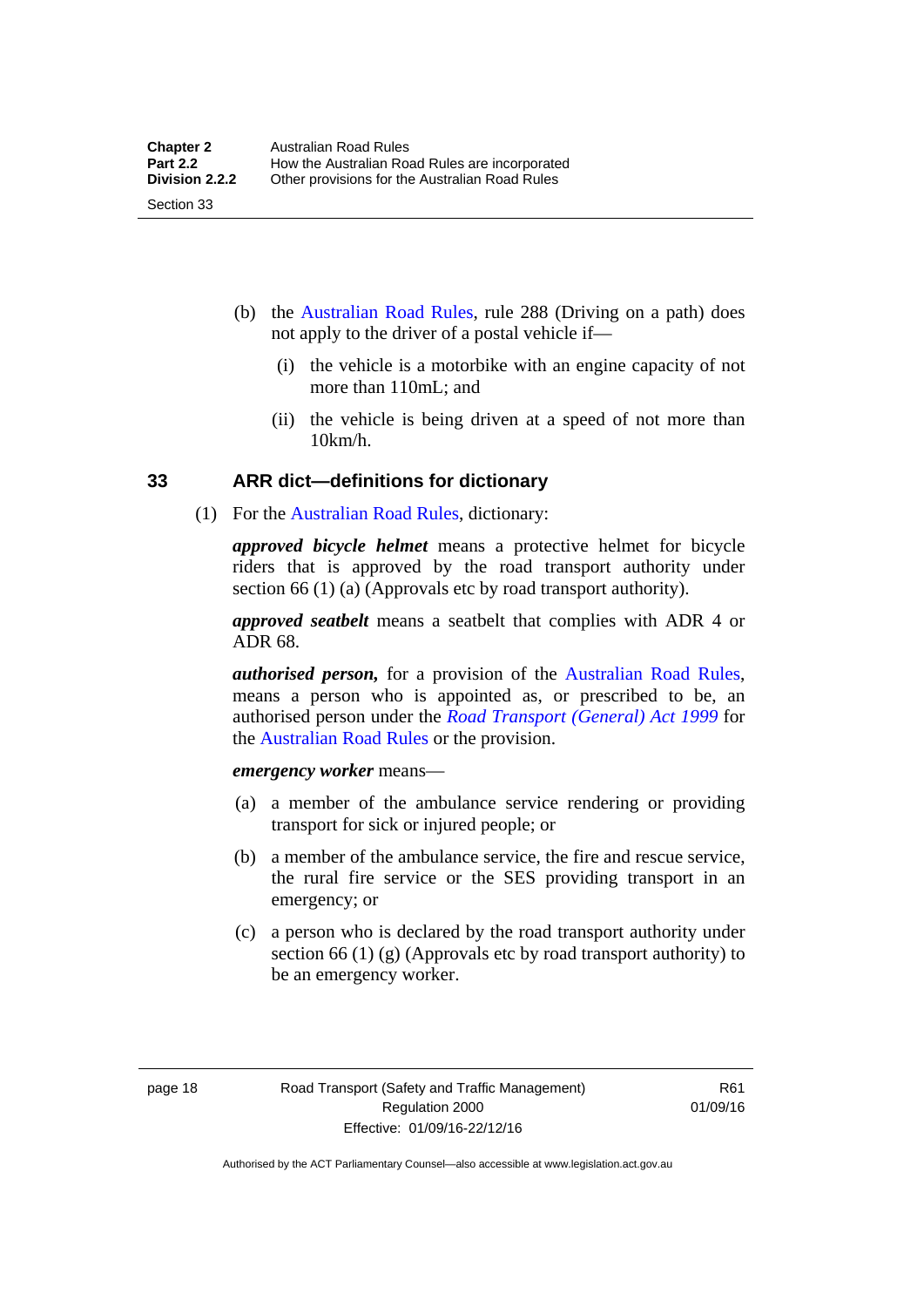(b) the Australian Road Rules, rule 288 (Driving on a path) does not apply to the driver of a postal vehicle if—

(i) the vehicle is a motorbike with an engine capacity of not more than 110mL; and

(ii) the vehicle is being driven at a speed of not more than 10km/h.

## 33 ARR dict—definitions for dictionary

(1) For the Australian Road Rules, dictionary:

***approved bicycle helmet*** means a protective helmet for bicycle riders that is approved by the road transport authority under section 66 (1) (a) (Approvals etc by road transport authority).

***approved seatbelt*** means a seatbelt that complies with ADR 4 or ADR 68.

***authorised person,*** for a provision of the Australian Road Rules, means a person who is appointed as, or prescribed to be, an authorised person under the *Road Transport (General) Act 1999* for the Australian Road Rules or the provision.

***emergency worker*** means—

(a) a member of the ambulance service rendering or providing transport for sick or injured people; or

(b) a member of the ambulance service, the fire and rescue service, the rural fire service or the SES providing transport in an emergency; or

(c) a person who is declared by the road transport authority under section 66 (1) (g) (Approvals etc by road transport authority) to be an emergency worker.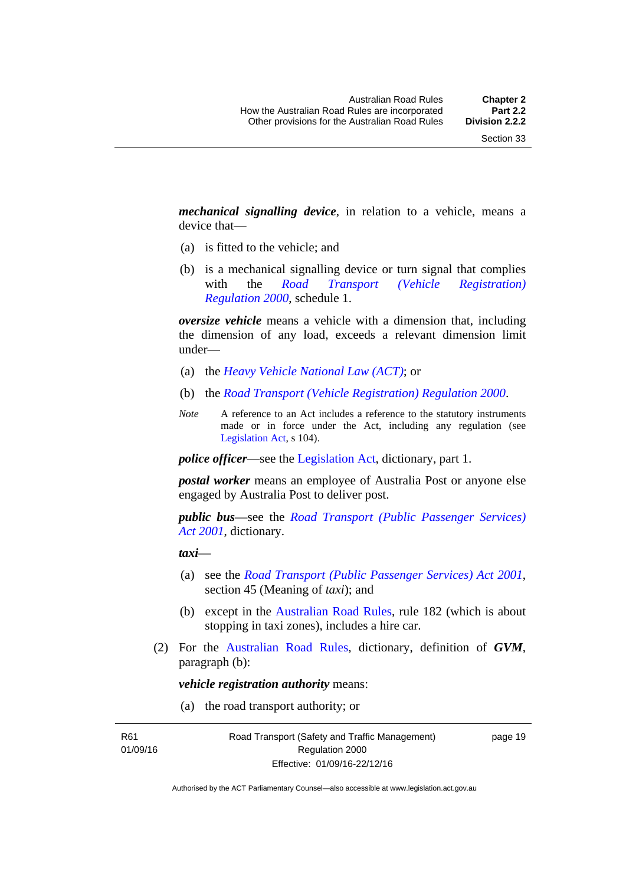***mechanical signalling device***, in relation to a vehicle, means a device that—

(a) is fitted to the vehicle; and

(b) is a mechanical signalling device or turn signal that complies with the *Road Transport (Vehicle Registration) Regulation 2000*, schedule 1.

***oversize vehicle*** means a vehicle with a dimension that, including the dimension of any load, exceeds a relevant dimension limit under—

(a) the *Heavy Vehicle National Law (ACT)*; or

(b) the *Road Transport (Vehicle Registration) Regulation 2000*.

*Note* A reference to an Act includes a reference to the statutory instruments made or in force under the Act, including any regulation (see Legislation Act, s 104).

***police officer***—see the Legislation Act, dictionary, part 1.

***postal worker*** means an employee of Australia Post or anyone else engaged by Australia Post to deliver post.

***public bus***—see the *Road Transport (Public Passenger Services) Act 2001*, dictionary.

***taxi***—

(a) see the *Road Transport (Public Passenger Services) Act 2001*, section 45 (Meaning of *taxi*); and

(b) except in the Australian Road Rules, rule 182 (which is about stopping in taxi zones), includes a hire car.

(2) For the Australian Road Rules, dictionary, definition of ***GVM***, paragraph (b):

***vehicle registration authority*** means:

(a) the road transport authority; or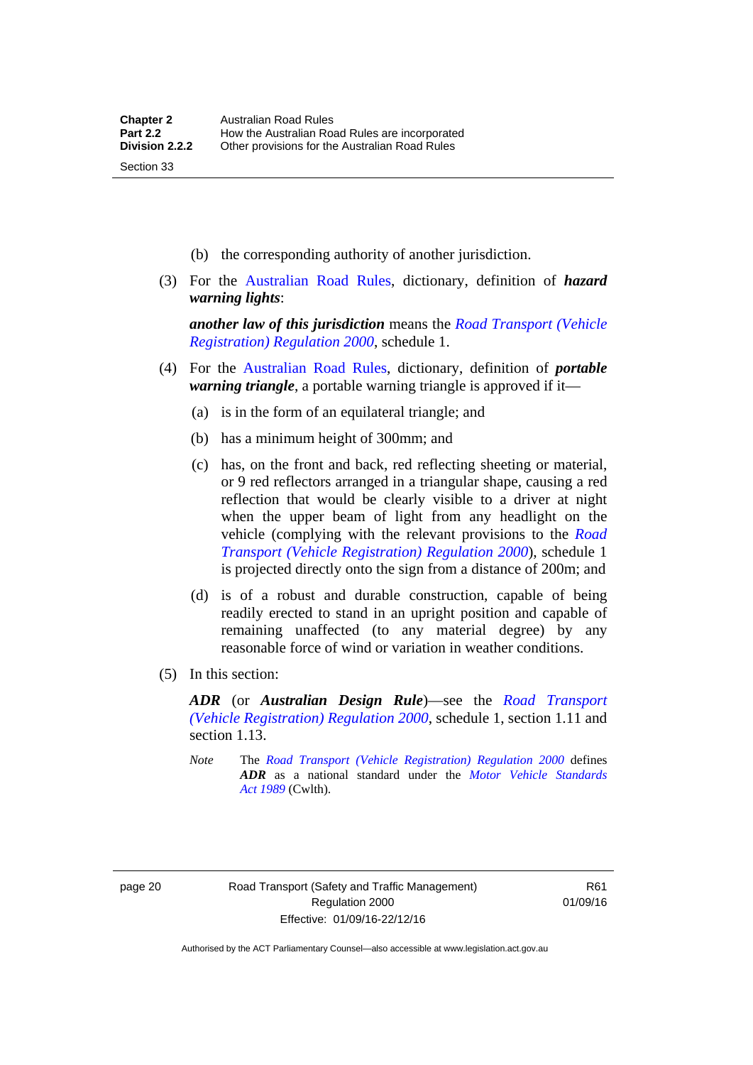(b) the corresponding authority of another jurisdiction.

(3) For the Australian Road Rules, dictionary, definition of ***hazard warning lights***:

***another law of this jurisdiction*** means the *Road Transport (Vehicle Registration) Regulation 2000*, schedule 1.

(4) For the Australian Road Rules, dictionary, definition of ***portable warning triangle***, a portable warning triangle is approved if it—

(a) is in the form of an equilateral triangle; and

(b) has a minimum height of 300mm; and

(c) has, on the front and back, red reflecting sheeting or material, or 9 red reflectors arranged in a triangular shape, causing a red reflection that would be clearly visible to a driver at night when the upper beam of light from any headlight on the vehicle (complying with the relevant provisions to the *Road Transport (Vehicle Registration) Regulation 2000*), schedule 1 is projected directly onto the sign from a distance of 200m; and

(d) is of a robust and durable construction, capable of being readily erected to stand in an upright position and capable of remaining unaffected (to any material degree) by any reasonable force of wind or variation in weather conditions.

(5) In this section:

***ADR*** (or ***Australian Design Rule***)—see the *Road Transport (Vehicle Registration) Regulation 2000*, schedule 1, section 1.11 and section 1.13.

*Note* The *Road Transport (Vehicle Registration) Regulation 2000* defines ***ADR*** as a national standard under the *Motor Vehicle Standards Act 1989* (Cwlth).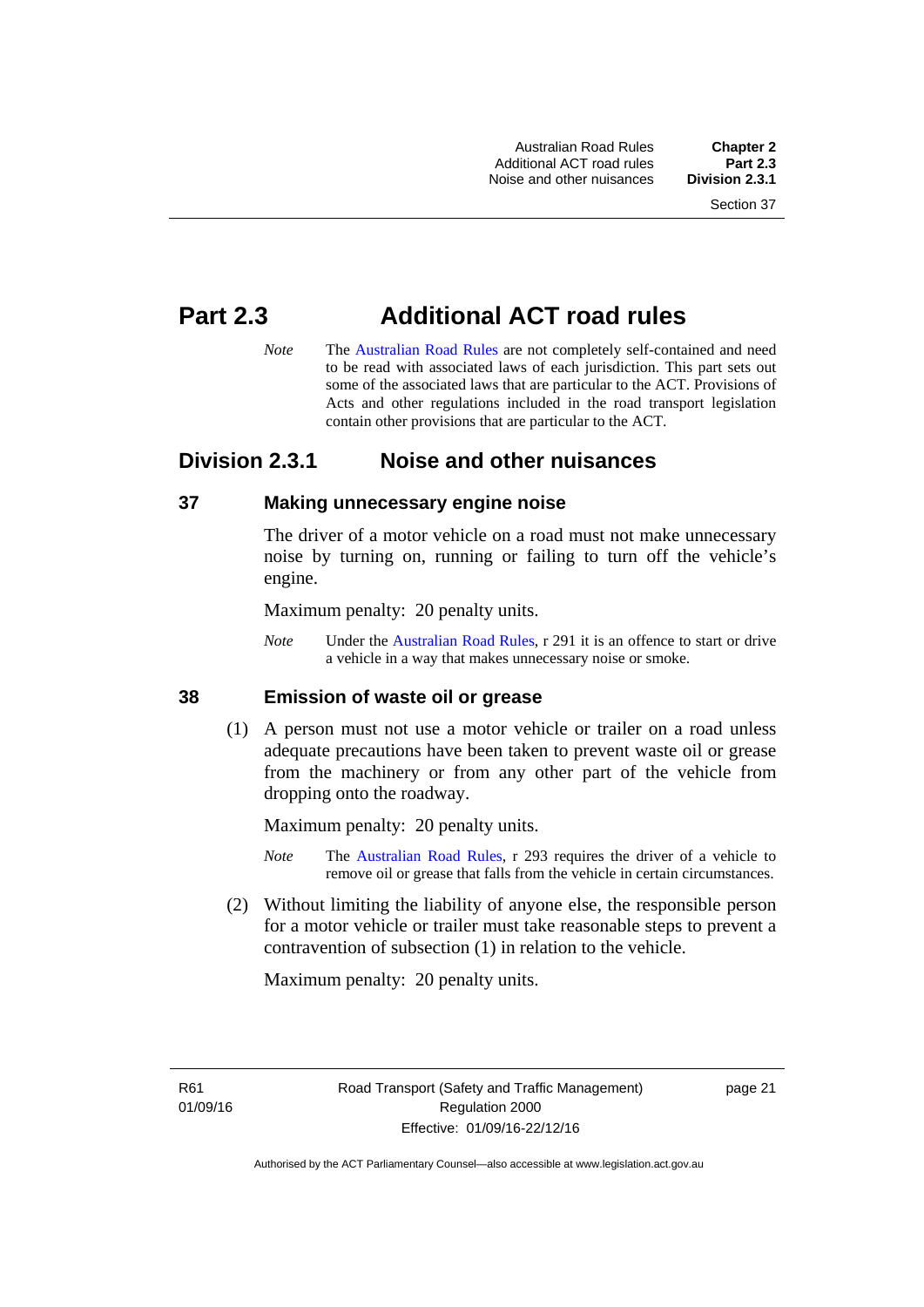# Part 2.3 Additional ACT road rules

*Note* The Australian Road Rules are not completely self-contained and need to be read with associated laws of each jurisdiction. This part sets out some of the associated laws that are particular to the ACT. Provisions of Acts and other regulations included in the road transport legislation contain other provisions that are particular to the ACT.

## Division 2.3.1 Noise and other nuisances

### 37 Making unnecessary engine noise

The driver of a motor vehicle on a road must not make unnecessary noise by turning on, running or failing to turn off the vehicle's engine.

Maximum penalty: 20 penalty units.

*Note* Under the Australian Road Rules, r 291 it is an offence to start or drive a vehicle in a way that makes unnecessary noise or smoke.

### 38 Emission of waste oil or grease

(1) A person must not use a motor vehicle or trailer on a road unless adequate precautions have been taken to prevent waste oil or grease from the machinery or from any other part of the vehicle from dropping onto the roadway.

Maximum penalty: 20 penalty units.

*Note* The Australian Road Rules, r 293 requires the driver of a vehicle to remove oil or grease that falls from the vehicle in certain circumstances.

(2) Without limiting the liability of anyone else, the responsible person for a motor vehicle or trailer must take reasonable steps to prevent a contravention of subsection (1) in relation to the vehicle.

Maximum penalty: 20 penalty units.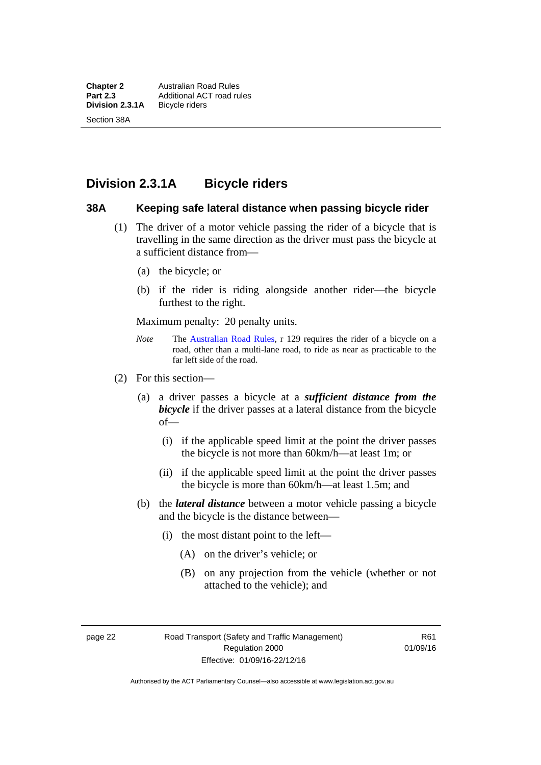## Division 2.3.1A Bicycle riders

### 38A Keeping safe lateral distance when passing bicycle rider

(1) The driver of a motor vehicle passing the rider of a bicycle that is travelling in the same direction as the driver must pass the bicycle at a sufficient distance from—

(a) the bicycle; or

(b) if the rider is riding alongside another rider—the bicycle furthest to the right.

Maximum penalty: 20 penalty units.

*Note* The Australian Road Rules, r 129 requires the rider of a bicycle on a road, other than a multi-lane road, to ride as near as practicable to the far left side of the road.

(2) For this section—

(a) a driver passes a bicycle at a ***sufficient distance from the bicycle*** if the driver passes at a lateral distance from the bicycle of—

(i) if the applicable speed limit at the point the driver passes the bicycle is not more than 60km/h—at least 1m; or

(ii) if the applicable speed limit at the point the driver passes the bicycle is more than 60km/h—at least 1.5m; and

(b) the ***lateral distance*** between a motor vehicle passing a bicycle and the bicycle is the distance between—

(i) the most distant point to the left—

(A) on the driver's vehicle; or

(B) on any projection from the vehicle (whether or not attached to the vehicle); and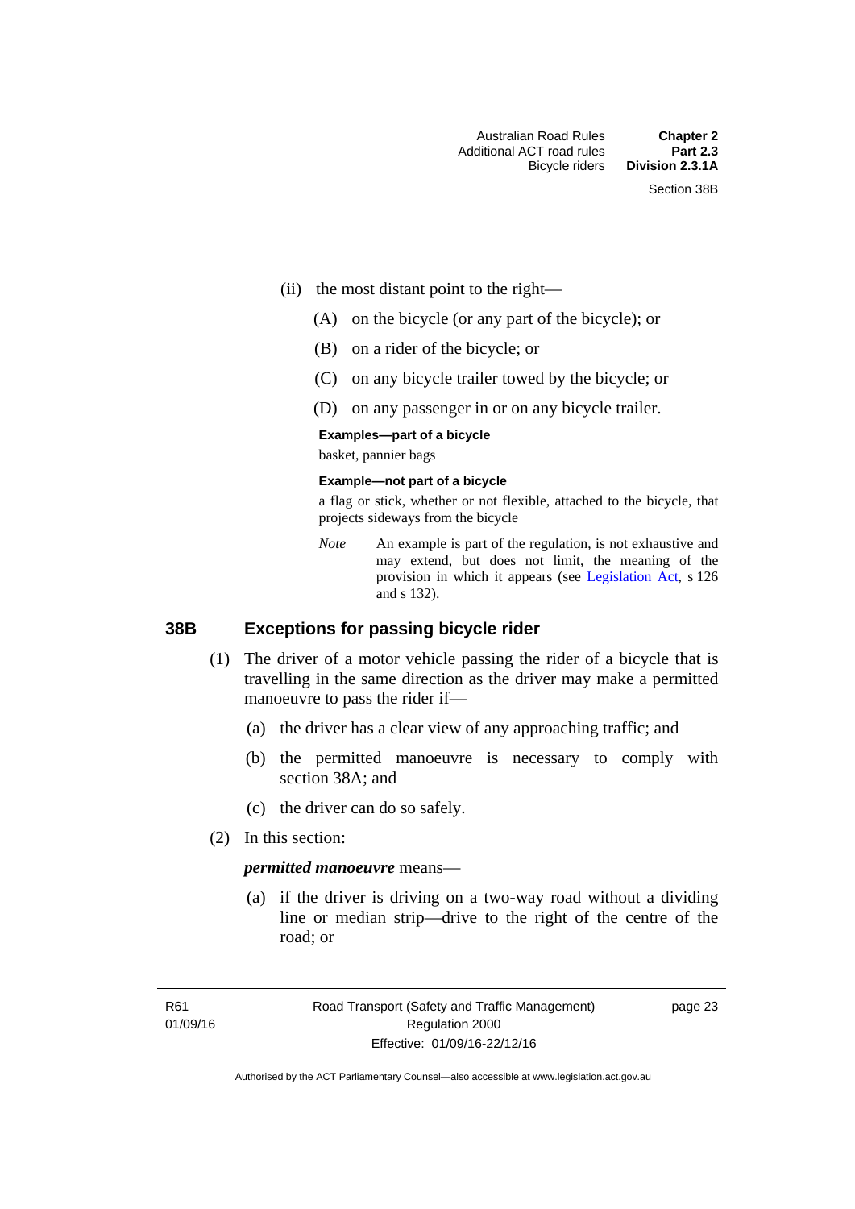(ii) the most distant point to the right—

(A) on the bicycle (or any part of the bicycle); or

(B) on a rider of the bicycle; or

(C) on any bicycle trailer towed by the bicycle; or

(D) on any passenger in or on any bicycle trailer.

**Examples—part of a bicycle**

basket, pannier bags

**Example—not part of a bicycle**

a flag or stick, whether or not flexible, attached to the bicycle, that projects sideways from the bicycle

*Note* An example is part of the regulation, is not exhaustive and may extend, but does not limit, the meaning of the provision in which it appears (see Legislation Act, s 126 and s 132).

## 38B Exceptions for passing bicycle rider

(1) The driver of a motor vehicle passing the rider of a bicycle that is travelling in the same direction as the driver may make a permitted manoeuvre to pass the rider if—

(a) the driver has a clear view of any approaching traffic; and

(b) the permitted manoeuvre is necessary to comply with section 38A; and

(c) the driver can do so safely.

(2) In this section:

***permitted manoeuvre*** means—

(a) if the driver is driving on a two-way road without a dividing line or median strip—drive to the right of the centre of the road; or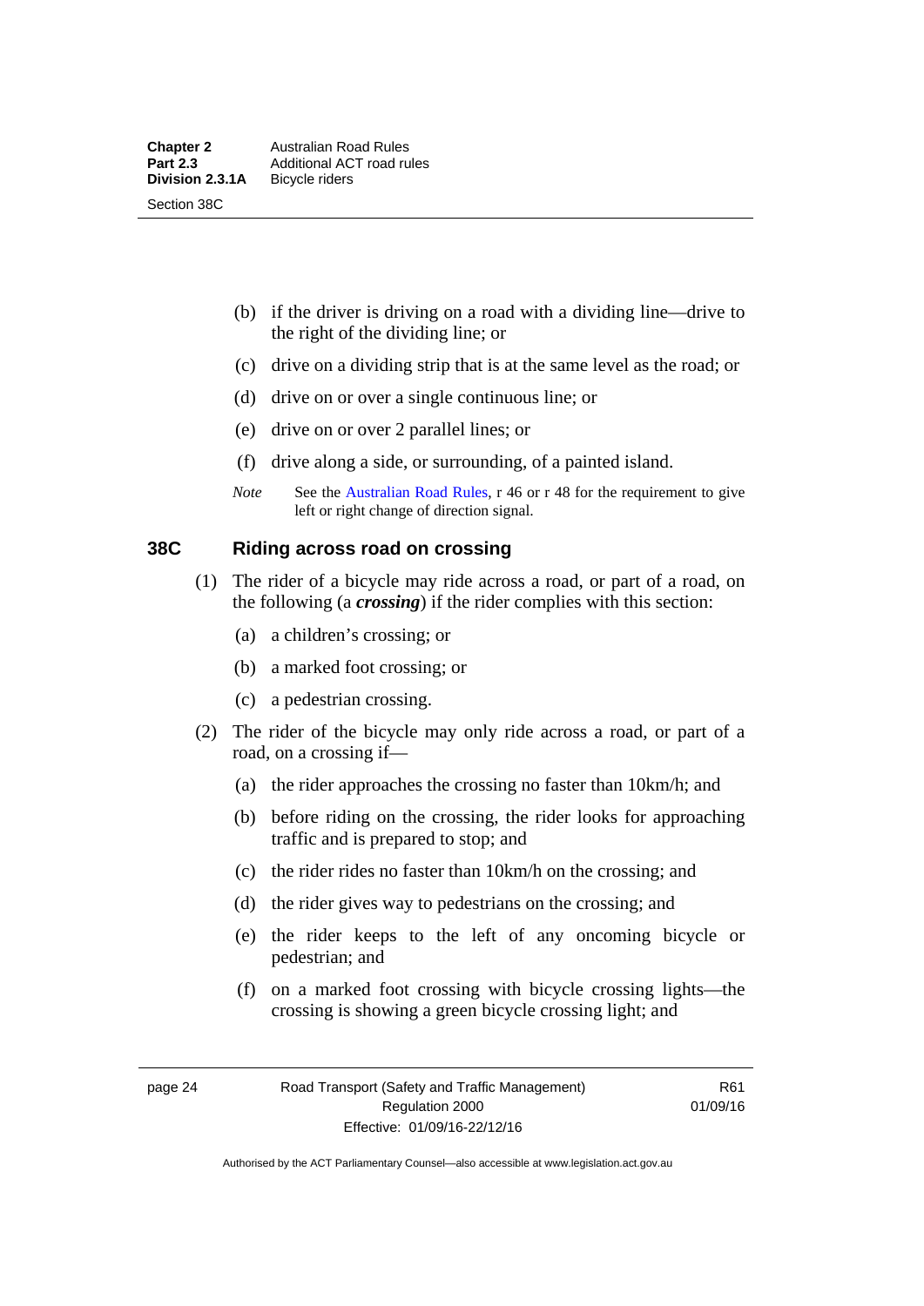(b) if the driver is driving on a road with a dividing line—drive to the right of the dividing line; or

(c) drive on a dividing strip that is at the same level as the road; or

(d) drive on or over a single continuous line; or

(e) drive on or over 2 parallel lines; or

(f) drive along a side, or surrounding, of a painted island.

*Note* See the Australian Road Rules, r 46 or r 48 for the requirement to give left or right change of direction signal.

## 38C Riding across road on crossing

(1) The rider of a bicycle may ride across a road, or part of a road, on the following (a ***crossing***) if the rider complies with this section:

(a) a children's crossing; or

(b) a marked foot crossing; or

(c) a pedestrian crossing.

(2) The rider of the bicycle may only ride across a road, or part of a road, on a crossing if—

(a) the rider approaches the crossing no faster than 10km/h; and

(b) before riding on the crossing, the rider looks for approaching traffic and is prepared to stop; and

(c) the rider rides no faster than 10km/h on the crossing; and

(d) the rider gives way to pedestrians on the crossing; and

(e) the rider keeps to the left of any oncoming bicycle or pedestrian; and

(f) on a marked foot crossing with bicycle crossing lights—the crossing is showing a green bicycle crossing light; and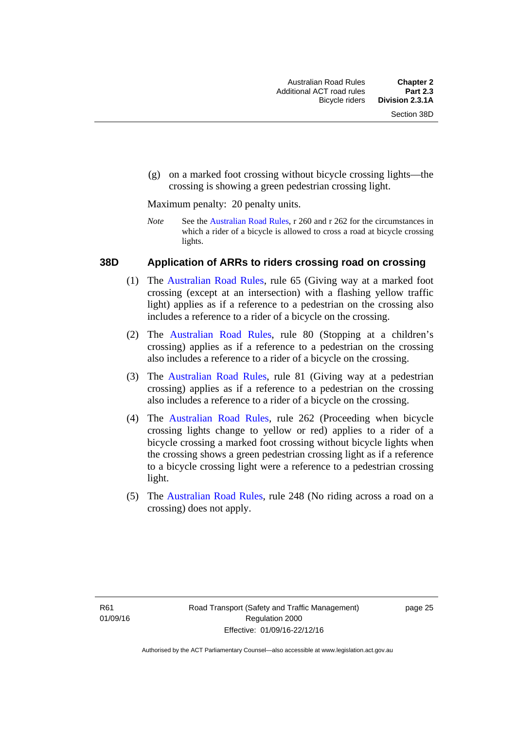(g) on a marked foot crossing without bicycle crossing lights—the crossing is showing a green pedestrian crossing light.

Maximum penalty: 20 penalty units.

*Note* See the Australian Road Rules, r 260 and r 262 for the circumstances in which a rider of a bicycle is allowed to cross a road at bicycle crossing lights.

### 38D Application of ARRs to riders crossing road on crossing

(1) The Australian Road Rules, rule 65 (Giving way at a marked foot crossing (except at an intersection) with a flashing yellow traffic light) applies as if a reference to a pedestrian on the crossing also includes a reference to a rider of a bicycle on the crossing.

(2) The Australian Road Rules, rule 80 (Stopping at a children's crossing) applies as if a reference to a pedestrian on the crossing also includes a reference to a rider of a bicycle on the crossing.

(3) The Australian Road Rules, rule 81 (Giving way at a pedestrian crossing) applies as if a reference to a pedestrian on the crossing also includes a reference to a rider of a bicycle on the crossing.

(4) The Australian Road Rules, rule 262 (Proceeding when bicycle crossing lights change to yellow or red) applies to a rider of a bicycle crossing a marked foot crossing without bicycle lights when the crossing shows a green pedestrian crossing light as if a reference to a bicycle crossing light were a reference to a pedestrian crossing light.

(5) The Australian Road Rules, rule 248 (No riding across a road on a crossing) does not apply.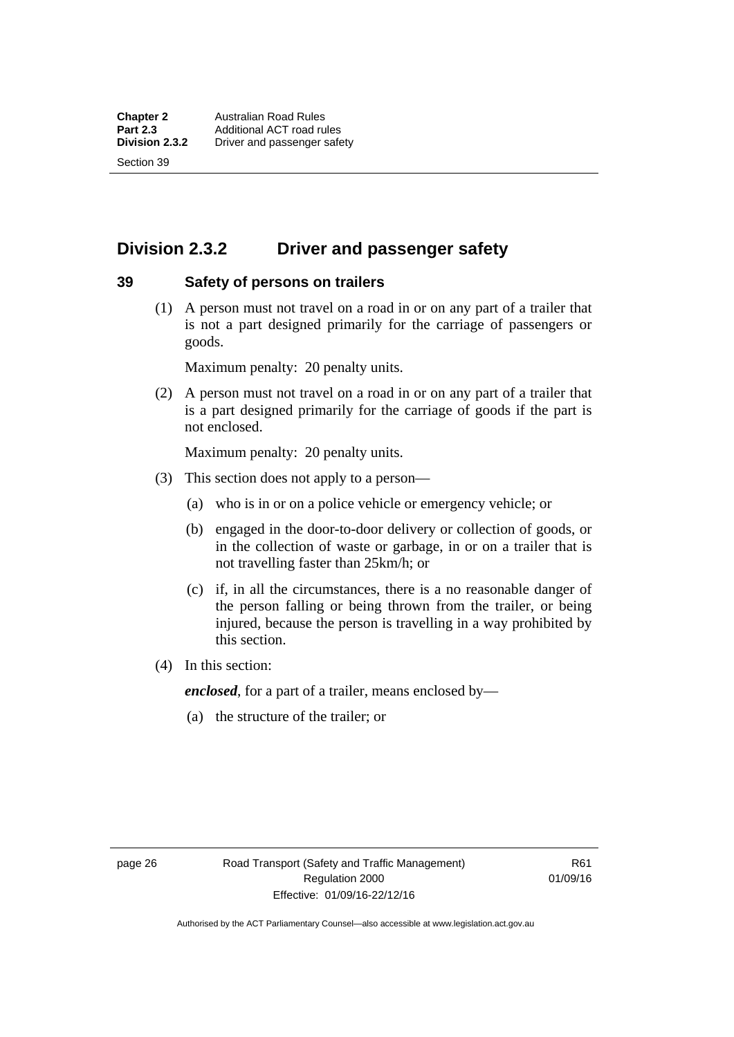## Division 2.3.2 Driver and passenger safety

### 39 Safety of persons on trailers

(1) A person must not travel on a road in or on any part of a trailer that is not a part designed primarily for the carriage of passengers or goods.

Maximum penalty: 20 penalty units.

(2) A person must not travel on a road in or on any part of a trailer that is a part designed primarily for the carriage of goods if the part is not enclosed.

Maximum penalty: 20 penalty units.

(3) This section does not apply to a person—

(a) who is in or on a police vehicle or emergency vehicle; or

(b) engaged in the door-to-door delivery or collection of goods, or in the collection of waste or garbage, in or on a trailer that is not travelling faster than 25km/h; or

(c) if, in all the circumstances, there is a no reasonable danger of the person falling or being thrown from the trailer, or being injured, because the person is travelling in a way prohibited by this section.

(4) In this section:

***enclosed***, for a part of a trailer, means enclosed by—

(a) the structure of the trailer; or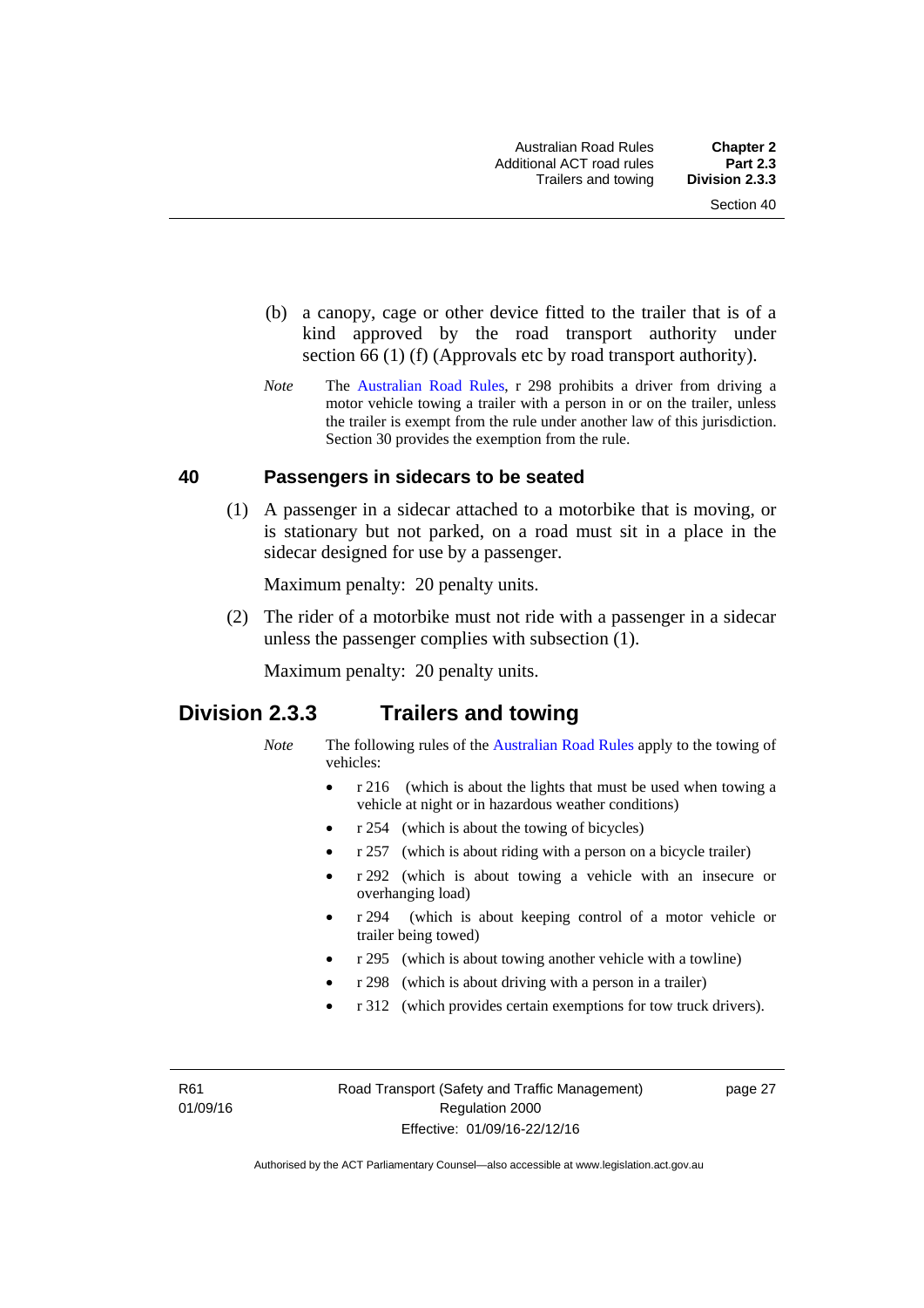(b) a canopy, cage or other device fitted to the trailer that is of a kind approved by the road transport authority under section 66 (1) (f) (Approvals etc by road transport authority).

*Note* The Australian Road Rules, r 298 prohibits a driver from driving a motor vehicle towing a trailer with a person in or on the trailer, unless the trailer is exempt from the rule under another law of this jurisdiction. Section 30 provides the exemption from the rule.

### 40 Passengers in sidecars to be seated

(1) A passenger in a sidecar attached to a motorbike that is moving, or is stationary but not parked, on a road must sit in a place in the sidecar designed for use by a passenger.

Maximum penalty: 20 penalty units.

(2) The rider of a motorbike must not ride with a passenger in a sidecar unless the passenger complies with subsection (1).

Maximum penalty: 20 penalty units.

## Division 2.3.3 Trailers and towing

*Note* The following rules of the Australian Road Rules apply to the towing of vehicles:

- r 216 (which is about the lights that must be used when towing a vehicle at night or in hazardous weather conditions)
- r 254 (which is about the towing of bicycles)
- r 257 (which is about riding with a person on a bicycle trailer)
- r 292 (which is about towing a vehicle with an insecure or overhanging load)
- r 294 (which is about keeping control of a motor vehicle or trailer being towed)
- r 295 (which is about towing another vehicle with a towline)
- r 298 (which is about driving with a person in a trailer)
- r 312 (which provides certain exemptions for tow truck drivers).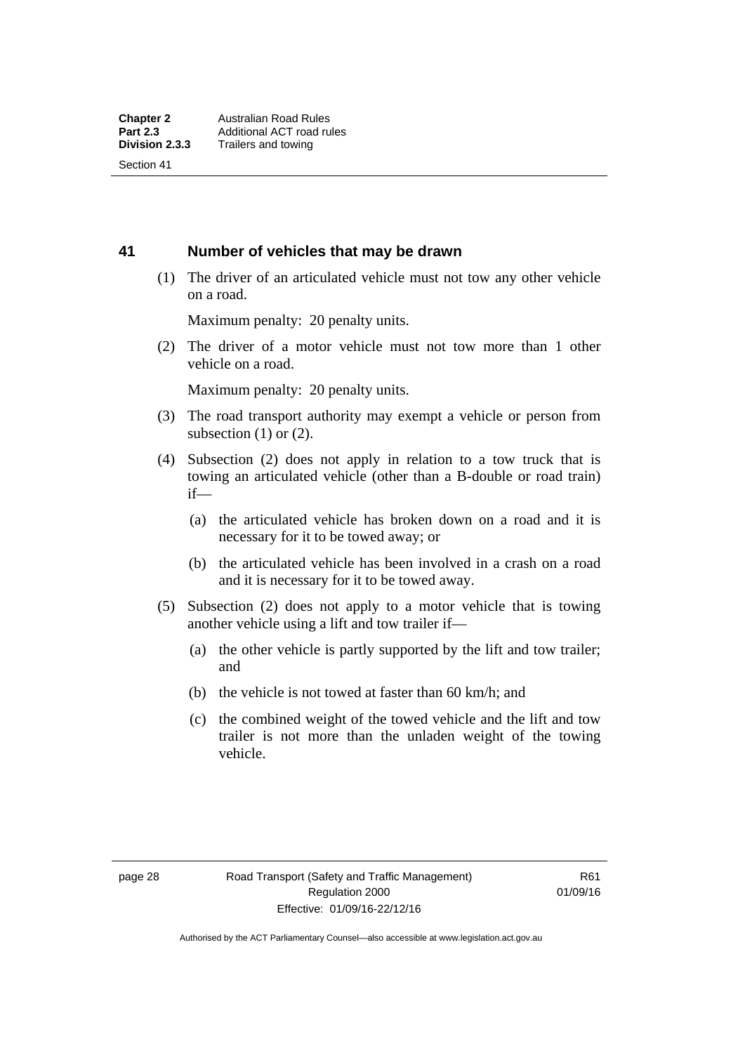## 41 Number of vehicles that may be drawn

(1) The driver of an articulated vehicle must not tow any other vehicle on a road.

Maximum penalty: 20 penalty units.

(2) The driver of a motor vehicle must not tow more than 1 other vehicle on a road.

Maximum penalty: 20 penalty units.

(3) The road transport authority may exempt a vehicle or person from subsection (1) or (2).

(4) Subsection (2) does not apply in relation to a tow truck that is towing an articulated vehicle (other than a B-double or road train) if—

(a) the articulated vehicle has broken down on a road and it is necessary for it to be towed away; or

(b) the articulated vehicle has been involved in a crash on a road and it is necessary for it to be towed away.

(5) Subsection (2) does not apply to a motor vehicle that is towing another vehicle using a lift and tow trailer if—

(a) the other vehicle is partly supported by the lift and tow trailer; and

(b) the vehicle is not towed at faster than 60 km/h; and

(c) the combined weight of the towed vehicle and the lift and tow trailer is not more than the unladen weight of the towing vehicle.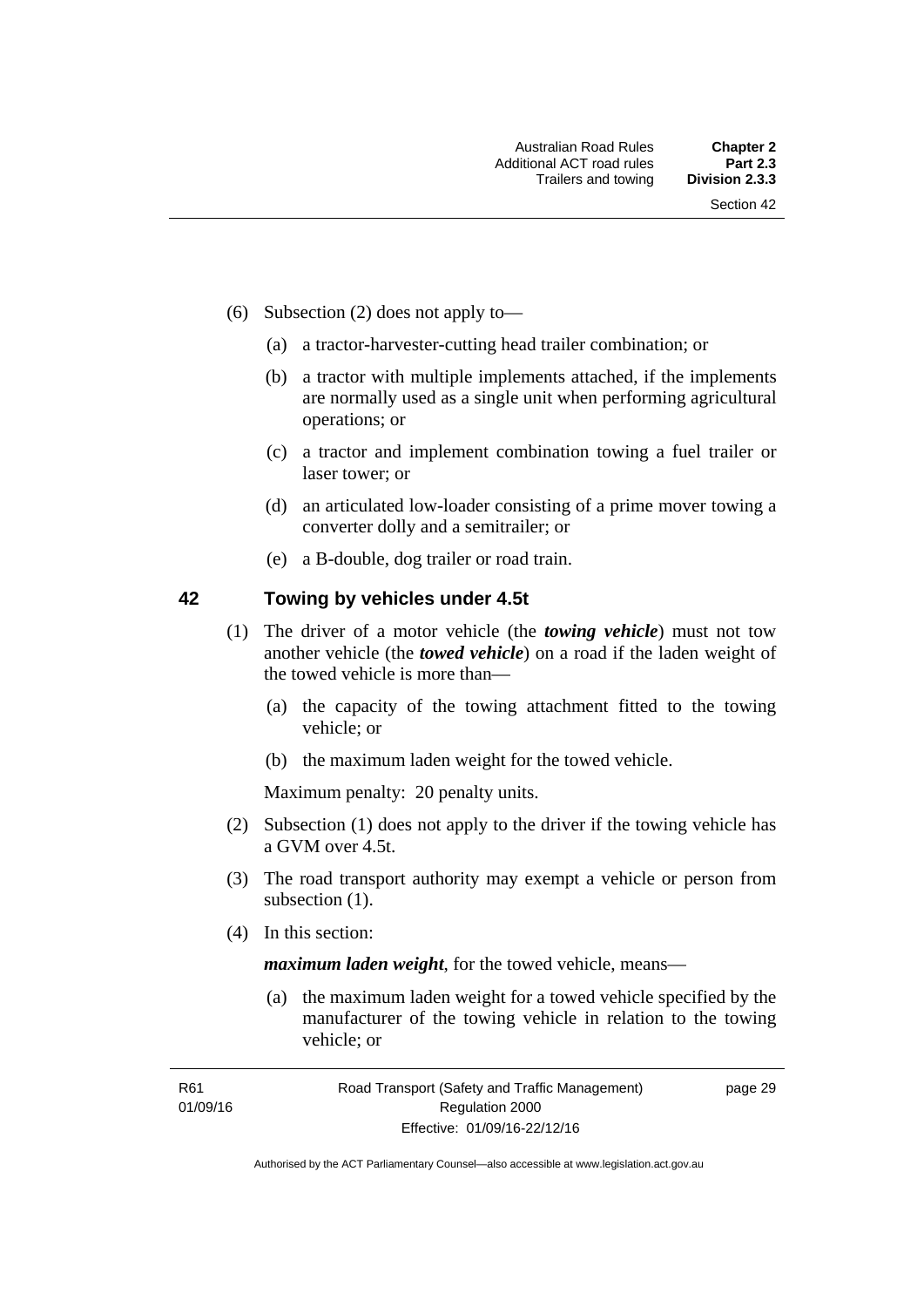(6) Subsection (2) does not apply to—

(a) a tractor-harvester-cutting head trailer combination; or

(b) a tractor with multiple implements attached, if the implements are normally used as a single unit when performing agricultural operations; or

(c) a tractor and implement combination towing a fuel trailer or laser tower; or

(d) an articulated low-loader consisting of a prime mover towing a converter dolly and a semitrailer; or

(e) a B-double, dog trailer or road train.

## 42 Towing by vehicles under 4.5t

(1) The driver of a motor vehicle (the ***towing vehicle***) must not tow another vehicle (the ***towed vehicle***) on a road if the laden weight of the towed vehicle is more than—

(a) the capacity of the towing attachment fitted to the towing vehicle; or

(b) the maximum laden weight for the towed vehicle.

Maximum penalty: 20 penalty units.

(2) Subsection (1) does not apply to the driver if the towing vehicle has a GVM over 4.5t.

(3) The road transport authority may exempt a vehicle or person from subsection (1).

(4) In this section:

***maximum laden weight***, for the towed vehicle, means—

(a) the maximum laden weight for a towed vehicle specified by the manufacturer of the towing vehicle in relation to the towing vehicle; or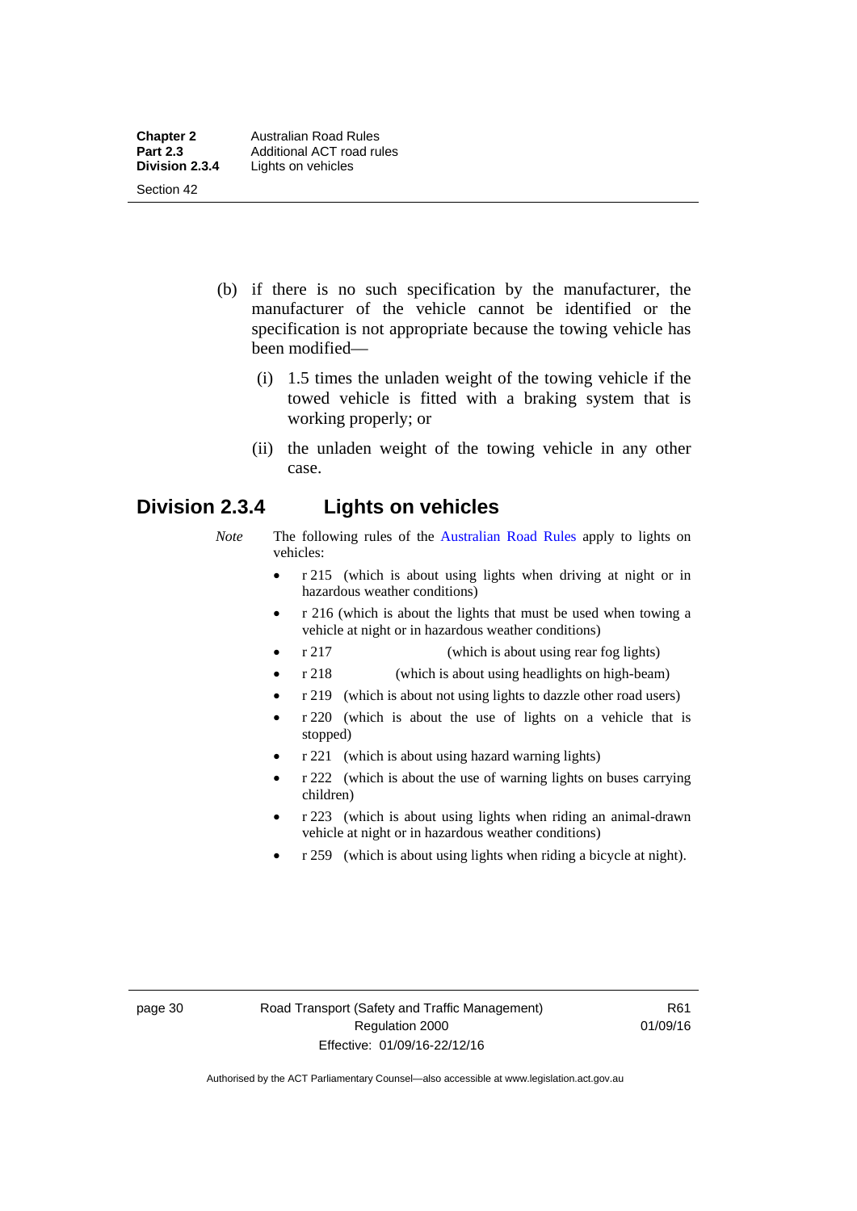(b) if there is no such specification by the manufacturer, the manufacturer of the vehicle cannot be identified or the specification is not appropriate because the towing vehicle has been modified—

(i) 1.5 times the unladen weight of the towing vehicle if the towed vehicle is fitted with a braking system that is working properly; or

(ii) the unladen weight of the towing vehicle in any other case.

## Division 2.3.4 Lights on vehicles

*Note* The following rules of the Australian Road Rules apply to lights on vehicles:

- r 215 (which is about using lights when driving at night or in hazardous weather conditions)
- r 216 (which is about the lights that must be used when towing a vehicle at night or in hazardous weather conditions)
- r 217 (which is about using rear fog lights)
- r 218 (which is about using headlights on high-beam)
- r 219 (which is about not using lights to dazzle other road users)
- r 220 (which is about the use of lights on a vehicle that is stopped)
- r 221 (which is about using hazard warning lights)
- r 222 (which is about the use of warning lights on buses carrying children)
- r 223 (which is about using lights when riding an animal-drawn vehicle at night or in hazardous weather conditions)
- r 259 (which is about using lights when riding a bicycle at night).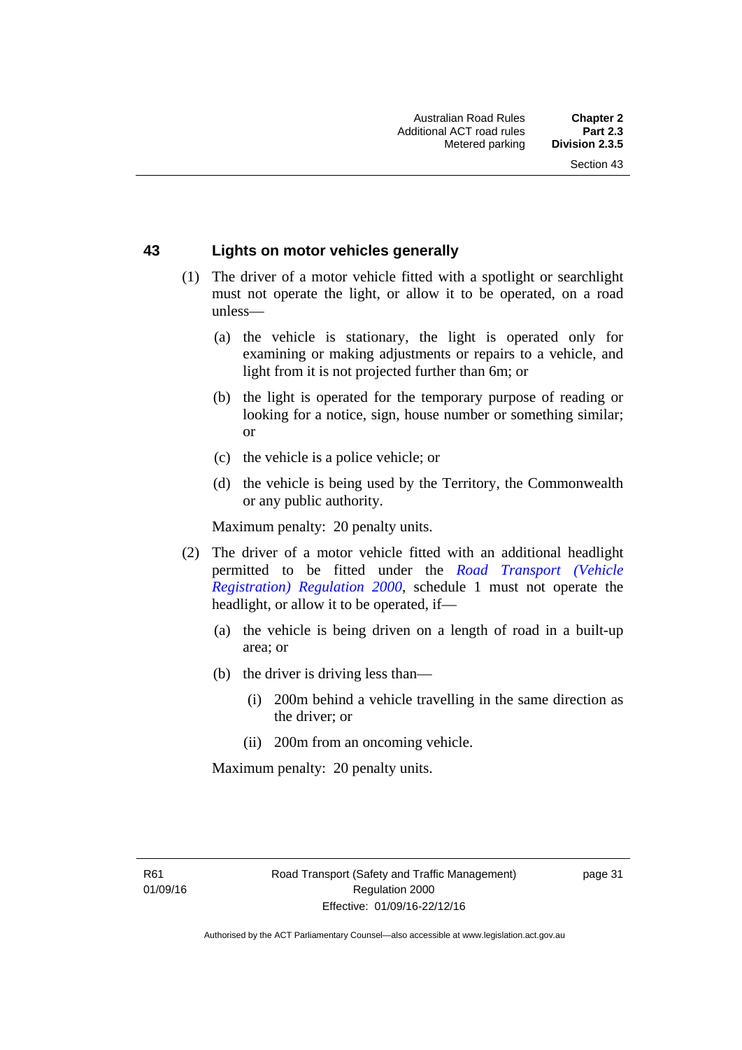## 43 Lights on motor vehicles generally

(1) The driver of a motor vehicle fitted with a spotlight or searchlight must not operate the light, or allow it to be operated, on a road unless—

(a) the vehicle is stationary, the light is operated only for examining or making adjustments or repairs to a vehicle, and light from it is not projected further than 6m; or

(b) the light is operated for the temporary purpose of reading or looking for a notice, sign, house number or something similar; or

(c) the vehicle is a police vehicle; or

(d) the vehicle is being used by the Territory, the Commonwealth or any public authority.

Maximum penalty: 20 penalty units.

(2) The driver of a motor vehicle fitted with an additional headlight permitted to be fitted under the *Road Transport (Vehicle Registration) Regulation 2000*, schedule 1 must not operate the headlight, or allow it to be operated, if—

(a) the vehicle is being driven on a length of road in a built-up area; or

(b) the driver is driving less than—

(i) 200m behind a vehicle travelling in the same direction as the driver; or

(ii) 200m from an oncoming vehicle.

Maximum penalty: 20 penalty units.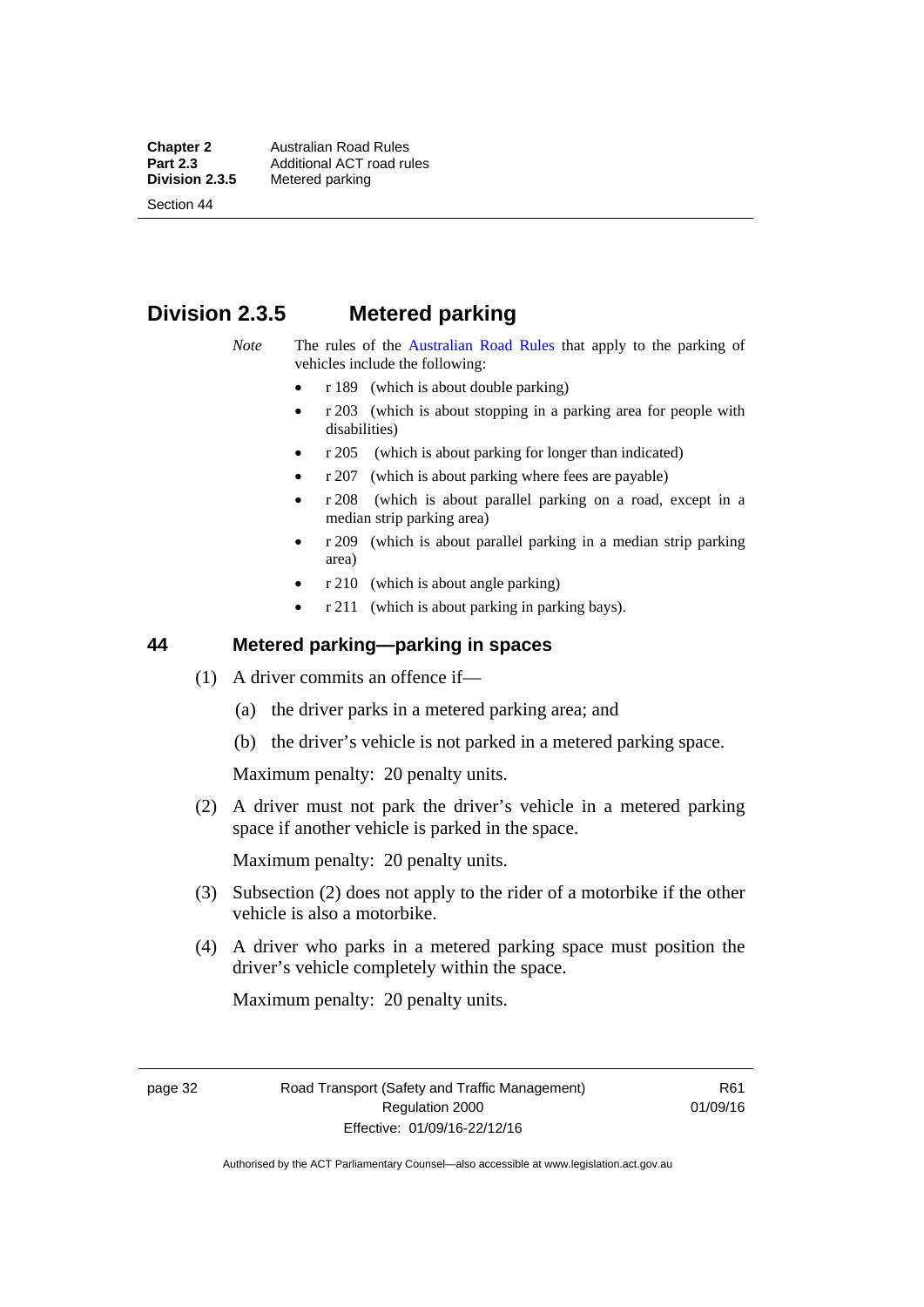## Division 2.3.5 Metered parking

*Note* The rules of the Australian Road Rules that apply to the parking of vehicles include the following:

- r 189 (which is about double parking)
- r 203 (which is about stopping in a parking area for people with disabilities)
- r 205 (which is about parking for longer than indicated)
- r 207 (which is about parking where fees are payable)
- r 208 (which is about parallel parking on a road, except in a median strip parking area)
- r 209 (which is about parallel parking in a median strip parking area)
- r 210 (which is about angle parking)
- r 211 (which is about parking in parking bays).

### 44 Metered parking—parking in spaces

(1) A driver commits an offence if—

(a) the driver parks in a metered parking area; and

(b) the driver's vehicle is not parked in a metered parking space.

Maximum penalty: 20 penalty units.

(2) A driver must not park the driver's vehicle in a metered parking space if another vehicle is parked in the space.

Maximum penalty: 20 penalty units.

(3) Subsection (2) does not apply to the rider of a motorbike if the other vehicle is also a motorbike.

(4) A driver who parks in a metered parking space must position the driver's vehicle completely within the space.

Maximum penalty: 20 penalty units.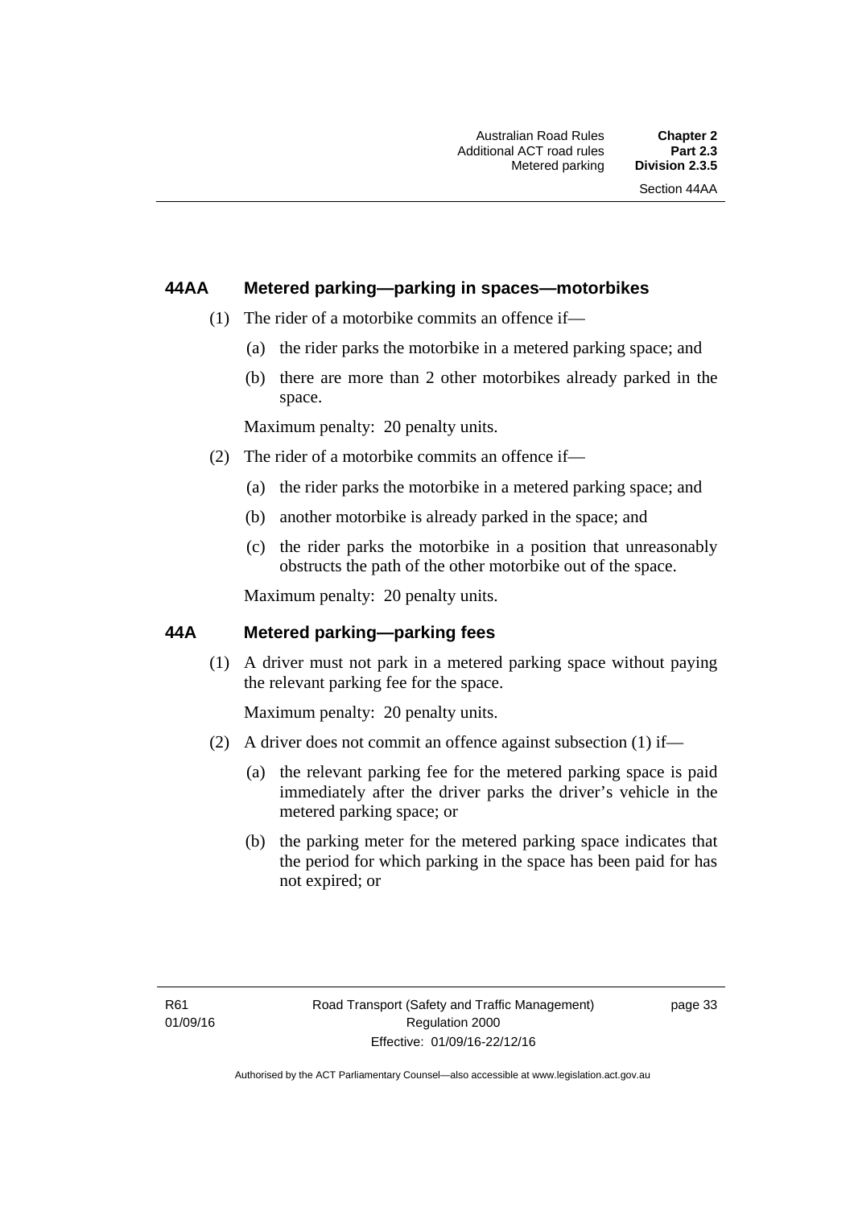### 44AA Metered parking—parking in spaces—motorbikes

(1) The rider of a motorbike commits an offence if—

(a) the rider parks the motorbike in a metered parking space; and

(b) there are more than 2 other motorbikes already parked in the space.

Maximum penalty: 20 penalty units.

(2) The rider of a motorbike commits an offence if—

(a) the rider parks the motorbike in a metered parking space; and

(b) another motorbike is already parked in the space; and

(c) the rider parks the motorbike in a position that unreasonably obstructs the path of the other motorbike out of the space.

Maximum penalty: 20 penalty units.

### 44A Metered parking—parking fees

(1) A driver must not park in a metered parking space without paying the relevant parking fee for the space.

Maximum penalty: 20 penalty units.

(2) A driver does not commit an offence against subsection (1) if—

(a) the relevant parking fee for the metered parking space is paid immediately after the driver parks the driver's vehicle in the metered parking space; or

(b) the parking meter for the metered parking space indicates that the period for which parking in the space has been paid for has not expired; or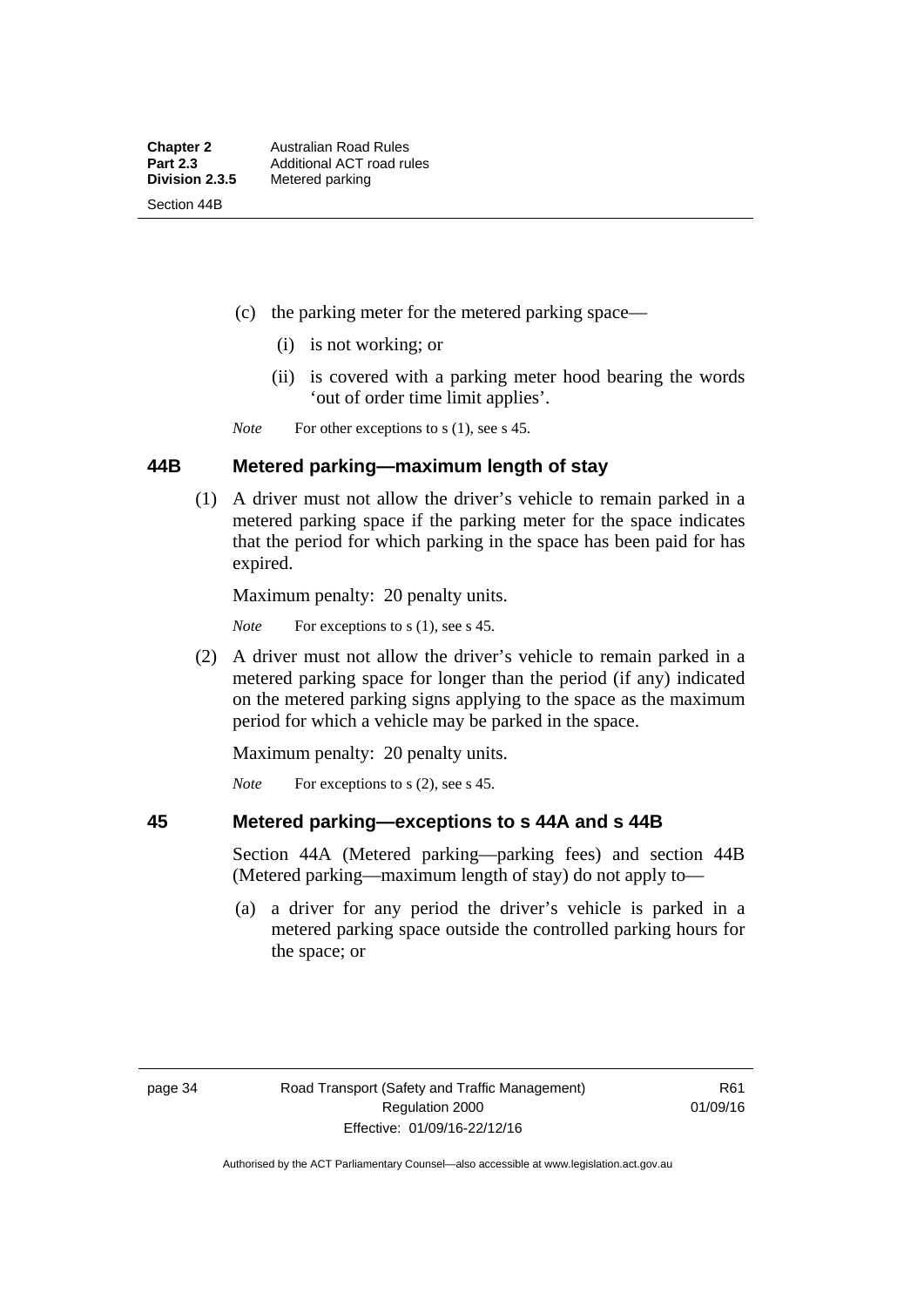(c) the parking meter for the metered parking space—

(i) is not working; or

(ii) is covered with a parking meter hood bearing the words 'out of order time limit applies'.

*Note* For other exceptions to s (1), see s 45.

### 44B Metered parking—maximum length of stay

(1) A driver must not allow the driver's vehicle to remain parked in a metered parking space if the parking meter for the space indicates that the period for which parking in the space has been paid for has expired.

Maximum penalty: 20 penalty units.

*Note* For exceptions to s (1), see s 45.

(2) A driver must not allow the driver's vehicle to remain parked in a metered parking space for longer than the period (if any) indicated on the metered parking signs applying to the space as the maximum period for which a vehicle may be parked in the space.

Maximum penalty: 20 penalty units.

*Note* For exceptions to s (2), see s 45.

### 45 Metered parking—exceptions to s 44A and s 44B

Section 44A (Metered parking—parking fees) and section 44B (Metered parking—maximum length of stay) do not apply to—

(a) a driver for any period the driver's vehicle is parked in a metered parking space outside the controlled parking hours for the space; or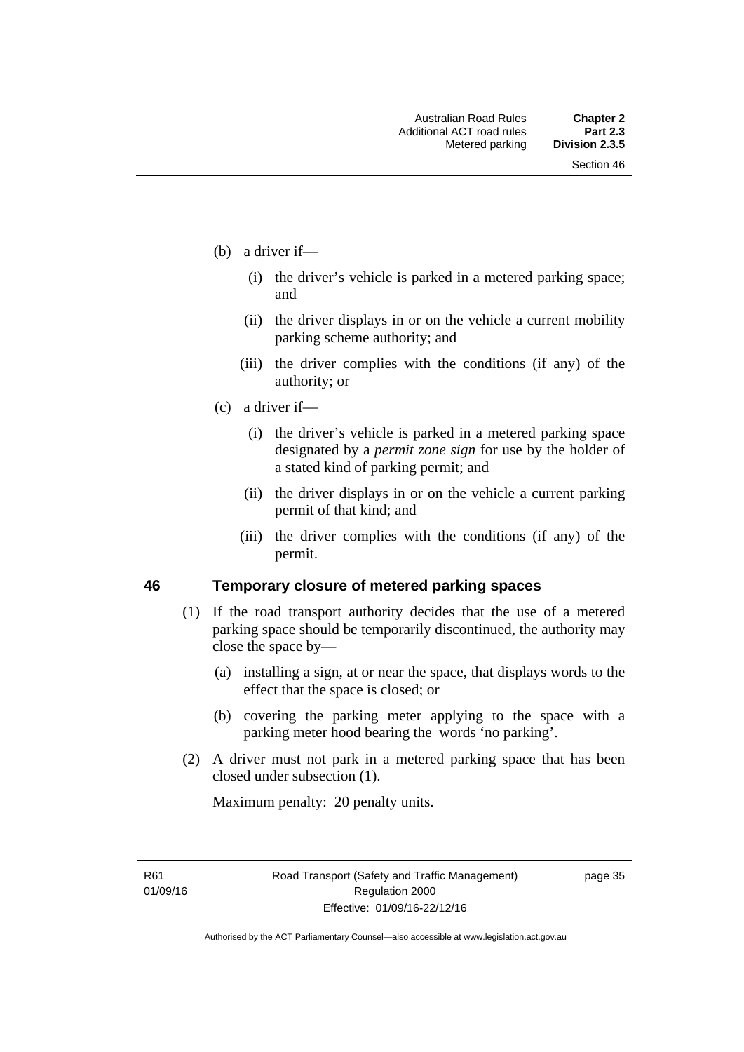(b) a driver if—

  (i) the driver's vehicle is parked in a metered parking space; and

  (ii) the driver displays in or on the vehicle a current mobility parking scheme authority; and

  (iii) the driver complies with the conditions (if any) of the authority; or

(c) a driver if—

  (i) the driver's vehicle is parked in a metered parking space designated by a *permit zone sign* for use by the holder of a stated kind of parking permit; and

  (ii) the driver displays in or on the vehicle a current parking permit of that kind; and

  (iii) the driver complies with the conditions (if any) of the permit.

## 46 Temporary closure of metered parking spaces

(1) If the road transport authority decides that the use of a metered parking space should be temporarily discontinued, the authority may close the space by—

  (a) installing a sign, at or near the space, that displays words to the effect that the space is closed; or

  (b) covering the parking meter applying to the space with a parking meter hood bearing the words 'no parking'.

(2) A driver must not park in a metered parking space that has been closed under subsection (1).

Maximum penalty: 20 penalty units.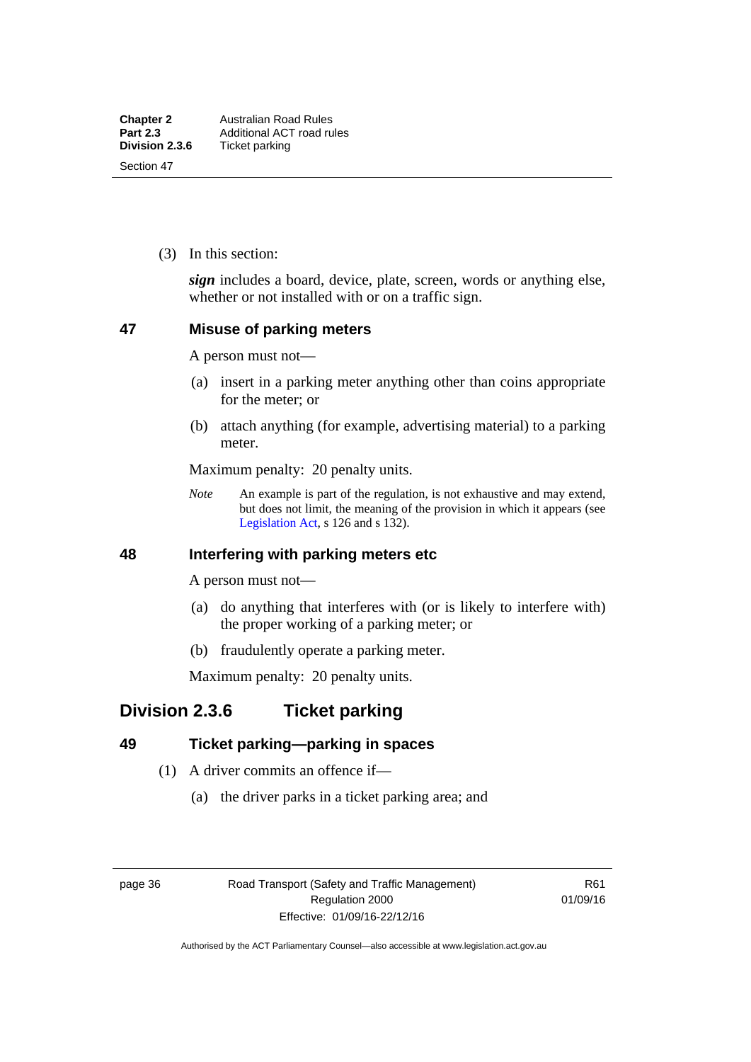(3) In this section:

***sign*** includes a board, device, plate, screen, words or anything else, whether or not installed with or on a traffic sign.

### 47 Misuse of parking meters

A person must not—

(a) insert in a parking meter anything other than coins appropriate for the meter; or

(b) attach anything (for example, advertising material) to a parking meter.

Maximum penalty: 20 penalty units.

*Note* An example is part of the regulation, is not exhaustive and may extend, but does not limit, the meaning of the provision in which it appears (see Legislation Act, s 126 and s 132).

### 48 Interfering with parking meters etc

A person must not—

(a) do anything that interferes with (or is likely to interfere with) the proper working of a parking meter; or

(b) fraudulently operate a parking meter.

Maximum penalty: 20 penalty units.

## Division 2.3.6 Ticket parking

### 49 Ticket parking—parking in spaces

(1) A driver commits an offence if—

(a) the driver parks in a ticket parking area; and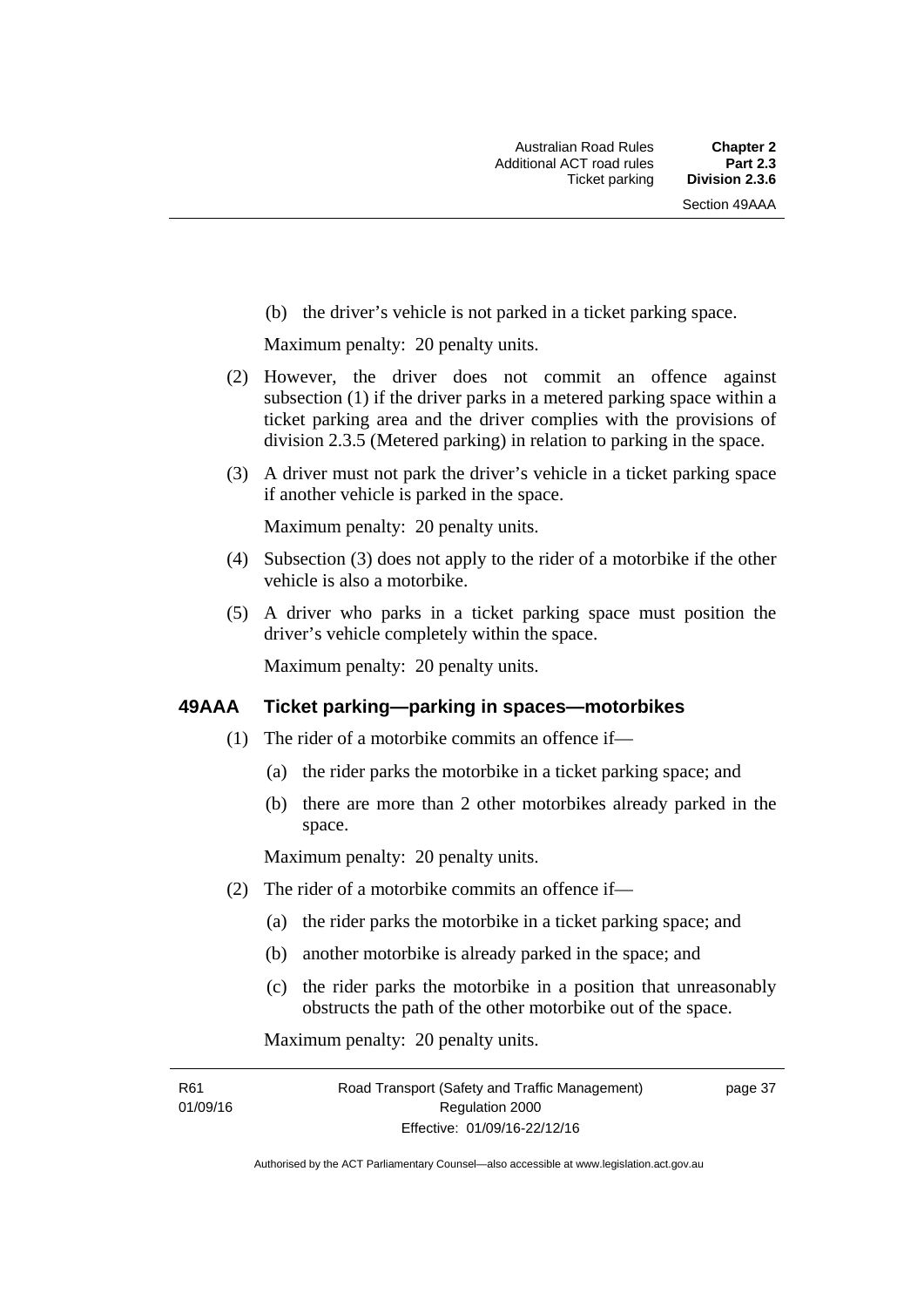(b) the driver's vehicle is not parked in a ticket parking space.

Maximum penalty: 20 penalty units.

(2) However, the driver does not commit an offence against subsection (1) if the driver parks in a metered parking space within a ticket parking area and the driver complies with the provisions of division 2.3.5 (Metered parking) in relation to parking in the space.

(3) A driver must not park the driver's vehicle in a ticket parking space if another vehicle is parked in the space.

Maximum penalty: 20 penalty units.

(4) Subsection (3) does not apply to the rider of a motorbike if the other vehicle is also a motorbike.

(5) A driver who parks in a ticket parking space must position the driver's vehicle completely within the space.

Maximum penalty: 20 penalty units.

### 49AAA Ticket parking—parking in spaces—motorbikes

(1) The rider of a motorbike commits an offence if—

(a) the rider parks the motorbike in a ticket parking space; and

(b) there are more than 2 other motorbikes already parked in the space.

Maximum penalty: 20 penalty units.

(2) The rider of a motorbike commits an offence if—

(a) the rider parks the motorbike in a ticket parking space; and

(b) another motorbike is already parked in the space; and

(c) the rider parks the motorbike in a position that unreasonably obstructs the path of the other motorbike out of the space.

Maximum penalty: 20 penalty units.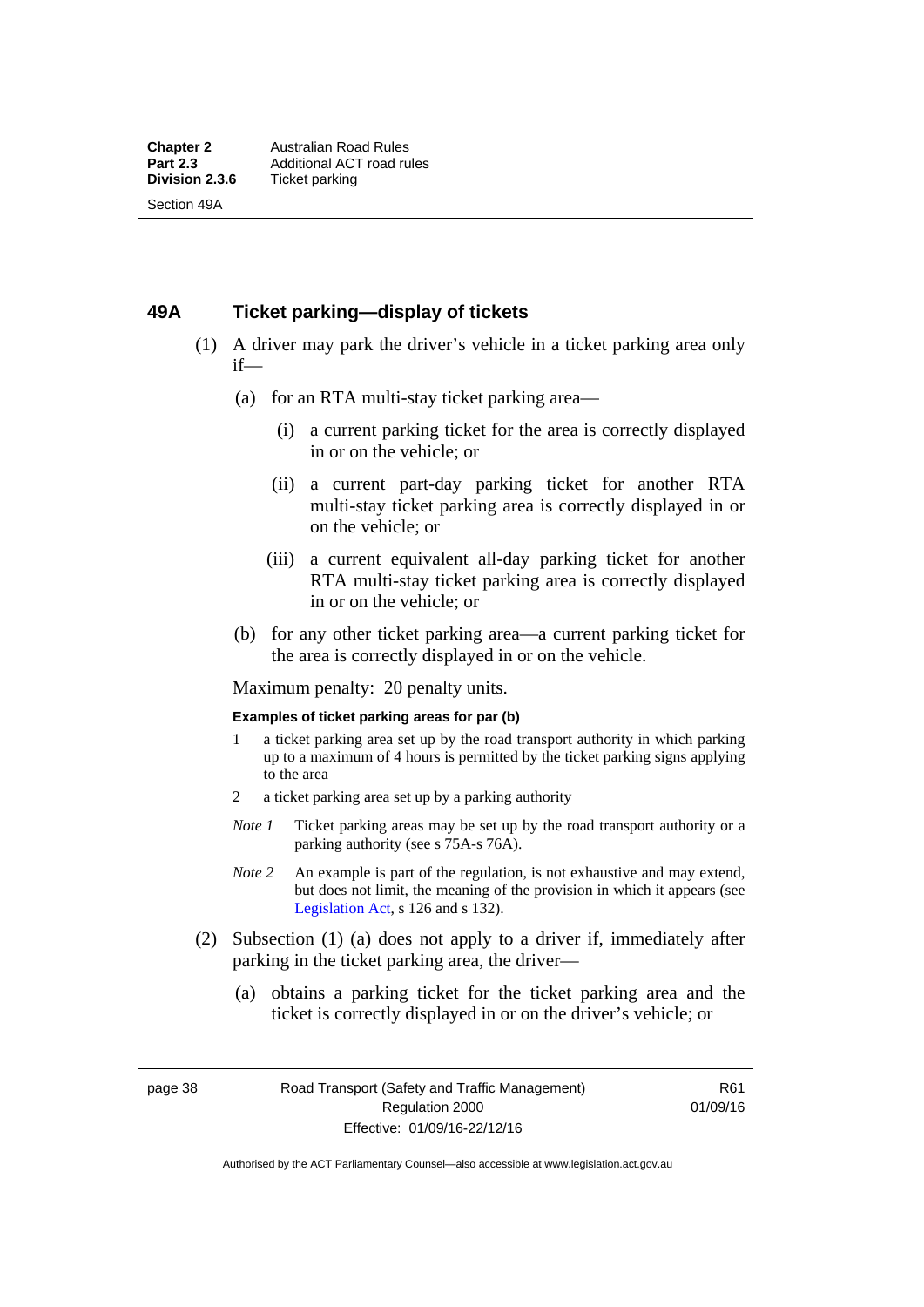## 49A Ticket parking—display of tickets

(1) A driver may park the driver's vehicle in a ticket parking area only if—

(a) for an RTA multi-stay ticket parking area—

(i) a current parking ticket for the area is correctly displayed in or on the vehicle; or

(ii) a current part-day parking ticket for another RTA multi-stay ticket parking area is correctly displayed in or on the vehicle; or

(iii) a current equivalent all-day parking ticket for another RTA multi-stay ticket parking area is correctly displayed in or on the vehicle; or

(b) for any other ticket parking area—a current parking ticket for the area is correctly displayed in or on the vehicle.

Maximum penalty: 20 penalty units.

**Examples of ticket parking areas for par (b)**

1 a ticket parking area set up by the road transport authority in which parking up to a maximum of 4 hours is permitted by the ticket parking signs applying to the area

2 a ticket parking area set up by a parking authority

*Note 1* Ticket parking areas may be set up by the road transport authority or a parking authority (see s 75A-s 76A).

*Note 2* An example is part of the regulation, is not exhaustive and may extend, but does not limit, the meaning of the provision in which it appears (see Legislation Act, s 126 and s 132).

(2) Subsection (1) (a) does not apply to a driver if, immediately after parking in the ticket parking area, the driver—

(a) obtains a parking ticket for the ticket parking area and the ticket is correctly displayed in or on the driver's vehicle; or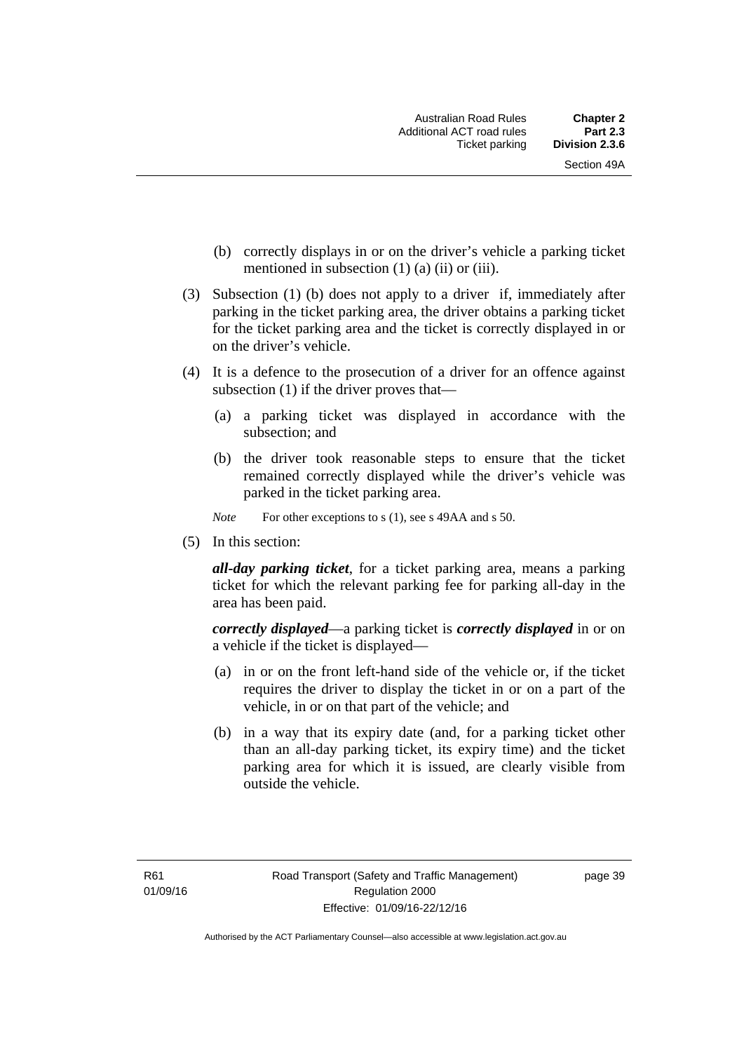(b) correctly displays in or on the driver's vehicle a parking ticket mentioned in subsection (1) (a) (ii) or (iii).

(3) Subsection (1) (b) does not apply to a driver if, immediately after parking in the ticket parking area, the driver obtains a parking ticket for the ticket parking area and the ticket is correctly displayed in or on the driver's vehicle.

(4) It is a defence to the prosecution of a driver for an offence against subsection (1) if the driver proves that—

(a) a parking ticket was displayed in accordance with the subsection; and

(b) the driver took reasonable steps to ensure that the ticket remained correctly displayed while the driver's vehicle was parked in the ticket parking area.

*Note* For other exceptions to s (1), see s 49AA and s 50.

(5) In this section:

***all-day parking ticket***, for a ticket parking area, means a parking ticket for which the relevant parking fee for parking all-day in the area has been paid.

***correctly displayed***—a parking ticket is ***correctly displayed*** in or on a vehicle if the ticket is displayed—

(a) in or on the front left-hand side of the vehicle or, if the ticket requires the driver to display the ticket in or on a part of the vehicle, in or on that part of the vehicle; and

(b) in a way that its expiry date (and, for a parking ticket other than an all-day parking ticket, its expiry time) and the ticket parking area for which it is issued, are clearly visible from outside the vehicle.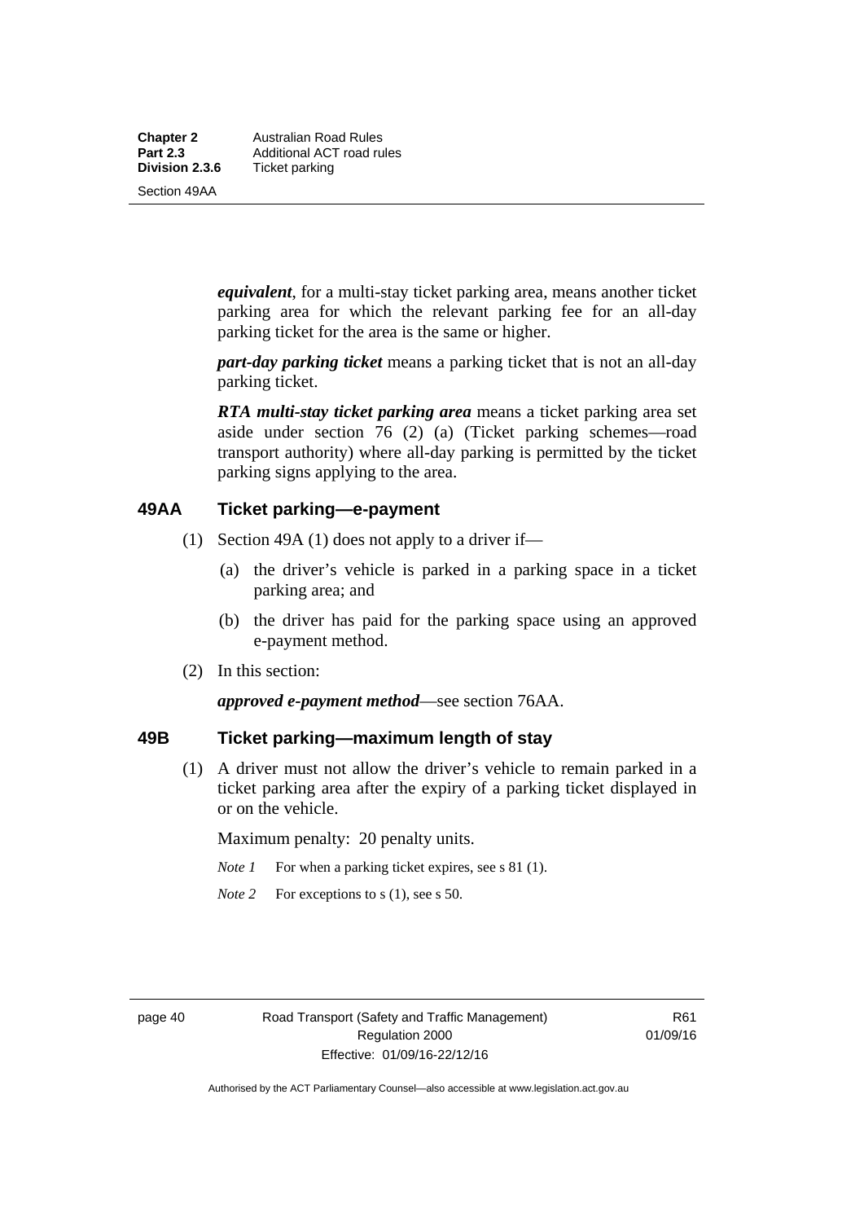***equivalent***, for a multi-stay ticket parking area, means another ticket parking area for which the relevant parking fee for an all-day parking ticket for the area is the same or higher.

***part-day parking ticket*** means a parking ticket that is not an all-day parking ticket.

***RTA multi-stay ticket parking area*** means a ticket parking area set aside under section 76 (2) (a) (Ticket parking schemes—road transport authority) where all-day parking is permitted by the ticket parking signs applying to the area.

### 49AA Ticket parking—e-payment

(1) Section 49A (1) does not apply to a driver if—

  (a) the driver's vehicle is parked in a parking space in a ticket parking area; and

  (b) the driver has paid for the parking space using an approved e-payment method.

(2) In this section:

***approved e-payment method***—see section 76AA.

### 49B Ticket parking—maximum length of stay

(1) A driver must not allow the driver's vehicle to remain parked in a ticket parking area after the expiry of a parking ticket displayed in or on the vehicle.

Maximum penalty: 20 penalty units.

*Note 1* For when a parking ticket expires, see s 81 (1).

*Note 2* For exceptions to s (1), see s 50.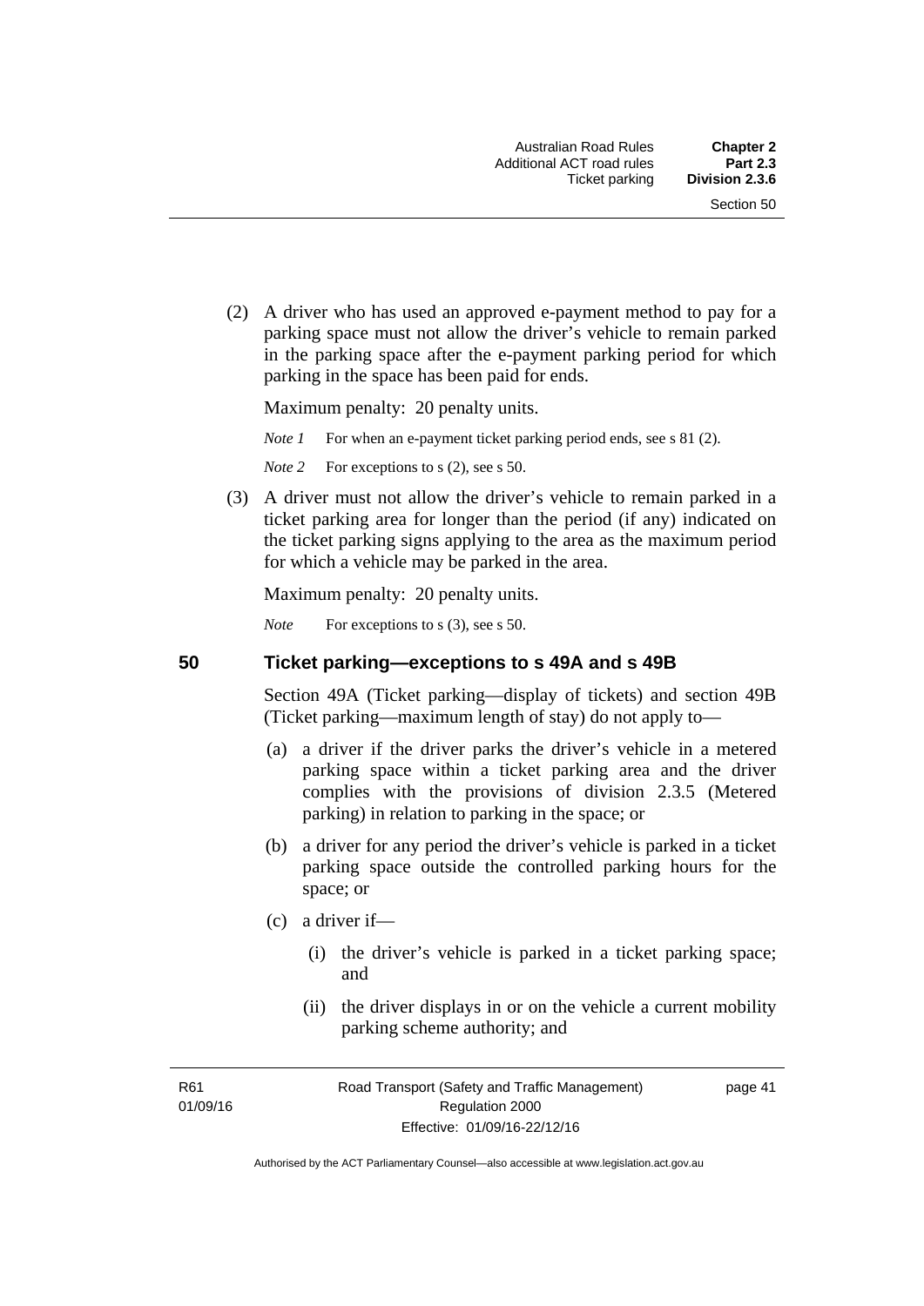(2) A driver who has used an approved e-payment method to pay for a parking space must not allow the driver's vehicle to remain parked in the parking space after the e-payment parking period for which parking in the space has been paid for ends.

Maximum penalty: 20 penalty units.

*Note 1* For when an e-payment ticket parking period ends, see s 81 (2).

*Note 2* For exceptions to s (2), see s 50.

(3) A driver must not allow the driver's vehicle to remain parked in a ticket parking area for longer than the period (if any) indicated on the ticket parking signs applying to the area as the maximum period for which a vehicle may be parked in the area.

Maximum penalty: 20 penalty units.

*Note* For exceptions to s (3), see s 50.

### 50 Ticket parking—exceptions to s 49A and s 49B

Section 49A (Ticket parking—display of tickets) and section 49B (Ticket parking—maximum length of stay) do not apply to—

(a) a driver if the driver parks the driver's vehicle in a metered parking space within a ticket parking area and the driver complies with the provisions of division 2.3.5 (Metered parking) in relation to parking in the space; or

(b) a driver for any period the driver's vehicle is parked in a ticket parking space outside the controlled parking hours for the space; or

(c) a driver if—

(i) the driver's vehicle is parked in a ticket parking space; and

(ii) the driver displays in or on the vehicle a current mobility parking scheme authority; and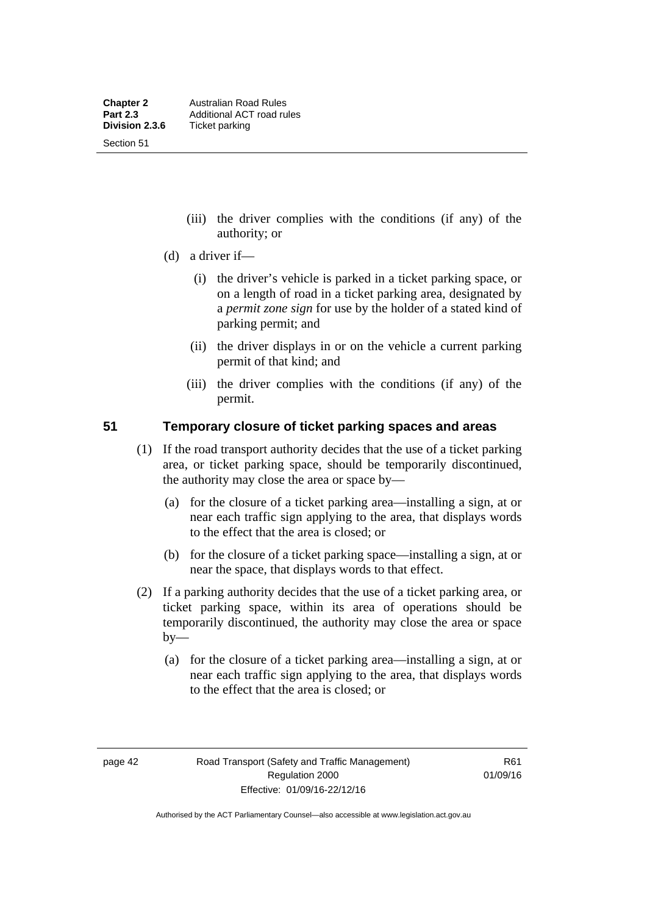(iii) the driver complies with the conditions (if any) of the authority; or

(d) a driver if—

(i) the driver's vehicle is parked in a ticket parking space, or on a length of road in a ticket parking area, designated by a *permit zone sign* for use by the holder of a stated kind of parking permit; and

(ii) the driver displays in or on the vehicle a current parking permit of that kind; and

(iii) the driver complies with the conditions (if any) of the permit.

## 51 Temporary closure of ticket parking spaces and areas

(1) If the road transport authority decides that the use of a ticket parking area, or ticket parking space, should be temporarily discontinued, the authority may close the area or space by—

(a) for the closure of a ticket parking area—installing a sign, at or near each traffic sign applying to the area, that displays words to the effect that the area is closed; or

(b) for the closure of a ticket parking space—installing a sign, at or near the space, that displays words to that effect.

(2) If a parking authority decides that the use of a ticket parking area, or ticket parking space, within its area of operations should be temporarily discontinued, the authority may close the area or space by—

(a) for the closure of a ticket parking area—installing a sign, at or near each traffic sign applying to the area, that displays words to the effect that the area is closed; or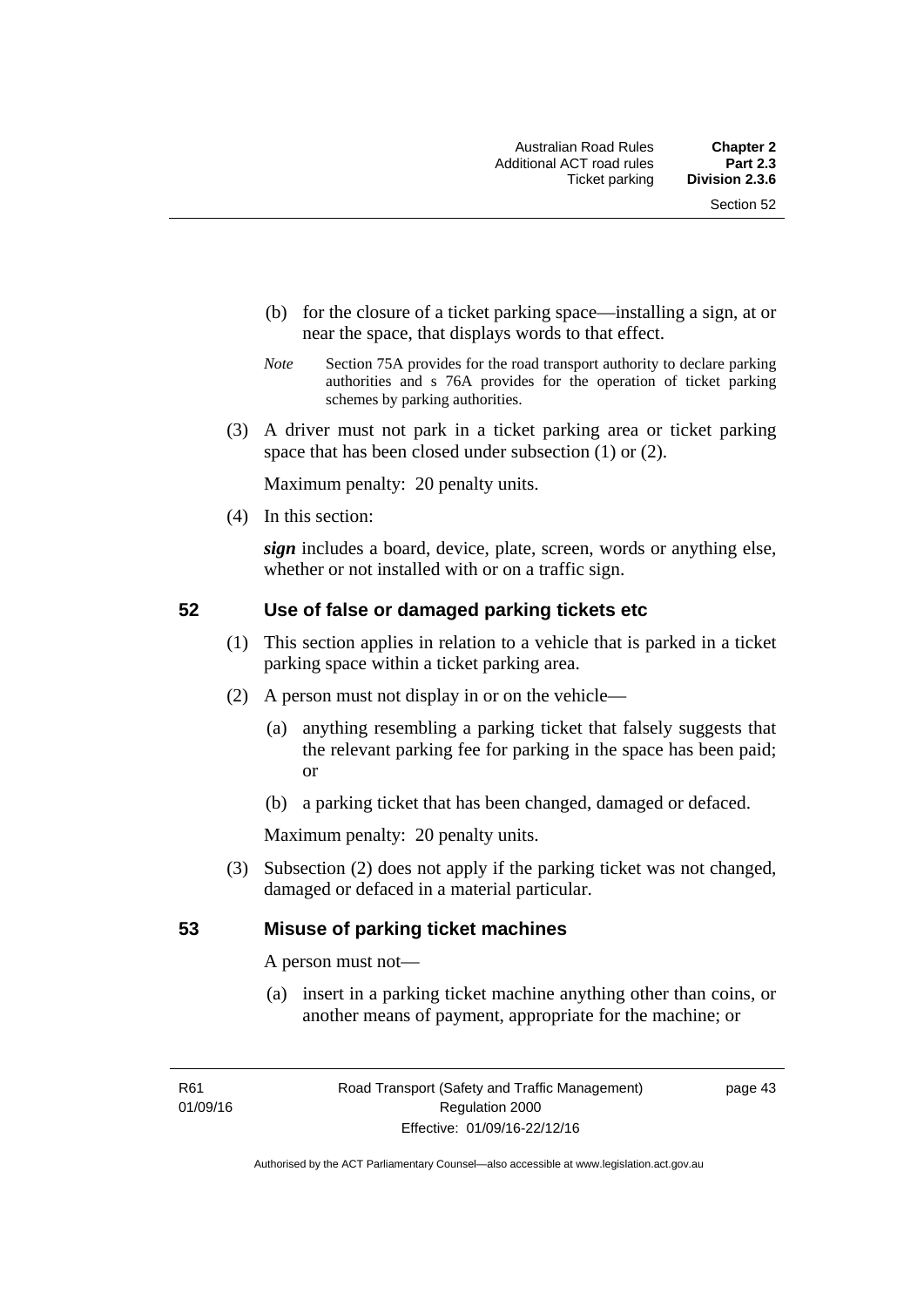(b) for the closure of a ticket parking space—installing a sign, at or near the space, that displays words to that effect.

*Note* Section 75A provides for the road transport authority to declare parking authorities and s 76A provides for the operation of ticket parking schemes by parking authorities.

(3) A driver must not park in a ticket parking area or ticket parking space that has been closed under subsection (1) or (2).

Maximum penalty: 20 penalty units.

(4) In this section:

***sign*** includes a board, device, plate, screen, words or anything else, whether or not installed with or on a traffic sign.

## 52 Use of false or damaged parking tickets etc

(1) This section applies in relation to a vehicle that is parked in a ticket parking space within a ticket parking area.

(2) A person must not display in or on the vehicle—

(a) anything resembling a parking ticket that falsely suggests that the relevant parking fee for parking in the space has been paid; or

(b) a parking ticket that has been changed, damaged or defaced.

Maximum penalty: 20 penalty units.

(3) Subsection (2) does not apply if the parking ticket was not changed, damaged or defaced in a material particular.

## 53 Misuse of parking ticket machines

A person must not—

(a) insert in a parking ticket machine anything other than coins, or another means of payment, appropriate for the machine; or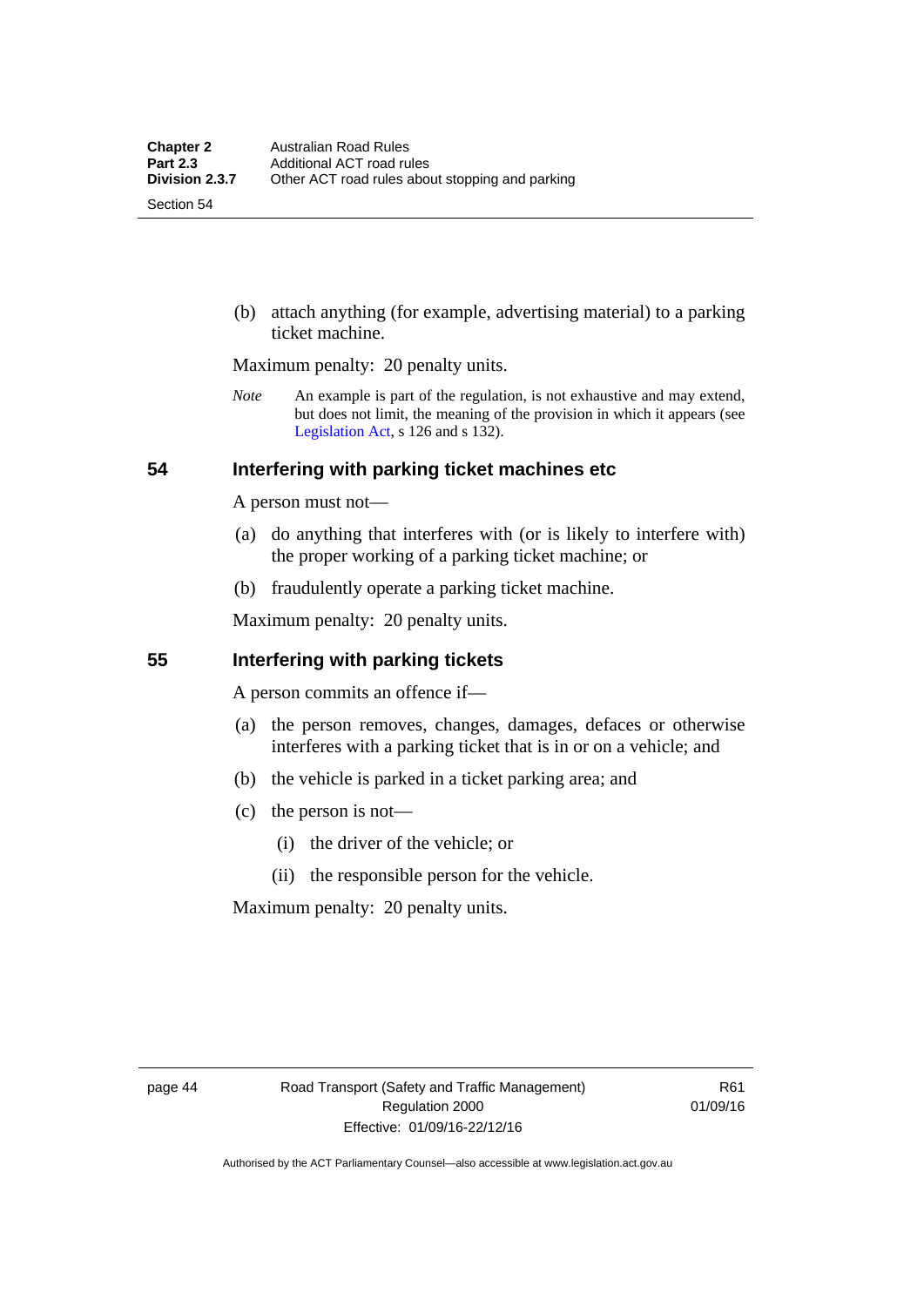(b) attach anything (for example, advertising material) to a parking ticket machine.

Maximum penalty: 20 penalty units.

*Note* An example is part of the regulation, is not exhaustive and may extend, but does not limit, the meaning of the provision in which it appears (see Legislation Act, s 126 and s 132).

## 54 Interfering with parking ticket machines etc

A person must not—

(a) do anything that interferes with (or is likely to interfere with) the proper working of a parking ticket machine; or

(b) fraudulently operate a parking ticket machine.

Maximum penalty: 20 penalty units.

## 55 Interfering with parking tickets

A person commits an offence if—

(a) the person removes, changes, damages, defaces or otherwise interferes with a parking ticket that is in or on a vehicle; and

(b) the vehicle is parked in a ticket parking area; and

(c) the person is not—

(i) the driver of the vehicle; or

(ii) the responsible person for the vehicle.

Maximum penalty: 20 penalty units.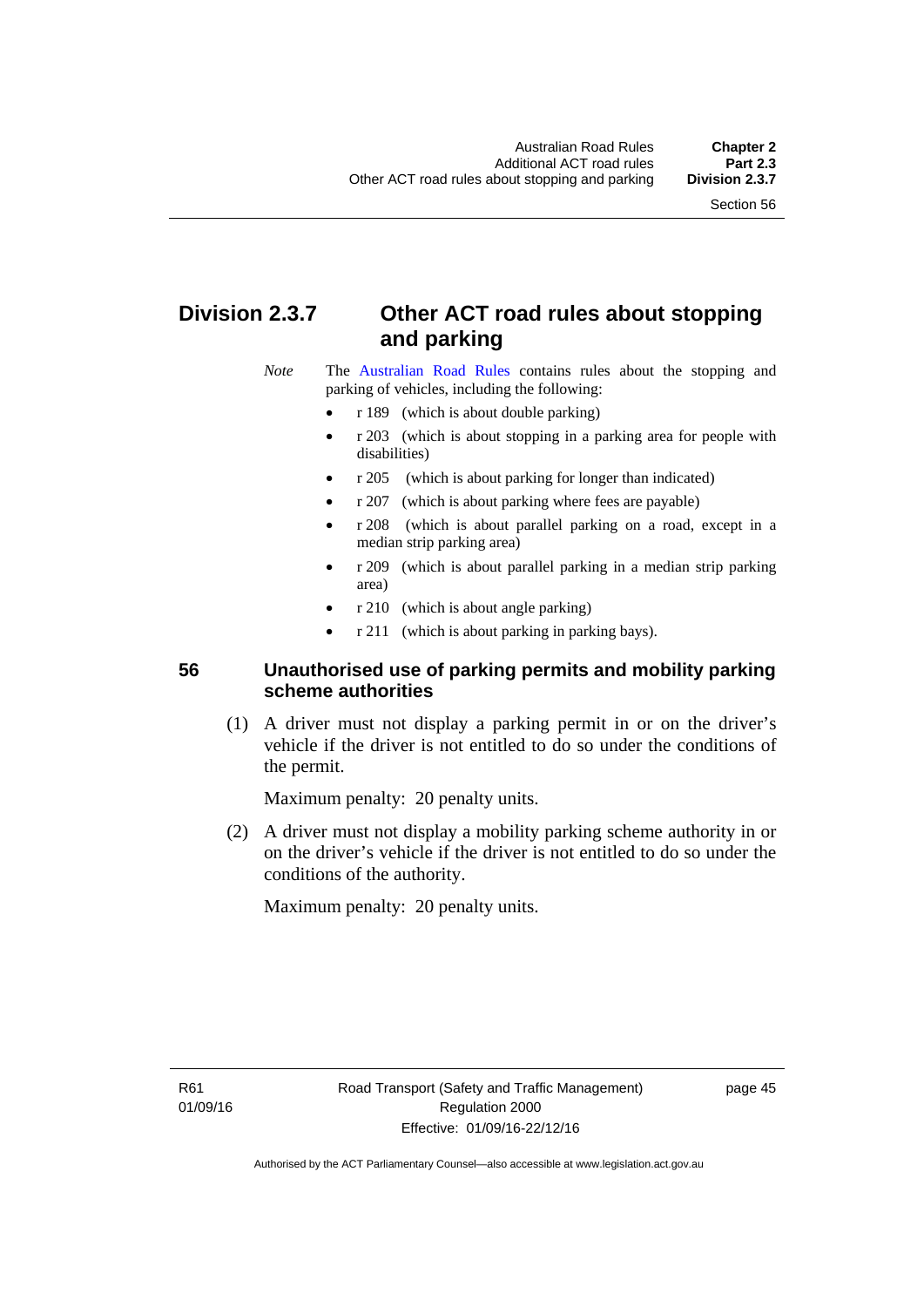## Division 2.3.7 Other ACT road rules about stopping and parking

*Note* The Australian Road Rules contains rules about the stopping and parking of vehicles, including the following:

- r 189 (which is about double parking)
- r 203 (which is about stopping in a parking area for people with disabilities)
- r 205 (which is about parking for longer than indicated)
- r 207 (which is about parking where fees are payable)
- r 208 (which is about parallel parking on a road, except in a median strip parking area)
- r 209 (which is about parallel parking in a median strip parking area)
- r 210 (which is about angle parking)
- r 211 (which is about parking in parking bays).

### 56 Unauthorised use of parking permits and mobility parking scheme authorities

(1) A driver must not display a parking permit in or on the driver's vehicle if the driver is not entitled to do so under the conditions of the permit.

Maximum penalty: 20 penalty units.

(2) A driver must not display a mobility parking scheme authority in or on the driver's vehicle if the driver is not entitled to do so under the conditions of the authority.

Maximum penalty: 20 penalty units.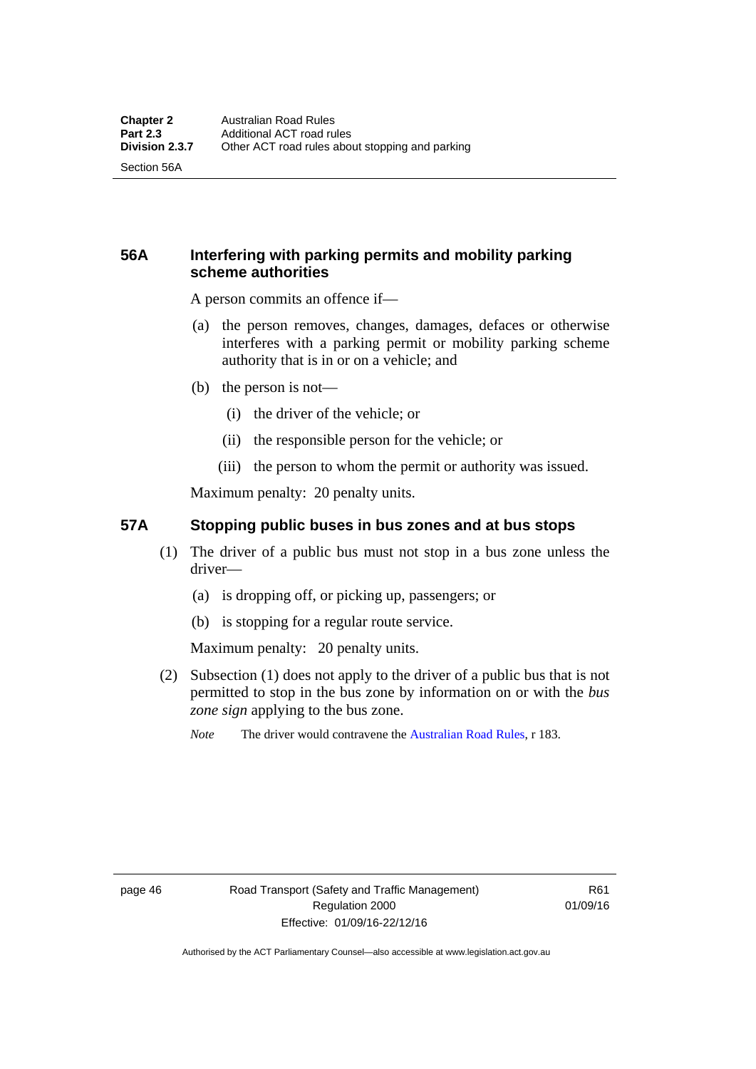## 56A Interfering with parking permits and mobility parking scheme authorities

A person commits an offence if—

(a) the person removes, changes, damages, defaces or otherwise interferes with a parking permit or mobility parking scheme authority that is in or on a vehicle; and

(b) the person is not—

   (i) the driver of the vehicle; or

   (ii) the responsible person for the vehicle; or

   (iii) the person to whom the permit or authority was issued.

Maximum penalty: 20 penalty units.

## 57A Stopping public buses in bus zones and at bus stops

(1) The driver of a public bus must not stop in a bus zone unless the driver—

   (a) is dropping off, or picking up, passengers; or

   (b) is stopping for a regular route service.

   Maximum penalty: 20 penalty units.

(2) Subsection (1) does not apply to the driver of a public bus that is not permitted to stop in the bus zone by information on or with the *bus zone sign* applying to the bus zone.

   *Note* The driver would contravene the Australian Road Rules, r 183.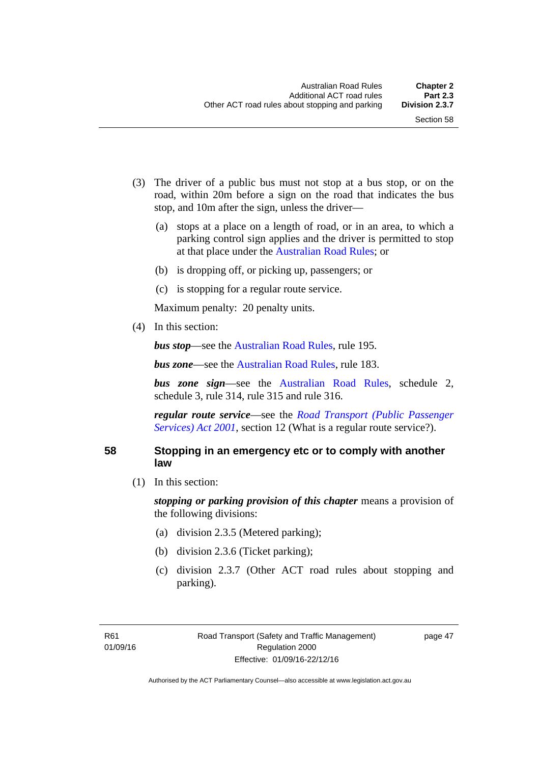(3) The driver of a public bus must not stop at a bus stop, or on the road, within 20m before a sign on the road that indicates the bus stop, and 10m after the sign, unless the driver—

(a) stops at a place on a length of road, or in an area, to which a parking control sign applies and the driver is permitted to stop at that place under the Australian Road Rules; or

(b) is dropping off, or picking up, passengers; or

(c) is stopping for a regular route service.

Maximum penalty: 20 penalty units.

(4) In this section:

***bus stop***—see the Australian Road Rules, rule 195.

***bus zone***—see the Australian Road Rules, rule 183.

***bus zone sign***—see the Australian Road Rules, schedule 2, schedule 3, rule 314, rule 315 and rule 316.

***regular route service***—see the *Road Transport (Public Passenger Services) Act 2001*, section 12 (What is a regular route service?).

## 58 Stopping in an emergency etc or to comply with another law

(1) In this section:

***stopping or parking provision of this chapter*** means a provision of the following divisions:

(a) division 2.3.5 (Metered parking);

(b) division 2.3.6 (Ticket parking);

(c) division 2.3.7 (Other ACT road rules about stopping and parking).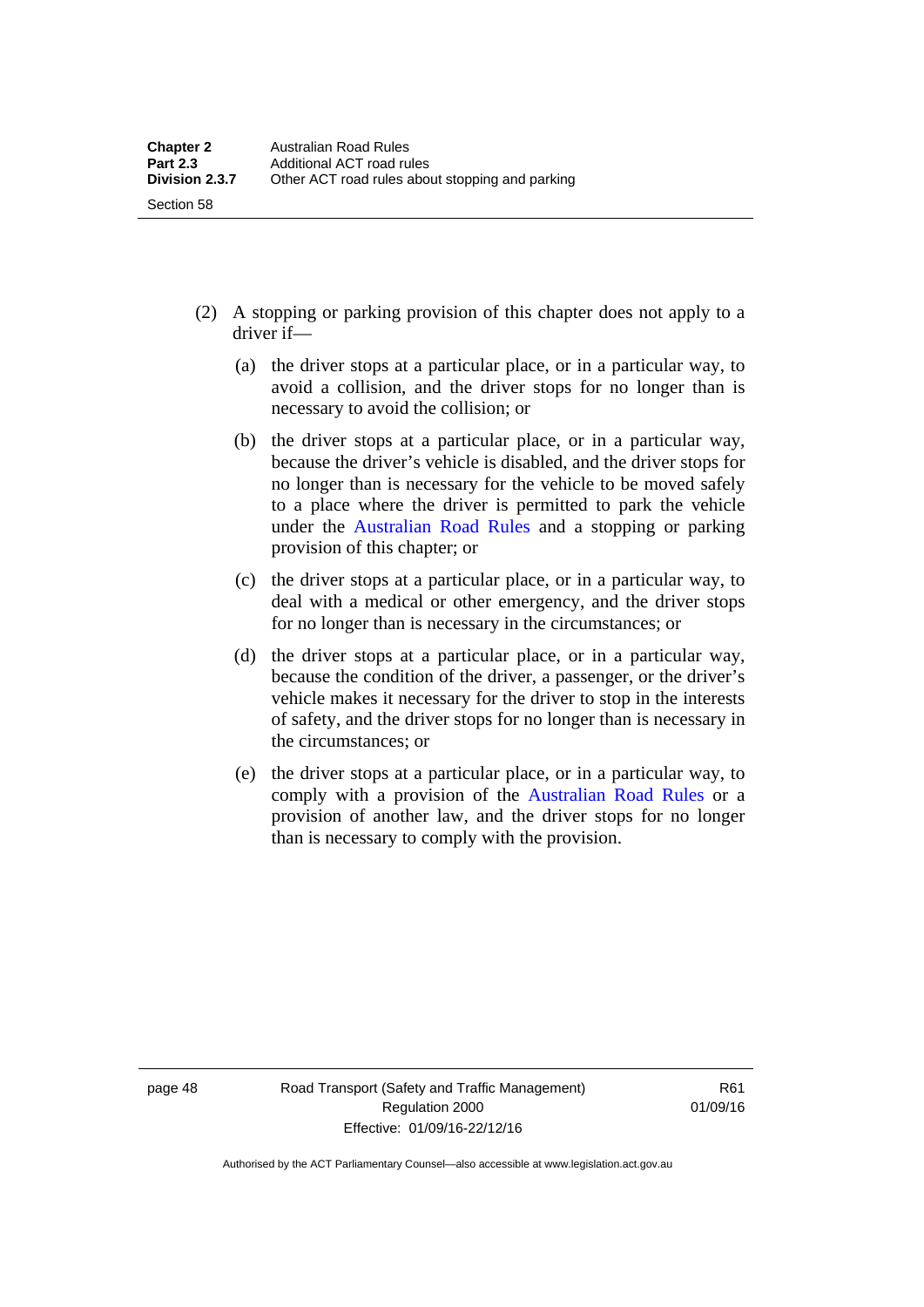(2) A stopping or parking provision of this chapter does not apply to a driver if—

(a) the driver stops at a particular place, or in a particular way, to avoid a collision, and the driver stops for no longer than is necessary to avoid the collision; or

(b) the driver stops at a particular place, or in a particular way, because the driver's vehicle is disabled, and the driver stops for no longer than is necessary for the vehicle to be moved safely to a place where the driver is permitted to park the vehicle under the Australian Road Rules and a stopping or parking provision of this chapter; or

(c) the driver stops at a particular place, or in a particular way, to deal with a medical or other emergency, and the driver stops for no longer than is necessary in the circumstances; or

(d) the driver stops at a particular place, or in a particular way, because the condition of the driver, a passenger, or the driver's vehicle makes it necessary for the driver to stop in the interests of safety, and the driver stops for no longer than is necessary in the circumstances; or

(e) the driver stops at a particular place, or in a particular way, to comply with a provision of the Australian Road Rules or a provision of another law, and the driver stops for no longer than is necessary to comply with the provision.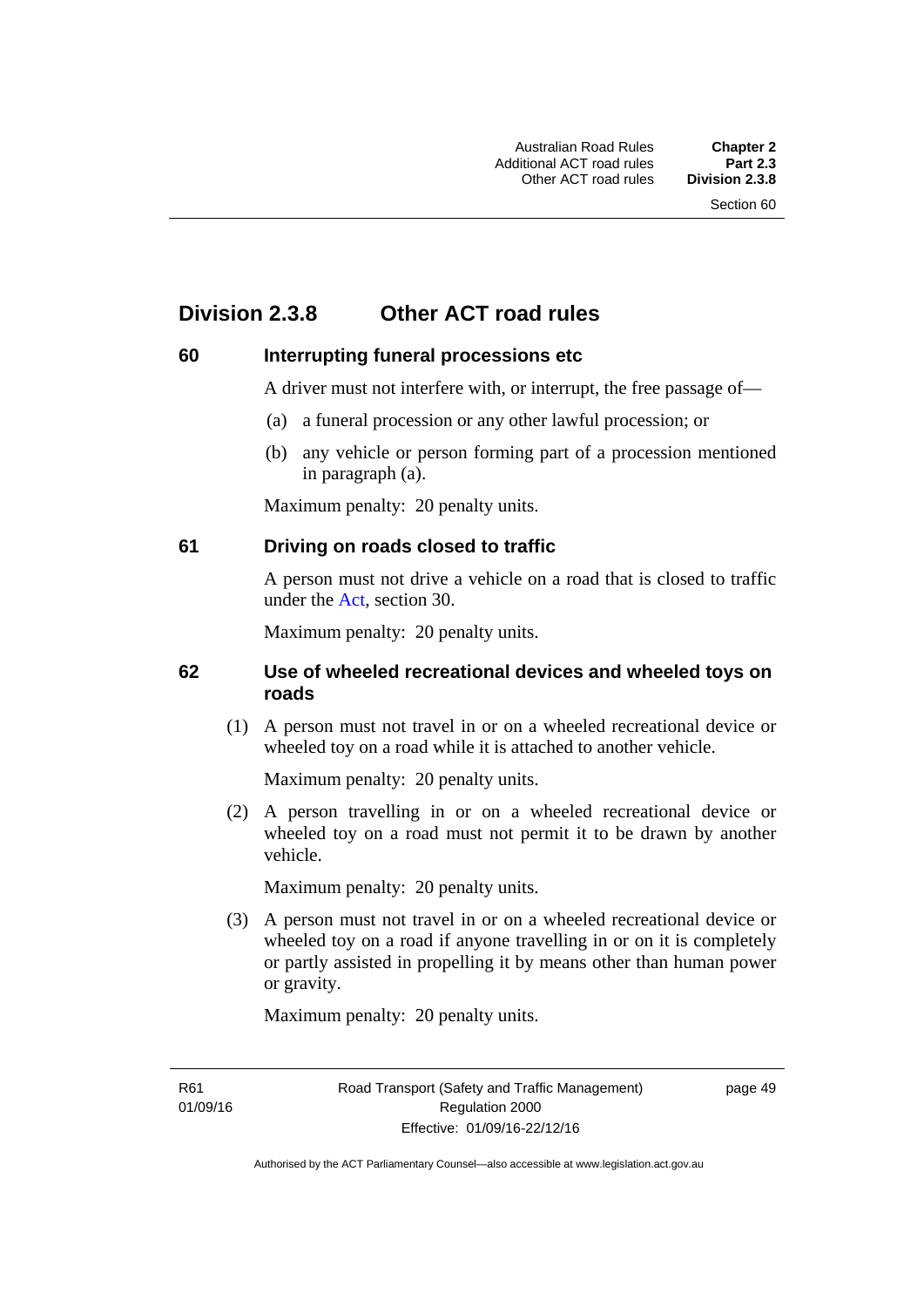## Division 2.3.8 Other ACT road rules

### 60 Interrupting funeral processions etc

A driver must not interfere with, or interrupt, the free passage of—

(a) a funeral procession or any other lawful procession; or

(b) any vehicle or person forming part of a procession mentioned in paragraph (a).

Maximum penalty: 20 penalty units.

### 61 Driving on roads closed to traffic

A person must not drive a vehicle on a road that is closed to traffic under the Act, section 30.

Maximum penalty: 20 penalty units.

### 62 Use of wheeled recreational devices and wheeled toys on roads

(1) A person must not travel in or on a wheeled recreational device or wheeled toy on a road while it is attached to another vehicle.

Maximum penalty: 20 penalty units.

(2) A person travelling in or on a wheeled recreational device or wheeled toy on a road must not permit it to be drawn by another vehicle.

Maximum penalty: 20 penalty units.

(3) A person must not travel in or on a wheeled recreational device or wheeled toy on a road if anyone travelling in or on it is completely or partly assisted in propelling it by means other than human power or gravity.

Maximum penalty: 20 penalty units.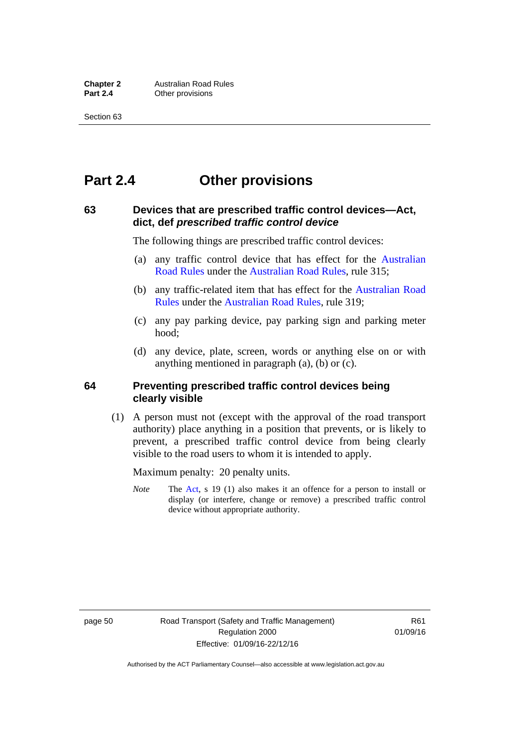# Part 2.4 Other provisions

## 63 Devices that are prescribed traffic control devices—Act, dict, def *prescribed traffic control device*

The following things are prescribed traffic control devices:

(a) any traffic control device that has effect for the Australian Road Rules under the Australian Road Rules, rule 315;

(b) any traffic-related item that has effect for the Australian Road Rules under the Australian Road Rules, rule 319;

(c) any pay parking device, pay parking sign and parking meter hood;

(d) any device, plate, screen, words or anything else on or with anything mentioned in paragraph (a), (b) or (c).

## 64 Preventing prescribed traffic control devices being clearly visible

(1) A person must not (except with the approval of the road transport authority) place anything in a position that prevents, or is likely to prevent, a prescribed traffic control device from being clearly visible to the road users to whom it is intended to apply.

Maximum penalty: 20 penalty units.

*Note* The Act, s 19 (1) also makes it an offence for a person to install or display (or interfere, change or remove) a prescribed traffic control device without appropriate authority.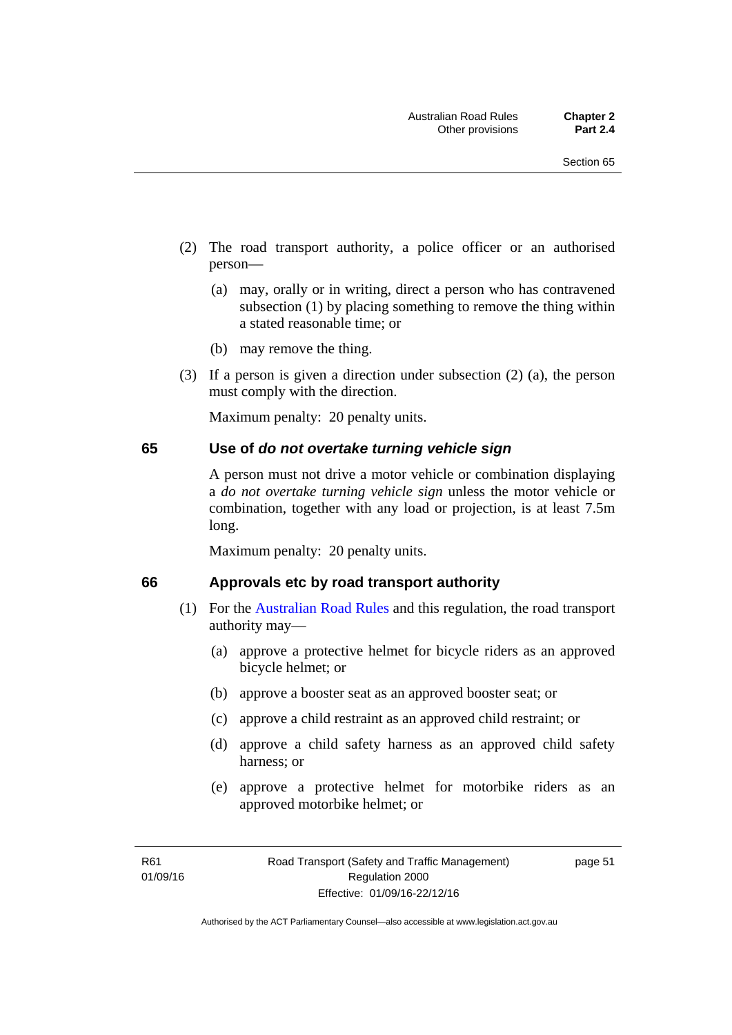(2) The road transport authority, a police officer or an authorised person—

(a) may, orally or in writing, direct a person who has contravened subsection (1) by placing something to remove the thing within a stated reasonable time; or

(b) may remove the thing.

(3) If a person is given a direction under subsection (2) (a), the person must comply with the direction.

Maximum penalty: 20 penalty units.

## 65 Use of *do not overtake turning vehicle sign*

A person must not drive a motor vehicle or combination displaying a *do not overtake turning vehicle sign* unless the motor vehicle or combination, together with any load or projection, is at least 7.5m long.

Maximum penalty: 20 penalty units.

## 66 Approvals etc by road transport authority

(1) For the Australian Road Rules and this regulation, the road transport authority may—

(a) approve a protective helmet for bicycle riders as an approved bicycle helmet; or

(b) approve a booster seat as an approved booster seat; or

(c) approve a child restraint as an approved child restraint; or

(d) approve a child safety harness as an approved child safety harness; or

(e) approve a protective helmet for motorbike riders as an approved motorbike helmet; or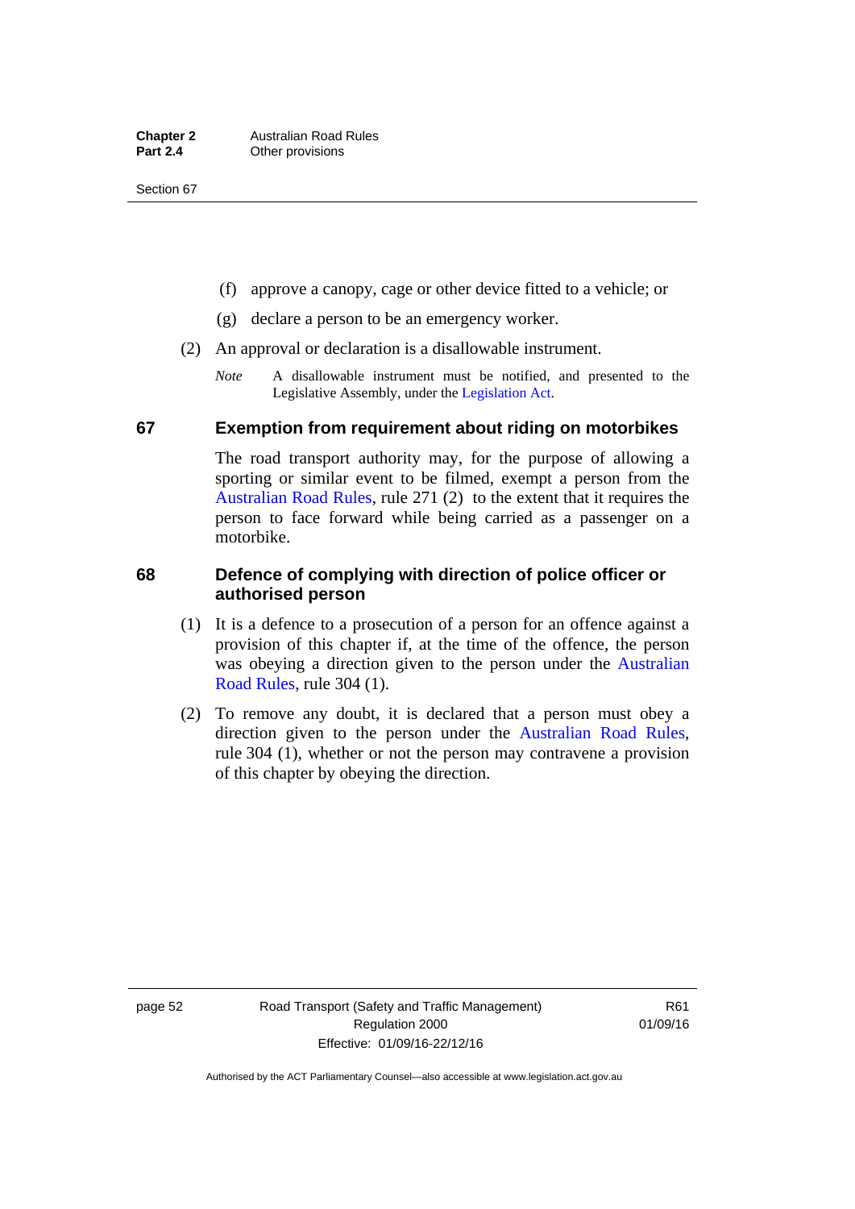(f) approve a canopy, cage or other device fitted to a vehicle; or

(g) declare a person to be an emergency worker.

(2) An approval or declaration is a disallowable instrument.

*Note* A disallowable instrument must be notified, and presented to the Legislative Assembly, under the Legislation Act.

## 67 Exemption from requirement about riding on motorbikes

The road transport authority may, for the purpose of allowing a sporting or similar event to be filmed, exempt a person from the Australian Road Rules, rule 271 (2) to the extent that it requires the person to face forward while being carried as a passenger on a motorbike.

## 68 Defence of complying with direction of police officer or authorised person

(1) It is a defence to a prosecution of a person for an offence against a provision of this chapter if, at the time of the offence, the person was obeying a direction given to the person under the Australian Road Rules, rule 304 (1).

(2) To remove any doubt, it is declared that a person must obey a direction given to the person under the Australian Road Rules, rule 304 (1), whether or not the person may contravene a provision of this chapter by obeying the direction.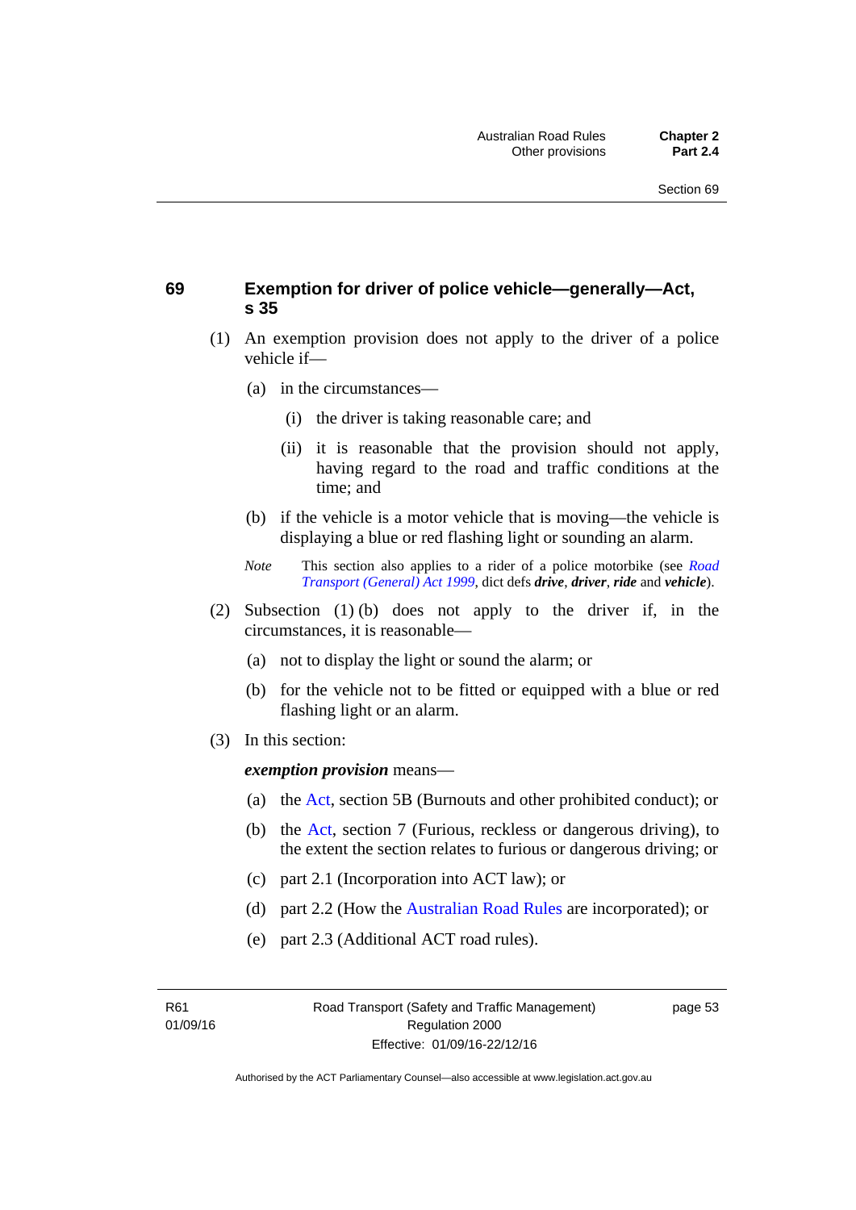## 69 Exemption for driver of police vehicle—generally—Act, s 35

(1) An exemption provision does not apply to the driver of a police vehicle if—

(a) in the circumstances—

(i) the driver is taking reasonable care; and

(ii) it is reasonable that the provision should not apply, having regard to the road and traffic conditions at the time; and

(b) if the vehicle is a motor vehicle that is moving—the vehicle is displaying a blue or red flashing light or sounding an alarm.

*Note* This section also applies to a rider of a police motorbike (see *Road Transport (General) Act 1999*, dict defs ***drive***, ***driver***, ***ride*** and ***vehicle***).

(2) Subsection (1) (b) does not apply to the driver if, in the circumstances, it is reasonable—

(a) not to display the light or sound the alarm; or

(b) for the vehicle not to be fitted or equipped with a blue or red flashing light or an alarm.

(3) In this section:

***exemption provision*** means—

(a) the Act, section 5B (Burnouts and other prohibited conduct); or

(b) the Act, section 7 (Furious, reckless or dangerous driving), to the extent the section relates to furious or dangerous driving; or

(c) part 2.1 (Incorporation into ACT law); or

(d) part 2.2 (How the Australian Road Rules are incorporated); or

(e) part 2.3 (Additional ACT road rules).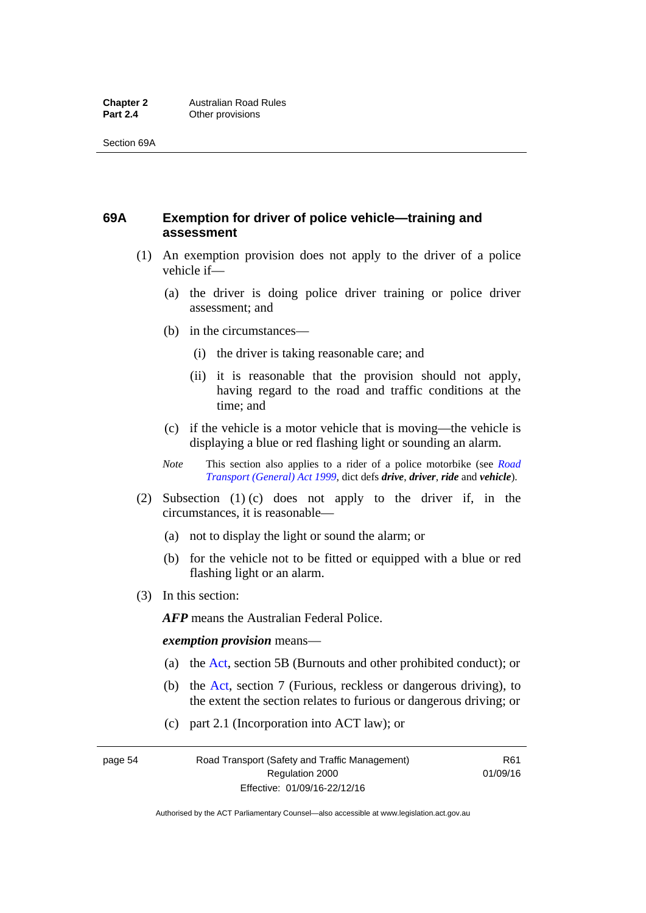## 69A Exemption for driver of police vehicle—training and assessment

(1) An exemption provision does not apply to the driver of a police vehicle if—

(a) the driver is doing police driver training or police driver assessment; and

(b) in the circumstances—

(i) the driver is taking reasonable care; and

(ii) it is reasonable that the provision should not apply, having regard to the road and traffic conditions at the time; and

(c) if the vehicle is a motor vehicle that is moving—the vehicle is displaying a blue or red flashing light or sounding an alarm.

*Note* This section also applies to a rider of a police motorbike (see *Road Transport (General) Act 1999*, dict defs ***drive***, ***driver***, ***ride*** and ***vehicle***).

(2) Subsection (1) (c) does not apply to the driver if, in the circumstances, it is reasonable—

(a) not to display the light or sound the alarm; or

(b) for the vehicle not to be fitted or equipped with a blue or red flashing light or an alarm.

(3) In this section:

***AFP*** means the Australian Federal Police.

***exemption provision*** means—

(a) the Act, section 5B (Burnouts and other prohibited conduct); or

(b) the Act, section 7 (Furious, reckless or dangerous driving), to the extent the section relates to furious or dangerous driving; or

(c) part 2.1 (Incorporation into ACT law); or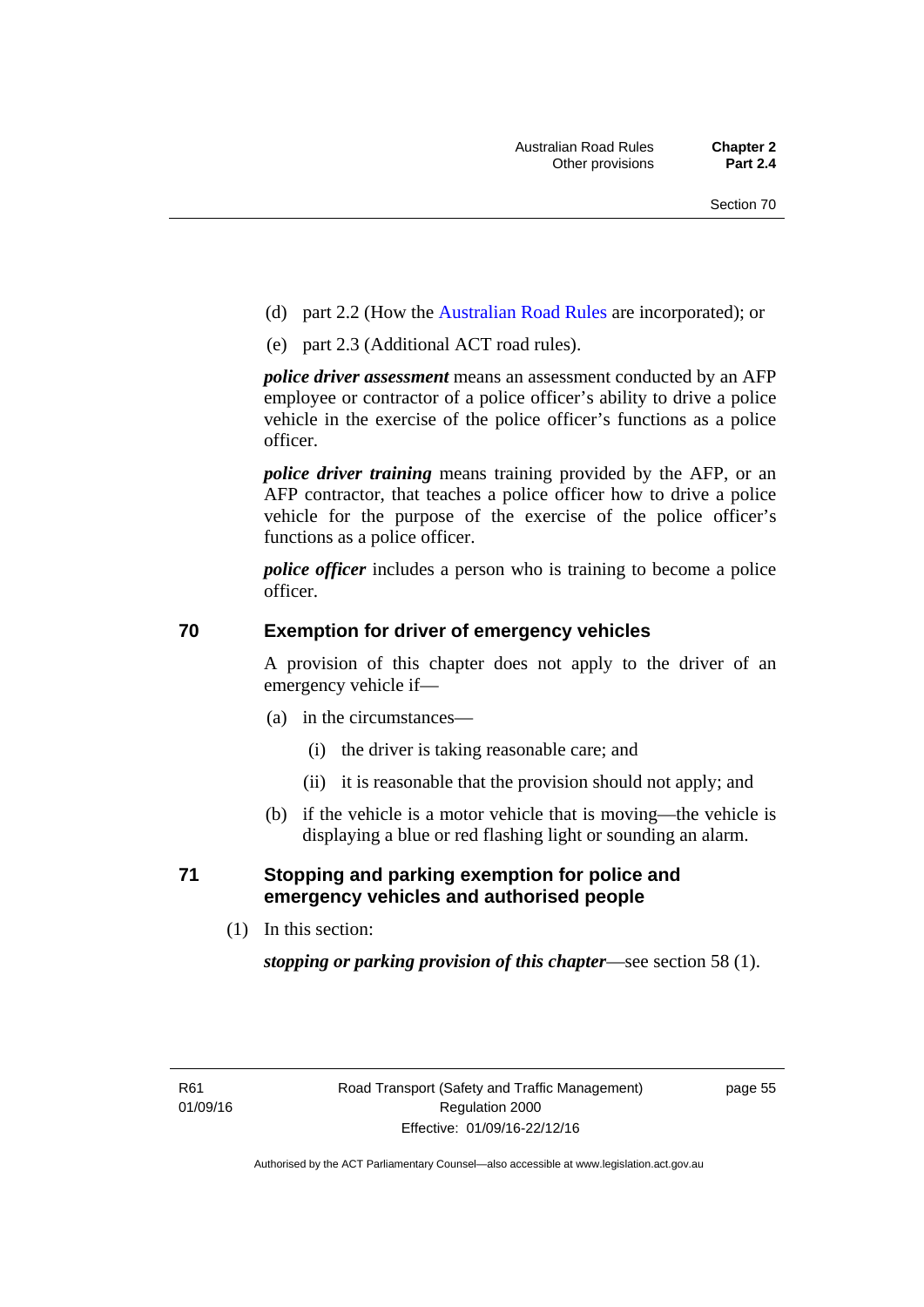(d) part 2.2 (How the Australian Road Rules are incorporated); or

(e) part 2.3 (Additional ACT road rules).

***police driver assessment*** means an assessment conducted by an AFP employee or contractor of a police officer's ability to drive a police vehicle in the exercise of the police officer's functions as a police officer.

***police driver training*** means training provided by the AFP, or an AFP contractor, that teaches a police officer how to drive a police vehicle for the purpose of the exercise of the police officer's functions as a police officer.

***police officer*** includes a person who is training to become a police officer.

## 70 Exemption for driver of emergency vehicles

A provision of this chapter does not apply to the driver of an emergency vehicle if—

(a) in the circumstances—

(i) the driver is taking reasonable care; and

(ii) it is reasonable that the provision should not apply; and

(b) if the vehicle is a motor vehicle that is moving—the vehicle is displaying a blue or red flashing light or sounding an alarm.

## 71 Stopping and parking exemption for police and emergency vehicles and authorised people

(1) In this section:

***stopping or parking provision of this chapter***—see section 58 (1).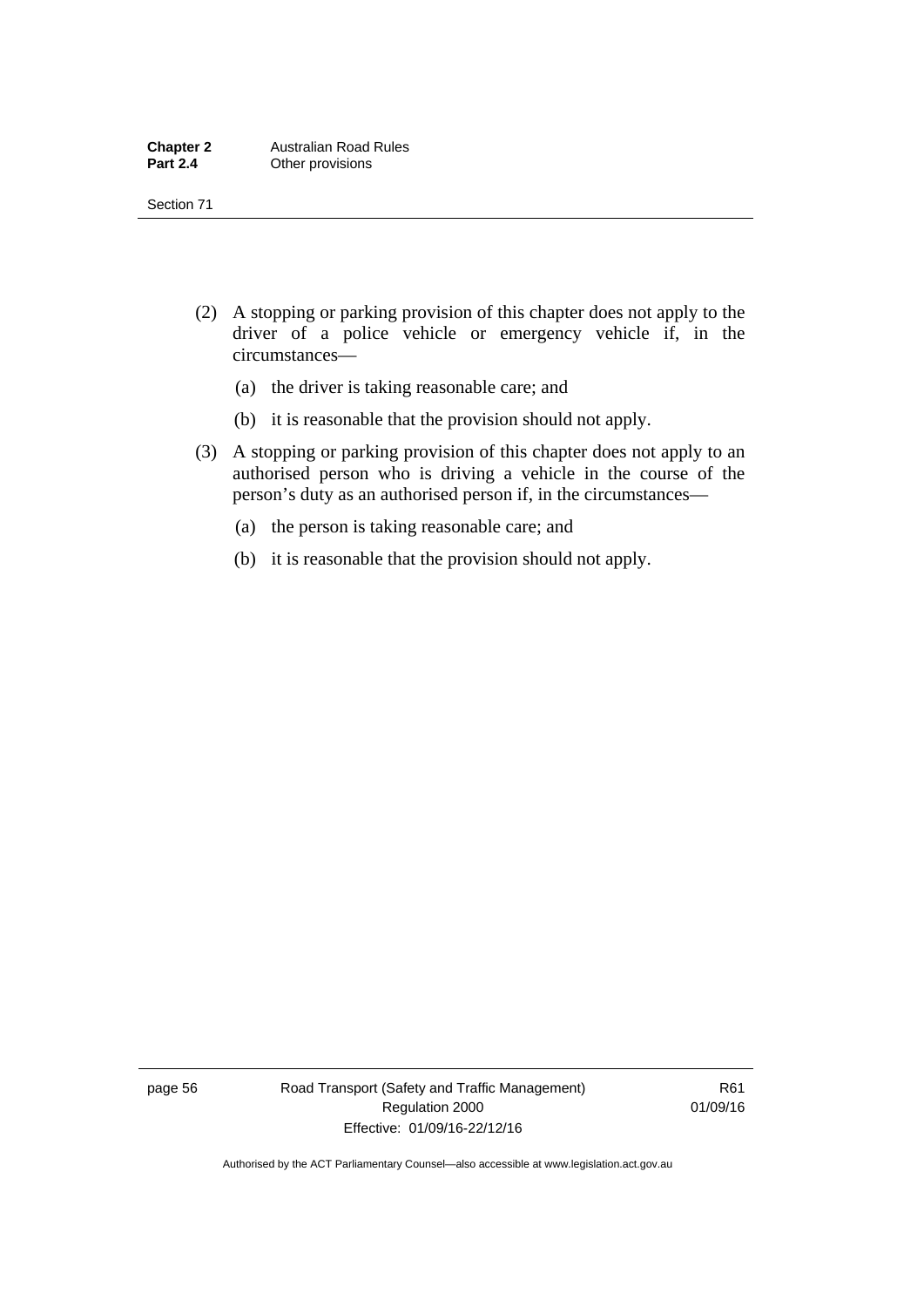(2) A stopping or parking provision of this chapter does not apply to the driver of a police vehicle or emergency vehicle if, in the circumstances—

(a) the driver is taking reasonable care; and

(b) it is reasonable that the provision should not apply.

(3) A stopping or parking provision of this chapter does not apply to an authorised person who is driving a vehicle in the course of the person's duty as an authorised person if, in the circumstances—

(a) the person is taking reasonable care; and

(b) it is reasonable that the provision should not apply.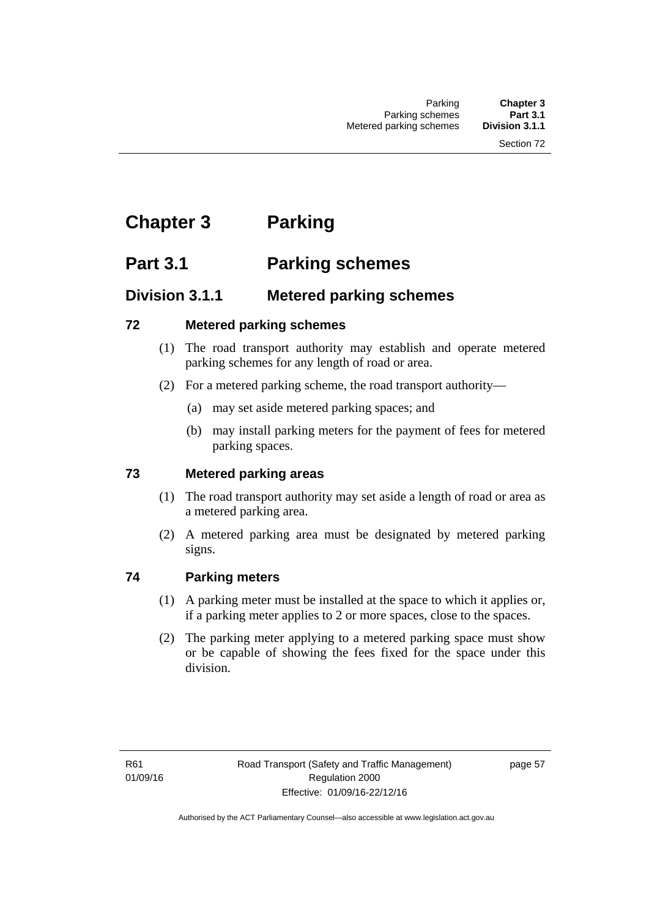# Chapter 3 Parking

## Part 3.1 Parking schemes

### Division 3.1.1 Metered parking schemes

#### 72 Metered parking schemes

(1) The road transport authority may establish and operate metered parking schemes for any length of road or area.

(2) For a metered parking scheme, the road transport authority—

(a) may set aside metered parking spaces; and

(b) may install parking meters for the payment of fees for metered parking spaces.

#### 73 Metered parking areas

(1) The road transport authority may set aside a length of road or area as a metered parking area.

(2) A metered parking area must be designated by metered parking signs.

#### 74 Parking meters

(1) A parking meter must be installed at the space to which it applies or, if a parking meter applies to 2 or more spaces, close to the spaces.

(2) The parking meter applying to a metered parking space must show or be capable of showing the fees fixed for the space under this division.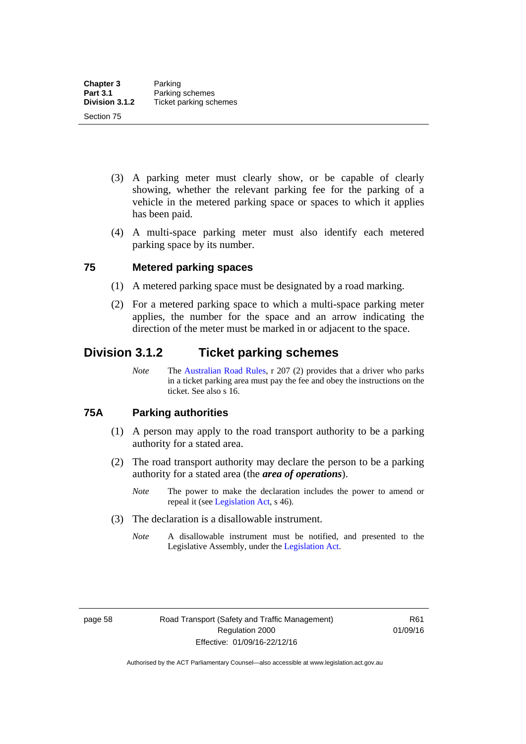(3) A parking meter must clearly show, or be capable of clearly showing, whether the relevant parking fee for the parking of a vehicle in the metered parking space or spaces to which it applies has been paid.

(4) A multi-space parking meter must also identify each metered parking space by its number.

### 75 Metered parking spaces

(1) A metered parking space must be designated by a road marking.

(2) For a metered parking space to which a multi-space parking meter applies, the number for the space and an arrow indicating the direction of the meter must be marked in or adjacent to the space.

## Division 3.1.2 Ticket parking schemes

*Note* The Australian Road Rules, r 207 (2) provides that a driver who parks in a ticket parking area must pay the fee and obey the instructions on the ticket. See also s 16.

### 75A Parking authorities

(1) A person may apply to the road transport authority to be a parking authority for a stated area.

(2) The road transport authority may declare the person to be a parking authority for a stated area (the ***area of operations***).

*Note* The power to make the declaration includes the power to amend or repeal it (see Legislation Act, s 46).

(3) The declaration is a disallowable instrument.

*Note* A disallowable instrument must be notified, and presented to the Legislative Assembly, under the Legislation Act.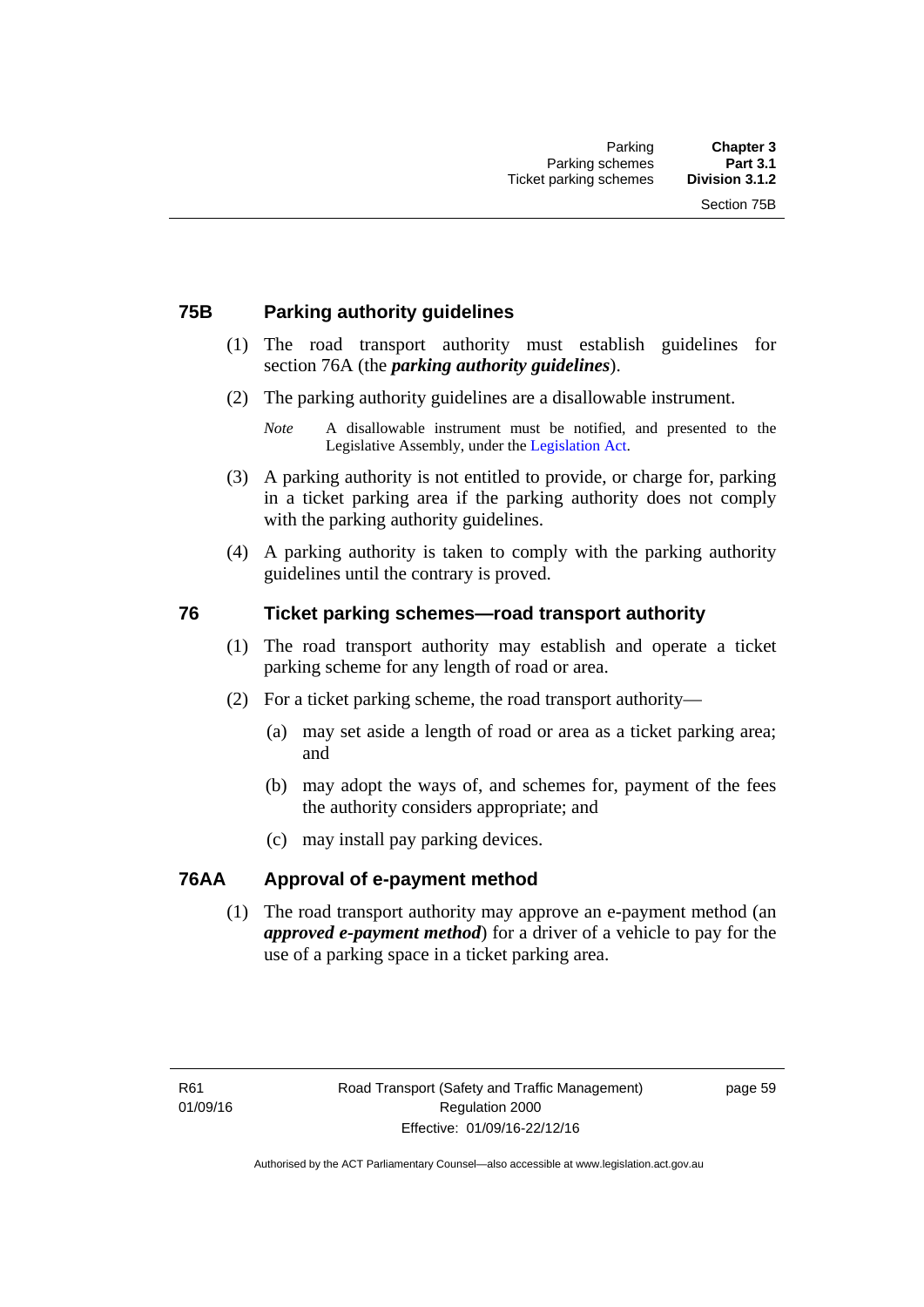## 75B Parking authority guidelines

(1) The road transport authority must establish guidelines for section 76A (the ***parking authority guidelines***).

(2) The parking authority guidelines are a disallowable instrument.

*Note* A disallowable instrument must be notified, and presented to the Legislative Assembly, under the Legislation Act.

(3) A parking authority is not entitled to provide, or charge for, parking in a ticket parking area if the parking authority does not comply with the parking authority guidelines.

(4) A parking authority is taken to comply with the parking authority guidelines until the contrary is proved.

## 76 Ticket parking schemes—road transport authority

(1) The road transport authority may establish and operate a ticket parking scheme for any length of road or area.

(2) For a ticket parking scheme, the road transport authority—

(a) may set aside a length of road or area as a ticket parking area; and

(b) may adopt the ways of, and schemes for, payment of the fees the authority considers appropriate; and

(c) may install pay parking devices.

## 76AA Approval of e-payment method

(1) The road transport authority may approve an e-payment method (an ***approved e-payment method***) for a driver of a vehicle to pay for the use of a parking space in a ticket parking area.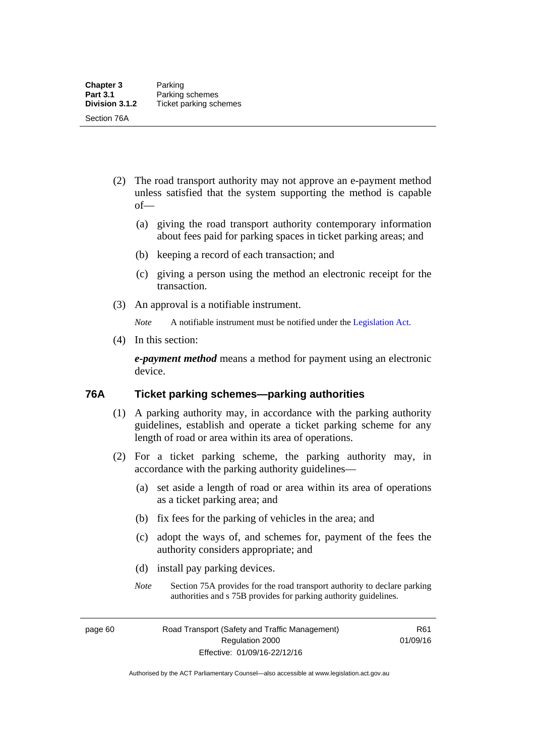(2) The road transport authority may not approve an e-payment method unless satisfied that the system supporting the method is capable of—

(a) giving the road transport authority contemporary information about fees paid for parking spaces in ticket parking areas; and

(b) keeping a record of each transaction; and

(c) giving a person using the method an electronic receipt for the transaction.

(3) An approval is a notifiable instrument.

*Note* A notifiable instrument must be notified under the Legislation Act.

(4) In this section:

***e-payment method*** means a method for payment using an electronic device.

## 76A Ticket parking schemes—parking authorities

(1) A parking authority may, in accordance with the parking authority guidelines, establish and operate a ticket parking scheme for any length of road or area within its area of operations.

(2) For a ticket parking scheme, the parking authority may, in accordance with the parking authority guidelines—

(a) set aside a length of road or area within its area of operations as a ticket parking area; and

(b) fix fees for the parking of vehicles in the area; and

(c) adopt the ways of, and schemes for, payment of the fees the authority considers appropriate; and

(d) install pay parking devices.

*Note* Section 75A provides for the road transport authority to declare parking authorities and s 75B provides for parking authority guidelines.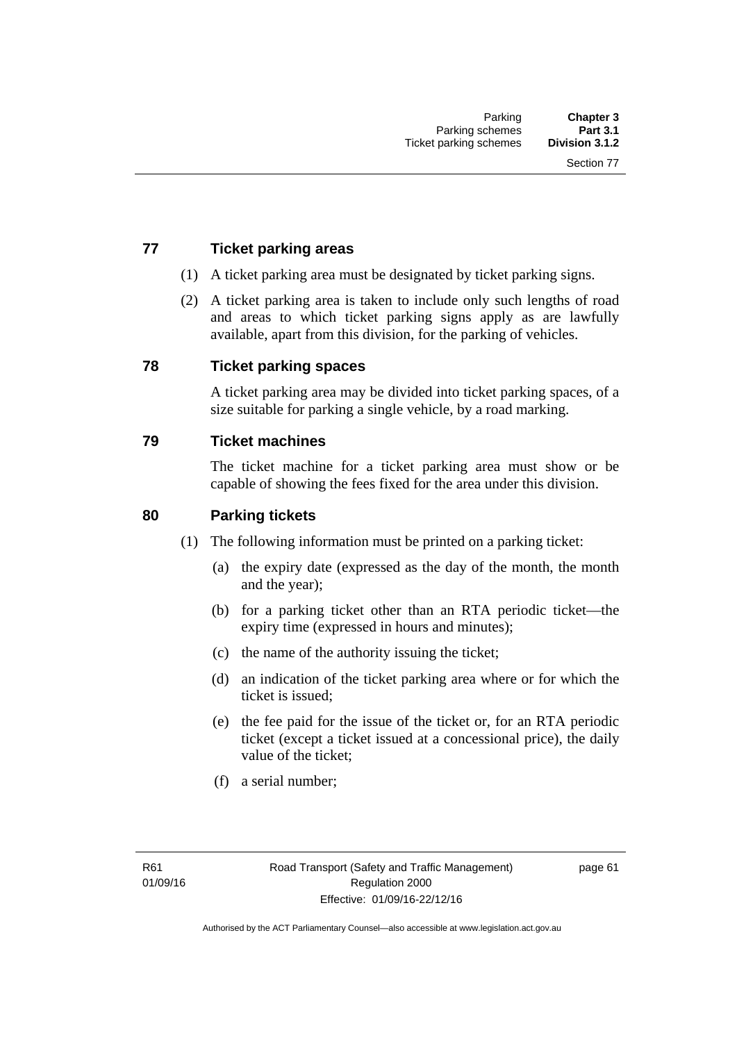## 77 Ticket parking areas

(1) A ticket parking area must be designated by ticket parking signs.

(2) A ticket parking area is taken to include only such lengths of road and areas to which ticket parking signs apply as are lawfully available, apart from this division, for the parking of vehicles.

## 78 Ticket parking spaces

A ticket parking area may be divided into ticket parking spaces, of a size suitable for parking a single vehicle, by a road marking.

## 79 Ticket machines

The ticket machine for a ticket parking area must show or be capable of showing the fees fixed for the area under this division.

## 80 Parking tickets

(1) The following information must be printed on a parking ticket:

- (a) the expiry date (expressed as the day of the month, the month and the year);
- (b) for a parking ticket other than an RTA periodic ticket—the expiry time (expressed in hours and minutes);
- (c) the name of the authority issuing the ticket;
- (d) an indication of the ticket parking area where or for which the ticket is issued;
- (e) the fee paid for the issue of the ticket or, for an RTA periodic ticket (except a ticket issued at a concessional price), the daily value of the ticket;
- (f) a serial number;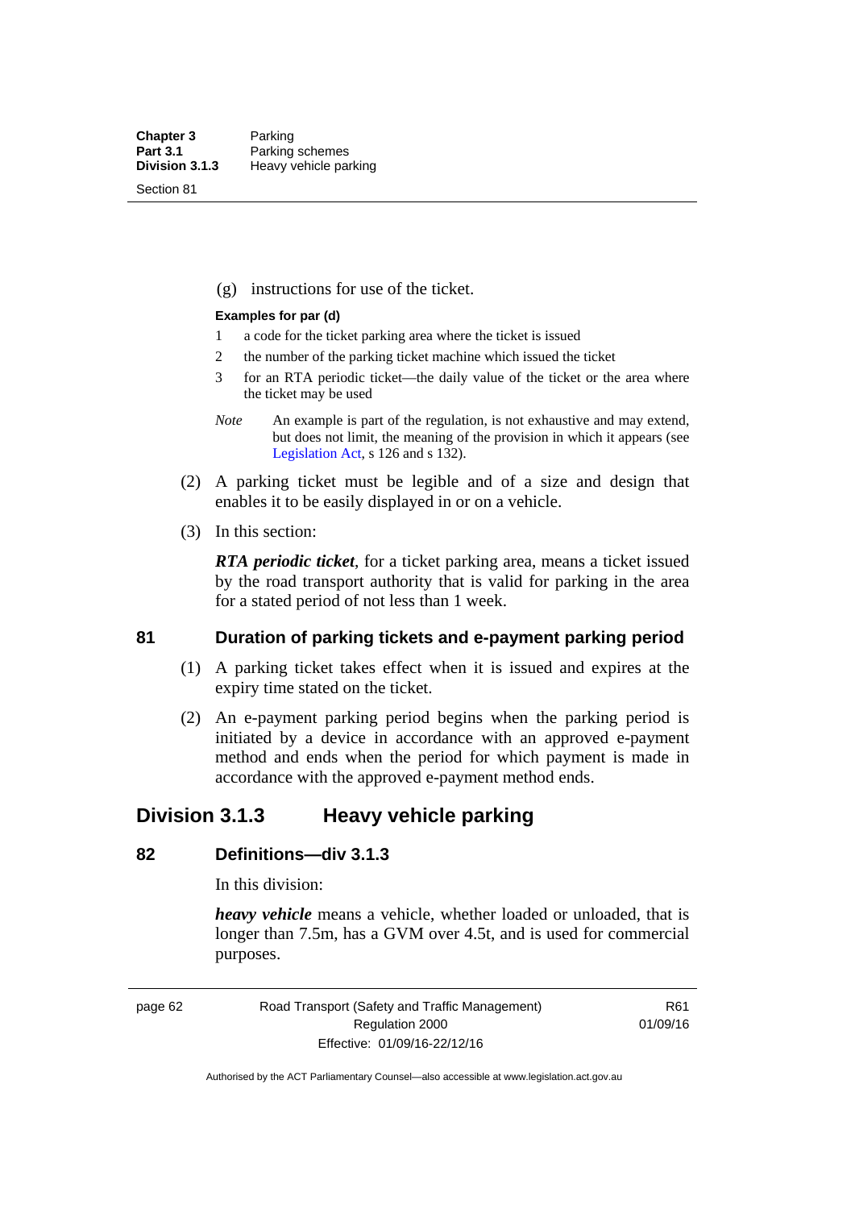(g) instructions for use of the ticket.

**Examples for par (d)**

1 a code for the ticket parking area where the ticket is issued

2 the number of the parking ticket machine which issued the ticket

3 for an RTA periodic ticket—the daily value of the ticket or the area where the ticket may be used

*Note* An example is part of the regulation, is not exhaustive and may extend, but does not limit, the meaning of the provision in which it appears (see Legislation Act, s 126 and s 132).

(2) A parking ticket must be legible and of a size and design that enables it to be easily displayed in or on a vehicle.

(3) In this section:

***RTA periodic ticket***, for a ticket parking area, means a ticket issued by the road transport authority that is valid for parking in the area for a stated period of not less than 1 week.

### 81 Duration of parking tickets and e-payment parking period

(1) A parking ticket takes effect when it is issued and expires at the expiry time stated on the ticket.

(2) An e-payment parking period begins when the parking period is initiated by a device in accordance with an approved e-payment method and ends when the period for which payment is made in accordance with the approved e-payment method ends.

## Division 3.1.3 Heavy vehicle parking

### 82 Definitions—div 3.1.3

In this division:

***heavy vehicle*** means a vehicle, whether loaded or unloaded, that is longer than 7.5m, has a GVM over 4.5t, and is used for commercial purposes.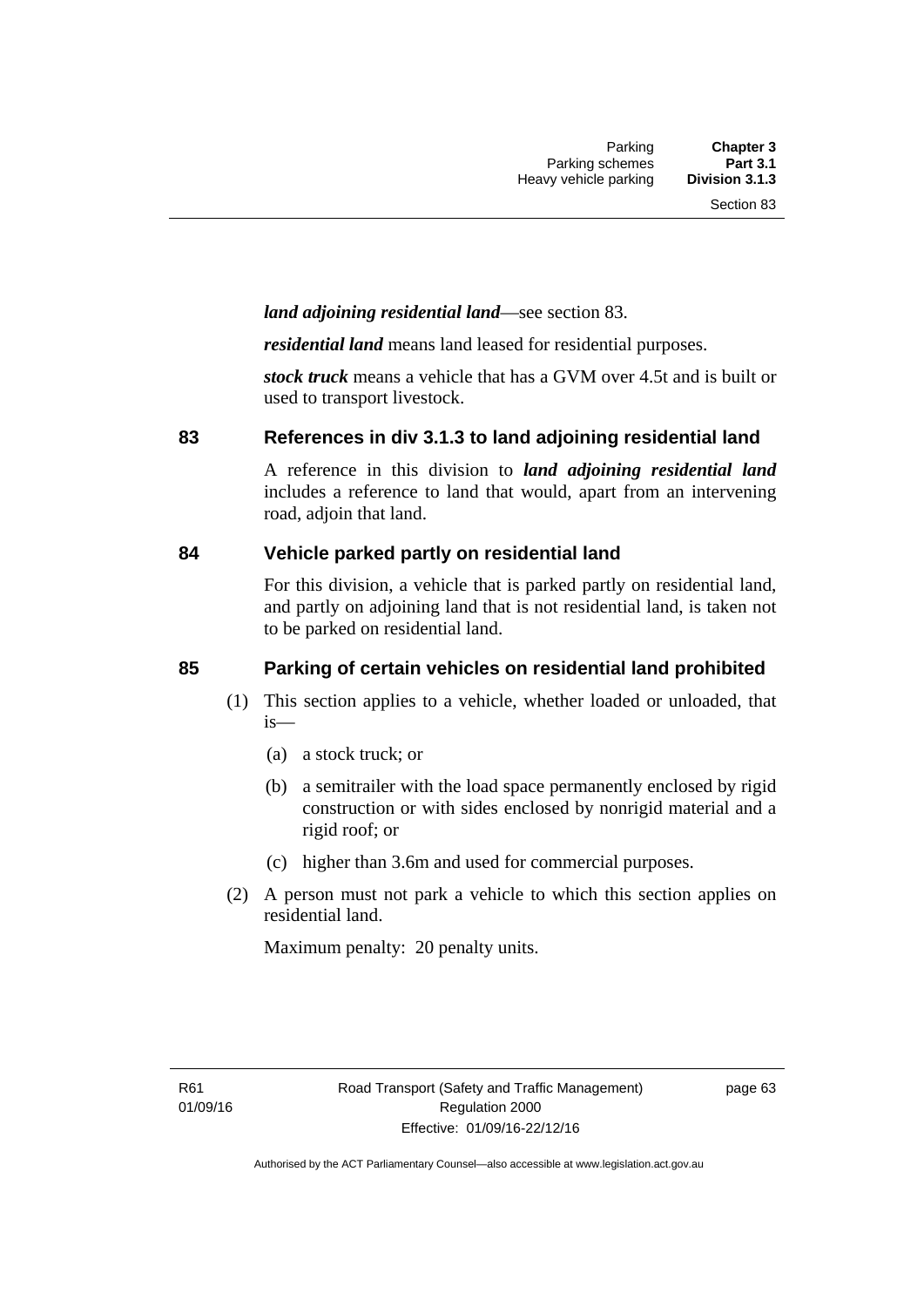***land adjoining residential land***—see section 83.

***residential land*** means land leased for residential purposes.

***stock truck*** means a vehicle that has a GVM over 4.5t and is built or used to transport livestock.

## 83 References in div 3.1.3 to land adjoining residential land

A reference in this division to ***land adjoining residential land*** includes a reference to land that would, apart from an intervening road, adjoin that land.

## 84 Vehicle parked partly on residential land

For this division, a vehicle that is parked partly on residential land, and partly on adjoining land that is not residential land, is taken not to be parked on residential land.

## 85 Parking of certain vehicles on residential land prohibited

(1) This section applies to a vehicle, whether loaded or unloaded, that is—

(a) a stock truck; or

(b) a semitrailer with the load space permanently enclosed by rigid construction or with sides enclosed by nonrigid material and a rigid roof; or

(c) higher than 3.6m and used for commercial purposes.

(2) A person must not park a vehicle to which this section applies on residential land.

Maximum penalty: 20 penalty units.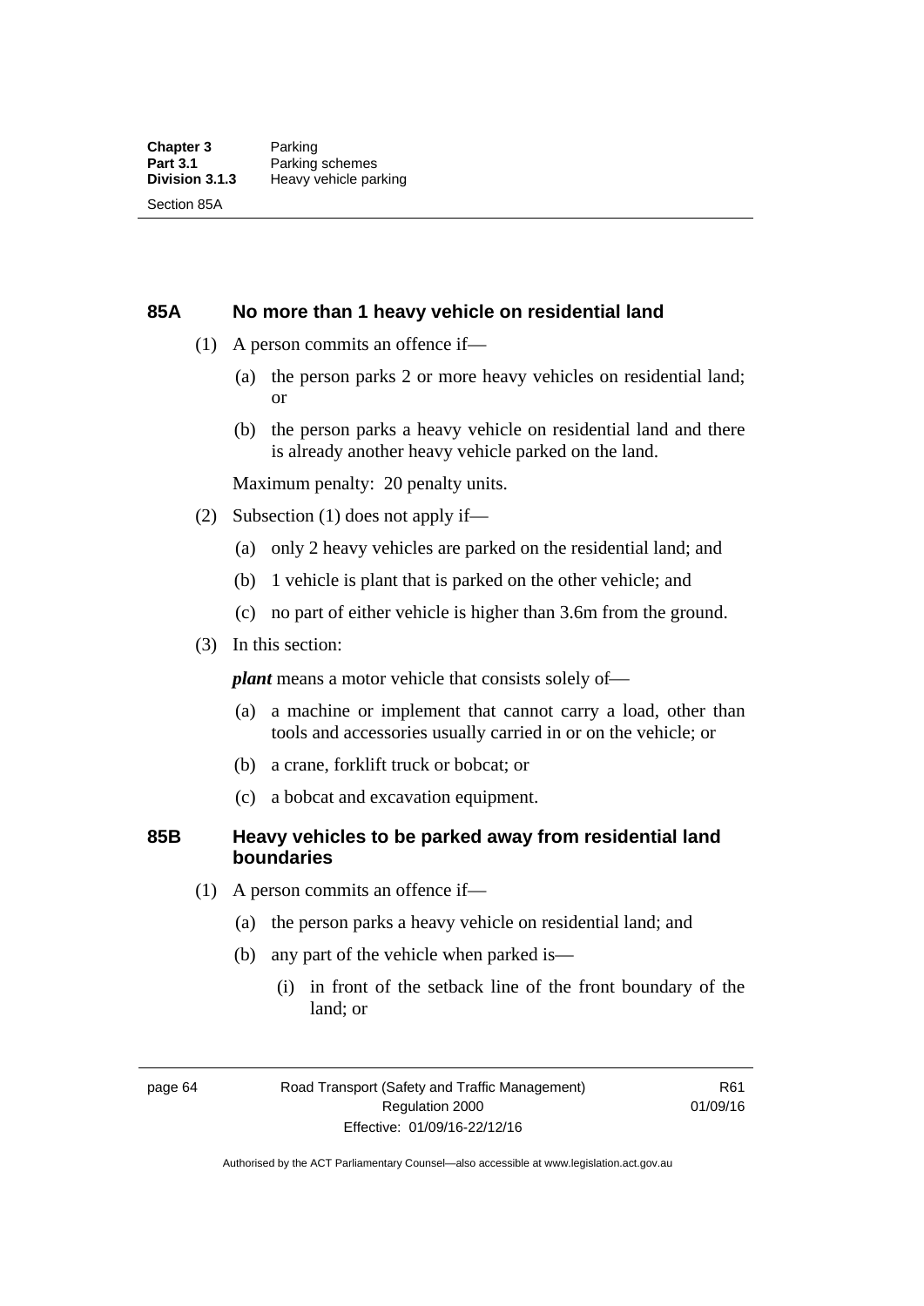### 85A No more than 1 heavy vehicle on residential land

(1) A person commits an offence if—

(a) the person parks 2 or more heavy vehicles on residential land; or

(b) the person parks a heavy vehicle on residential land and there is already another heavy vehicle parked on the land.

Maximum penalty: 20 penalty units.

(2) Subsection (1) does not apply if—

(a) only 2 heavy vehicles are parked on the residential land; and

(b) 1 vehicle is plant that is parked on the other vehicle; and

(c) no part of either vehicle is higher than 3.6m from the ground.

(3) In this section:

***plant*** means a motor vehicle that consists solely of—

(a) a machine or implement that cannot carry a load, other than tools and accessories usually carried in or on the vehicle; or

(b) a crane, forklift truck or bobcat; or

(c) a bobcat and excavation equipment.

### 85B Heavy vehicles to be parked away from residential land boundaries

(1) A person commits an offence if—

(a) the person parks a heavy vehicle on residential land; and

(b) any part of the vehicle when parked is—

(i) in front of the setback line of the front boundary of the land; or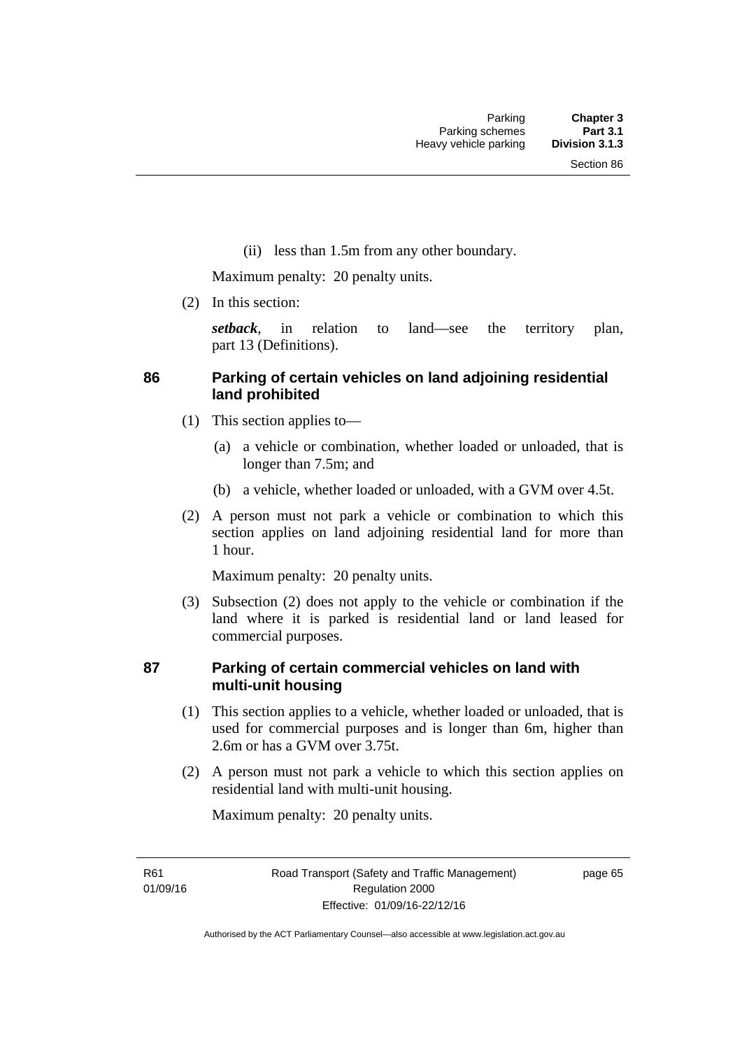(ii) less than 1.5m from any other boundary.

Maximum penalty: 20 penalty units.

(2) In this section:

***setback***, in relation to land—see the territory plan, part 13 (Definitions).

### 86 Parking of certain vehicles on land adjoining residential land prohibited

(1) This section applies to—

(a) a vehicle or combination, whether loaded or unloaded, that is longer than 7.5m; and

(b) a vehicle, whether loaded or unloaded, with a GVM over 4.5t.

(2) A person must not park a vehicle or combination to which this section applies on land adjoining residential land for more than 1 hour.

Maximum penalty: 20 penalty units.

(3) Subsection (2) does not apply to the vehicle or combination if the land where it is parked is residential land or land leased for commercial purposes.

### 87 Parking of certain commercial vehicles on land with multi-unit housing

(1) This section applies to a vehicle, whether loaded or unloaded, that is used for commercial purposes and is longer than 6m, higher than 2.6m or has a GVM over 3.75t.

(2) A person must not park a vehicle to which this section applies on residential land with multi-unit housing.

Maximum penalty: 20 penalty units.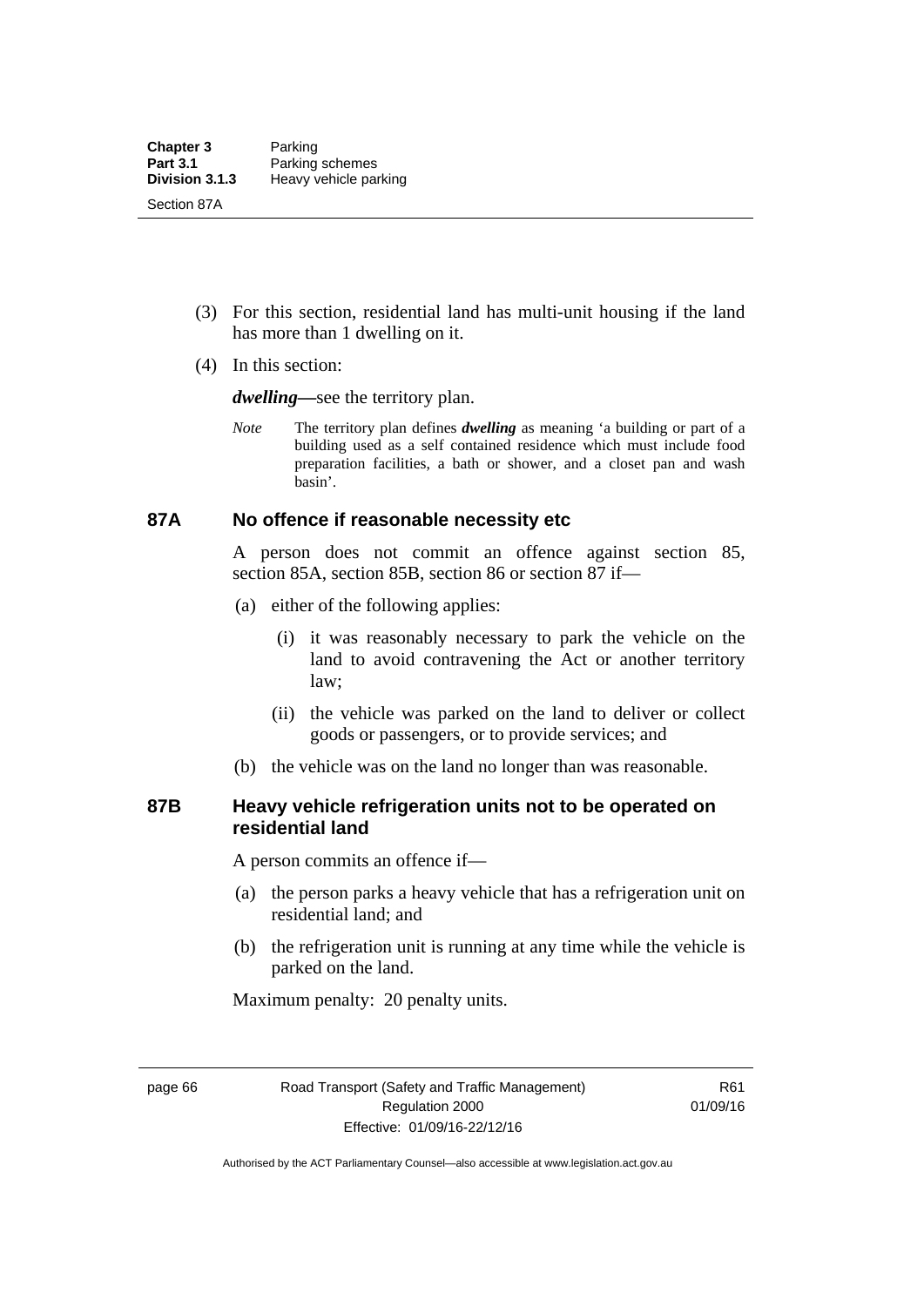(3) For this section, residential land has multi-unit housing if the land has more than 1 dwelling on it.

(4) In this section:

***dwelling***—see the territory plan.

*Note* The territory plan defines ***dwelling*** as meaning 'a building or part of a building used as a self contained residence which must include food preparation facilities, a bath or shower, and a closet pan and wash basin'.

## 87A No offence if reasonable necessity etc

A person does not commit an offence against section 85, section 85A, section 85B, section 86 or section 87 if—

(a) either of the following applies:

(i) it was reasonably necessary to park the vehicle on the land to avoid contravening the Act or another territory law;

(ii) the vehicle was parked on the land to deliver or collect goods or passengers, or to provide services; and

(b) the vehicle was on the land no longer than was reasonable.

## 87B Heavy vehicle refrigeration units not to be operated on residential land

A person commits an offence if—

(a) the person parks a heavy vehicle that has a refrigeration unit on residential land; and

(b) the refrigeration unit is running at any time while the vehicle is parked on the land.

Maximum penalty: 20 penalty units.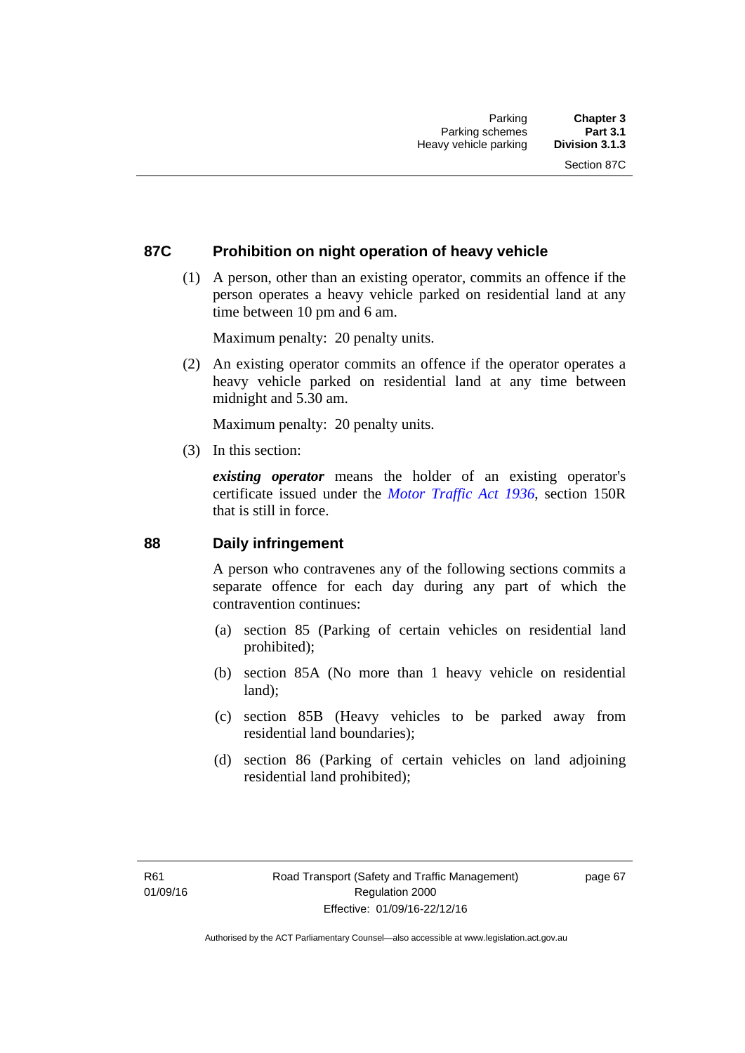### 87C Prohibition on night operation of heavy vehicle

(1) A person, other than an existing operator, commits an offence if the person operates a heavy vehicle parked on residential land at any time between 10 pm and 6 am.

Maximum penalty: 20 penalty units.

(2) An existing operator commits an offence if the operator operates a heavy vehicle parked on residential land at any time between midnight and 5.30 am.

Maximum penalty: 20 penalty units.

(3) In this section:

***existing operator*** means the holder of an existing operator's certificate issued under the *Motor Traffic Act 1936*, section 150R that is still in force.

### 88 Daily infringement

A person who contravenes any of the following sections commits a separate offence for each day during any part of which the contravention continues:

(a) section 85 (Parking of certain vehicles on residential land prohibited);

(b) section 85A (No more than 1 heavy vehicle on residential land);

(c) section 85B (Heavy vehicles to be parked away from residential land boundaries);

(d) section 86 (Parking of certain vehicles on land adjoining residential land prohibited);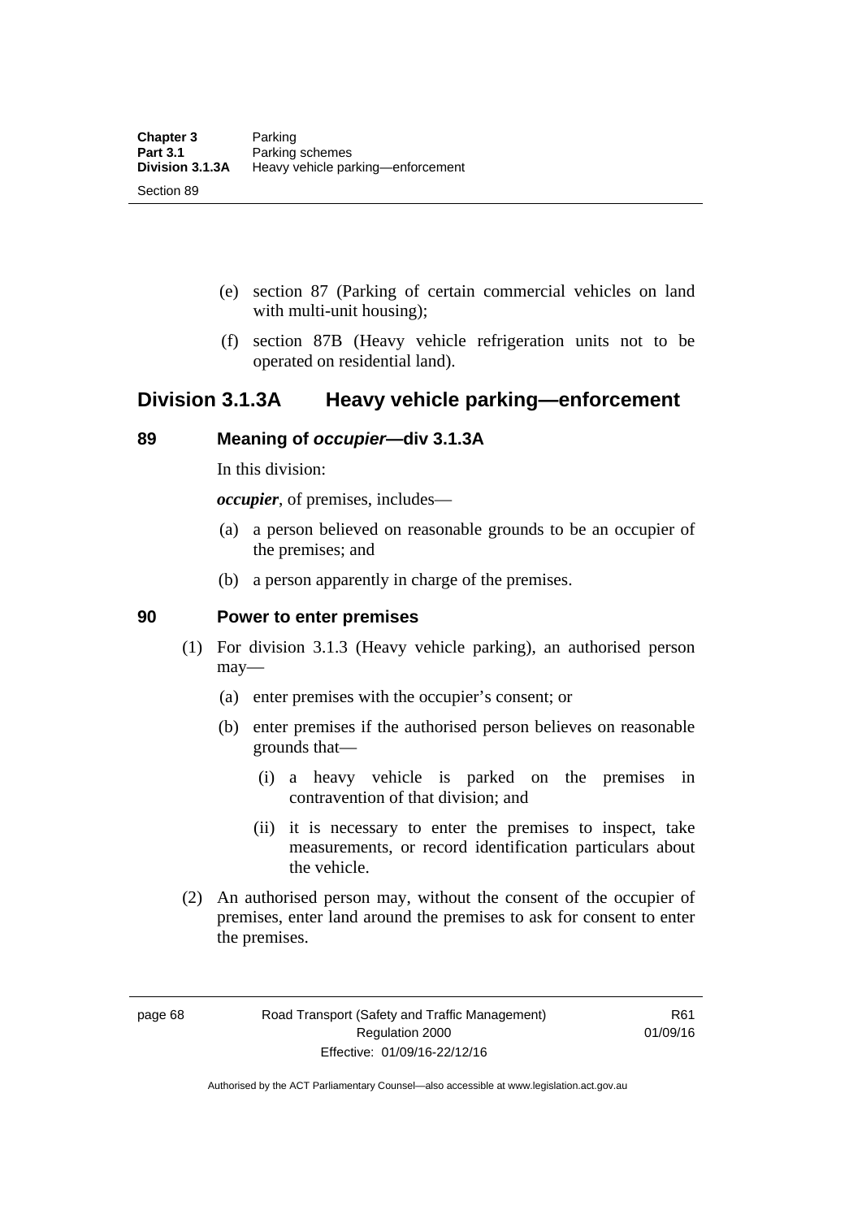(e) section 87 (Parking of certain commercial vehicles on land with multi-unit housing);

(f) section 87B (Heavy vehicle refrigeration units not to be operated on residential land).

## Division 3.1.3A Heavy vehicle parking—enforcement

### 89 Meaning of *occupier*—div 3.1.3A

In this division:

***occupier***, of premises, includes—

(a) a person believed on reasonable grounds to be an occupier of the premises; and

(b) a person apparently in charge of the premises.

### 90 Power to enter premises

(1) For division 3.1.3 (Heavy vehicle parking), an authorised person may—

(a) enter premises with the occupier's consent; or

(b) enter premises if the authorised person believes on reasonable grounds that—

(i) a heavy vehicle is parked on the premises in contravention of that division; and

(ii) it is necessary to enter the premises to inspect, take measurements, or record identification particulars about the vehicle.

(2) An authorised person may, without the consent of the occupier of premises, enter land around the premises to ask for consent to enter the premises.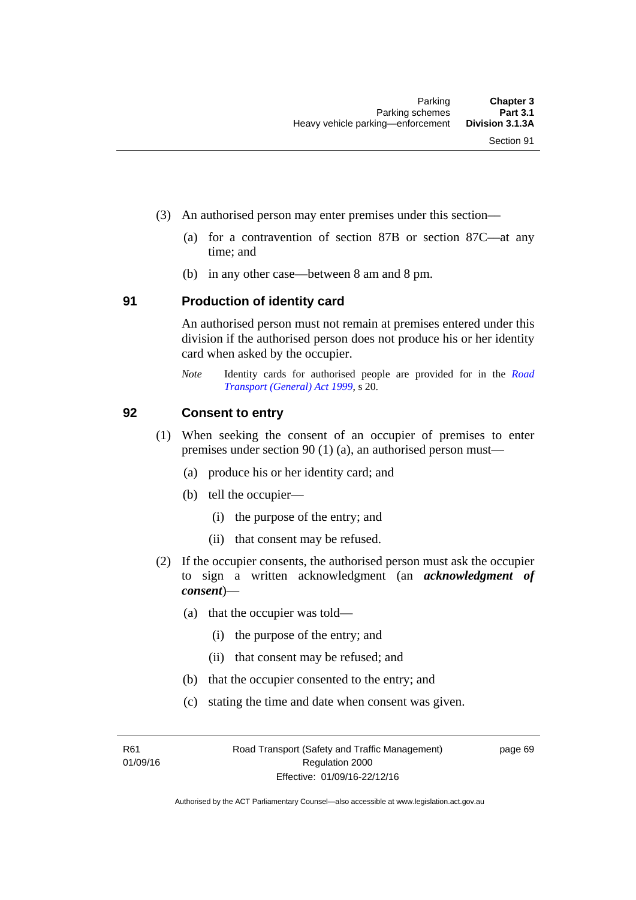(3) An authorised person may enter premises under this section—

(a) for a contravention of section 87B or section 87C—at any time; and

(b) in any other case—between 8 am and 8 pm.

## 91 Production of identity card

An authorised person must not remain at premises entered under this division if the authorised person does not produce his or her identity card when asked by the occupier.

*Note* Identity cards for authorised people are provided for in the *Road Transport (General) Act 1999*, s 20.

## 92 Consent to entry

(1) When seeking the consent of an occupier of premises to enter premises under section 90 (1) (a), an authorised person must—

(a) produce his or her identity card; and

(b) tell the occupier—

(i) the purpose of the entry; and

(ii) that consent may be refused.

(2) If the occupier consents, the authorised person must ask the occupier to sign a written acknowledgment (an ***acknowledgment of consent***)—

(a) that the occupier was told—

(i) the purpose of the entry; and

(ii) that consent may be refused; and

(b) that the occupier consented to the entry; and

(c) stating the time and date when consent was given.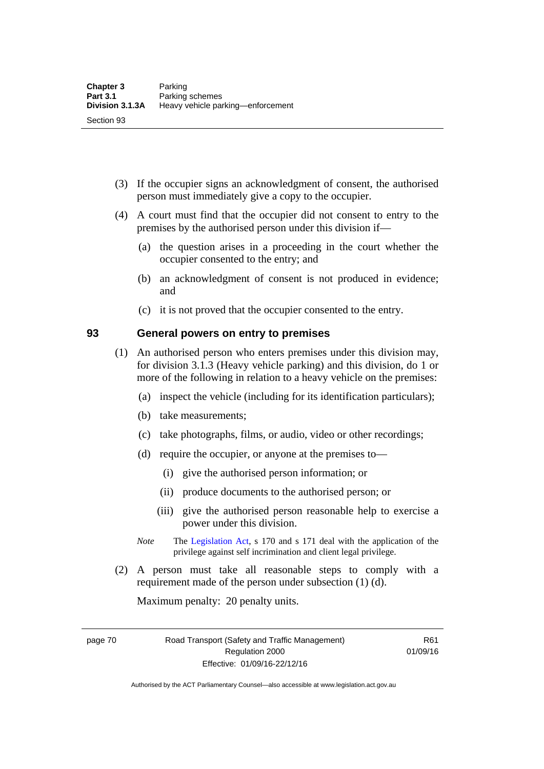(3) If the occupier signs an acknowledgment of consent, the authorised person must immediately give a copy to the occupier.

(4) A court must find that the occupier did not consent to entry to the premises by the authorised person under this division if—

(a) the question arises in a proceeding in the court whether the occupier consented to the entry; and

(b) an acknowledgment of consent is not produced in evidence; and

(c) it is not proved that the occupier consented to the entry.

## 93 General powers on entry to premises

(1) An authorised person who enters premises under this division may, for division 3.1.3 (Heavy vehicle parking) and this division, do 1 or more of the following in relation to a heavy vehicle on the premises:

(a) inspect the vehicle (including for its identification particulars);

(b) take measurements;

(c) take photographs, films, or audio, video or other recordings;

(d) require the occupier, or anyone at the premises to—

(i) give the authorised person information; or

(ii) produce documents to the authorised person; or

(iii) give the authorised person reasonable help to exercise a power under this division.

*Note* The Legislation Act, s 170 and s 171 deal with the application of the privilege against self incrimination and client legal privilege.

(2) A person must take all reasonable steps to comply with a requirement made of the person under subsection (1) (d).

Maximum penalty: 20 penalty units.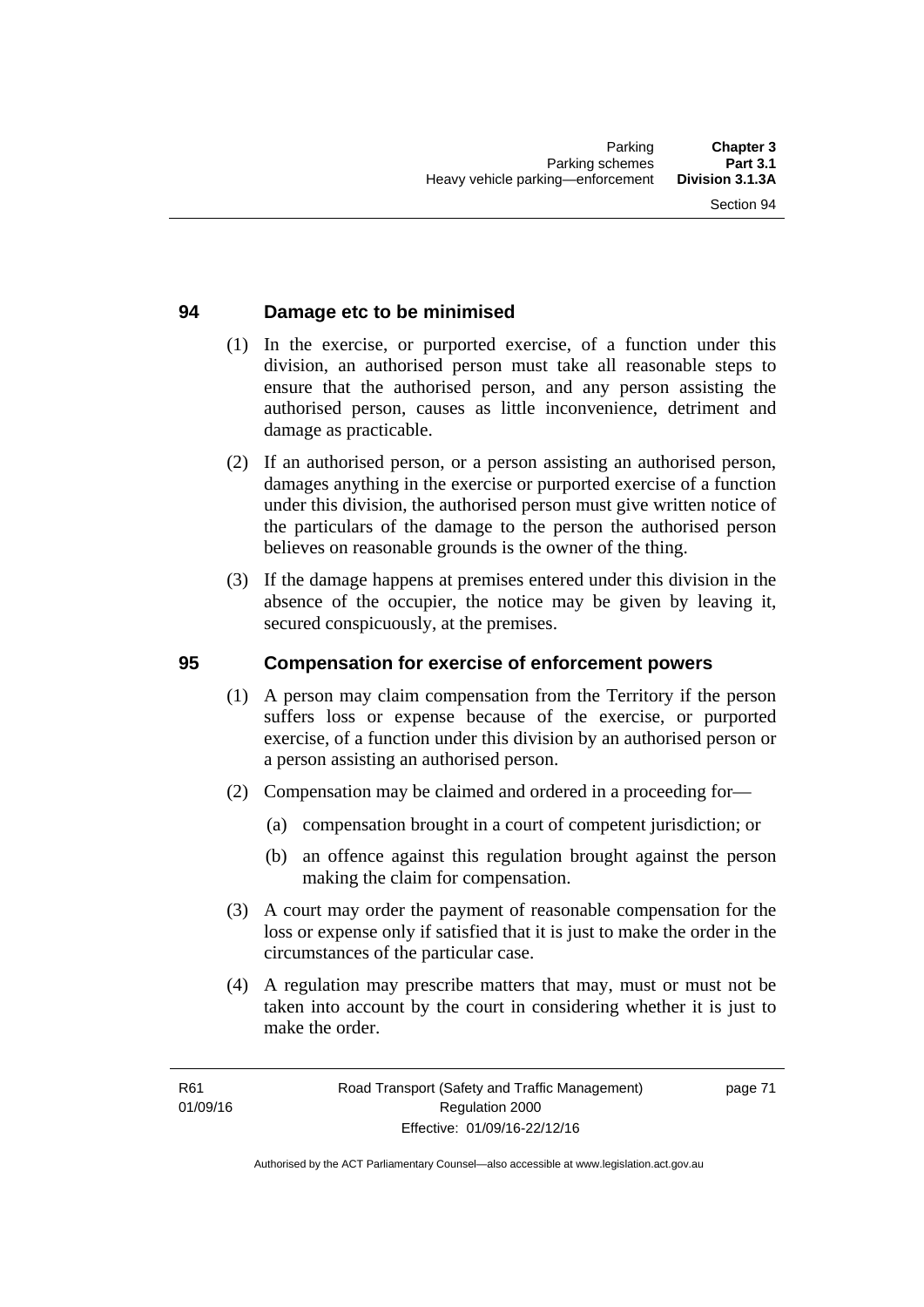## 94 Damage etc to be minimised

(1) In the exercise, or purported exercise, of a function under this division, an authorised person must take all reasonable steps to ensure that the authorised person, and any person assisting the authorised person, causes as little inconvenience, detriment and damage as practicable.

(2) If an authorised person, or a person assisting an authorised person, damages anything in the exercise or purported exercise of a function under this division, the authorised person must give written notice of the particulars of the damage to the person the authorised person believes on reasonable grounds is the owner of the thing.

(3) If the damage happens at premises entered under this division in the absence of the occupier, the notice may be given by leaving it, secured conspicuously, at the premises.

## 95 Compensation for exercise of enforcement powers

(1) A person may claim compensation from the Territory if the person suffers loss or expense because of the exercise, or purported exercise, of a function under this division by an authorised person or a person assisting an authorised person.

(2) Compensation may be claimed and ordered in a proceeding for—

(a) compensation brought in a court of competent jurisdiction; or

(b) an offence against this regulation brought against the person making the claim for compensation.

(3) A court may order the payment of reasonable compensation for the loss or expense only if satisfied that it is just to make the order in the circumstances of the particular case.

(4) A regulation may prescribe matters that may, must or must not be taken into account by the court in considering whether it is just to make the order.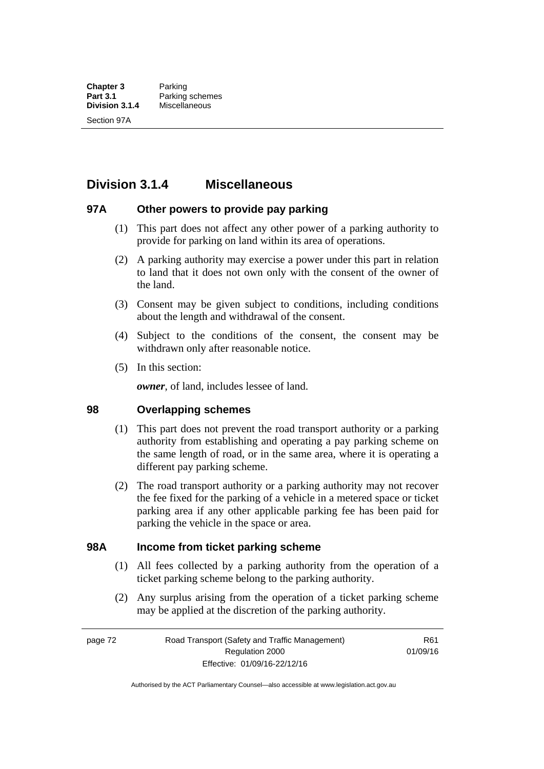## Division 3.1.4 Miscellaneous

### 97A Other powers to provide pay parking

(1) This part does not affect any other power of a parking authority to provide for parking on land within its area of operations.

(2) A parking authority may exercise a power under this part in relation to land that it does not own only with the consent of the owner of the land.

(3) Consent may be given subject to conditions, including conditions about the length and withdrawal of the consent.

(4) Subject to the conditions of the consent, the consent may be withdrawn only after reasonable notice.

(5) In this section:

***owner***, of land, includes lessee of land.

### 98 Overlapping schemes

(1) This part does not prevent the road transport authority or a parking authority from establishing and operating a pay parking scheme on the same length of road, or in the same area, where it is operating a different pay parking scheme.

(2) The road transport authority or a parking authority may not recover the fee fixed for the parking of a vehicle in a metered space or ticket parking area if any other applicable parking fee has been paid for parking the vehicle in the space or area.

### 98A Income from ticket parking scheme

(1) All fees collected by a parking authority from the operation of a ticket parking scheme belong to the parking authority.

(2) Any surplus arising from the operation of a ticket parking scheme may be applied at the discretion of the parking authority.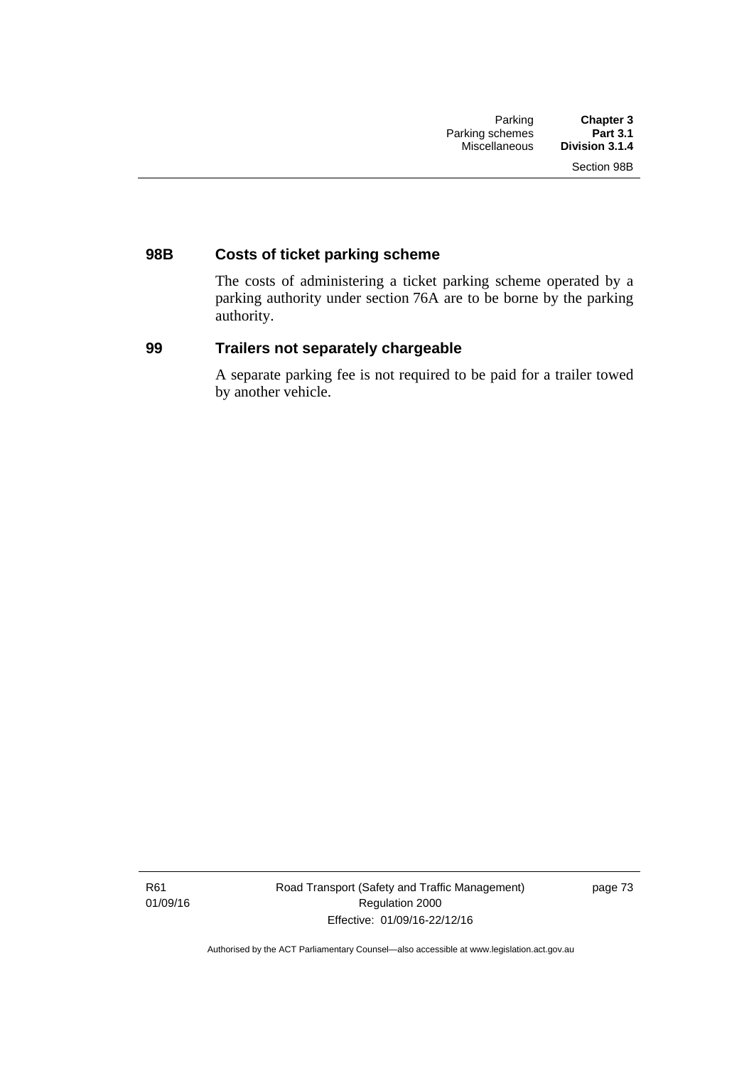### 98B Costs of ticket parking scheme

The costs of administering a ticket parking scheme operated by a parking authority under section 76A are to be borne by the parking authority.

### 99 Trailers not separately chargeable

A separate parking fee is not required to be paid for a trailer towed by another vehicle.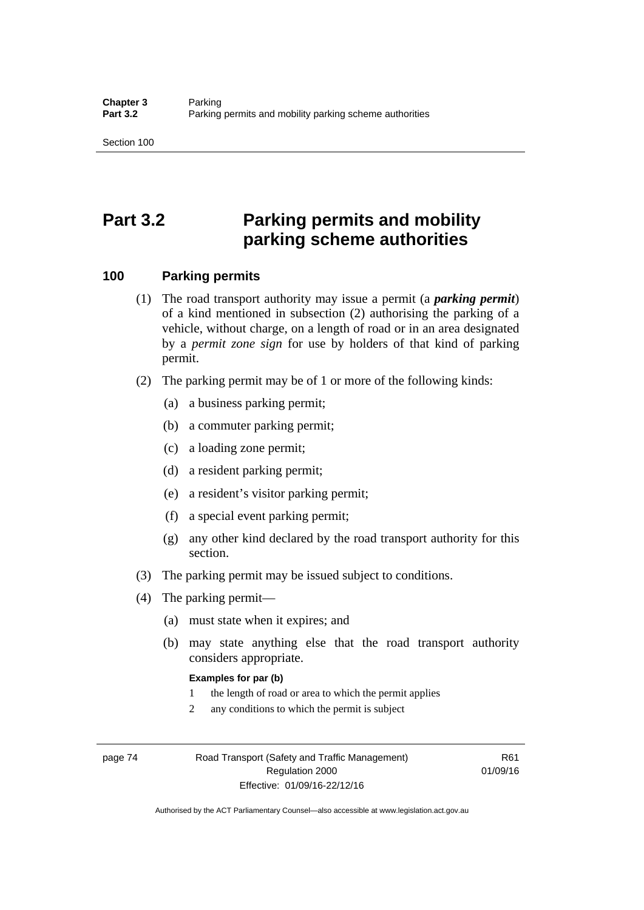# Part 3.2 Parking permits and mobility parking scheme authorities

## 100 Parking permits

(1) The road transport authority may issue a permit (a ***parking permit***) of a kind mentioned in subsection (2) authorising the parking of a vehicle, without charge, on a length of road or in an area designated by a *permit zone sign* for use by holders of that kind of parking permit.

(2) The parking permit may be of 1 or more of the following kinds:

(a) a business parking permit;

(b) a commuter parking permit;

(c) a loading zone permit;

(d) a resident parking permit;

(e) a resident's visitor parking permit;

(f) a special event parking permit;

(g) any other kind declared by the road transport authority for this section.

(3) The parking permit may be issued subject to conditions.

(4) The parking permit—

(a) must state when it expires; and

(b) may state anything else that the road transport authority considers appropriate.

**Examples for par (b)**

1 the length of road or area to which the permit applies

2 any conditions to which the permit is subject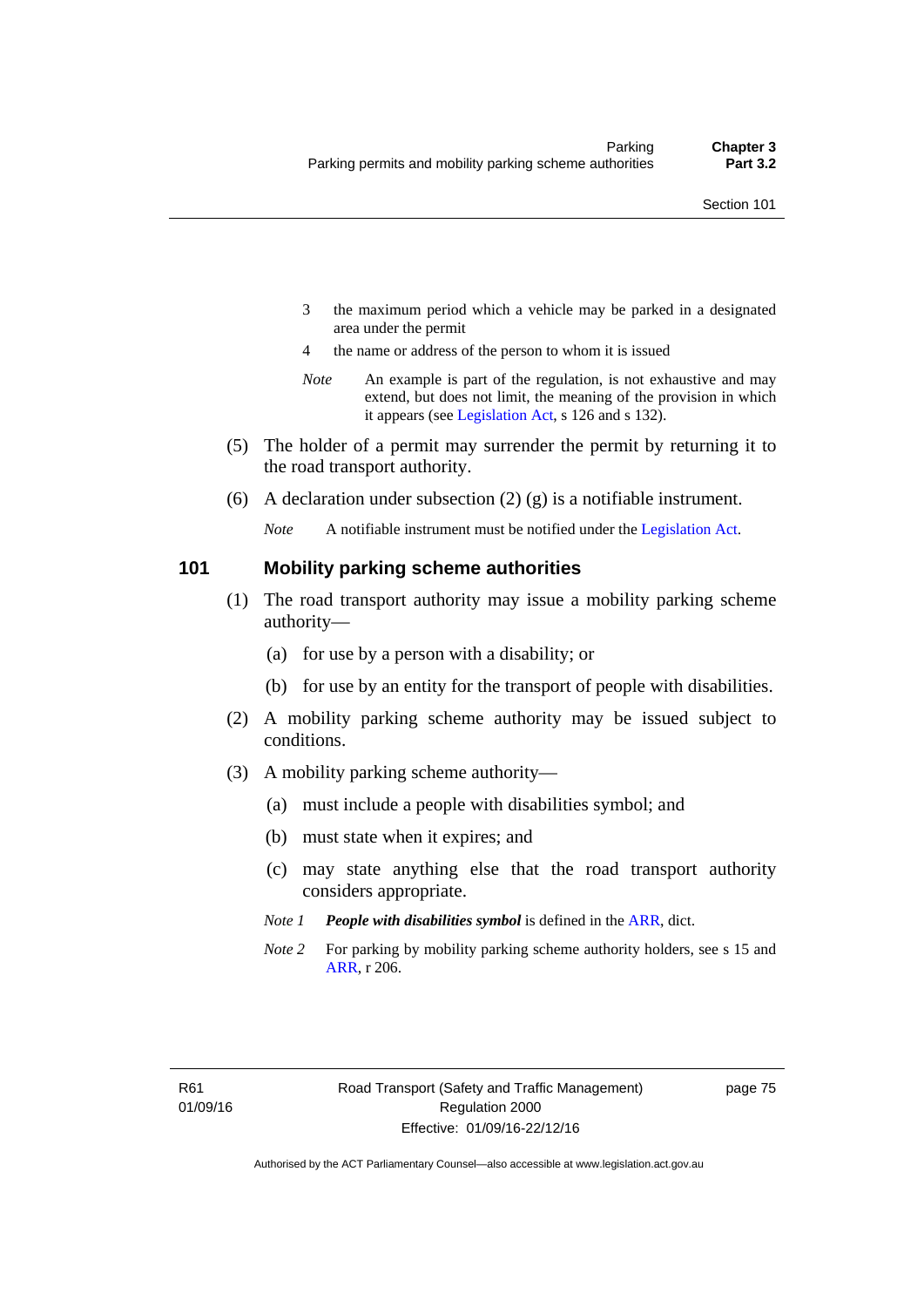3 the maximum period which a vehicle may be parked in a designated area under the permit

4 the name or address of the person to whom it is issued

*Note* An example is part of the regulation, is not exhaustive and may extend, but does not limit, the meaning of the provision in which it appears (see Legislation Act, s 126 and s 132).

(5) The holder of a permit may surrender the permit by returning it to the road transport authority.

(6) A declaration under subsection (2) (g) is a notifiable instrument.

*Note* A notifiable instrument must be notified under the Legislation Act.

## 101 Mobility parking scheme authorities

(1) The road transport authority may issue a mobility parking scheme authority—

(a) for use by a person with a disability; or

(b) for use by an entity for the transport of people with disabilities.

(2) A mobility parking scheme authority may be issued subject to conditions.

(3) A mobility parking scheme authority—

(a) must include a people with disabilities symbol; and

(b) must state when it expires; and

(c) may state anything else that the road transport authority considers appropriate.

*Note 1* ***People with disabilities symbol*** is defined in the ARR, dict.

*Note 2* For parking by mobility parking scheme authority holders, see s 15 and ARR, r 206.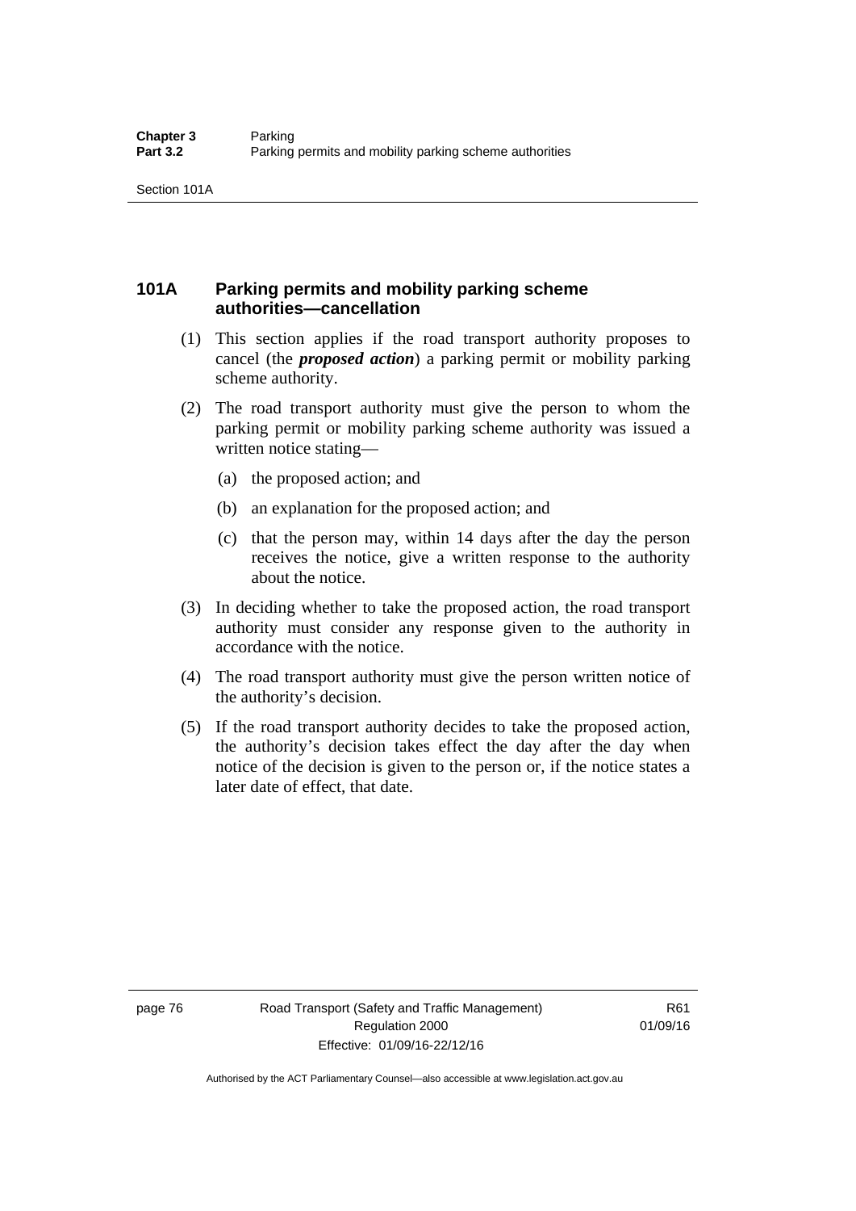## 101A Parking permits and mobility parking scheme authorities—cancellation

(1) This section applies if the road transport authority proposes to cancel (the ***proposed action***) a parking permit or mobility parking scheme authority.

(2) The road transport authority must give the person to whom the parking permit or mobility parking scheme authority was issued a written notice stating—

(a) the proposed action; and

(b) an explanation for the proposed action; and

(c) that the person may, within 14 days after the day the person receives the notice, give a written response to the authority about the notice.

(3) In deciding whether to take the proposed action, the road transport authority must consider any response given to the authority in accordance with the notice.

(4) The road transport authority must give the person written notice of the authority's decision.

(5) If the road transport authority decides to take the proposed action, the authority's decision takes effect the day after the day when notice of the decision is given to the person or, if the notice states a later date of effect, that date.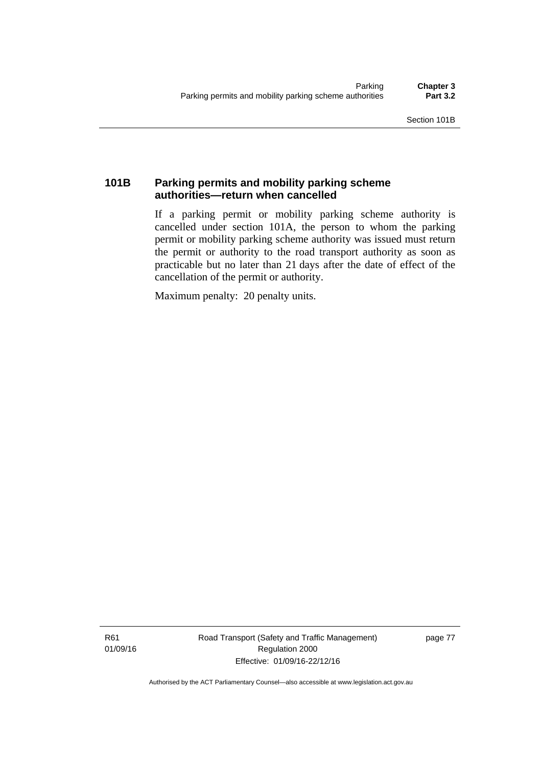### 101B Parking permits and mobility parking scheme authorities—return when cancelled

If a parking permit or mobility parking scheme authority is cancelled under section 101A, the person to whom the parking permit or mobility parking scheme authority was issued must return the permit or authority to the road transport authority as soon as practicable but no later than 21 days after the date of effect of the cancellation of the permit or authority.

Maximum penalty: 20 penalty units.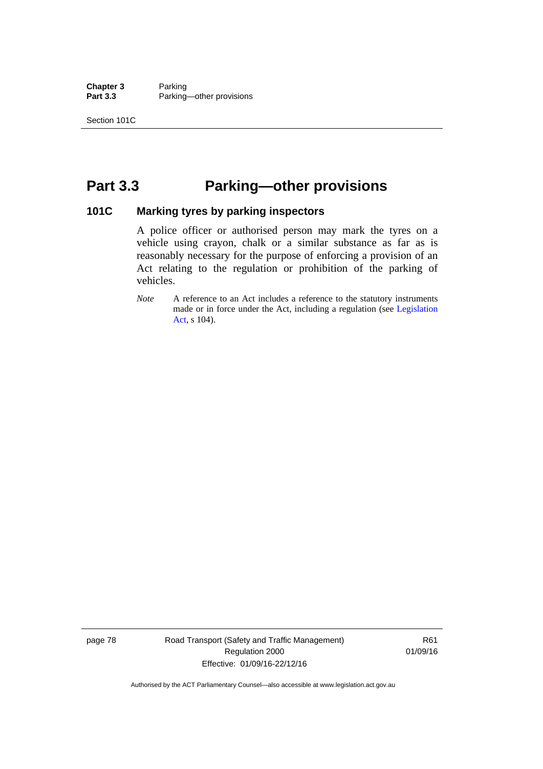# Part 3.3 Parking—other provisions

### 101C Marking tyres by parking inspectors

A police officer or authorised person may mark the tyres on a vehicle using crayon, chalk or a similar substance as far as is reasonably necessary for the purpose of enforcing a provision of an Act relating to the regulation or prohibition of the parking of vehicles.

*Note* A reference to an Act includes a reference to the statutory instruments made or in force under the Act, including a regulation (see Legislation Act, s 104).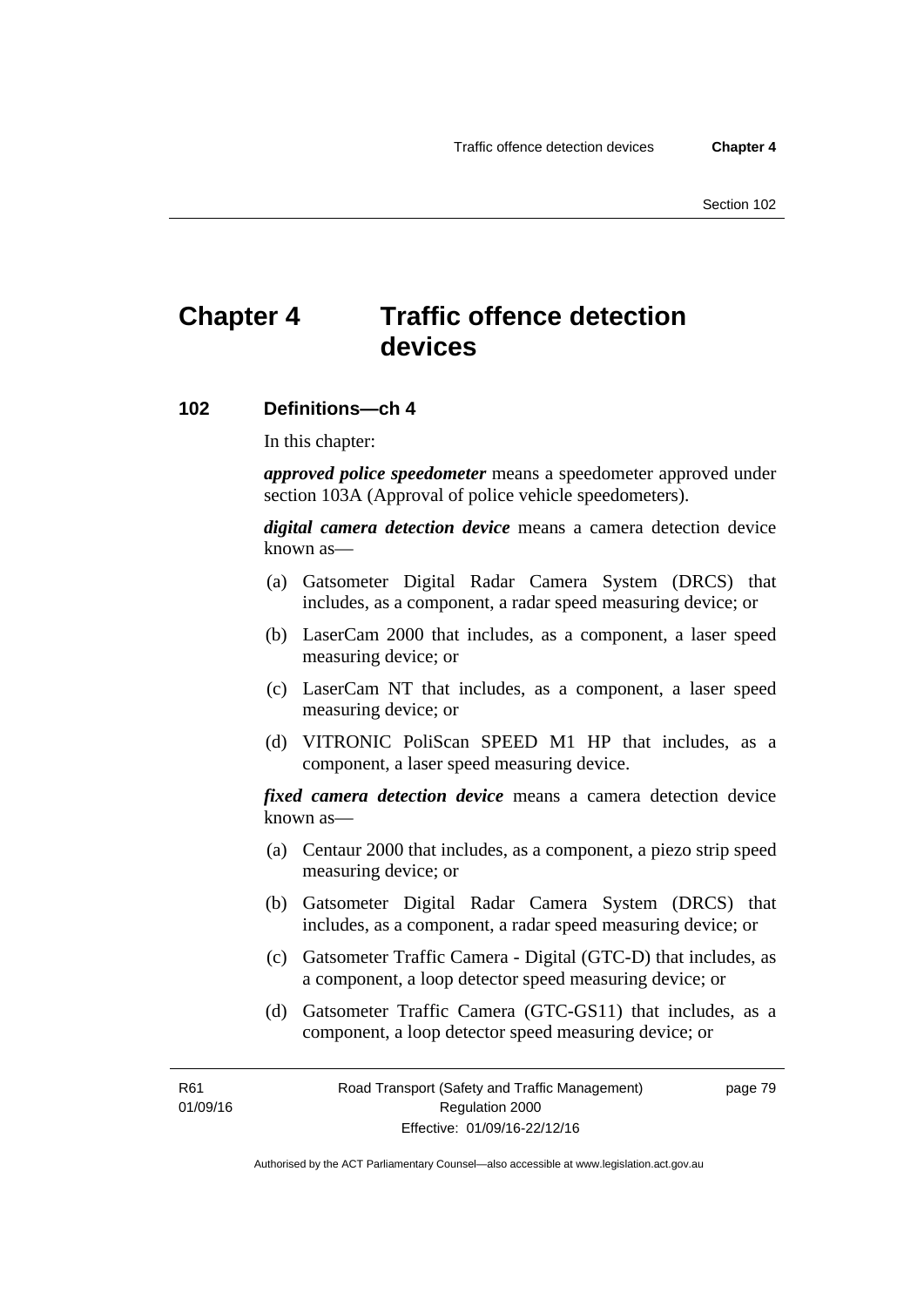# Chapter 4 Traffic offence detection devices

## 102 Definitions—ch 4

In this chapter:

***approved police speedometer*** means a speedometer approved under section 103A (Approval of police vehicle speedometers).

***digital camera detection device*** means a camera detection device known as—

(a) Gatsometer Digital Radar Camera System (DRCS) that includes, as a component, a radar speed measuring device; or

(b) LaserCam 2000 that includes, as a component, a laser speed measuring device; or

(c) LaserCam NT that includes, as a component, a laser speed measuring device; or

(d) VITRONIC PoliScan SPEED M1 HP that includes, as a component, a laser speed measuring device.

***fixed camera detection device*** means a camera detection device known as—

(a) Centaur 2000 that includes, as a component, a piezo strip speed measuring device; or

(b) Gatsometer Digital Radar Camera System (DRCS) that includes, as a component, a radar speed measuring device; or

(c) Gatsometer Traffic Camera - Digital (GTC-D) that includes, as a component, a loop detector speed measuring device; or

(d) Gatsometer Traffic Camera (GTC-GS11) that includes, as a component, a loop detector speed measuring device; or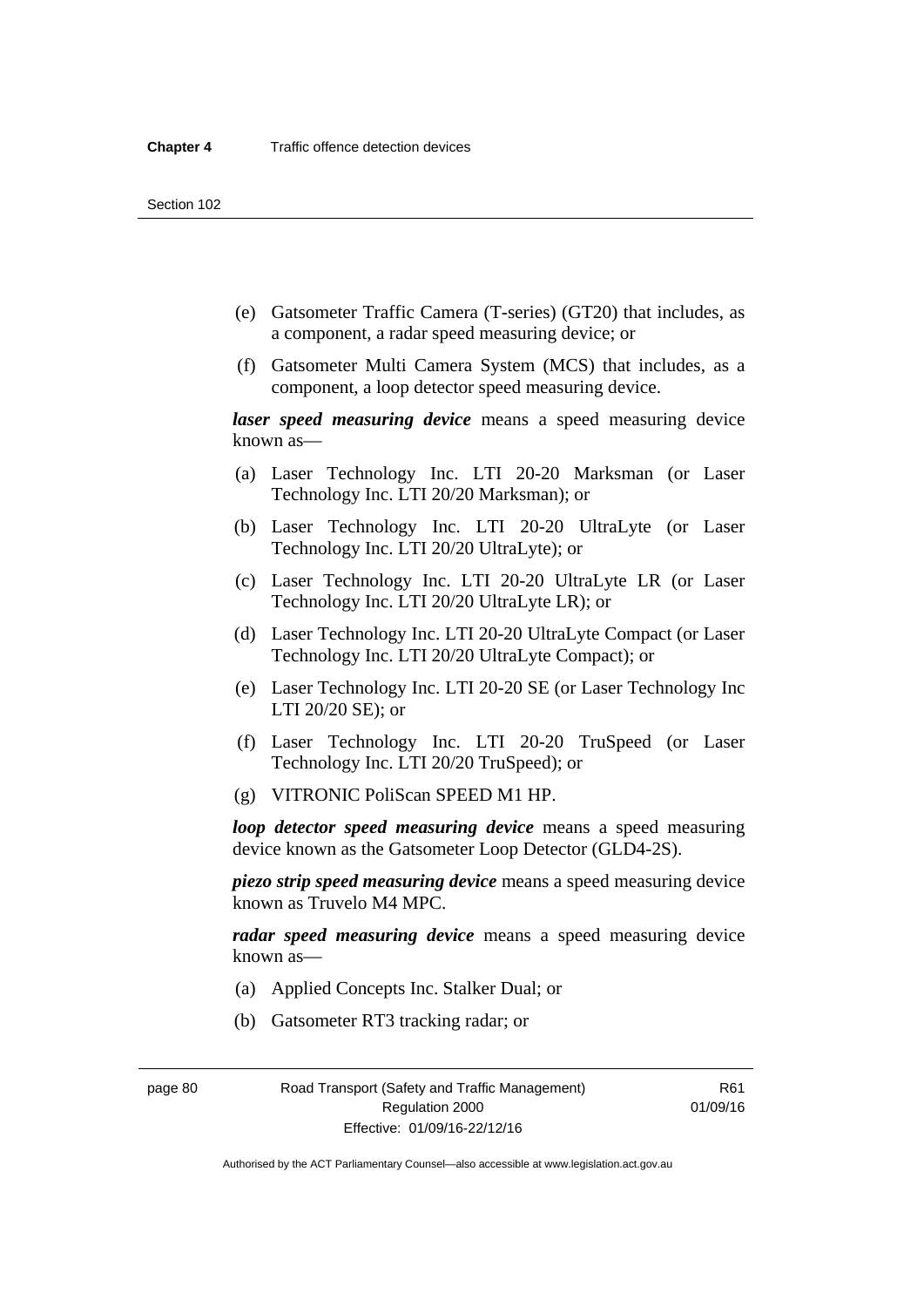(e) Gatsometer Traffic Camera (T-series) (GT20) that includes, as a component, a radar speed measuring device; or

(f) Gatsometer Multi Camera System (MCS) that includes, as a component, a loop detector speed measuring device.

***laser speed measuring device*** means a speed measuring device known as—

(a) Laser Technology Inc. LTI 20-20 Marksman (or Laser Technology Inc. LTI 20/20 Marksman); or

(b) Laser Technology Inc. LTI 20-20 UltraLyte (or Laser Technology Inc. LTI 20/20 UltraLyte); or

(c) Laser Technology Inc. LTI 20-20 UltraLyte LR (or Laser Technology Inc. LTI 20/20 UltraLyte LR); or

(d) Laser Technology Inc. LTI 20-20 UltraLyte Compact (or Laser Technology Inc. LTI 20/20 UltraLyte Compact); or

(e) Laser Technology Inc. LTI 20-20 SE (or Laser Technology Inc LTI 20/20 SE); or

(f) Laser Technology Inc. LTI 20-20 TruSpeed (or Laser Technology Inc. LTI 20/20 TruSpeed); or

(g) VITRONIC PoliScan SPEED M1 HP.

***loop detector speed measuring device*** means a speed measuring device known as the Gatsometer Loop Detector (GLD4-2S).

***piezo strip speed measuring device*** means a speed measuring device known as Truvelo M4 MPC.

***radar speed measuring device*** means a speed measuring device known as—

(a) Applied Concepts Inc. Stalker Dual; or

(b) Gatsometer RT3 tracking radar; or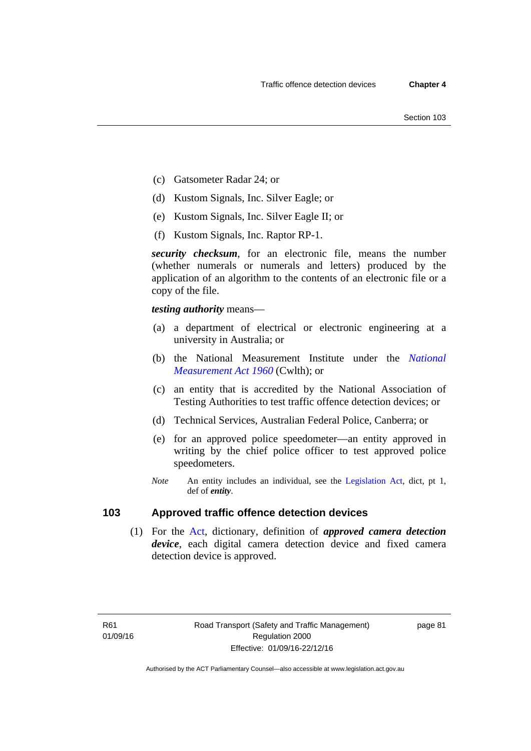(c) Gatsometer Radar 24; or

(d) Kustom Signals, Inc. Silver Eagle; or

(e) Kustom Signals, Inc. Silver Eagle II; or

(f) Kustom Signals, Inc. Raptor RP-1.

***security checksum***, for an electronic file, means the number (whether numerals or numerals and letters) produced by the application of an algorithm to the contents of an electronic file or a copy of the file.

***testing authority*** means—

(a) a department of electrical or electronic engineering at a university in Australia; or

(b) the National Measurement Institute under the *National Measurement Act 1960* (Cwlth); or

(c) an entity that is accredited by the National Association of Testing Authorities to test traffic offence detection devices; or

(d) Technical Services, Australian Federal Police, Canberra; or

(e) for an approved police speedometer—an entity approved in writing by the chief police officer to test approved police speedometers.

*Note* An entity includes an individual, see the Legislation Act, dict, pt 1, def of ***entity***.

## 103 Approved traffic offence detection devices

(1) For the Act, dictionary, definition of ***approved camera detection device***, each digital camera detection device and fixed camera detection device is approved.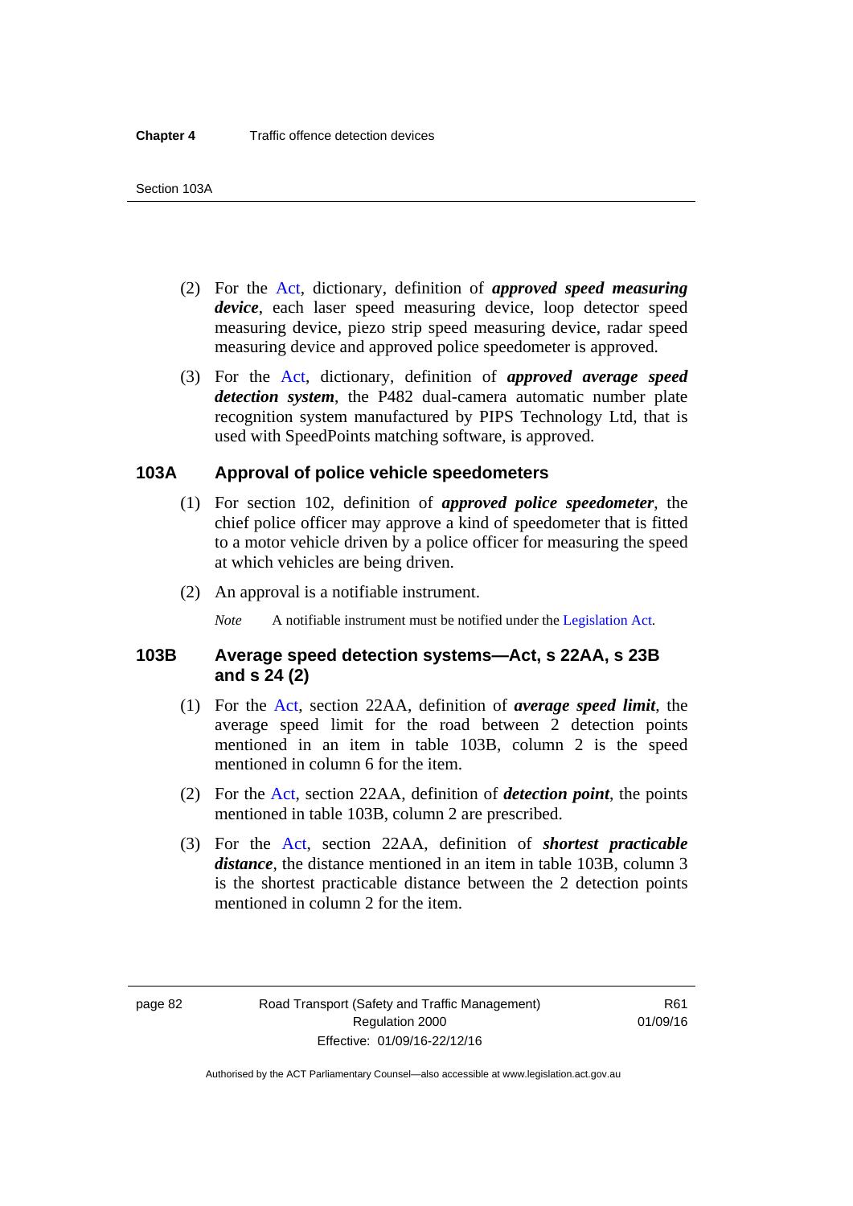(2) For the Act, dictionary, definition of ***approved speed measuring device***, each laser speed measuring device, loop detector speed measuring device, piezo strip speed measuring device, radar speed measuring device and approved police speedometer is approved.

(3) For the Act, dictionary, definition of ***approved average speed detection system***, the P482 dual-camera automatic number plate recognition system manufactured by PIPS Technology Ltd, that is used with SpeedPoints matching software, is approved.

### 103A Approval of police vehicle speedometers

(1) For section 102, definition of ***approved police speedometer***, the chief police officer may approve a kind of speedometer that is fitted to a motor vehicle driven by a police officer for measuring the speed at which vehicles are being driven.

(2) An approval is a notifiable instrument.

*Note* A notifiable instrument must be notified under the Legislation Act.

### 103B Average speed detection systems—Act, s 22AA, s 23B and s 24 (2)

(1) For the Act, section 22AA, definition of ***average speed limit***, the average speed limit for the road between 2 detection points mentioned in an item in table 103B, column 2 is the speed mentioned in column 6 for the item.

(2) For the Act, section 22AA, definition of ***detection point***, the points mentioned in table 103B, column 2 are prescribed.

(3) For the Act, section 22AA, definition of ***shortest practicable distance***, the distance mentioned in an item in table 103B, column 3 is the shortest practicable distance between the 2 detection points mentioned in column 2 for the item.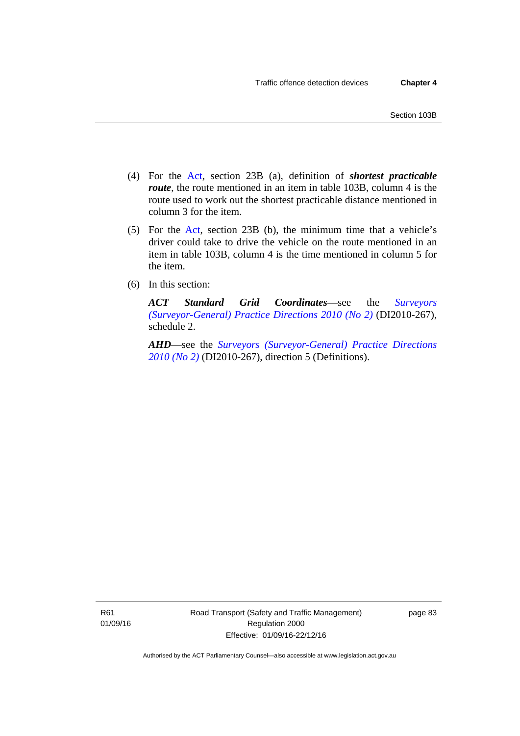(4) For the Act, section 23B (a), definition of ***shortest practicable route***, the route mentioned in an item in table 103B, column 4 is the route used to work out the shortest practicable distance mentioned in column 3 for the item.

(5) For the Act, section 23B (b), the minimum time that a vehicle's driver could take to drive the vehicle on the route mentioned in an item in table 103B, column 4 is the time mentioned in column 5 for the item.

(6) In this section:

***ACT Standard Grid Coordinates***—see the *Surveyors (Surveyor-General) Practice Directions 2010 (No 2)* (DI2010-267), schedule 2.

***AHD***—see the *Surveyors (Surveyor-General) Practice Directions 2010 (No 2)* (DI2010-267), direction 5 (Definitions).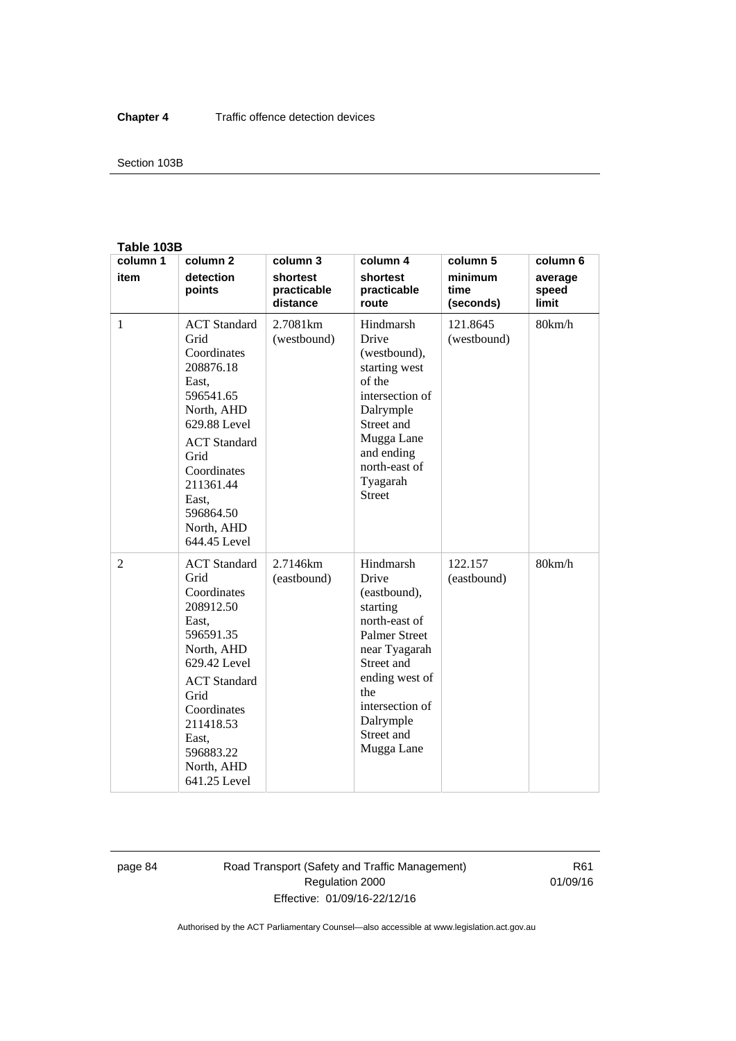**Table 103B**

| column 1 item | column 2 detection points | column 3 shortest practicable distance | column 4 shortest practicable route | column 5 minimum time (seconds) | column 6 average speed limit |
|---|---|---|---|---|---|
| 1 | ACT Standard Grid Coordinates 208876.18 East, 596541.65 North, AHD 629.88 Level<br>ACT Standard Grid Coordinates 211361.44 East, 596864.50 North, AHD 644.45 Level | 2.7081km (westbound) | Hindmarsh Drive (westbound), starting west of the intersection of Dalrymple Street and Mugga Lane and ending north-east of Tyagarah Street | 121.8645 (westbound) | 80km/h |
| 2 | ACT Standard Grid Coordinates 208912.50 East, 596591.35 North, AHD 629.42 Level<br>ACT Standard Grid Coordinates 211418.53 East, 596883.22 North, AHD 641.25 Level | 2.7146km (eastbound) | Hindmarsh Drive (eastbound), starting north-east of Palmer Street near Tyagarah Street and ending west of the intersection of Dalrymple Street and Mugga Lane | 122.157 (eastbound) | 80km/h |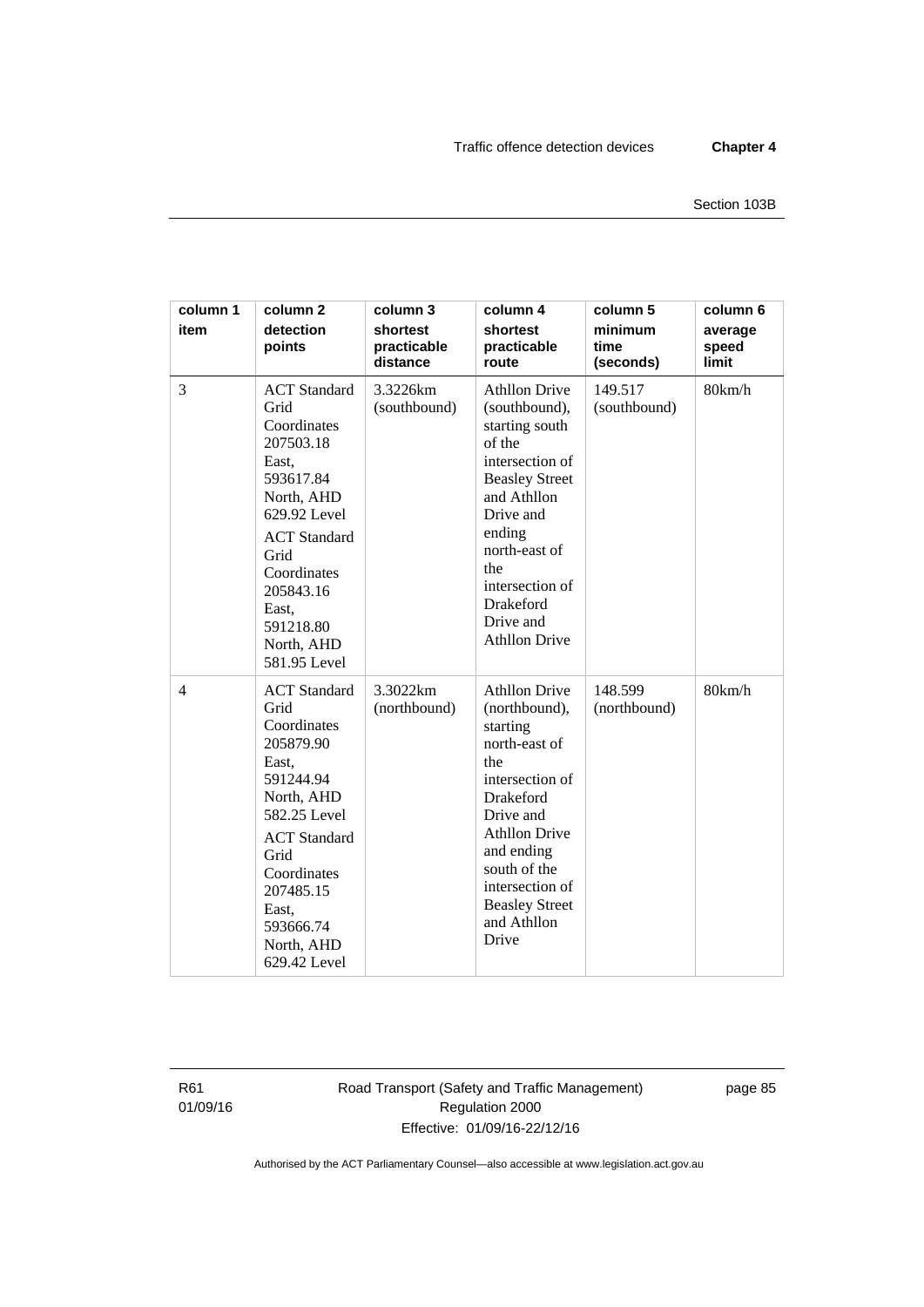| column 1 item | column 2 detection points | column 3 shortest practicable distance | column 4 shortest practicable route | column 5 minimum time (seconds) | column 6 average speed limit |
|---|---|---|---|---|---|
| 3 | ACT Standard Grid Coordinates 207503.18 East, 593617.84 North, AHD 629.92 Level<br>ACT Standard Grid Coordinates 205843.16 East, 591218.80 North, AHD 581.95 Level | 3.3226km (southbound) | Athllon Drive (southbound), starting south of the intersection of Beasley Street and Athllon Drive and ending north-east of the intersection of Drakeford Drive and Athllon Drive | 149.517 (southbound) | 80km/h |
| 4 | ACT Standard Grid Coordinates 205879.90 East, 591244.94 North, AHD 582.25 Level<br>ACT Standard Grid Coordinates 207485.15 East, 593666.74 North, AHD 629.42 Level | 3.3022km (northbound) | Athllon Drive (northbound), starting north-east of the intersection of Drakeford Drive and Athllon Drive and ending south of the intersection of Beasley Street and Athllon Drive | 148.599 (northbound) | 80km/h |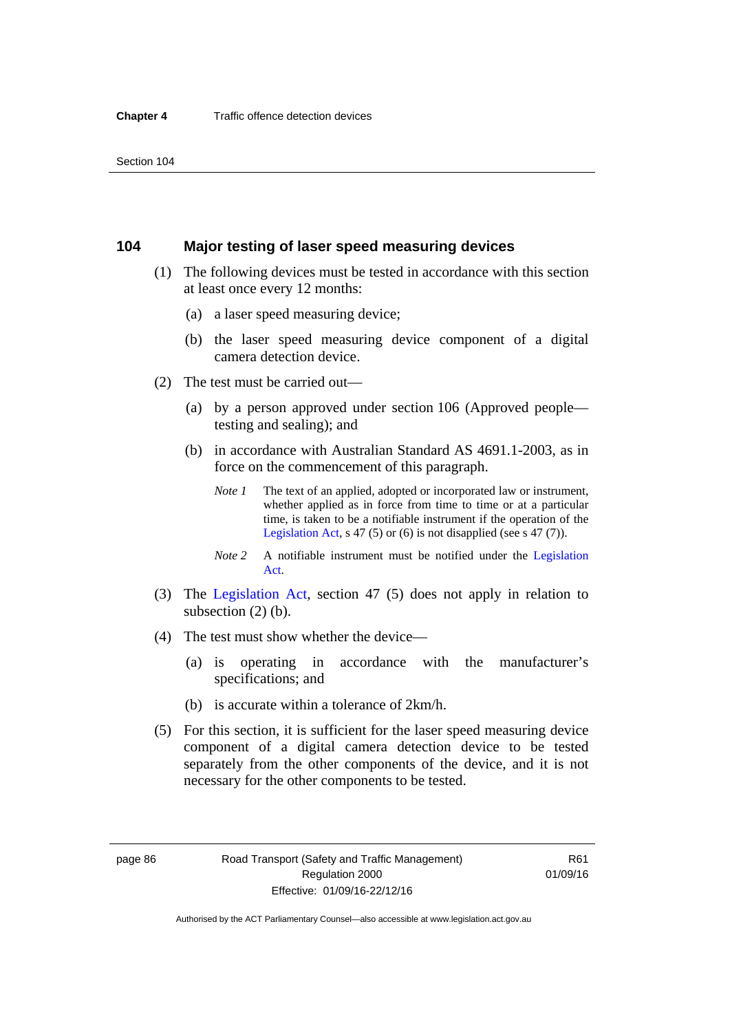## 104 Major testing of laser speed measuring devices

(1) The following devices must be tested in accordance with this section at least once every 12 months:

(a) a laser speed measuring device;

(b) the laser speed measuring device component of a digital camera detection device.

(2) The test must be carried out—

(a) by a person approved under section 106 (Approved people—testing and sealing); and

(b) in accordance with Australian Standard AS 4691.1-2003, as in force on the commencement of this paragraph.

*Note 1* The text of an applied, adopted or incorporated law or instrument, whether applied as in force from time to time or at a particular time, is taken to be a notifiable instrument if the operation of the Legislation Act, s 47 (5) or (6) is not disapplied (see s 47 (7)).

*Note 2* A notifiable instrument must be notified under the Legislation Act.

(3) The Legislation Act, section 47 (5) does not apply in relation to subsection (2) (b).

(4) The test must show whether the device—

(a) is operating in accordance with the manufacturer's specifications; and

(b) is accurate within a tolerance of 2km/h.

(5) For this section, it is sufficient for the laser speed measuring device component of a digital camera detection device to be tested separately from the other components of the device, and it is not necessary for the other components to be tested.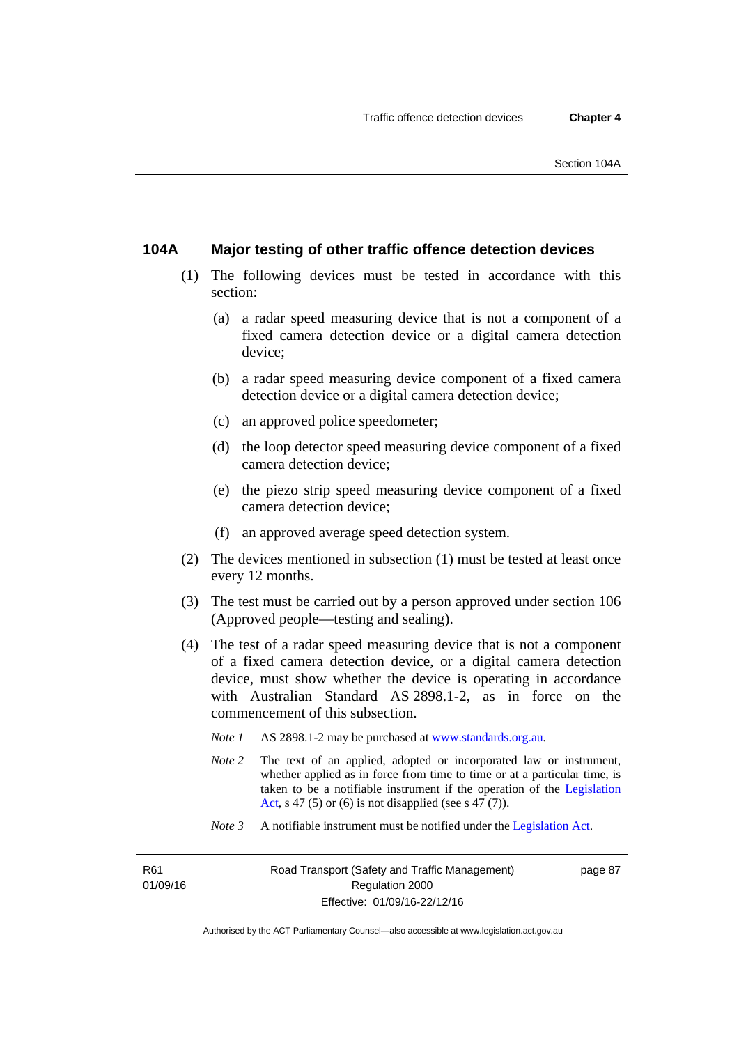## 104A Major testing of other traffic offence detection devices

(1) The following devices must be tested in accordance with this section:

(a) a radar speed measuring device that is not a component of a fixed camera detection device or a digital camera detection device;

(b) a radar speed measuring device component of a fixed camera detection device or a digital camera detection device;

(c) an approved police speedometer;

(d) the loop detector speed measuring device component of a fixed camera detection device;

(e) the piezo strip speed measuring device component of a fixed camera detection device;

(f) an approved average speed detection system.

(2) The devices mentioned in subsection (1) must be tested at least once every 12 months.

(3) The test must be carried out by a person approved under section 106 (Approved people—testing and sealing).

(4) The test of a radar speed measuring device that is not a component of a fixed camera detection device, or a digital camera detection device, must show whether the device is operating in accordance with Australian Standard AS 2898.1-2, as in force on the commencement of this subsection.

*Note 1* AS 2898.1-2 may be purchased at www.standards.org.au.

*Note 2* The text of an applied, adopted or incorporated law or instrument, whether applied as in force from time to time or at a particular time, is taken to be a notifiable instrument if the operation of the Legislation Act, s 47 (5) or (6) is not disapplied (see s 47 (7)).

*Note 3* A notifiable instrument must be notified under the Legislation Act.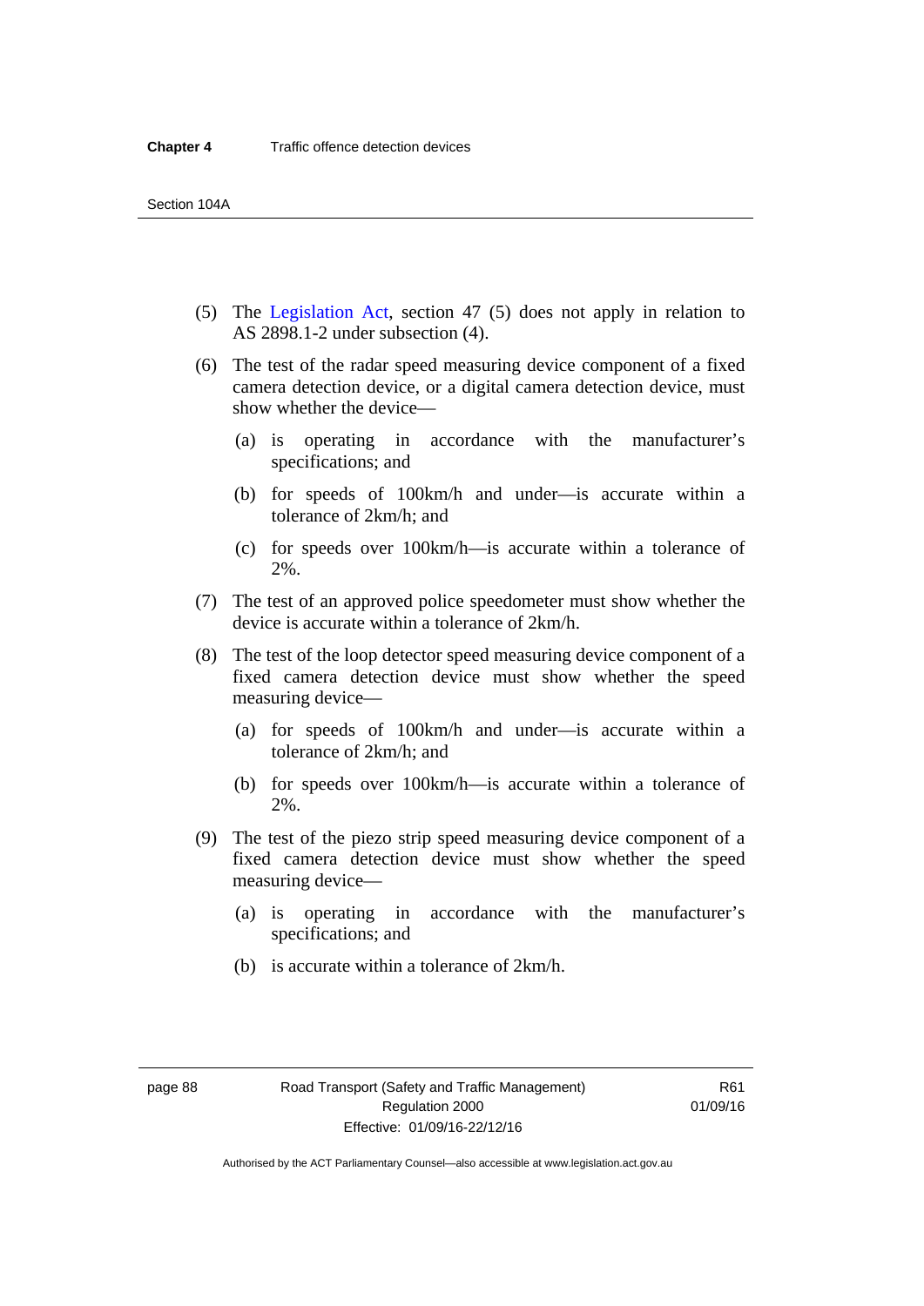(5) The Legislation Act, section 47 (5) does not apply in relation to AS 2898.1-2 under subsection (4).

(6) The test of the radar speed measuring device component of a fixed camera detection device, or a digital camera detection device, must show whether the device—

(a) is operating in accordance with the manufacturer's specifications; and

(b) for speeds of 100km/h and under—is accurate within a tolerance of 2km/h; and

(c) for speeds over 100km/h—is accurate within a tolerance of 2%.

(7) The test of an approved police speedometer must show whether the device is accurate within a tolerance of 2km/h.

(8) The test of the loop detector speed measuring device component of a fixed camera detection device must show whether the speed measuring device—

(a) for speeds of 100km/h and under—is accurate within a tolerance of 2km/h; and

(b) for speeds over 100km/h—is accurate within a tolerance of 2%.

(9) The test of the piezo strip speed measuring device component of a fixed camera detection device must show whether the speed measuring device—

(a) is operating in accordance with the manufacturer's specifications; and

(b) is accurate within a tolerance of 2km/h.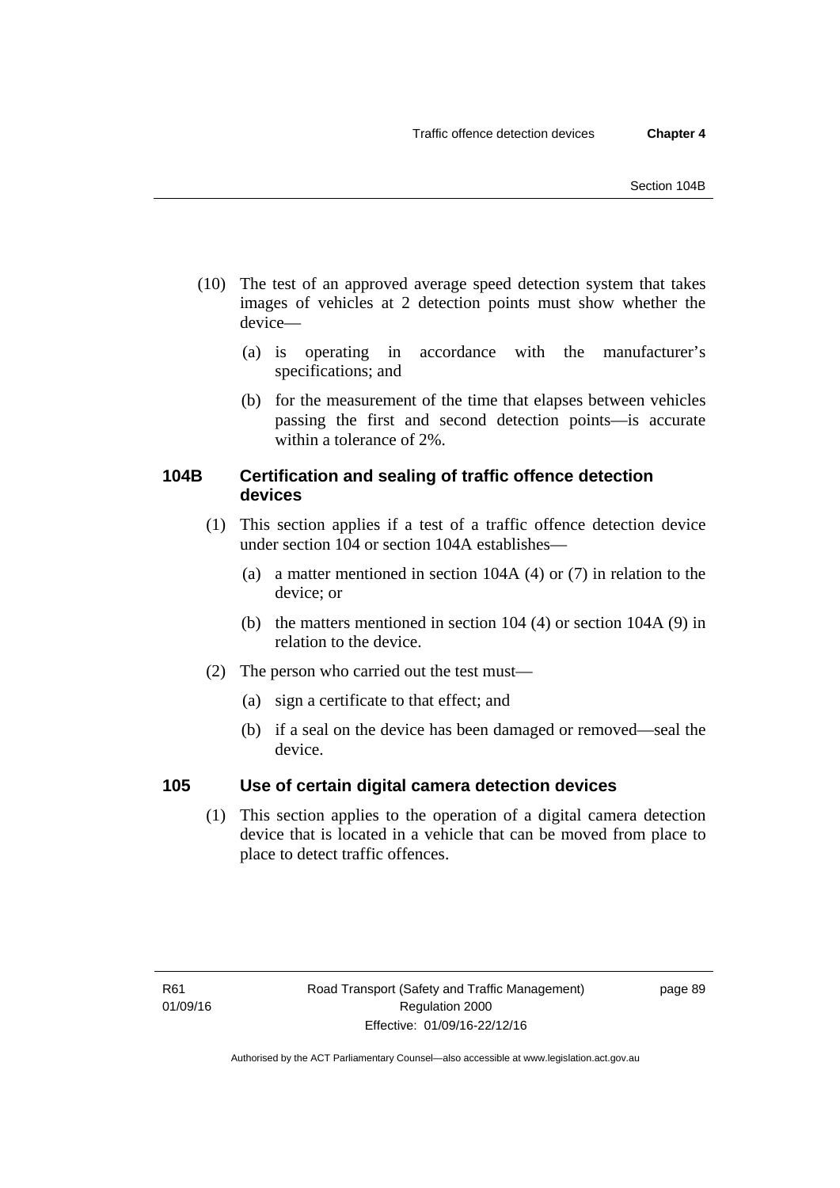(10) The test of an approved average speed detection system that takes images of vehicles at 2 detection points must show whether the device—

(a) is operating in accordance with the manufacturer's specifications; and

(b) for the measurement of the time that elapses between vehicles passing the first and second detection points—is accurate within a tolerance of 2%.

### 104B Certification and sealing of traffic offence detection devices

(1) This section applies if a test of a traffic offence detection device under section 104 or section 104A establishes—

(a) a matter mentioned in section 104A (4) or (7) in relation to the device; or

(b) the matters mentioned in section 104 (4) or section 104A (9) in relation to the device.

(2) The person who carried out the test must—

(a) sign a certificate to that effect; and

(b) if a seal on the device has been damaged or removed—seal the device.

### 105 Use of certain digital camera detection devices

(1) This section applies to the operation of a digital camera detection device that is located in a vehicle that can be moved from place to place to detect traffic offences.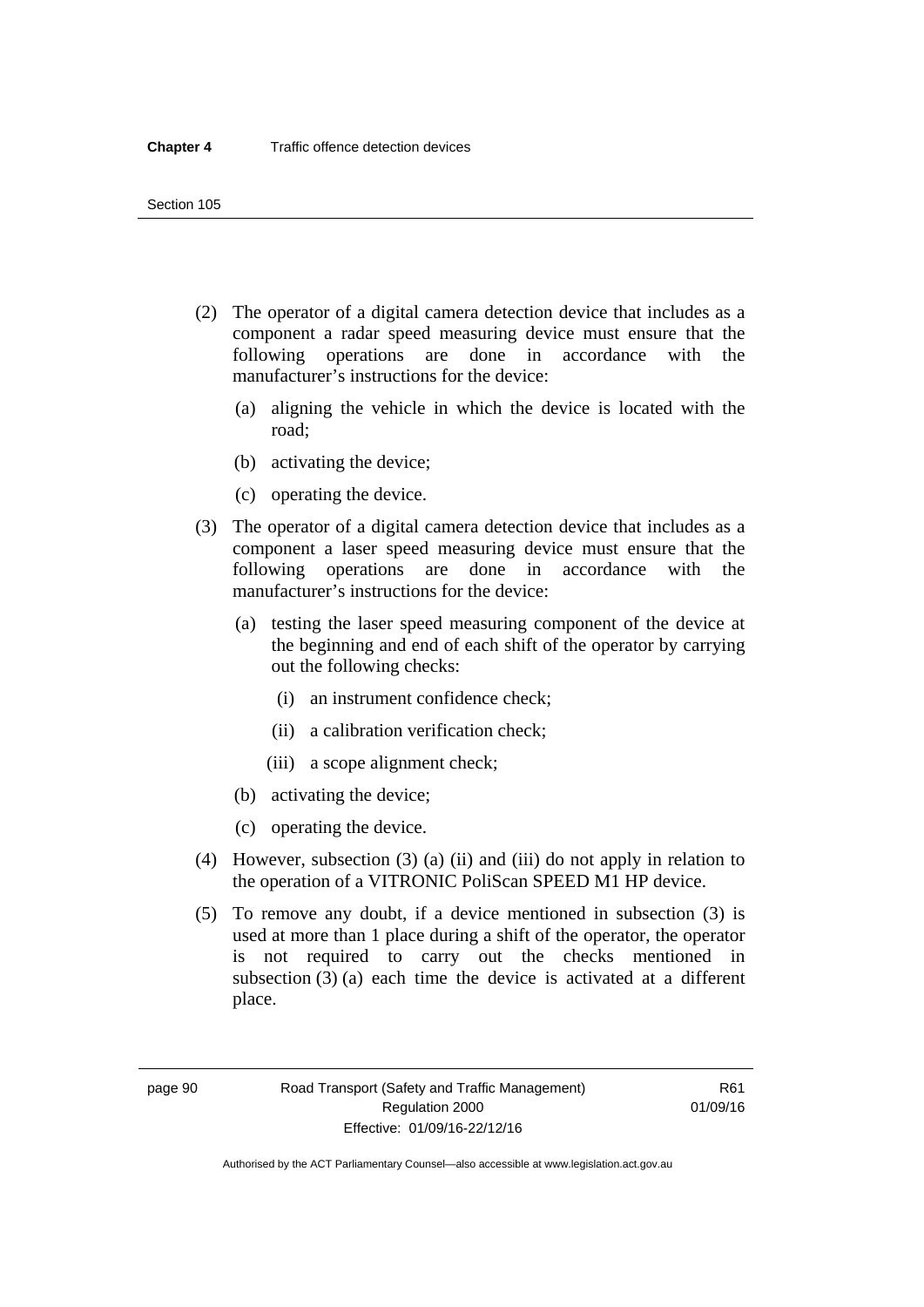(2) The operator of a digital camera detection device that includes as a component a radar speed measuring device must ensure that the following operations are done in accordance with the manufacturer's instructions for the device:

(a) aligning the vehicle in which the device is located with the road;

(b) activating the device;

(c) operating the device.

(3) The operator of a digital camera detection device that includes as a component a laser speed measuring device must ensure that the following operations are done in accordance with the manufacturer's instructions for the device:

(a) testing the laser speed measuring component of the device at the beginning and end of each shift of the operator by carrying out the following checks:

(i) an instrument confidence check;

(ii) a calibration verification check;

(iii) a scope alignment check;

(b) activating the device;

(c) operating the device.

(4) However, subsection (3) (a) (ii) and (iii) do not apply in relation to the operation of a VITRONIC PoliScan SPEED M1 HP device.

(5) To remove any doubt, if a device mentioned in subsection (3) is used at more than 1 place during a shift of the operator, the operator is not required to carry out the checks mentioned in subsection (3) (a) each time the device is activated at a different place.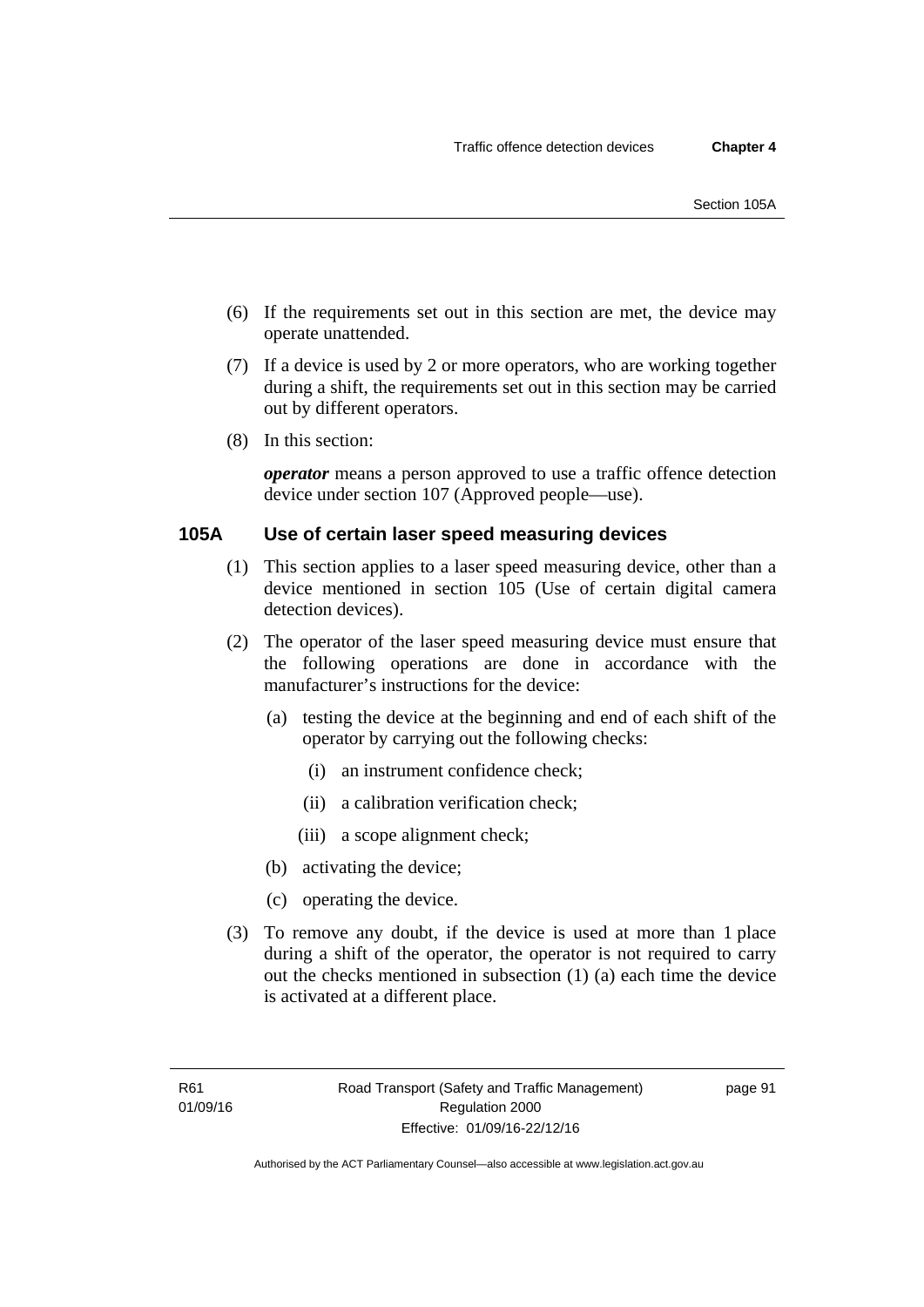(6) If the requirements set out in this section are met, the device may operate unattended.

(7) If a device is used by 2 or more operators, who are working together during a shift, the requirements set out in this section may be carried out by different operators.

(8) In this section:

***operator*** means a person approved to use a traffic offence detection device under section 107 (Approved people—use).

### 105A Use of certain laser speed measuring devices

(1) This section applies to a laser speed measuring device, other than a device mentioned in section 105 (Use of certain digital camera detection devices).

(2) The operator of the laser speed measuring device must ensure that the following operations are done in accordance with the manufacturer's instructions for the device:

(a) testing the device at the beginning and end of each shift of the operator by carrying out the following checks:

(i) an instrument confidence check;

(ii) a calibration verification check;

(iii) a scope alignment check;

(b) activating the device;

(c) operating the device.

(3) To remove any doubt, if the device is used at more than 1 place during a shift of the operator, the operator is not required to carry out the checks mentioned in subsection (1) (a) each time the device is activated at a different place.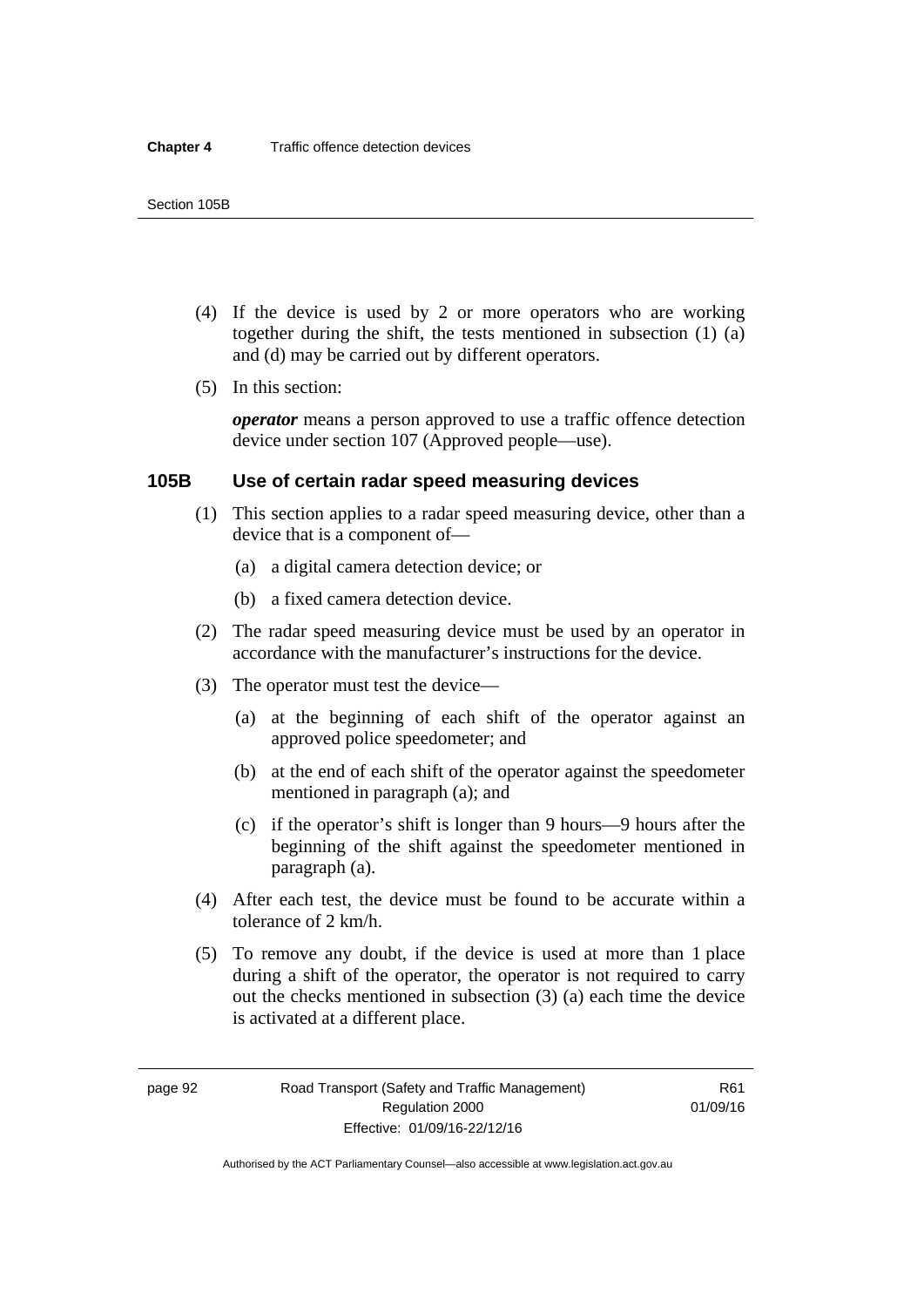(4) If the device is used by 2 or more operators who are working together during the shift, the tests mentioned in subsection (1) (a) and (d) may be carried out by different operators.

(5) In this section:

***operator*** means a person approved to use a traffic offence detection device under section 107 (Approved people—use).

### 105B Use of certain radar speed measuring devices

(1) This section applies to a radar speed measuring device, other than a device that is a component of—

- (a) a digital camera detection device; or
- (b) a fixed camera detection device.

(2) The radar speed measuring device must be used by an operator in accordance with the manufacturer's instructions for the device.

(3) The operator must test the device—

- (a) at the beginning of each shift of the operator against an approved police speedometer; and
- (b) at the end of each shift of the operator against the speedometer mentioned in paragraph (a); and
- (c) if the operator's shift is longer than 9 hours—9 hours after the beginning of the shift against the speedometer mentioned in paragraph (a).

(4) After each test, the device must be found to be accurate within a tolerance of 2 km/h.

(5) To remove any doubt, if the device is used at more than 1 place during a shift of the operator, the operator is not required to carry out the checks mentioned in subsection (3) (a) each time the device is activated at a different place.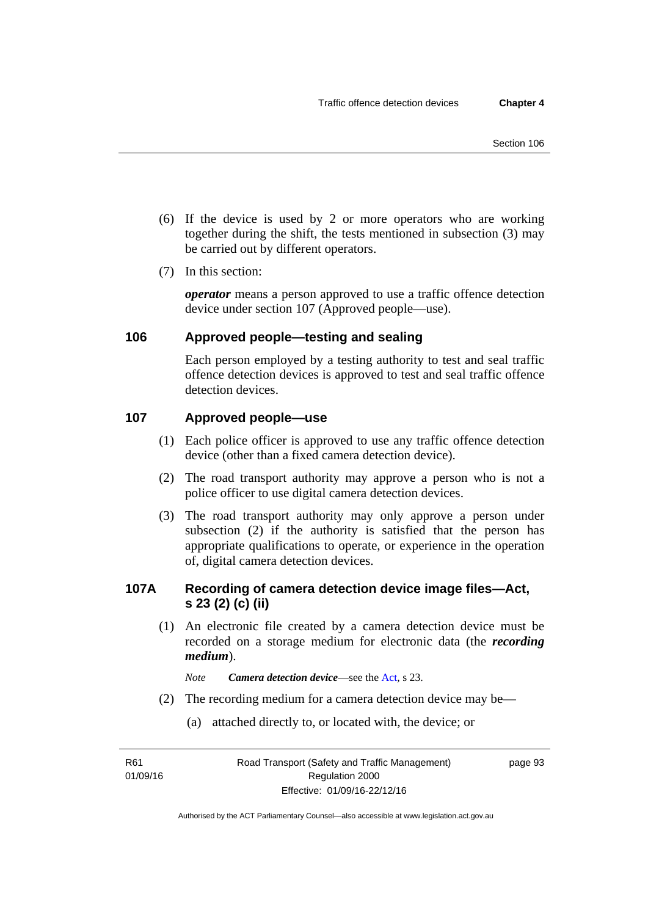(6) If the device is used by 2 or more operators who are working together during the shift, the tests mentioned in subsection (3) may be carried out by different operators.

(7) In this section:

***operator*** means a person approved to use a traffic offence detection device under section 107 (Approved people—use).

## 106 Approved people—testing and sealing

Each person employed by a testing authority to test and seal traffic offence detection devices is approved to test and seal traffic offence detection devices.

## 107 Approved people—use

(1) Each police officer is approved to use any traffic offence detection device (other than a fixed camera detection device).

(2) The road transport authority may approve a person who is not a police officer to use digital camera detection devices.

(3) The road transport authority may only approve a person under subsection (2) if the authority is satisfied that the person has appropriate qualifications to operate, or experience in the operation of, digital camera detection devices.

## 107A Recording of camera detection device image files—Act, s 23 (2) (c) (ii)

(1) An electronic file created by a camera detection device must be recorded on a storage medium for electronic data (the ***recording medium***).

*Note* ***Camera detection device***—see the Act, s 23.

(2) The recording medium for a camera detection device may be—

(a) attached directly to, or located with, the device; or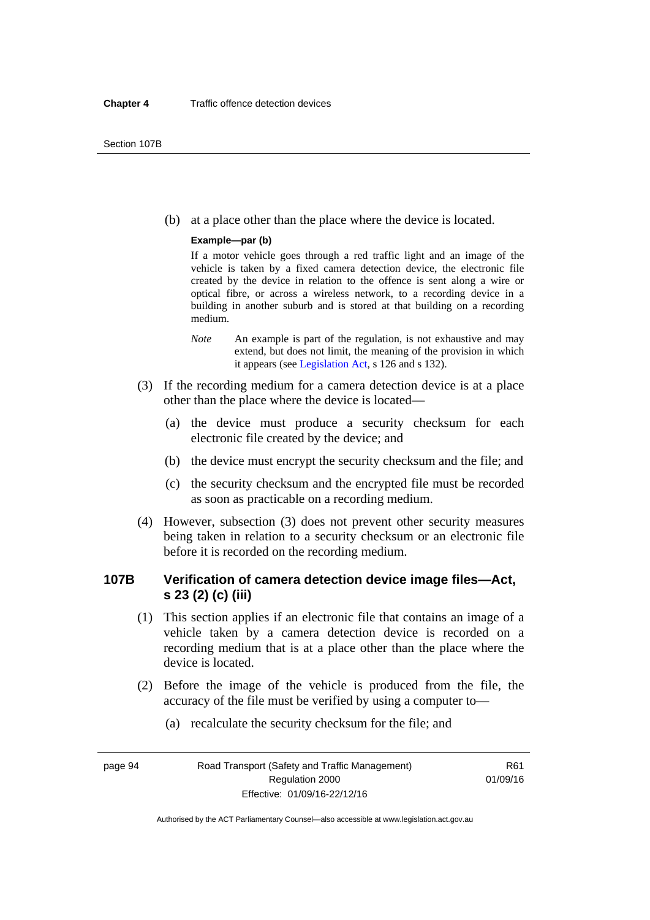(b) at a place other than the place where the device is located.

**Example—par (b)**

If a motor vehicle goes through a red traffic light and an image of the vehicle is taken by a fixed camera detection device, the electronic file created by the device in relation to the offence is sent along a wire or optical fibre, or across a wireless network, to a recording device in a building in another suburb and is stored at that building on a recording medium.

*Note* An example is part of the regulation, is not exhaustive and may extend, but does not limit, the meaning of the provision in which it appears (see Legislation Act, s 126 and s 132).

(3) If the recording medium for a camera detection device is at a place other than the place where the device is located—

(a) the device must produce a security checksum for each electronic file created by the device; and

(b) the device must encrypt the security checksum and the file; and

(c) the security checksum and the encrypted file must be recorded as soon as practicable on a recording medium.

(4) However, subsection (3) does not prevent other security measures being taken in relation to a security checksum or an electronic file before it is recorded on the recording medium.

## 107B Verification of camera detection device image files—Act, s 23 (2) (c) (iii)

(1) This section applies if an electronic file that contains an image of a vehicle taken by a camera detection device is recorded on a recording medium that is at a place other than the place where the device is located.

(2) Before the image of the vehicle is produced from the file, the accuracy of the file must be verified by using a computer to—

(a) recalculate the security checksum for the file; and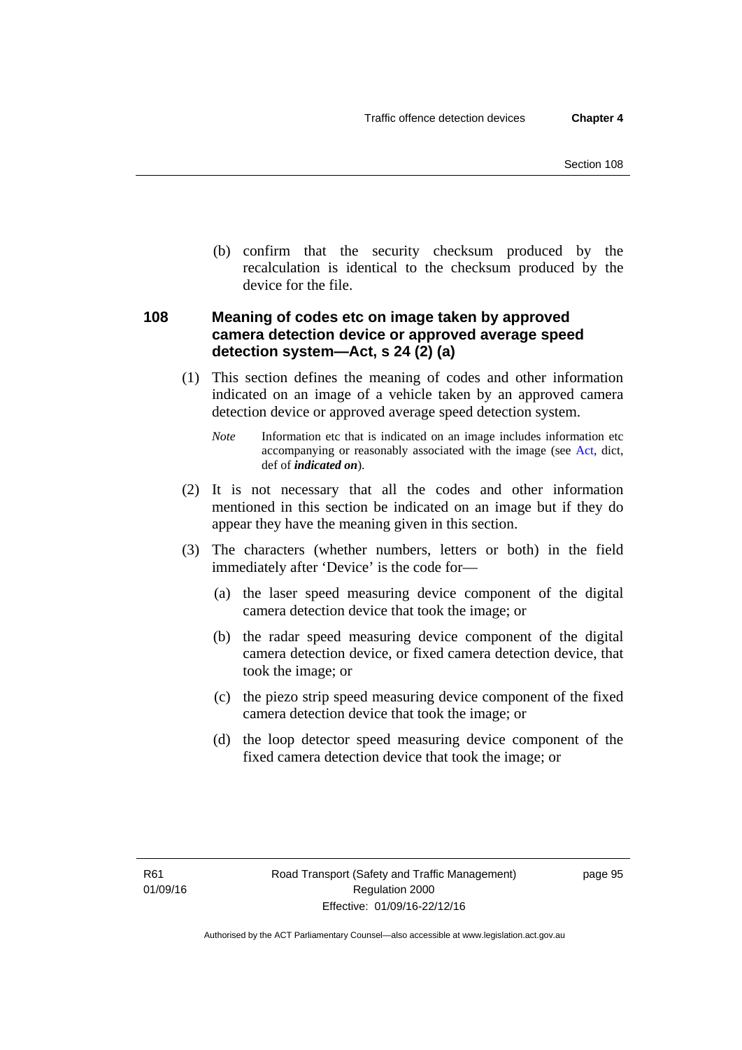(b) confirm that the security checksum produced by the recalculation is identical to the checksum produced by the device for the file.

### 108 Meaning of codes etc on image taken by approved camera detection device or approved average speed detection system—Act, s 24 (2) (a)

(1) This section defines the meaning of codes and other information indicated on an image of a vehicle taken by an approved camera detection device or approved average speed detection system.

*Note* Information etc that is indicated on an image includes information etc accompanying or reasonably associated with the image (see Act, dict, def of ***indicated on***).

(2) It is not necessary that all the codes and other information mentioned in this section be indicated on an image but if they do appear they have the meaning given in this section.

(3) The characters (whether numbers, letters or both) in the field immediately after 'Device' is the code for—

(a) the laser speed measuring device component of the digital camera detection device that took the image; or

(b) the radar speed measuring device component of the digital camera detection device, or fixed camera detection device, that took the image; or

(c) the piezo strip speed measuring device component of the fixed camera detection device that took the image; or

(d) the loop detector speed measuring device component of the fixed camera detection device that took the image; or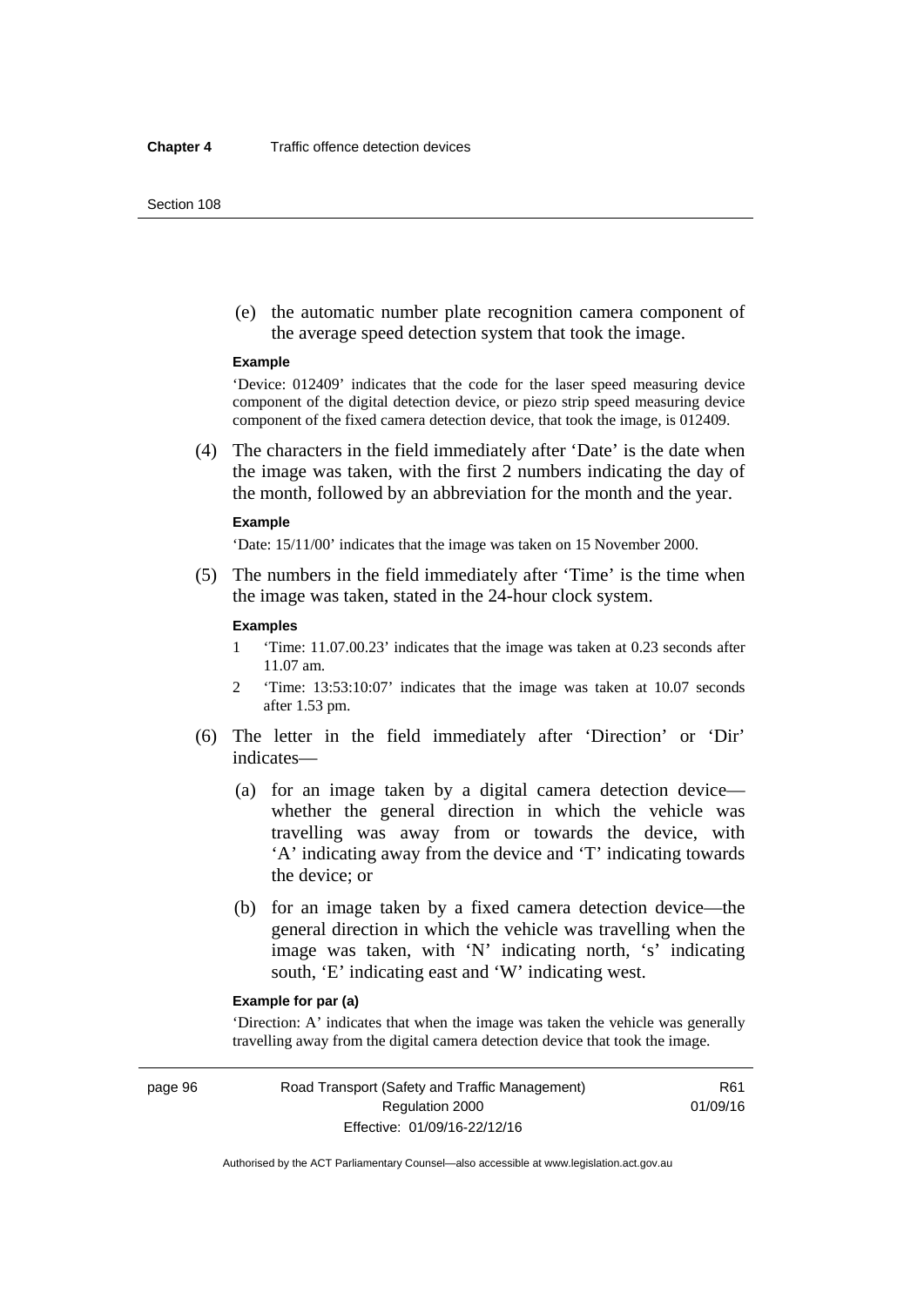(e) the automatic number plate recognition camera component of the average speed detection system that took the image.

**Example**

'Device: 012409' indicates that the code for the laser speed measuring device component of the digital detection device, or piezo strip speed measuring device component of the fixed camera detection device, that took the image, is 012409.

(4) The characters in the field immediately after 'Date' is the date when the image was taken, with the first 2 numbers indicating the day of the month, followed by an abbreviation for the month and the year.

**Example**

'Date: 15/11/00' indicates that the image was taken on 15 November 2000.

(5) The numbers in the field immediately after 'Time' is the time when the image was taken, stated in the 24-hour clock system.

**Examples**

1 'Time: 11.07.00.23' indicates that the image was taken at 0.23 seconds after 11.07 am.

2 'Time: 13:53:10:07' indicates that the image was taken at 10.07 seconds after 1.53 pm.

(6) The letter in the field immediately after 'Direction' or 'Dir' indicates—

(a) for an image taken by a digital camera detection device—whether the general direction in which the vehicle was travelling was away from or towards the device, with 'A' indicating away from the device and 'T' indicating towards the device; or

(b) for an image taken by a fixed camera detection device—the general direction in which the vehicle was travelling when the image was taken, with 'N' indicating north, 's' indicating south, 'E' indicating east and 'W' indicating west.

**Example for par (a)**

'Direction: A' indicates that when the image was taken the vehicle was generally travelling away from the digital camera detection device that took the image.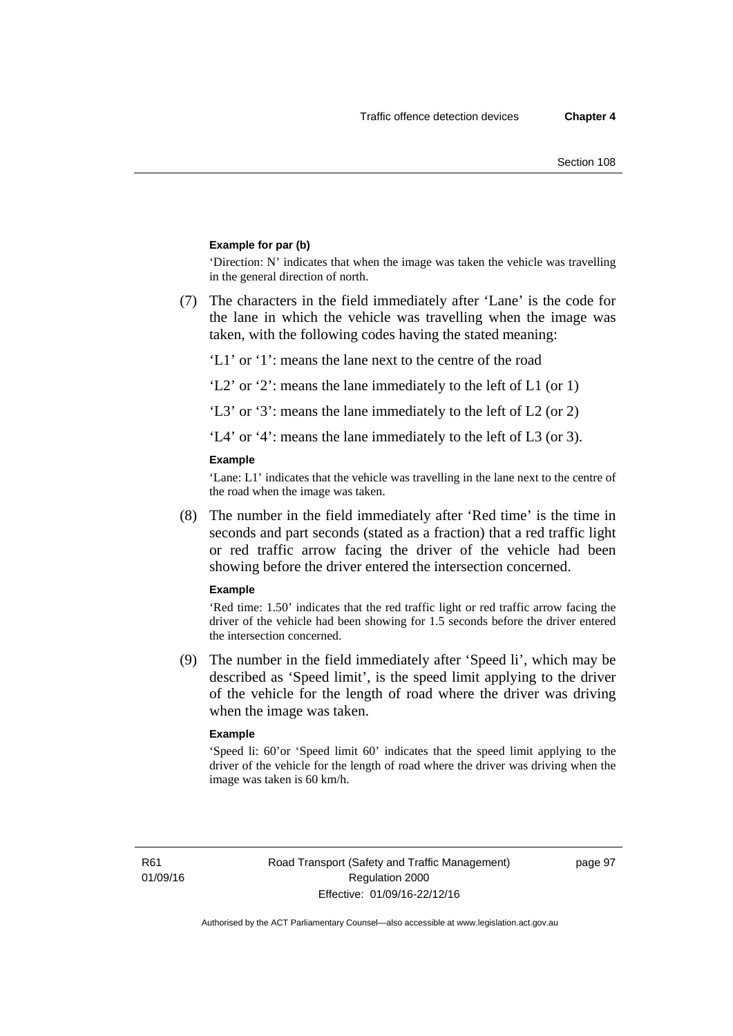**Example for par (b)**

'Direction: N' indicates that when the image was taken the vehicle was travelling in the general direction of north.

(7) The characters in the field immediately after 'Lane' is the code for the lane in which the vehicle was travelling when the image was taken, with the following codes having the stated meaning:

'L1' or '1': means the lane next to the centre of the road

'L2' or '2': means the lane immediately to the left of L1 (or 1)

'L3' or '3': means the lane immediately to the left of L2 (or 2)

'L4' or '4': means the lane immediately to the left of L3 (or 3).

**Example**

'Lane: L1' indicates that the vehicle was travelling in the lane next to the centre of the road when the image was taken.

(8) The number in the field immediately after 'Red time' is the time in seconds and part seconds (stated as a fraction) that a red traffic light or red traffic arrow facing the driver of the vehicle had been showing before the driver entered the intersection concerned.

**Example**

'Red time: 1.50' indicates that the red traffic light or red traffic arrow facing the driver of the vehicle had been showing for 1.5 seconds before the driver entered the intersection concerned.

(9) The number in the field immediately after 'Speed li', which may be described as 'Speed limit', is the speed limit applying to the driver of the vehicle for the length of road where the driver was driving when the image was taken.

**Example**

'Speed li: 60'or 'Speed limit 60' indicates that the speed limit applying to the driver of the vehicle for the length of road where the driver was driving when the image was taken is 60 km/h.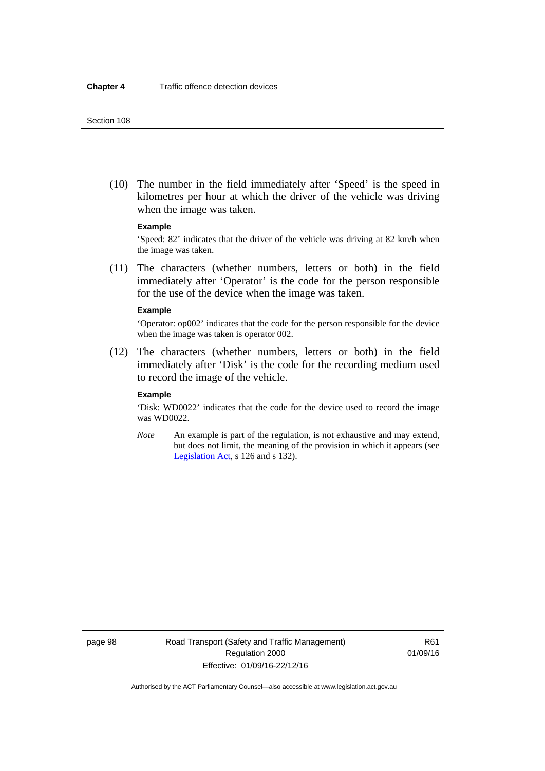(10) The number in the field immediately after 'Speed' is the speed in kilometres per hour at which the driver of the vehicle was driving when the image was taken.

**Example**

'Speed: 82' indicates that the driver of the vehicle was driving at 82 km/h when the image was taken.

(11) The characters (whether numbers, letters or both) in the field immediately after 'Operator' is the code for the person responsible for the use of the device when the image was taken.

**Example**

'Operator: op002' indicates that the code for the person responsible for the device when the image was taken is operator 002.

(12) The characters (whether numbers, letters or both) in the field immediately after 'Disk' is the code for the recording medium used to record the image of the vehicle.

**Example**

'Disk: WD0022' indicates that the code for the device used to record the image was WD0022.

*Note* An example is part of the regulation, is not exhaustive and may extend, but does not limit, the meaning of the provision in which it appears (see Legislation Act, s 126 and s 132).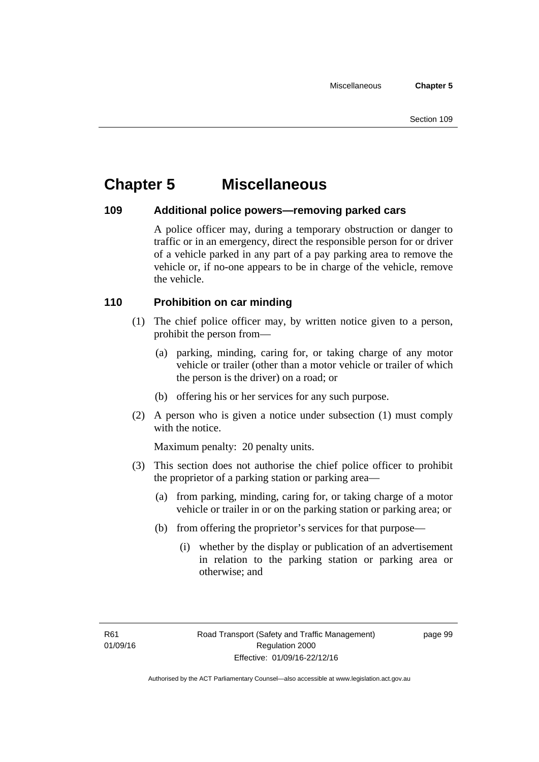# Chapter 5 Miscellaneous

## 109 Additional police powers—removing parked cars

A police officer may, during a temporary obstruction or danger to traffic or in an emergency, direct the responsible person for or driver of a vehicle parked in any part of a pay parking area to remove the vehicle or, if no-one appears to be in charge of the vehicle, remove the vehicle.

## 110 Prohibition on car minding

(1) The chief police officer may, by written notice given to a person, prohibit the person from—

(a) parking, minding, caring for, or taking charge of any motor vehicle or trailer (other than a motor vehicle or trailer of which the person is the driver) on a road; or

(b) offering his or her services for any such purpose.

(2) A person who is given a notice under subsection (1) must comply with the notice.

Maximum penalty: 20 penalty units.

(3) This section does not authorise the chief police officer to prohibit the proprietor of a parking station or parking area—

(a) from parking, minding, caring for, or taking charge of a motor vehicle or trailer in or on the parking station or parking area; or

(b) from offering the proprietor's services for that purpose—

(i) whether by the display or publication of an advertisement in relation to the parking station or parking area or otherwise; and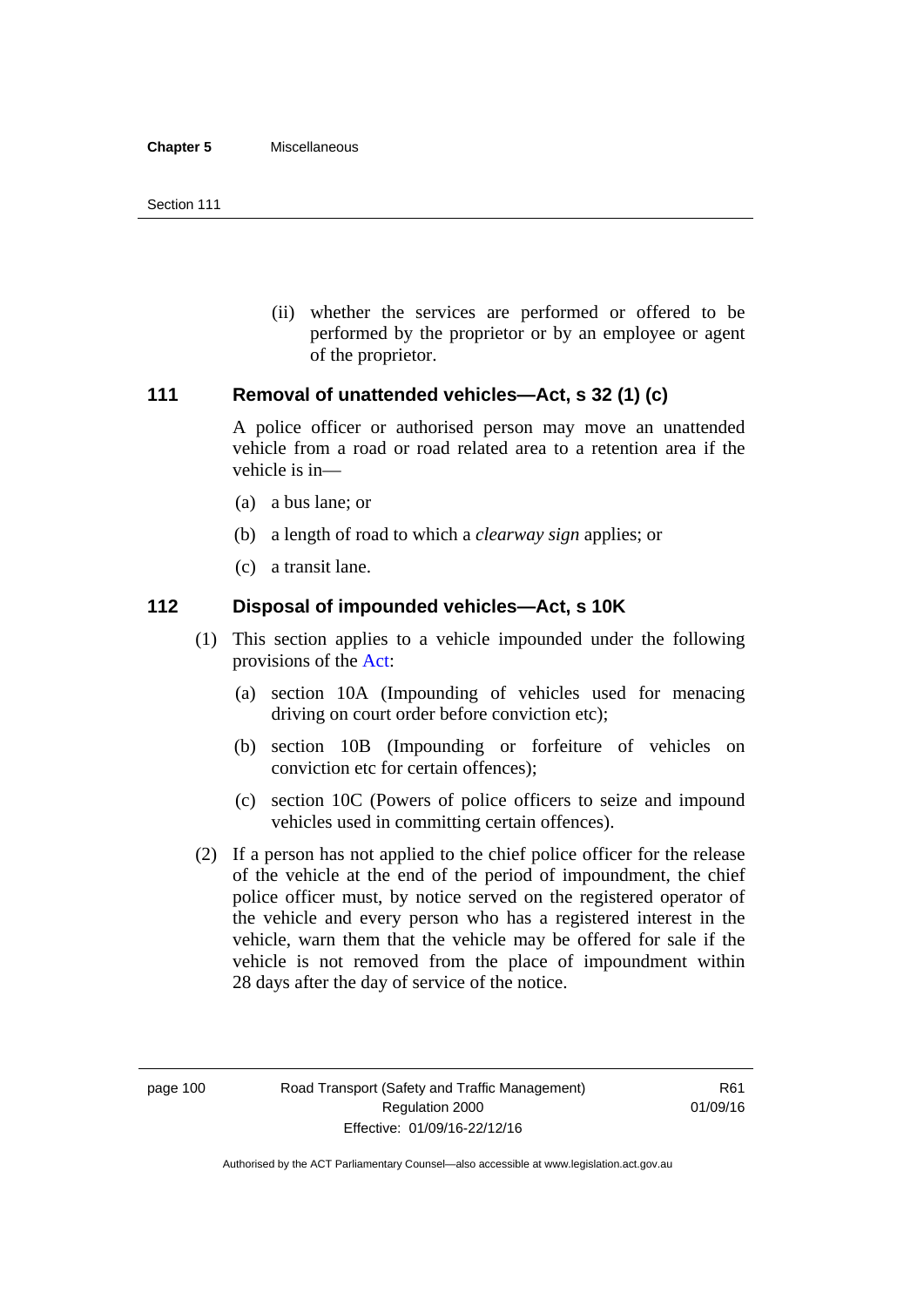(ii) whether the services are performed or offered to be performed by the proprietor or by an employee or agent of the proprietor.

## 111 Removal of unattended vehicles—Act, s 32 (1) (c)

A police officer or authorised person may move an unattended vehicle from a road or road related area to a retention area if the vehicle is in—

(a) a bus lane; or

(b) a length of road to which a *clearway sign* applies; or

(c) a transit lane.

## 112 Disposal of impounded vehicles—Act, s 10K

(1) This section applies to a vehicle impounded under the following provisions of the Act:

(a) section 10A (Impounding of vehicles used for menacing driving on court order before conviction etc);

(b) section 10B (Impounding or forfeiture of vehicles on conviction etc for certain offences);

(c) section 10C (Powers of police officers to seize and impound vehicles used in committing certain offences).

(2) If a person has not applied to the chief police officer for the release of the vehicle at the end of the period of impoundment, the chief police officer must, by notice served on the registered operator of the vehicle and every person who has a registered interest in the vehicle, warn them that the vehicle may be offered for sale if the vehicle is not removed from the place of impoundment within 28 days after the day of service of the notice.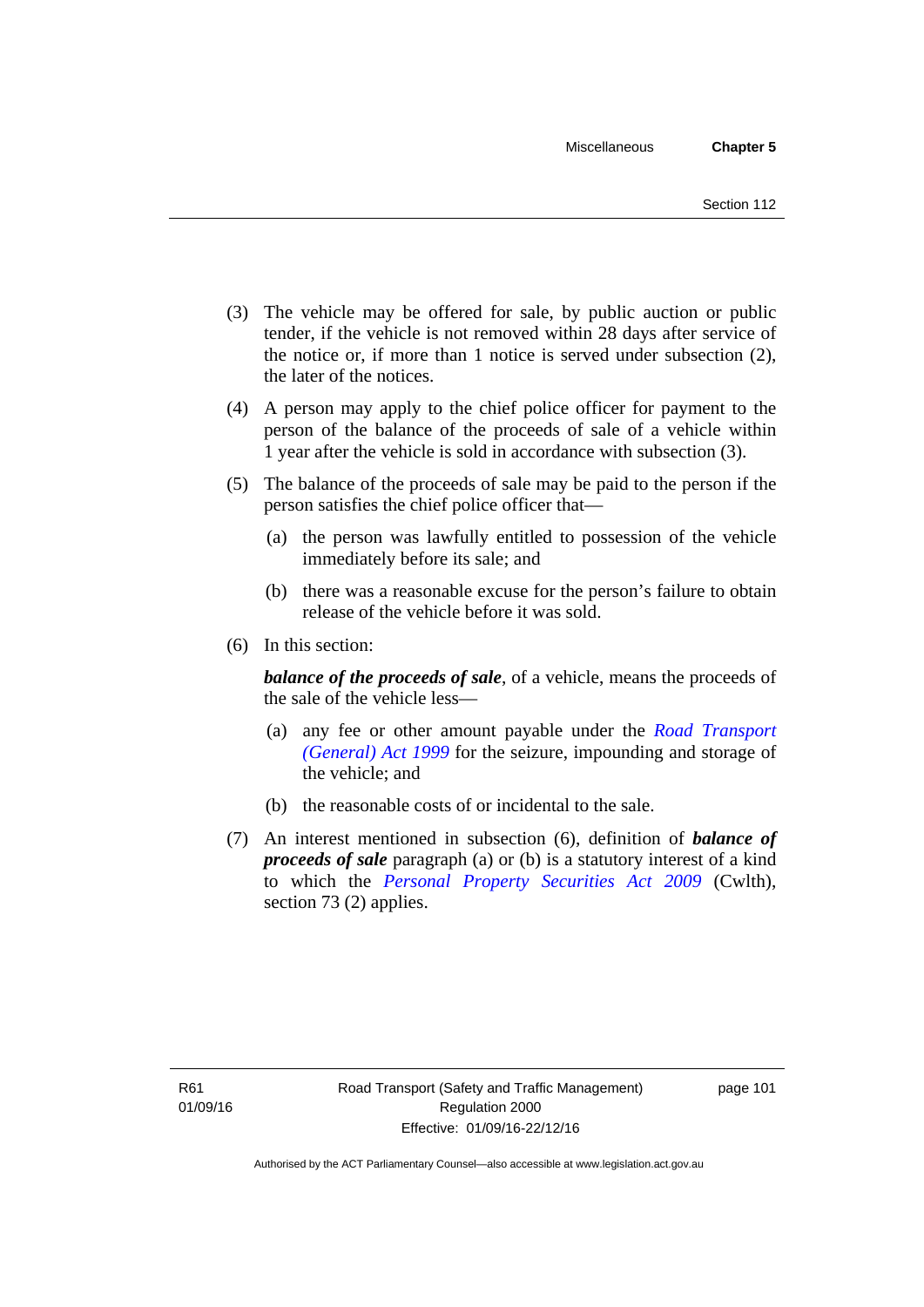(3) The vehicle may be offered for sale, by public auction or public tender, if the vehicle is not removed within 28 days after service of the notice or, if more than 1 notice is served under subsection (2), the later of the notices.

(4) A person may apply to the chief police officer for payment to the person of the balance of the proceeds of sale of a vehicle within 1 year after the vehicle is sold in accordance with subsection (3).

(5) The balance of the proceeds of sale may be paid to the person if the person satisfies the chief police officer that—

(a) the person was lawfully entitled to possession of the vehicle immediately before its sale; and

(b) there was a reasonable excuse for the person's failure to obtain release of the vehicle before it was sold.

(6) In this section:

***balance of the proceeds of sale***, of a vehicle, means the proceeds of the sale of the vehicle less—

(a) any fee or other amount payable under the *Road Transport (General) Act 1999* for the seizure, impounding and storage of the vehicle; and

(b) the reasonable costs of or incidental to the sale.

(7) An interest mentioned in subsection (6), definition of ***balance of proceeds of sale*** paragraph (a) or (b) is a statutory interest of a kind to which the *Personal Property Securities Act 2009* (Cwlth), section 73 (2) applies.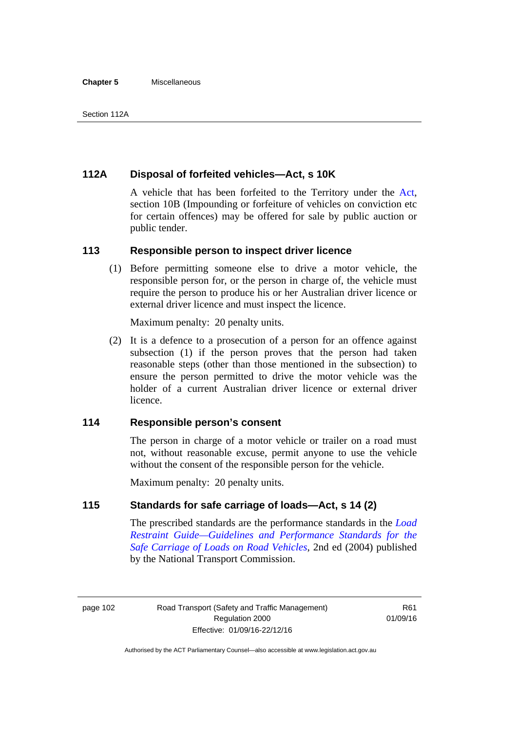### 112A Disposal of forfeited vehicles—Act, s 10K

A vehicle that has been forfeited to the Territory under the Act, section 10B (Impounding or forfeiture of vehicles on conviction etc for certain offences) may be offered for sale by public auction or public tender.

### 113 Responsible person to inspect driver licence

(1) Before permitting someone else to drive a motor vehicle, the responsible person for, or the person in charge of, the vehicle must require the person to produce his or her Australian driver licence or external driver licence and must inspect the licence.

Maximum penalty: 20 penalty units.

(2) It is a defence to a prosecution of a person for an offence against subsection (1) if the person proves that the person had taken reasonable steps (other than those mentioned in the subsection) to ensure the person permitted to drive the motor vehicle was the holder of a current Australian driver licence or external driver licence.

### 114 Responsible person's consent

The person in charge of a motor vehicle or trailer on a road must not, without reasonable excuse, permit anyone to use the vehicle without the consent of the responsible person for the vehicle.

Maximum penalty: 20 penalty units.

### 115 Standards for safe carriage of loads—Act, s 14 (2)

The prescribed standards are the performance standards in the *Load Restraint Guide—Guidelines and Performance Standards for the Safe Carriage of Loads on Road Vehicles*, 2nd ed (2004) published by the National Transport Commission.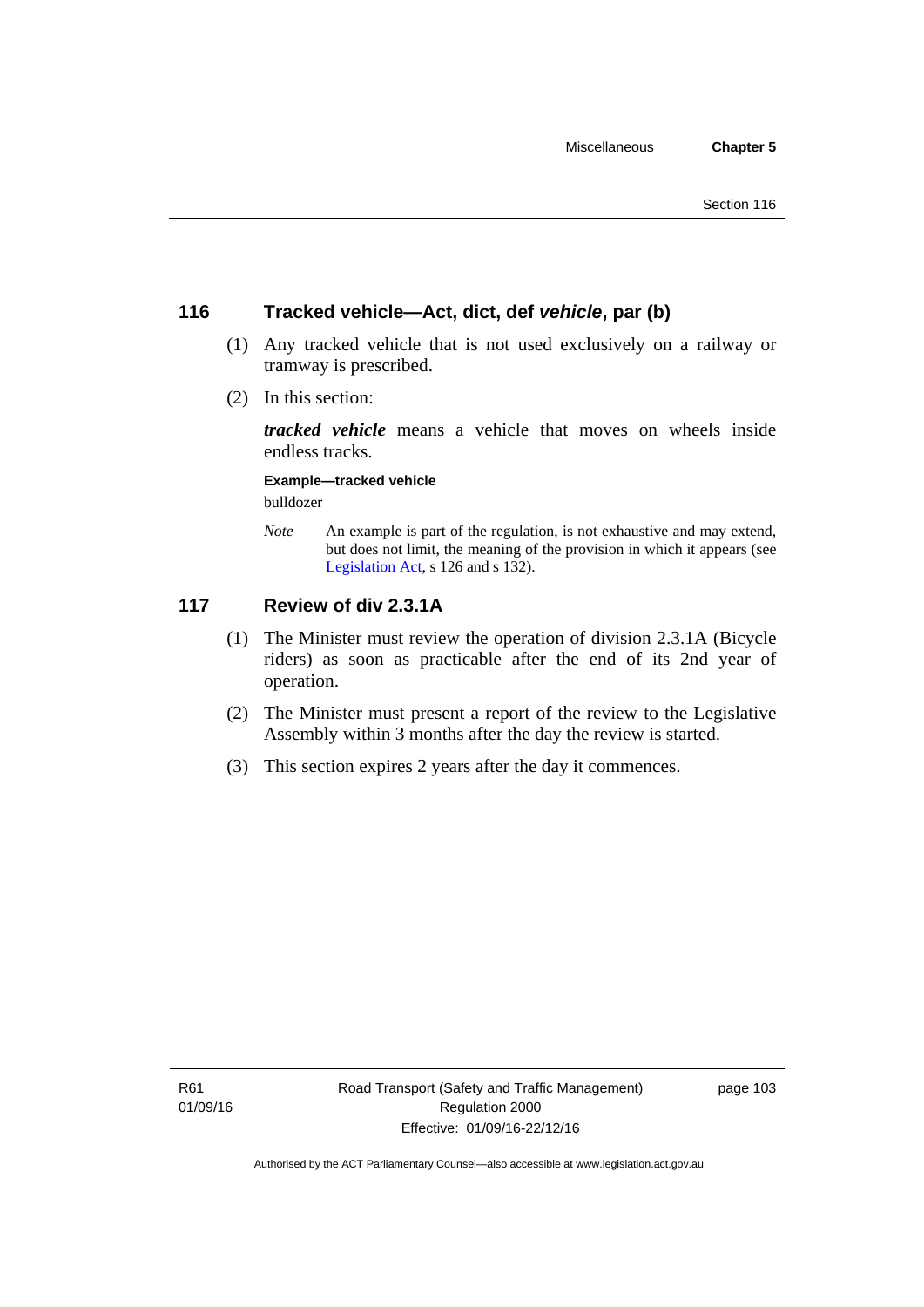## 116 Tracked vehicle—Act, dict, def *vehicle*, par (b)

(1) Any tracked vehicle that is not used exclusively on a railway or tramway is prescribed.

(2) In this section:

***tracked vehicle*** means a vehicle that moves on wheels inside endless tracks.

**Example—tracked vehicle**

bulldozer

*Note* An example is part of the regulation, is not exhaustive and may extend, but does not limit, the meaning of the provision in which it appears (see Legislation Act, s 126 and s 132).

## 117 Review of div 2.3.1A

(1) The Minister must review the operation of division 2.3.1A (Bicycle riders) as soon as practicable after the end of its 2nd year of operation.

(2) The Minister must present a report of the review to the Legislative Assembly within 3 months after the day the review is started.

(3) This section expires 2 years after the day it commences.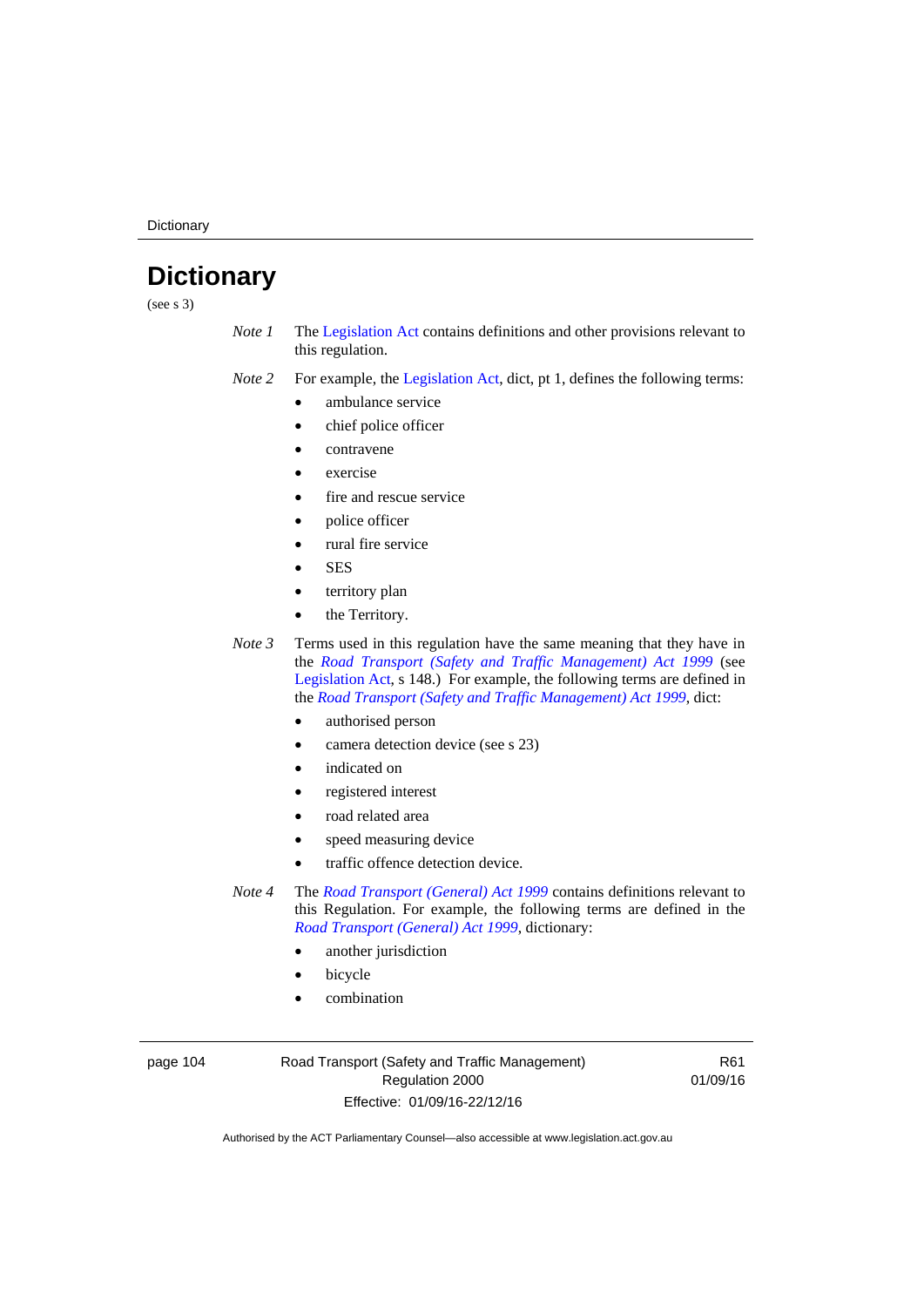# Dictionary

(see s 3)

*Note 1* The Legislation Act contains definitions and other provisions relevant to this regulation.

*Note 2* For example, the Legislation Act, dict, pt 1, defines the following terms:

- ambulance service
- chief police officer
- contravene
- exercise
- fire and rescue service
- police officer
- rural fire service
- SES
- territory plan
- the Territory.

*Note 3* Terms used in this regulation have the same meaning that they have in the *Road Transport (Safety and Traffic Management) Act 1999* (see Legislation Act, s 148.) For example, the following terms are defined in the *Road Transport (Safety and Traffic Management) Act 1999*, dict:

- authorised person
- camera detection device (see s 23)
- indicated on
- registered interest
- road related area
- speed measuring device
- traffic offence detection device.

*Note 4* The *Road Transport (General) Act 1999* contains definitions relevant to this Regulation. For example, the following terms are defined in the *Road Transport (General) Act 1999*, dictionary:

- another jurisdiction
- bicycle
- combination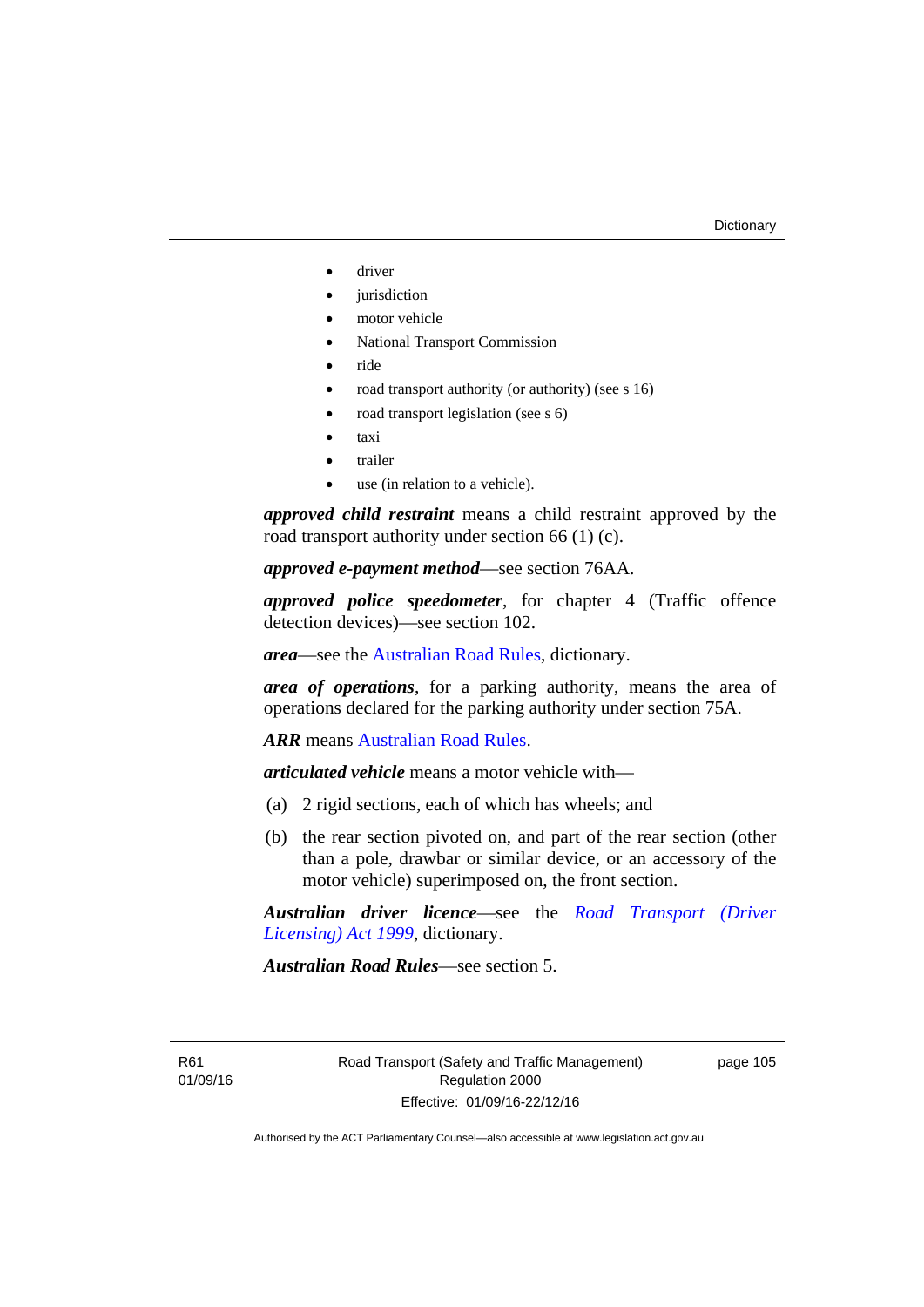- driver
- jurisdiction
- motor vehicle
- National Transport Commission
- ride
- road transport authority (or authority) (see s 16)
- road transport legislation (see s 6)
- taxi
- trailer
- use (in relation to a vehicle).

***approved child restraint*** means a child restraint approved by the road transport authority under section 66 (1) (c).

***approved e-payment method***—see section 76AA.

***approved police speedometer***, for chapter 4 (Traffic offence detection devices)—see section 102.

***area***—see the Australian Road Rules, dictionary.

***area of operations***, for a parking authority, means the area of operations declared for the parking authority under section 75A.

***ARR*** means Australian Road Rules.

***articulated vehicle*** means a motor vehicle with—

(a) 2 rigid sections, each of which has wheels; and

(b) the rear section pivoted on, and part of the rear section (other than a pole, drawbar or similar device, or an accessory of the motor vehicle) superimposed on, the front section.

***Australian driver licence***—see the *Road Transport (Driver Licensing) Act 1999*, dictionary.

***Australian Road Rules***—see section 5.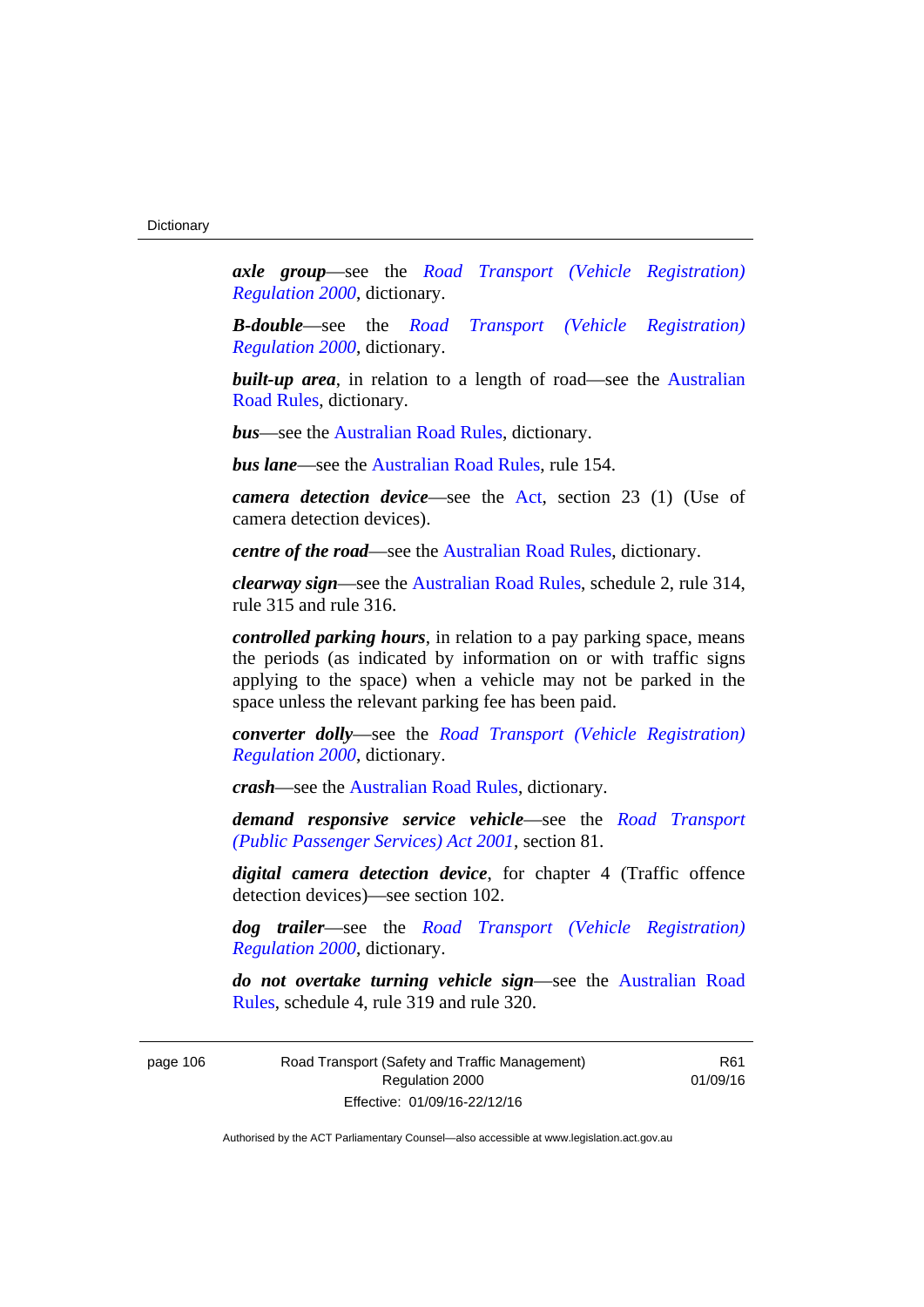***axle group***—see the *Road Transport (Vehicle Registration) Regulation 2000*, dictionary.

***B-double***—see the *Road Transport (Vehicle Registration) Regulation 2000*, dictionary.

***built-up area***, in relation to a length of road—see the Australian Road Rules, dictionary.

***bus***—see the Australian Road Rules, dictionary.

***bus lane***—see the Australian Road Rules, rule 154.

***camera detection device***—see the Act, section 23 (1) (Use of camera detection devices).

***centre of the road***—see the Australian Road Rules, dictionary.

***clearway sign***—see the Australian Road Rules, schedule 2, rule 314, rule 315 and rule 316.

***controlled parking hours***, in relation to a pay parking space, means the periods (as indicated by information on or with traffic signs applying to the space) when a vehicle may not be parked in the space unless the relevant parking fee has been paid.

***converter dolly***—see the *Road Transport (Vehicle Registration) Regulation 2000*, dictionary.

***crash***—see the Australian Road Rules, dictionary.

***demand responsive service vehicle***—see the *Road Transport (Public Passenger Services) Act 2001*, section 81.

***digital camera detection device***, for chapter 4 (Traffic offence detection devices)—see section 102.

***dog trailer***—see the *Road Transport (Vehicle Registration) Regulation 2000*, dictionary.

***do not overtake turning vehicle sign***—see the Australian Road Rules, schedule 4, rule 319 and rule 320.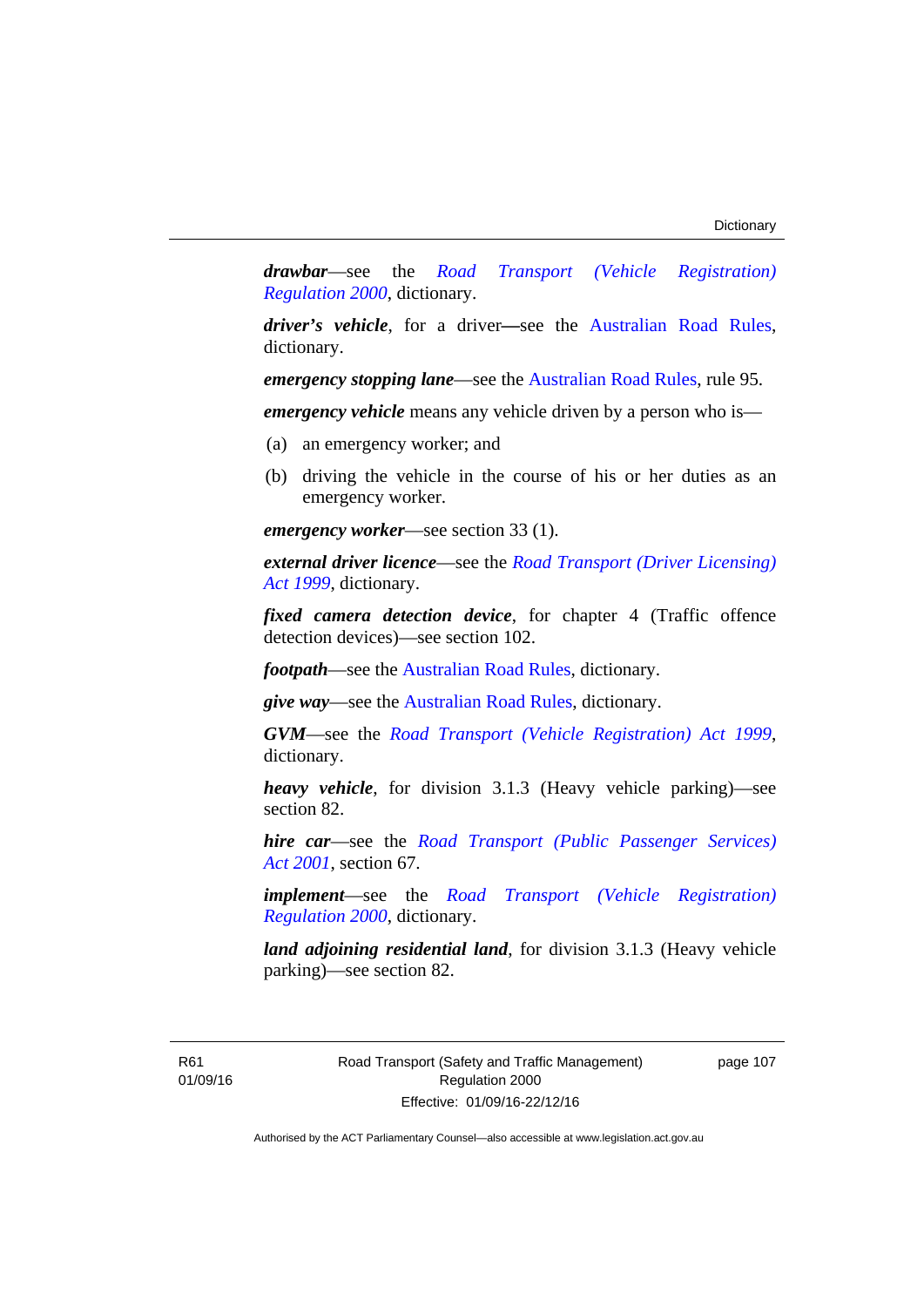***drawbar***—see the *Road Transport (Vehicle Registration) Regulation 2000*, dictionary.

***driver's vehicle***, for a driver—see the Australian Road Rules, dictionary.

***emergency stopping lane***—see the Australian Road Rules, rule 95.

***emergency vehicle*** means any vehicle driven by a person who is—

(a) an emergency worker; and

(b) driving the vehicle in the course of his or her duties as an emergency worker.

***emergency worker***—see section 33 (1).

***external driver licence***—see the *Road Transport (Driver Licensing) Act 1999*, dictionary.

***fixed camera detection device***, for chapter 4 (Traffic offence detection devices)—see section 102.

***footpath***—see the Australian Road Rules, dictionary.

***give way***—see the Australian Road Rules, dictionary.

***GVM***—see the *Road Transport (Vehicle Registration) Act 1999*, dictionary.

***heavy vehicle***, for division 3.1.3 (Heavy vehicle parking)—see section 82.

***hire car***—see the *Road Transport (Public Passenger Services) Act 2001*, section 67.

***implement***—see the *Road Transport (Vehicle Registration) Regulation 2000*, dictionary.

***land adjoining residential land***, for division 3.1.3 (Heavy vehicle parking)—see section 82.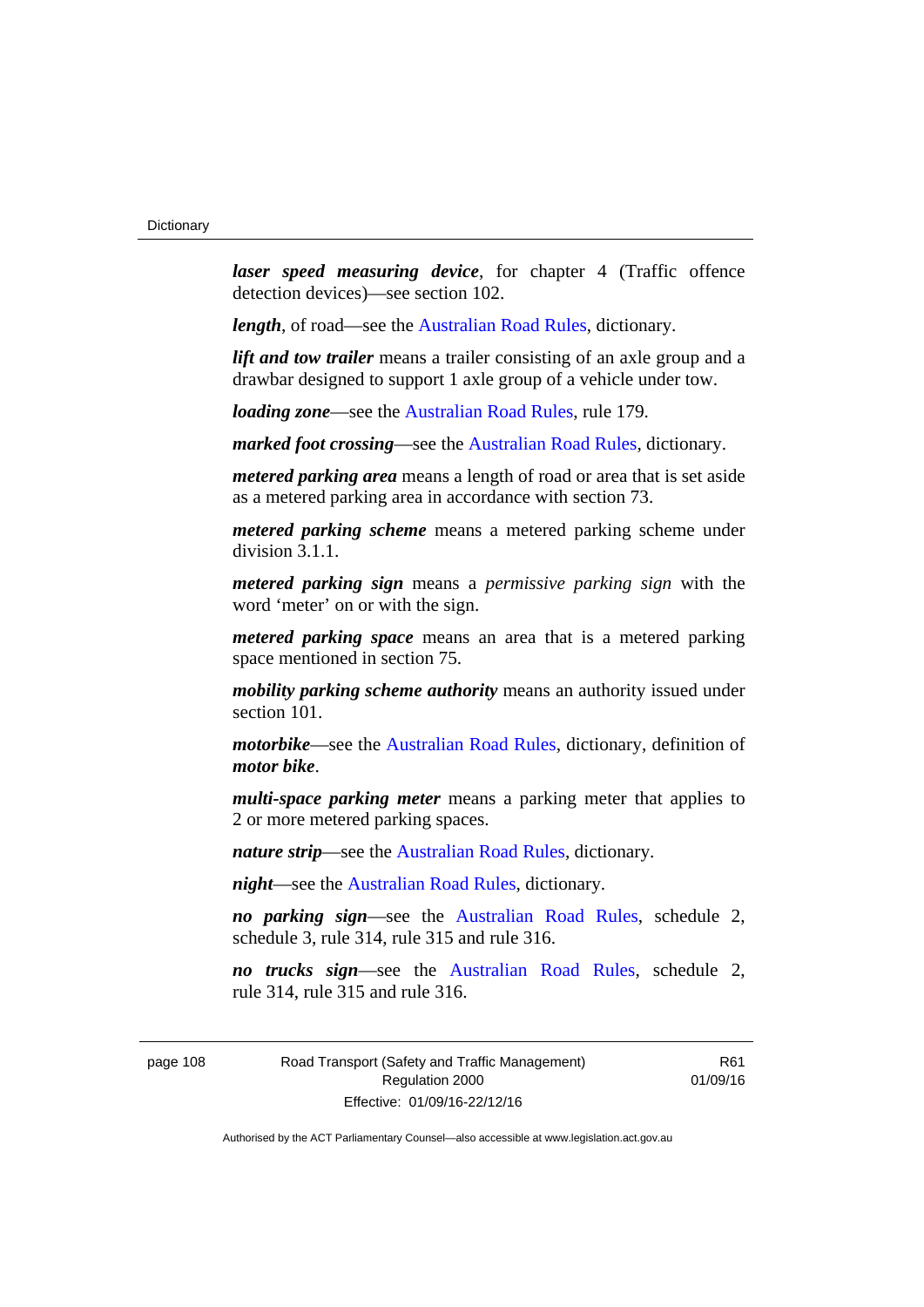***laser speed measuring device***, for chapter 4 (Traffic offence detection devices)—see section 102.

***length***, of road—see the Australian Road Rules, dictionary.

***lift and tow trailer*** means a trailer consisting of an axle group and a drawbar designed to support 1 axle group of a vehicle under tow.

***loading zone***—see the Australian Road Rules, rule 179.

***marked foot crossing***—see the Australian Road Rules, dictionary.

***metered parking area*** means a length of road or area that is set aside as a metered parking area in accordance with section 73.

***metered parking scheme*** means a metered parking scheme under division 3.1.1.

***metered parking sign*** means a *permissive parking sign* with the word 'meter' on or with the sign.

***metered parking space*** means an area that is a metered parking space mentioned in section 75.

***mobility parking scheme authority*** means an authority issued under section 101.

***motorbike***—see the Australian Road Rules, dictionary, definition of ***motor bike***.

***multi-space parking meter*** means a parking meter that applies to 2 or more metered parking spaces.

***nature strip***—see the Australian Road Rules, dictionary.

***night***—see the Australian Road Rules, dictionary.

***no parking sign***—see the Australian Road Rules, schedule 2, schedule 3, rule 314, rule 315 and rule 316.

***no trucks sign***—see the Australian Road Rules, schedule 2, rule 314, rule 315 and rule 316.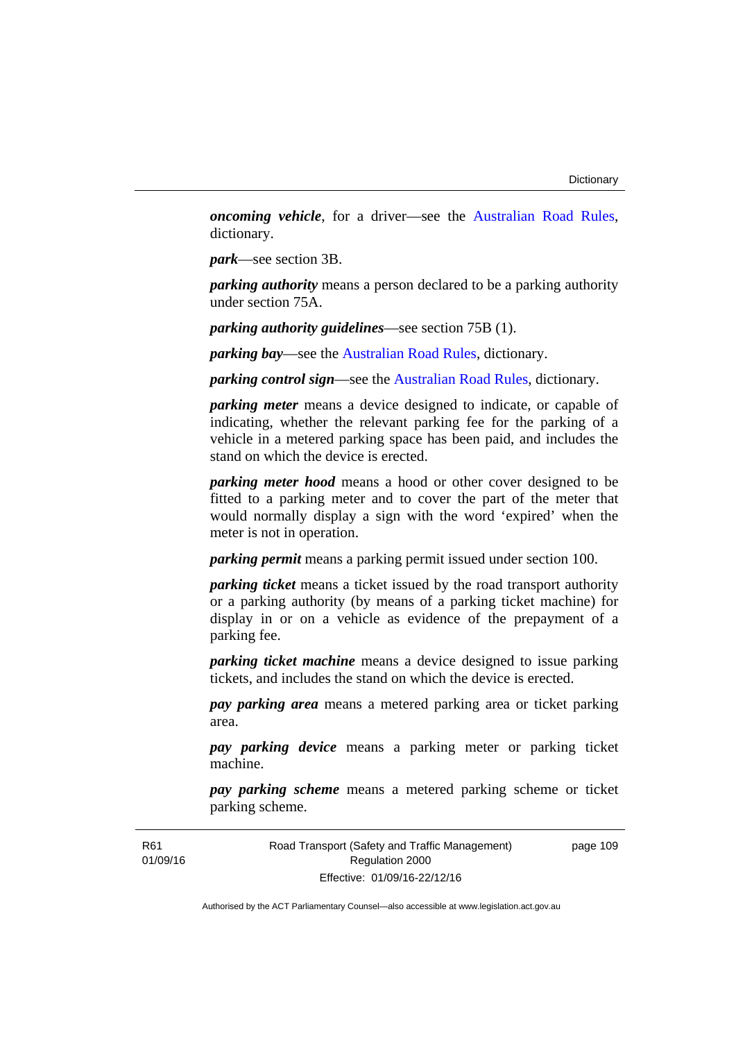***oncoming vehicle***, for a driver—see the Australian Road Rules, dictionary.

***park***—see section 3B.

***parking authority*** means a person declared to be a parking authority under section 75A.

***parking authority guidelines***—see section 75B (1).

***parking bay***—see the Australian Road Rules, dictionary.

***parking control sign***—see the Australian Road Rules, dictionary.

***parking meter*** means a device designed to indicate, or capable of indicating, whether the relevant parking fee for the parking of a vehicle in a metered parking space has been paid, and includes the stand on which the device is erected.

***parking meter hood*** means a hood or other cover designed to be fitted to a parking meter and to cover the part of the meter that would normally display a sign with the word 'expired' when the meter is not in operation.

***parking permit*** means a parking permit issued under section 100.

***parking ticket*** means a ticket issued by the road transport authority or a parking authority (by means of a parking ticket machine) for display in or on a vehicle as evidence of the prepayment of a parking fee.

***parking ticket machine*** means a device designed to issue parking tickets, and includes the stand on which the device is erected.

***pay parking area*** means a metered parking area or ticket parking area.

***pay parking device*** means a parking meter or parking ticket machine.

***pay parking scheme*** means a metered parking scheme or ticket parking scheme.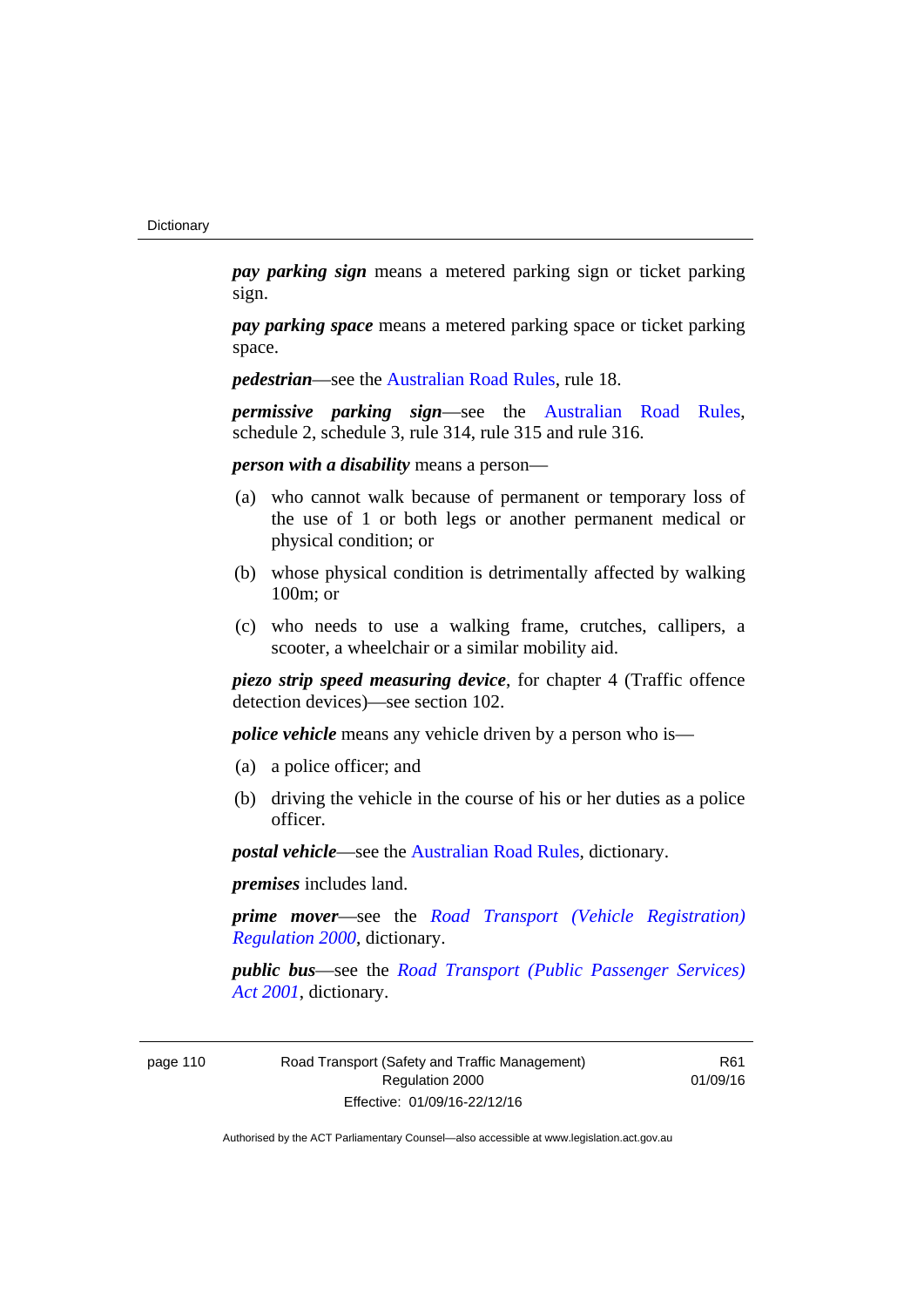***pay parking sign*** means a metered parking sign or ticket parking sign.

***pay parking space*** means a metered parking space or ticket parking space.

***pedestrian***—see the Australian Road Rules, rule 18.

***permissive parking sign***—see the Australian Road Rules, schedule 2, schedule 3, rule 314, rule 315 and rule 316.

***person with a disability*** means a person—

(a) who cannot walk because of permanent or temporary loss of the use of 1 or both legs or another permanent medical or physical condition; or

(b) whose physical condition is detrimentally affected by walking 100m; or

(c) who needs to use a walking frame, crutches, callipers, a scooter, a wheelchair or a similar mobility aid.

***piezo strip speed measuring device***, for chapter 4 (Traffic offence detection devices)—see section 102.

***police vehicle*** means any vehicle driven by a person who is—

(a) a police officer; and

(b) driving the vehicle in the course of his or her duties as a police officer.

***postal vehicle***—see the Australian Road Rules, dictionary.

***premises*** includes land.

***prime mover***—see the *Road Transport (Vehicle Registration) Regulation 2000*, dictionary.

***public bus***—see the *Road Transport (Public Passenger Services) Act 2001*, dictionary.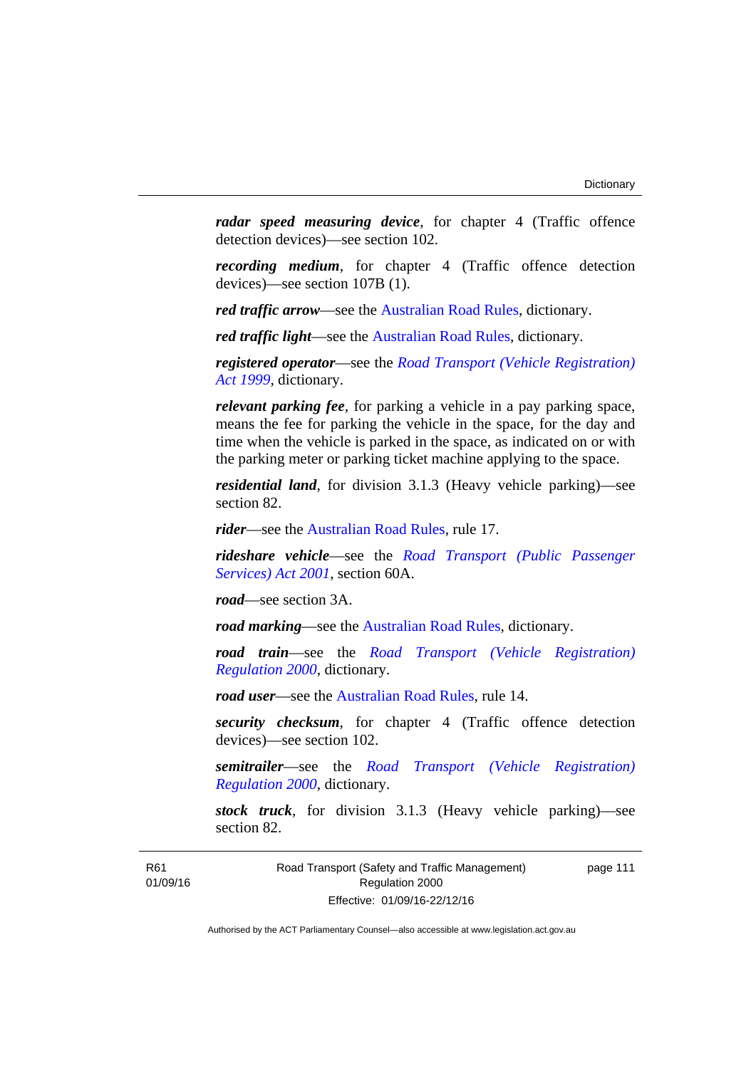***radar speed measuring device***, for chapter 4 (Traffic offence detection devices)—see section 102.

***recording medium***, for chapter 4 (Traffic offence detection devices)—see section 107B (1).

***red traffic arrow***—see the Australian Road Rules, dictionary.

***red traffic light***—see the Australian Road Rules, dictionary.

***registered operator***—see the *Road Transport (Vehicle Registration) Act 1999*, dictionary.

***relevant parking fee***, for parking a vehicle in a pay parking space, means the fee for parking the vehicle in the space, for the day and time when the vehicle is parked in the space, as indicated on or with the parking meter or parking ticket machine applying to the space.

***residential land***, for division 3.1.3 (Heavy vehicle parking)—see section 82.

***rider***—see the Australian Road Rules, rule 17.

***rideshare vehicle***—see the *Road Transport (Public Passenger Services) Act 2001*, section 60A.

***road***—see section 3A.

***road marking***—see the Australian Road Rules, dictionary.

***road train***—see the *Road Transport (Vehicle Registration) Regulation 2000*, dictionary.

***road user***—see the Australian Road Rules, rule 14.

***security checksum***, for chapter 4 (Traffic offence detection devices)—see section 102.

***semitrailer***—see the *Road Transport (Vehicle Registration) Regulation 2000*, dictionary.

***stock truck***, for division 3.1.3 (Heavy vehicle parking)—see section 82.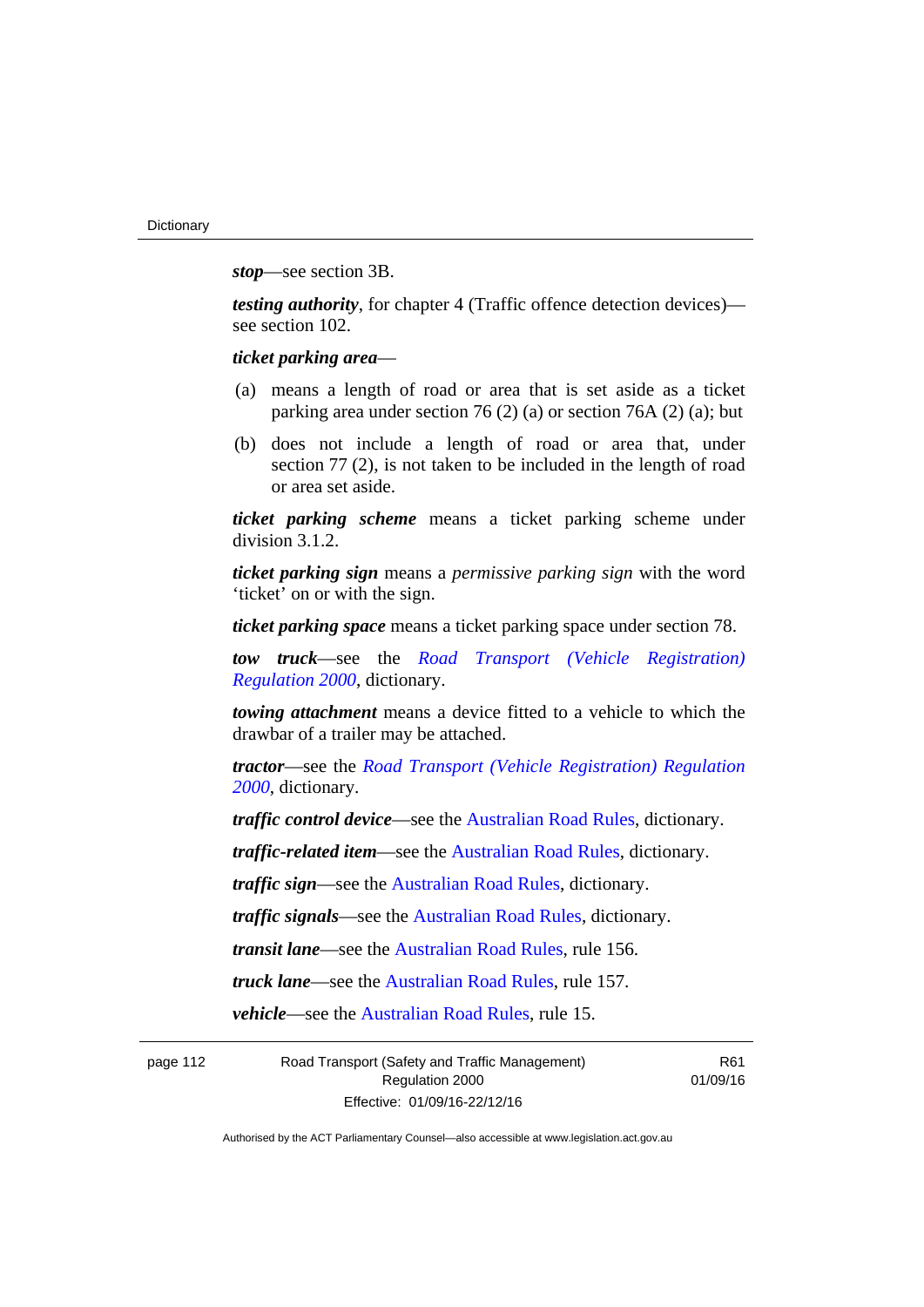***stop***—see section 3B.

***testing authority***, for chapter 4 (Traffic offence detection devices)—see section 102.

***ticket parking area***—

(a) means a length of road or area that is set aside as a ticket parking area under section 76 (2) (a) or section 76A (2) (a); but

(b) does not include a length of road or area that, under section 77 (2), is not taken to be included in the length of road or area set aside.

***ticket parking scheme*** means a ticket parking scheme under division 3.1.2.

***ticket parking sign*** means a *permissive parking sign* with the word 'ticket' on or with the sign.

***ticket parking space*** means a ticket parking space under section 78.

***tow truck***—see the *Road Transport (Vehicle Registration) Regulation 2000*, dictionary.

***towing attachment*** means a device fitted to a vehicle to which the drawbar of a trailer may be attached.

***tractor***—see the *Road Transport (Vehicle Registration) Regulation 2000*, dictionary.

***traffic control device***—see the Australian Road Rules, dictionary.

***traffic-related item***—see the Australian Road Rules, dictionary.

***traffic sign***—see the Australian Road Rules, dictionary.

***traffic signals***—see the Australian Road Rules, dictionary.

***transit lane***—see the Australian Road Rules, rule 156.

***truck lane***—see the Australian Road Rules, rule 157.

***vehicle***—see the Australian Road Rules, rule 15.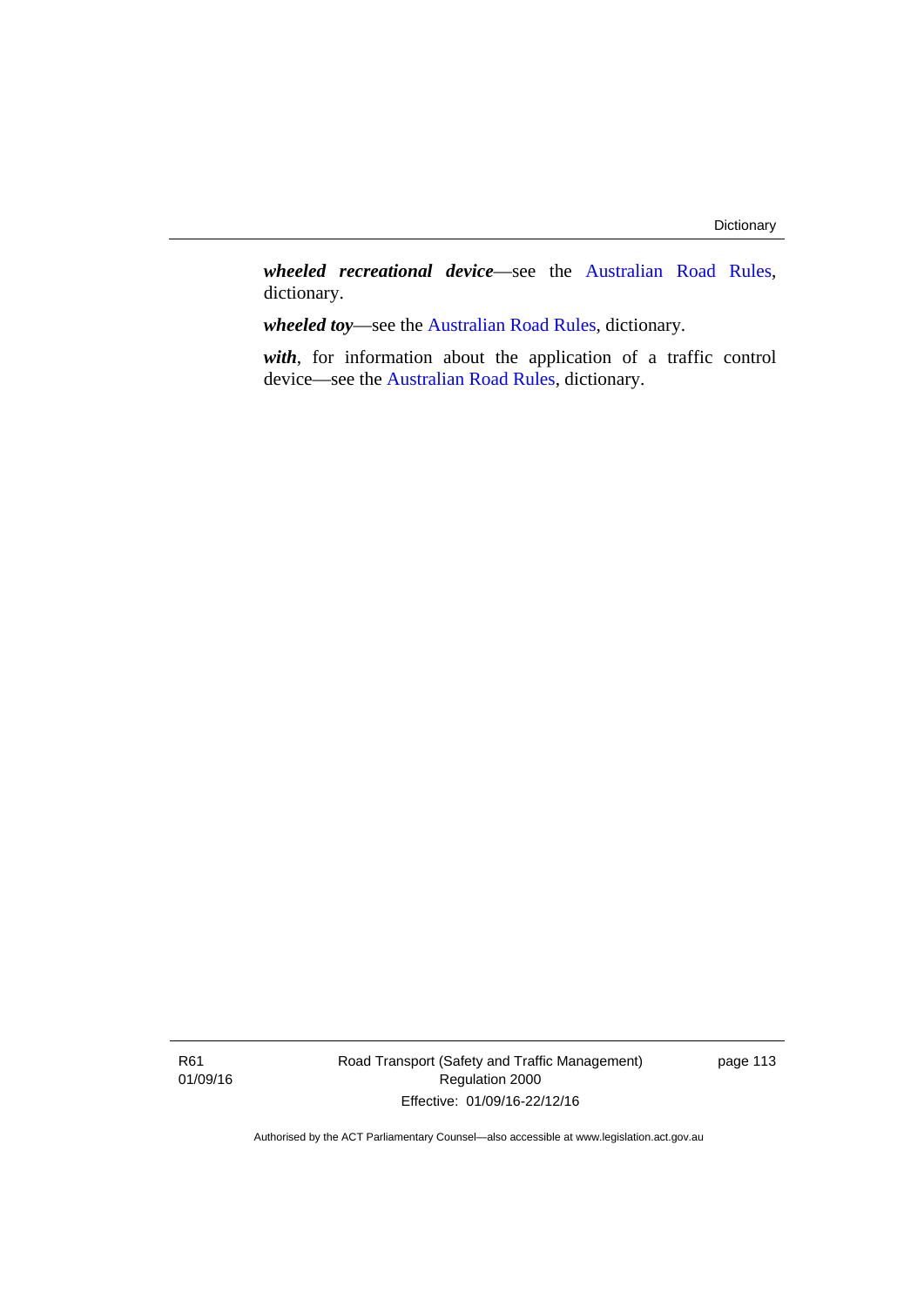***wheeled recreational device***—see the Australian Road Rules, dictionary.

***wheeled toy***—see the Australian Road Rules, dictionary.

***with***, for information about the application of a traffic control device—see the Australian Road Rules, dictionary.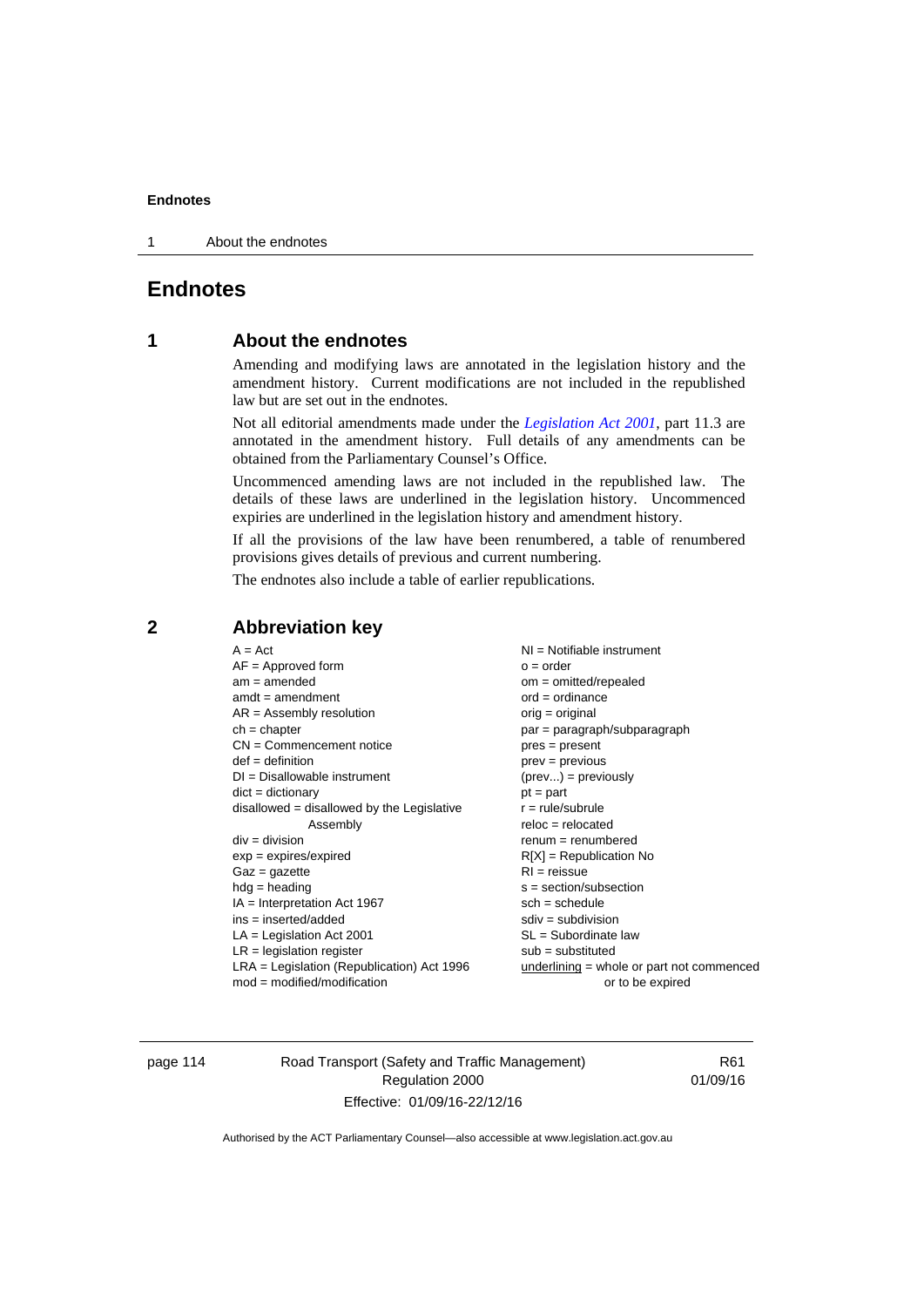# Endnotes

## 1 About the endnotes

Amending and modifying laws are annotated in the legislation history and the amendment history. Current modifications are not included in the republished law but are set out in the endnotes.

Not all editorial amendments made under the *Legislation Act 2001*, part 11.3 are annotated in the amendment history. Full details of any amendments can be obtained from the Parliamentary Counsel's Office.

Uncommenced amending laws are not included in the republished law. The details of these laws are underlined in the legislation history. Uncommenced expiries are underlined in the legislation history and amendment history.

If all the provisions of the law have been renumbered, a table of renumbered provisions gives details of previous and current numbering.

The endnotes also include a table of earlier republications.

## 2 Abbreviation key

A = Act
AF = Approved form
am = amended
amdt = amendment
AR = Assembly resolution
ch = chapter
CN = Commencement notice
def = definition
DI = Disallowable instrument
dict = dictionary
disallowed = disallowed by the Legislative Assembly
div = division
exp = expires/expired
Gaz = gazette
hdg = heading
IA = Interpretation Act 1967
ins = inserted/added
LA = Legislation Act 2001
LR = legislation register
LRA = Legislation (Republication) Act 1996
mod = modified/modification
NI = Notifiable instrument
o = order
om = omitted/repealed
ord = ordinance
orig = original
par = paragraph/subparagraph
pres = present
prev = previous
(prev...) = previously
pt = part
r = rule/subrule
reloc = relocated
renum = renumbered
R[X] = Republication No
RI = reissue
s = section/subsection
sch = schedule
sdiv = subdivision
SL = Subordinate law
sub = substituted
underlining = whole or part not commenced or to be expired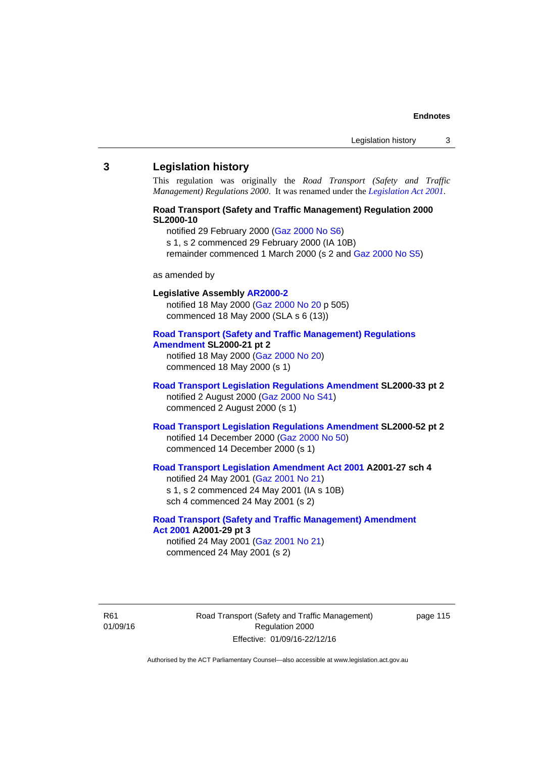## 3 Legislation history

This regulation was originally the *Road Transport (Safety and Traffic Management) Regulations 2000*. It was renamed under the *Legislation Act 2001*.

**Road Transport (Safety and Traffic Management) Regulation 2000 SL2000-10**

notified 29 February 2000 (Gaz 2000 No S6)
s 1, s 2 commenced 29 February 2000 (IA 10B)
remainder commenced 1 March 2000 (s 2 and Gaz 2000 No S5)

as amended by

**Legislative Assembly AR2000-2**

notified 18 May 2000 (Gaz 2000 No 20 p 505)
commenced 18 May 2000 (SLA s 6 (13))

**Road Transport (Safety and Traffic Management) Regulations Amendment SL2000-21 pt 2**

notified 18 May 2000 (Gaz 2000 No 20)
commenced 18 May 2000 (s 1)

**Road Transport Legislation Regulations Amendment SL2000-33 pt 2**

notified 2 August 2000 (Gaz 2000 No S41)
commenced 2 August 2000 (s 1)

**Road Transport Legislation Regulations Amendment SL2000-52 pt 2**

notified 14 December 2000 (Gaz 2000 No 50)
commenced 14 December 2000 (s 1)

**Road Transport Legislation Amendment Act 2001 A2001-27 sch 4**

notified 24 May 2001 (Gaz 2001 No 21)
s 1, s 2 commenced 24 May 2001 (IA s 10B)
sch 4 commenced 24 May 2001 (s 2)

**Road Transport (Safety and Traffic Management) Amendment Act 2001 A2001-29 pt 3**

notified 24 May 2001 (Gaz 2001 No 21)
commenced 24 May 2001 (s 2)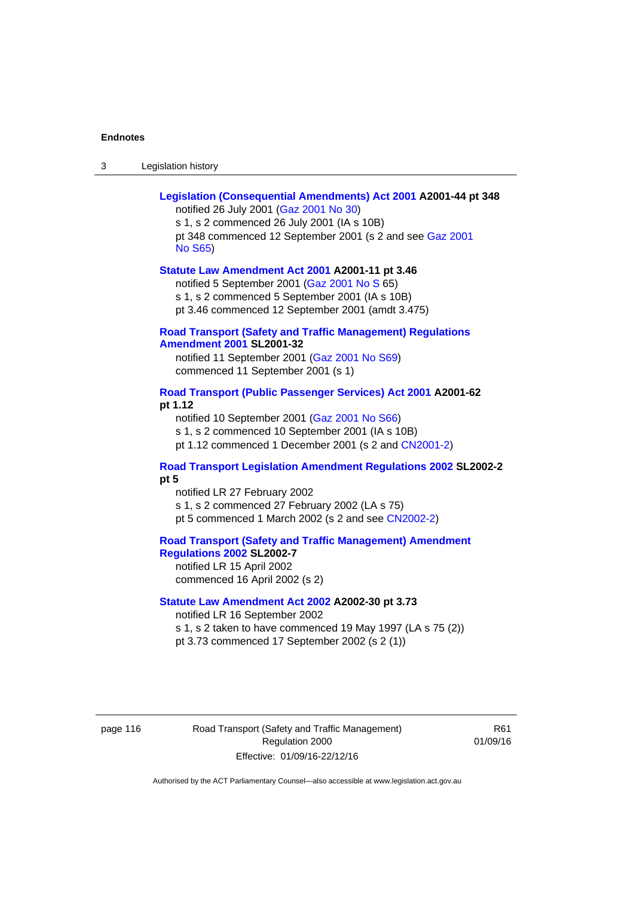**Legislation (Consequential Amendments) Act 2001 A2001-44 pt 348**

notified 26 July 2001 (Gaz 2001 No 30)
s 1, s 2 commenced 26 July 2001 (IA s 10B)
pt 348 commenced 12 September 2001 (s 2 and see Gaz 2001 No S65)

**Statute Law Amendment Act 2001 A2001-11 pt 3.46**

notified 5 September 2001 (Gaz 2001 No S 65)
s 1, s 2 commenced 5 September 2001 (IA s 10B)
pt 3.46 commenced 12 September 2001 (amdt 3.475)

**Road Transport (Safety and Traffic Management) Regulations Amendment 2001 SL2001-32**

notified 11 September 2001 (Gaz 2001 No S69)
commenced 11 September 2001 (s 1)

**Road Transport (Public Passenger Services) Act 2001 A2001-62 pt 1.12**

notified 10 September 2001 (Gaz 2001 No S66)
s 1, s 2 commenced 10 September 2001 (IA s 10B)
pt 1.12 commenced 1 December 2001 (s 2 and CN2001-2)

**Road Transport Legislation Amendment Regulations 2002 SL2002-2 pt 5**

notified LR 27 February 2002
s 1, s 2 commenced 27 February 2002 (LA s 75)
pt 5 commenced 1 March 2002 (s 2 and see CN2002-2)

**Road Transport (Safety and Traffic Management) Amendment Regulations 2002 SL2002-7**

notified LR 15 April 2002
commenced 16 April 2002 (s 2)

**Statute Law Amendment Act 2002 A2002-30 pt 3.73**

notified LR 16 September 2002
s 1, s 2 taken to have commenced 19 May 1997 (LA s 75 (2))
pt 3.73 commenced 17 September 2002 (s 2 (1))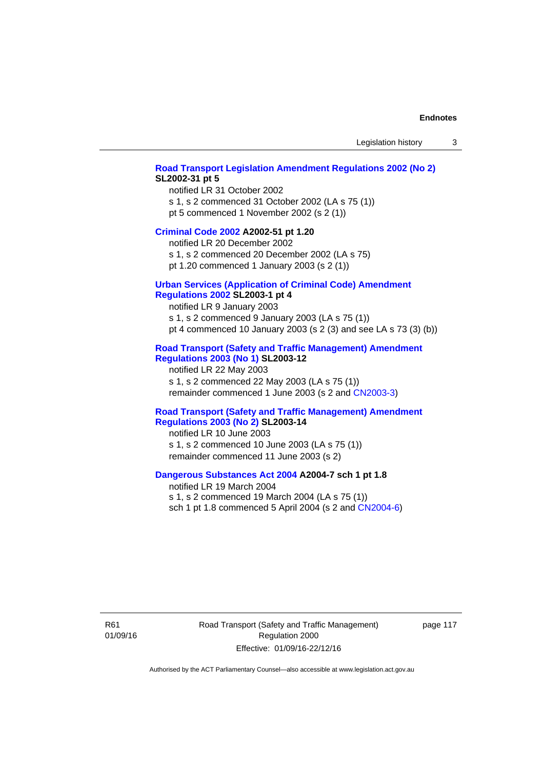**Road Transport Legislation Amendment Regulations 2002 (No 2) SL2002-31 pt 5**

notified LR 31 October 2002

s 1, s 2 commenced 31 October 2002 (LA s 75 (1))

pt 5 commenced 1 November 2002 (s 2 (1))

**Criminal Code 2002 A2002-51 pt 1.20**

notified LR 20 December 2002

s 1, s 2 commenced 20 December 2002 (LA s 75)

pt 1.20 commenced 1 January 2003 (s 2 (1))

**Urban Services (Application of Criminal Code) Amendment Regulations 2002 SL2003-1 pt 4**

notified LR 9 January 2003

s 1, s 2 commenced 9 January 2003 (LA s 75 (1))

pt 4 commenced 10 January 2003 (s 2 (3) and see LA s 73 (3) (b))

**Road Transport (Safety and Traffic Management) Amendment Regulations 2003 (No 1) SL2003-12**

notified LR 22 May 2003

s 1, s 2 commenced 22 May 2003 (LA s 75 (1))

remainder commenced 1 June 2003 (s 2 and CN2003-3)

**Road Transport (Safety and Traffic Management) Amendment Regulations 2003 (No 2) SL2003-14**

notified LR 10 June 2003

s 1, s 2 commenced 10 June 2003 (LA s 75 (1))

remainder commenced 11 June 2003 (s 2)

**Dangerous Substances Act 2004 A2004-7 sch 1 pt 1.8**

notified LR 19 March 2004

s 1, s 2 commenced 19 March 2004 (LA s 75 (1))

sch 1 pt 1.8 commenced 5 April 2004 (s 2 and CN2004-6)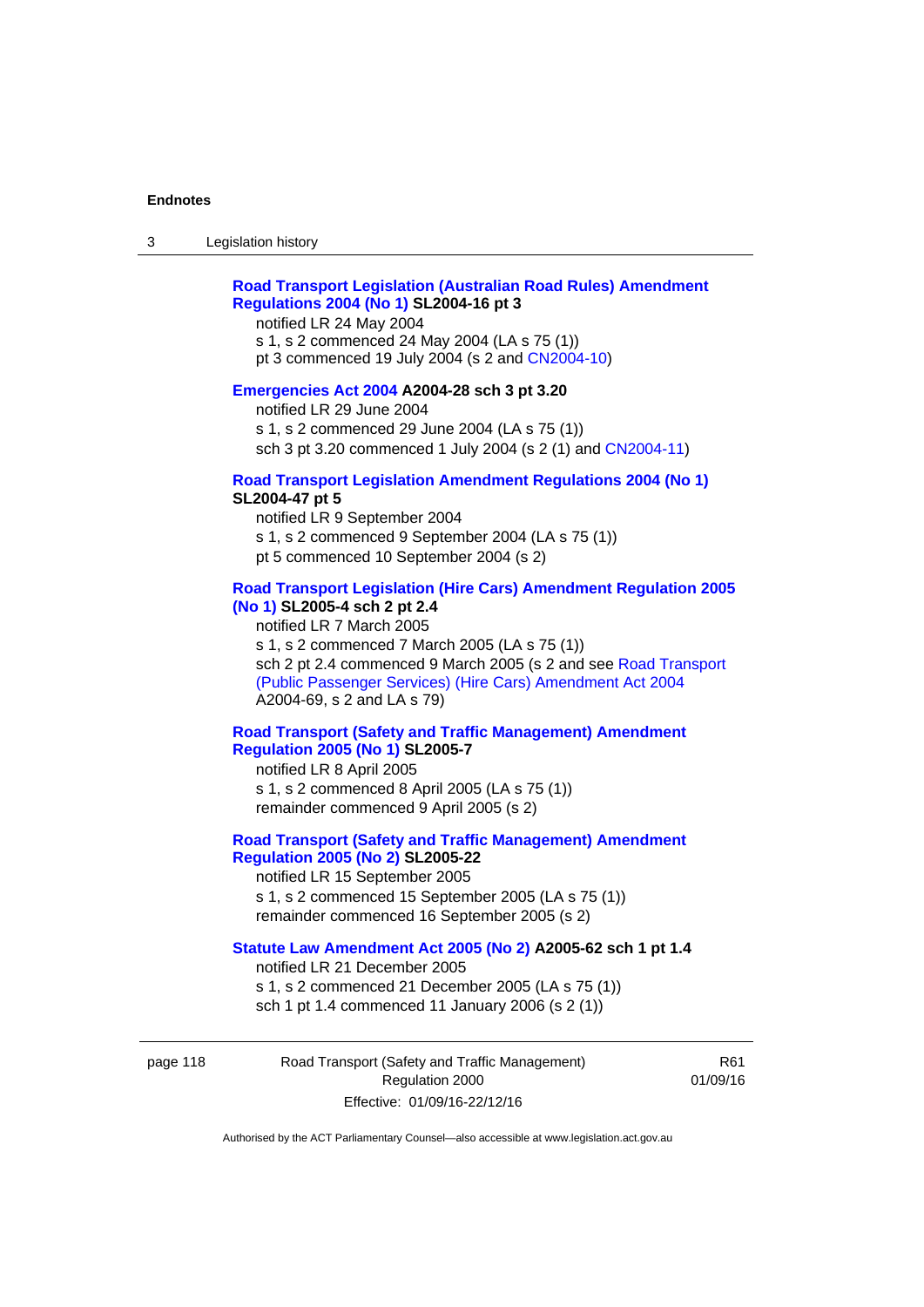**Road Transport Legislation (Australian Road Rules) Amendment Regulations 2004 (No 1) SL2004-16 pt 3**

notified LR 24 May 2004
s 1, s 2 commenced 24 May 2004 (LA s 75 (1))
pt 3 commenced 19 July 2004 (s 2 and CN2004-10)

**Emergencies Act 2004 A2004-28 sch 3 pt 3.20**

notified LR 29 June 2004
s 1, s 2 commenced 29 June 2004 (LA s 75 (1))
sch 3 pt 3.20 commenced 1 July 2004 (s 2 (1) and CN2004-11)

**Road Transport Legislation Amendment Regulations 2004 (No 1) SL2004-47 pt 5**

notified LR 9 September 2004
s 1, s 2 commenced 9 September 2004 (LA s 75 (1))
pt 5 commenced 10 September 2004 (s 2)

**Road Transport Legislation (Hire Cars) Amendment Regulation 2005 (No 1) SL2005-4 sch 2 pt 2.4**

notified LR 7 March 2005
s 1, s 2 commenced 7 March 2005 (LA s 75 (1))
sch 2 pt 2.4 commenced 9 March 2005 (s 2 and see Road Transport (Public Passenger Services) (Hire Cars) Amendment Act 2004 A2004-69, s 2 and LA s 79)

**Road Transport (Safety and Traffic Management) Amendment Regulation 2005 (No 1) SL2005-7**

notified LR 8 April 2005
s 1, s 2 commenced 8 April 2005 (LA s 75 (1))
remainder commenced 9 April 2005 (s 2)

**Road Transport (Safety and Traffic Management) Amendment Regulation 2005 (No 2) SL2005-22**

notified LR 15 September 2005
s 1, s 2 commenced 15 September 2005 (LA s 75 (1))
remainder commenced 16 September 2005 (s 2)

**Statute Law Amendment Act 2005 (No 2) A2005-62 sch 1 pt 1.4**

notified LR 21 December 2005
s 1, s 2 commenced 21 December 2005 (LA s 75 (1))
sch 1 pt 1.4 commenced 11 January 2006 (s 2 (1))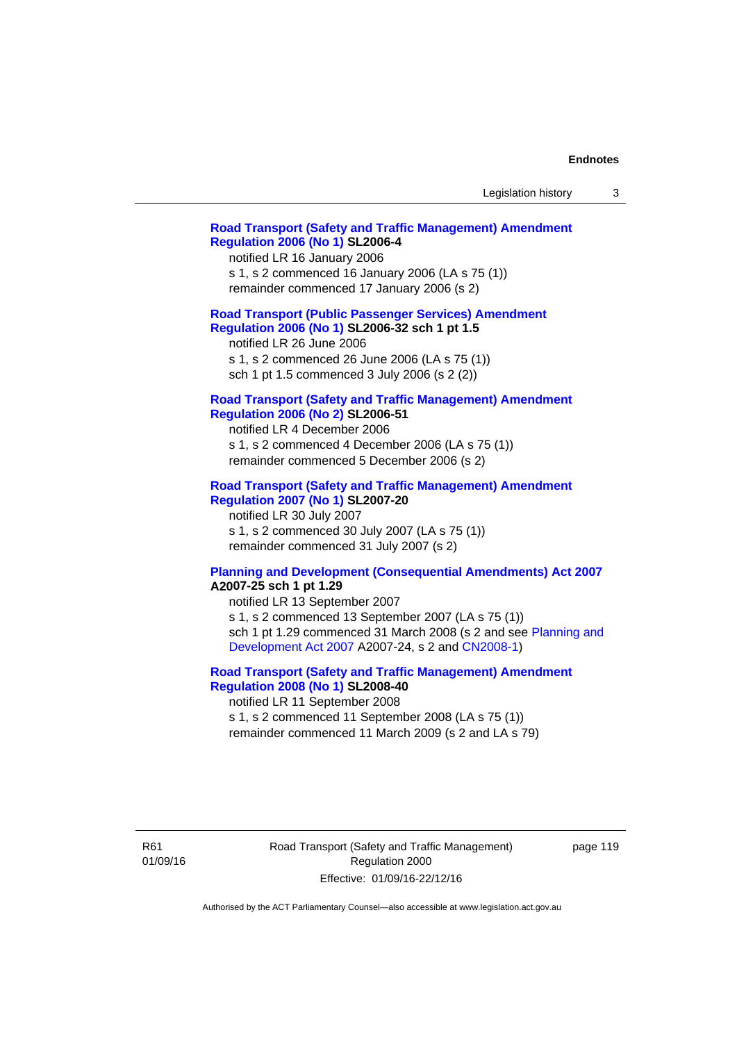**Road Transport (Safety and Traffic Management) Amendment Regulation 2006 (No 1) SL2006-4**

notified LR 16 January 2006

s 1, s 2 commenced 16 January 2006 (LA s 75 (1))

remainder commenced 17 January 2006 (s 2)

**Road Transport (Public Passenger Services) Amendment Regulation 2006 (No 1) SL2006-32 sch 1 pt 1.5**

notified LR 26 June 2006

s 1, s 2 commenced 26 June 2006 (LA s 75 (1))

sch 1 pt 1.5 commenced 3 July 2006 (s 2 (2))

**Road Transport (Safety and Traffic Management) Amendment Regulation 2006 (No 2) SL2006-51**

notified LR 4 December 2006

s 1, s 2 commenced 4 December 2006 (LA s 75 (1))

remainder commenced 5 December 2006 (s 2)

**Road Transport (Safety and Traffic Management) Amendment Regulation 2007 (No 1) SL2007-20**

notified LR 30 July 2007

s 1, s 2 commenced 30 July 2007 (LA s 75 (1))

remainder commenced 31 July 2007 (s 2)

**Planning and Development (Consequential Amendments) Act 2007 A2007-25 sch 1 pt 1.29**

notified LR 13 September 2007

s 1, s 2 commenced 13 September 2007 (LA s 75 (1))

sch 1 pt 1.29 commenced 31 March 2008 (s 2 and see Planning and Development Act 2007 A2007-24, s 2 and CN2008-1)

**Road Transport (Safety and Traffic Management) Amendment Regulation 2008 (No 1) SL2008-40**

notified LR 11 September 2008

s 1, s 2 commenced 11 September 2008 (LA s 75 (1))

remainder commenced 11 March 2009 (s 2 and LA s 79)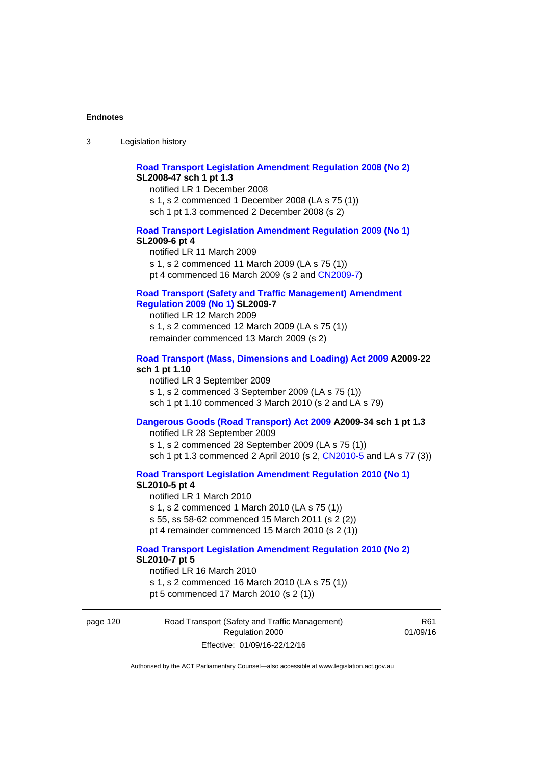**Road Transport Legislation Amendment Regulation 2008 (No 2)**
**SL2008-47 sch 1 pt 1.3**

notified LR 1 December 2008
s 1, s 2 commenced 1 December 2008 (LA s 75 (1))
sch 1 pt 1.3 commenced 2 December 2008 (s 2)

**Road Transport Legislation Amendment Regulation 2009 (No 1)**
**SL2009-6 pt 4**

notified LR 11 March 2009
s 1, s 2 commenced 11 March 2009 (LA s 75 (1))
pt 4 commenced 16 March 2009 (s 2 and CN2009-7)

**Road Transport (Safety and Traffic Management) Amendment Regulation 2009 (No 1) SL2009-7**

notified LR 12 March 2009
s 1, s 2 commenced 12 March 2009 (LA s 75 (1))
remainder commenced 13 March 2009 (s 2)

**Road Transport (Mass, Dimensions and Loading) Act 2009 A2009-22 sch 1 pt 1.10**

notified LR 3 September 2009
s 1, s 2 commenced 3 September 2009 (LA s 75 (1))
sch 1 pt 1.10 commenced 3 March 2010 (s 2 and LA s 79)

**Dangerous Goods (Road Transport) Act 2009 A2009-34 sch 1 pt 1.3**

notified LR 28 September 2009
s 1, s 2 commenced 28 September 2009 (LA s 75 (1))
sch 1 pt 1.3 commenced 2 April 2010 (s 2, CN2010-5 and LA s 77 (3))

**Road Transport Legislation Amendment Regulation 2010 (No 1)**
**SL2010-5 pt 4**

notified LR 1 March 2010
s 1, s 2 commenced 1 March 2010 (LA s 75 (1))
s 55, ss 58-62 commenced 15 March 2011 (s 2 (2))
pt 4 remainder commenced 15 March 2010 (s 2 (1))

**Road Transport Legislation Amendment Regulation 2010 (No 2)**
**SL2010-7 pt 5**

notified LR 16 March 2010
s 1, s 2 commenced 16 March 2010 (LA s 75 (1))
pt 5 commenced 17 March 2010 (s 2 (1))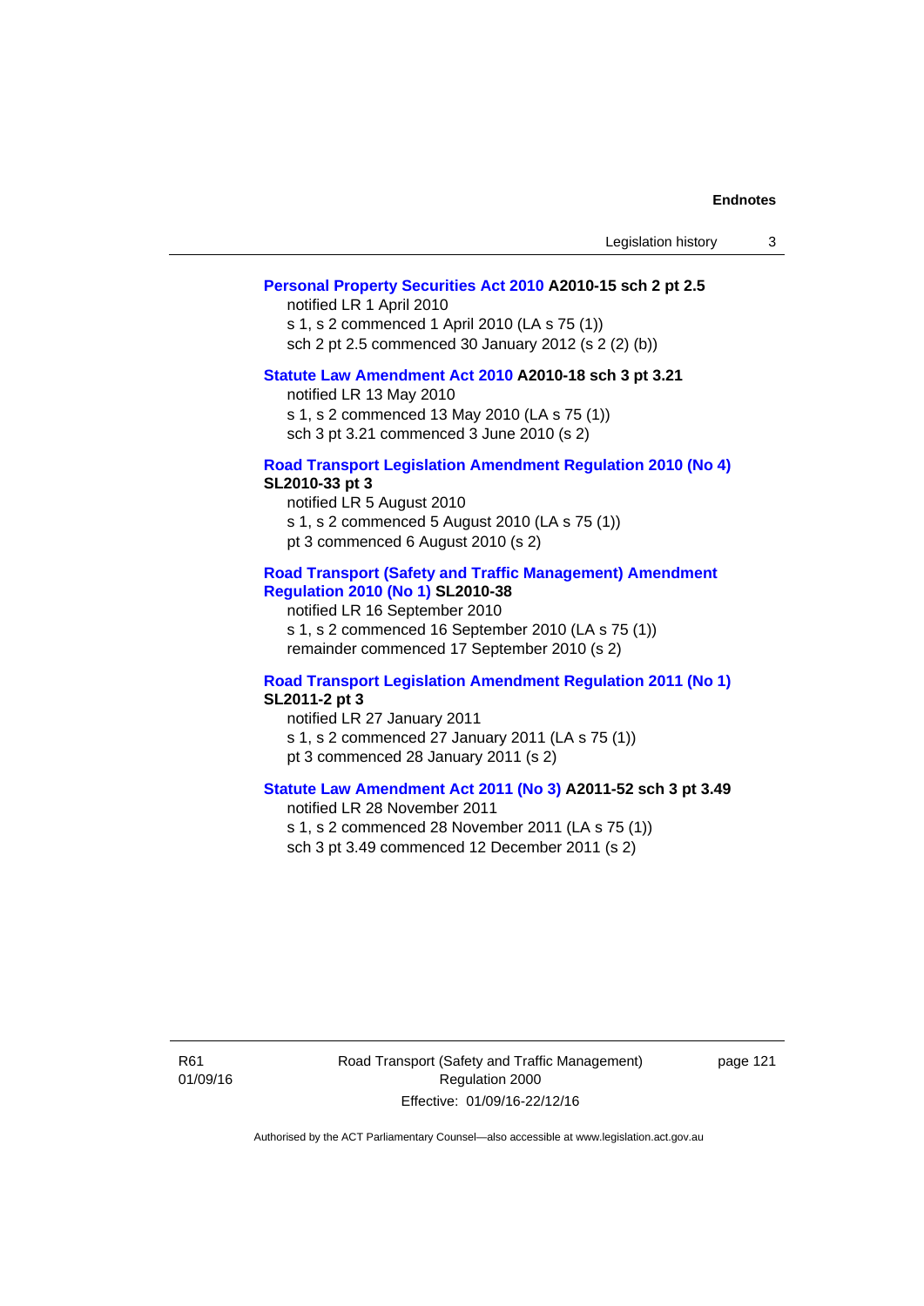**Personal Property Securities Act 2010 A2010-15 sch 2 pt 2.5**

notified LR 1 April 2010

s 1, s 2 commenced 1 April 2010 (LA s 75 (1))

sch 2 pt 2.5 commenced 30 January 2012 (s 2 (2) (b))

**Statute Law Amendment Act 2010 A2010-18 sch 3 pt 3.21**

notified LR 13 May 2010

s 1, s 2 commenced 13 May 2010 (LA s 75 (1))

sch 3 pt 3.21 commenced 3 June 2010 (s 2)

**Road Transport Legislation Amendment Regulation 2010 (No 4) SL2010-33 pt 3**

notified LR 5 August 2010

s 1, s 2 commenced 5 August 2010 (LA s 75 (1))

pt 3 commenced 6 August 2010 (s 2)

**Road Transport (Safety and Traffic Management) Amendment Regulation 2010 (No 1) SL2010-38**

notified LR 16 September 2010

s 1, s 2 commenced 16 September 2010 (LA s 75 (1))

remainder commenced 17 September 2010 (s 2)

**Road Transport Legislation Amendment Regulation 2011 (No 1) SL2011-2 pt 3**

notified LR 27 January 2011

s 1, s 2 commenced 27 January 2011 (LA s 75 (1))

pt 3 commenced 28 January 2011 (s 2)

**Statute Law Amendment Act 2011 (No 3) A2011-52 sch 3 pt 3.49**

notified LR 28 November 2011

s 1, s 2 commenced 28 November 2011 (LA s 75 (1))

sch 3 pt 3.49 commenced 12 December 2011 (s 2)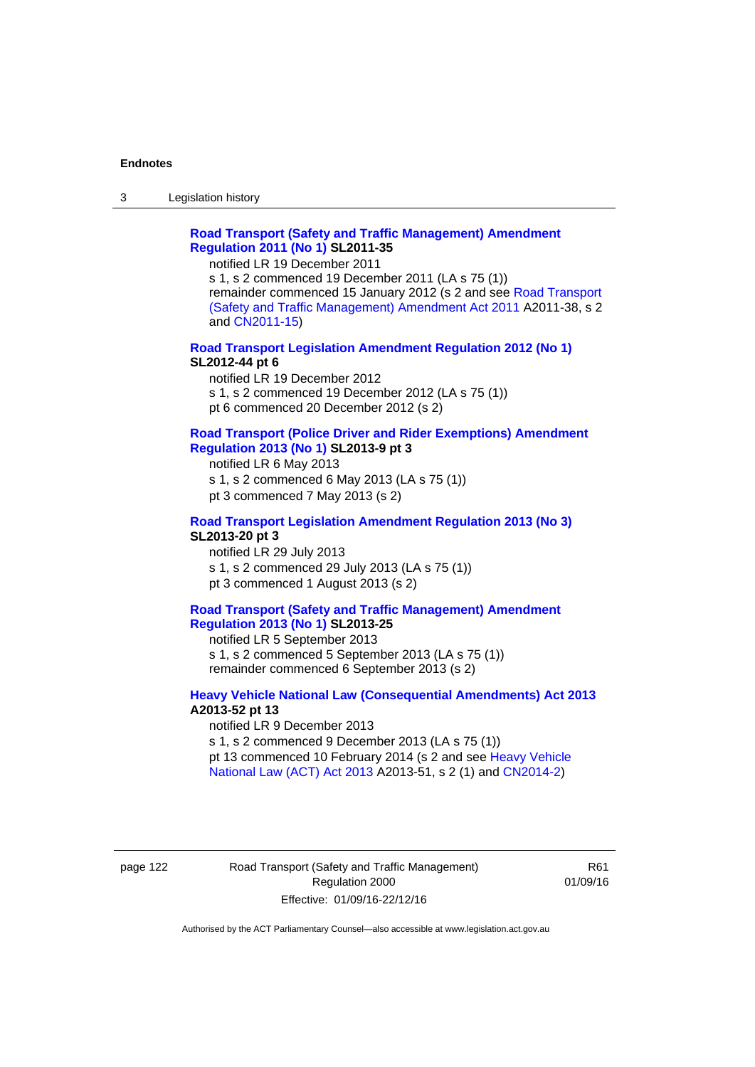**Road Transport (Safety and Traffic Management) Amendment Regulation 2011 (No 1) SL2011-35**

notified LR 19 December 2011

s 1, s 2 commenced 19 December 2011 (LA s 75 (1))

remainder commenced 15 January 2012 (s 2 and see Road Transport (Safety and Traffic Management) Amendment Act 2011 A2011-38, s 2 and CN2011-15)

**Road Transport Legislation Amendment Regulation 2012 (No 1) SL2012-44 pt 6**

notified LR 19 December 2012

s 1, s 2 commenced 19 December 2012 (LA s 75 (1))

pt 6 commenced 20 December 2012 (s 2)

**Road Transport (Police Driver and Rider Exemptions) Amendment Regulation 2013 (No 1) SL2013-9 pt 3**

notified LR 6 May 2013

s 1, s 2 commenced 6 May 2013 (LA s 75 (1))

pt 3 commenced 7 May 2013 (s 2)

**Road Transport Legislation Amendment Regulation 2013 (No 3) SL2013-20 pt 3**

notified LR 29 July 2013

s 1, s 2 commenced 29 July 2013 (LA s 75 (1))

pt 3 commenced 1 August 2013 (s 2)

**Road Transport (Safety and Traffic Management) Amendment Regulation 2013 (No 1) SL2013-25**

notified LR 5 September 2013

s 1, s 2 commenced 5 September 2013 (LA s 75 (1))

remainder commenced 6 September 2013 (s 2)

**Heavy Vehicle National Law (Consequential Amendments) Act 2013 A2013-52 pt 13**

notified LR 9 December 2013

s 1, s 2 commenced 9 December 2013 (LA s 75 (1))

pt 13 commenced 10 February 2014 (s 2 and see Heavy Vehicle National Law (ACT) Act 2013 A2013-51, s 2 (1) and CN2014-2)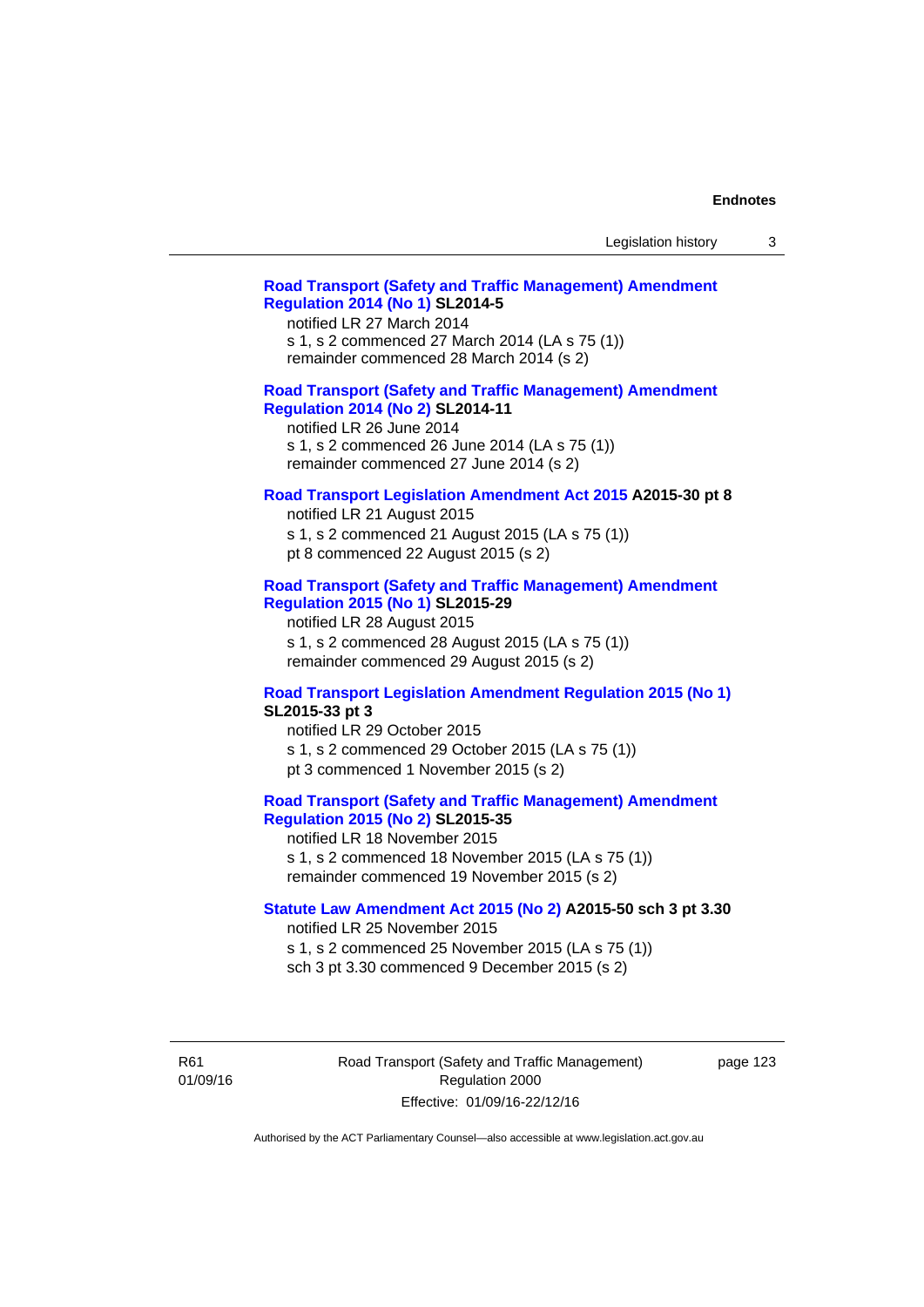**Road Transport (Safety and Traffic Management) Amendment Regulation 2014 (No 1) SL2014-5**

notified LR 27 March 2014
s 1, s 2 commenced 27 March 2014 (LA s 75 (1))
remainder commenced 28 March 2014 (s 2)

**Road Transport (Safety and Traffic Management) Amendment Regulation 2014 (No 2) SL2014-11**

notified LR 26 June 2014
s 1, s 2 commenced 26 June 2014 (LA s 75 (1))
remainder commenced 27 June 2014 (s 2)

**Road Transport Legislation Amendment Act 2015 A2015-30 pt 8**

notified LR 21 August 2015
s 1, s 2 commenced 21 August 2015 (LA s 75 (1))
pt 8 commenced 22 August 2015 (s 2)

**Road Transport (Safety and Traffic Management) Amendment Regulation 2015 (No 1) SL2015-29**

notified LR 28 August 2015
s 1, s 2 commenced 28 August 2015 (LA s 75 (1))
remainder commenced 29 August 2015 (s 2)

**Road Transport Legislation Amendment Regulation 2015 (No 1) SL2015-33 pt 3**

notified LR 29 October 2015
s 1, s 2 commenced 29 October 2015 (LA s 75 (1))
pt 3 commenced 1 November 2015 (s 2)

**Road Transport (Safety and Traffic Management) Amendment Regulation 2015 (No 2) SL2015-35**

notified LR 18 November 2015
s 1, s 2 commenced 18 November 2015 (LA s 75 (1))
remainder commenced 19 November 2015 (s 2)

**Statute Law Amendment Act 2015 (No 2) A2015-50 sch 3 pt 3.30**

notified LR 25 November 2015
s 1, s 2 commenced 25 November 2015 (LA s 75 (1))
sch 3 pt 3.30 commenced 9 December 2015 (s 2)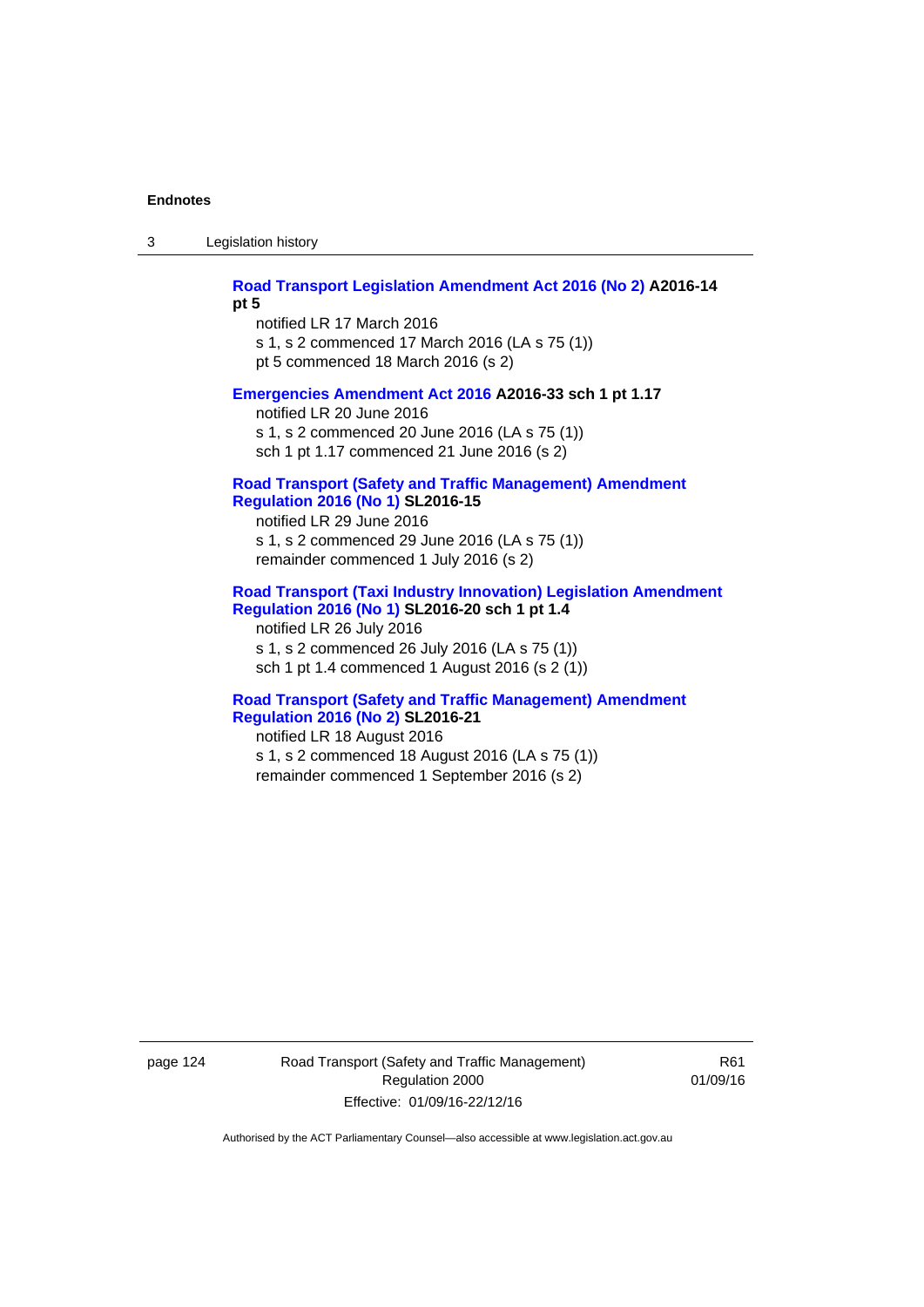**Road Transport Legislation Amendment Act 2016 (No 2) A2016-14 pt 5**

notified LR 17 March 2016
s 1, s 2 commenced 17 March 2016 (LA s 75 (1))
pt 5 commenced 18 March 2016 (s 2)

**Emergencies Amendment Act 2016 A2016-33 sch 1 pt 1.17**

notified LR 20 June 2016
s 1, s 2 commenced 20 June 2016 (LA s 75 (1))
sch 1 pt 1.17 commenced 21 June 2016 (s 2)

**Road Transport (Safety and Traffic Management) Amendment Regulation 2016 (No 1) SL2016-15**

notified LR 29 June 2016
s 1, s 2 commenced 29 June 2016 (LA s 75 (1))
remainder commenced 1 July 2016 (s 2)

**Road Transport (Taxi Industry Innovation) Legislation Amendment Regulation 2016 (No 1) SL2016-20 sch 1 pt 1.4**

notified LR 26 July 2016
s 1, s 2 commenced 26 July 2016 (LA s 75 (1))
sch 1 pt 1.4 commenced 1 August 2016 (s 2 (1))

**Road Transport (Safety and Traffic Management) Amendment Regulation 2016 (No 2) SL2016-21**

notified LR 18 August 2016
s 1, s 2 commenced 18 August 2016 (LA s 75 (1))
remainder commenced 1 September 2016 (s 2)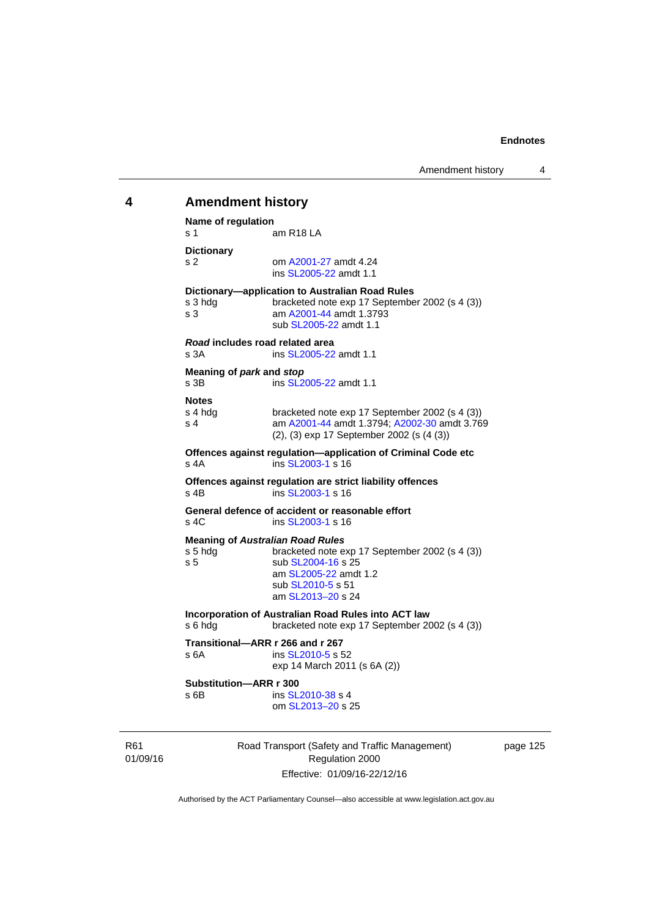## 4 Amendment history

**Name of regulation**
s 1 am R18 LA

**Dictionary**
s 2 om A2001-27 amdt 4.24
ins SL2005-22 amdt 1.1

**Dictionary—application to Australian Road Rules**
s 3 hdg bracketed note exp 17 September 2002 (s 4 (3))
s 3 am A2001-44 amdt 1.3793
sub SL2005-22 amdt 1.1

***Road* includes road related area**
s 3A ins SL2005-22 amdt 1.1

**Meaning of *park* and *stop***
s 3B ins SL2005-22 amdt 1.1

**Notes**
s 4 hdg bracketed note exp 17 September 2002 (s 4 (3))
s 4 am A2001-44 amdt 1.3794; A2002-30 amdt 3.769
(2), (3) exp 17 September 2002 (s (4 (3))

**Offences against regulation—application of Criminal Code etc**
s 4A ins SL2003-1 s 16

**Offences against regulation are strict liability offences**
s 4B ins SL2003-1 s 16

**General defence of accident or reasonable effort**
s 4C ins SL2003-1 s 16

**Meaning of *Australian Road Rules***
s 5 hdg bracketed note exp 17 September 2002 (s 4 (3))
s 5 sub SL2004-16 s 25
am SL2005-22 amdt 1.2
sub SL2010-5 s 51
am SL2013–20 s 24

**Incorporation of Australian Road Rules into ACT law**
s 6 hdg bracketed note exp 17 September 2002 (s 4 (3))

**Transitional—ARR r 266 and r 267**
s 6A ins SL2010-5 s 52
exp 14 March 2011 (s 6A (2))

**Substitution—ARR r 300**
s 6B ins SL2010-38 s 4
om SL2013–20 s 25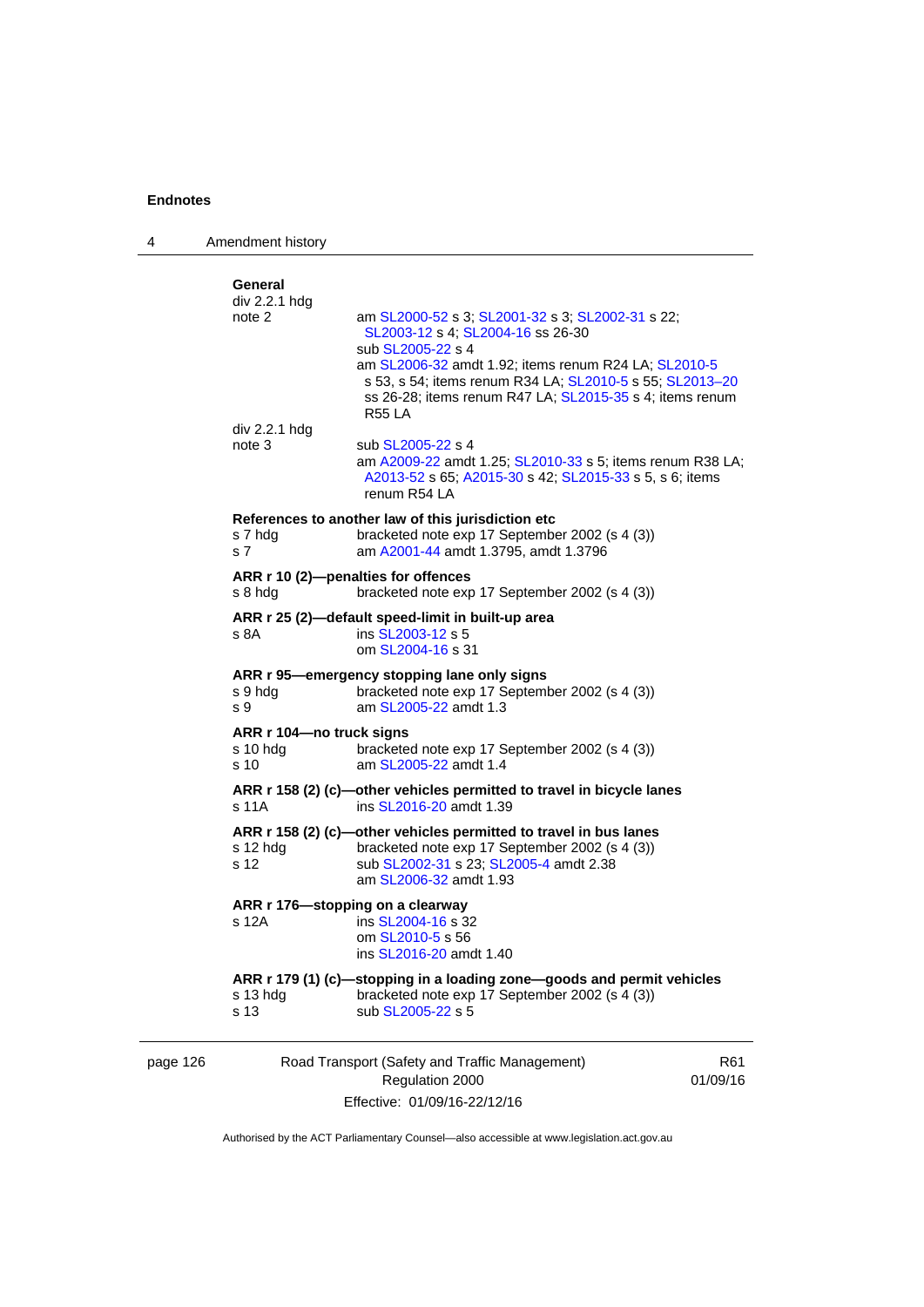**General**

div 2.2.1 hdg

note 2 am SL2000-52 s 3; SL2001-32 s 3; SL2002-31 s 22; SL2003-12 s 4; SL2004-16 ss 26-30
sub SL2005-22 s 4
am SL2006-32 amdt 1.92; items renum R24 LA; SL2010-5 s 53, s 54; items renum R34 LA; SL2010-5 s 55; SL2013–20 ss 26-28; items renum R47 LA; SL2015-35 s 4; items renum R55 LA

div 2.2.1 hdg

note 3 sub SL2005-22 s 4
am A2009-22 amdt 1.25; SL2010-33 s 5; items renum R38 LA; A2013-52 s 65; A2015-30 s 42; SL2015-33 s 5, s 6; items renum R54 LA

**References to another law of this jurisdiction etc**

s 7 hdg bracketed note exp 17 September 2002 (s 4 (3))
s 7 am A2001-44 amdt 1.3795, amdt 1.3796

**ARR r 10 (2)—penalties for offences**

s 8 hdg bracketed note exp 17 September 2002 (s 4 (3))

**ARR r 25 (2)—default speed-limit in built-up area**

s 8A ins SL2003-12 s 5
om SL2004-16 s 31

**ARR r 95—emergency stopping lane only signs**

s 9 hdg bracketed note exp 17 September 2002 (s 4 (3))
s 9 am SL2005-22 amdt 1.3

**ARR r 104—no truck signs**

s 10 hdg bracketed note exp 17 September 2002 (s 4 (3))
s 10 am SL2005-22 amdt 1.4

**ARR r 158 (2) (c)—other vehicles permitted to travel in bicycle lanes**

s 11A ins SL2016-20 amdt 1.39

**ARR r 158 (2) (c)—other vehicles permitted to travel in bus lanes**

s 12 hdg bracketed note exp 17 September 2002 (s 4 (3))
s 12 sub SL2002-31 s 23; SL2005-4 amdt 2.38
am SL2006-32 amdt 1.93

**ARR r 176—stopping on a clearway**

s 12A ins SL2004-16 s 32
om SL2010-5 s 56
ins SL2016-20 amdt 1.40

**ARR r 179 (1) (c)—stopping in a loading zone—goods and permit vehicles**

s 13 hdg bracketed note exp 17 September 2002 (s 4 (3))
s 13 sub SL2005-22 s 5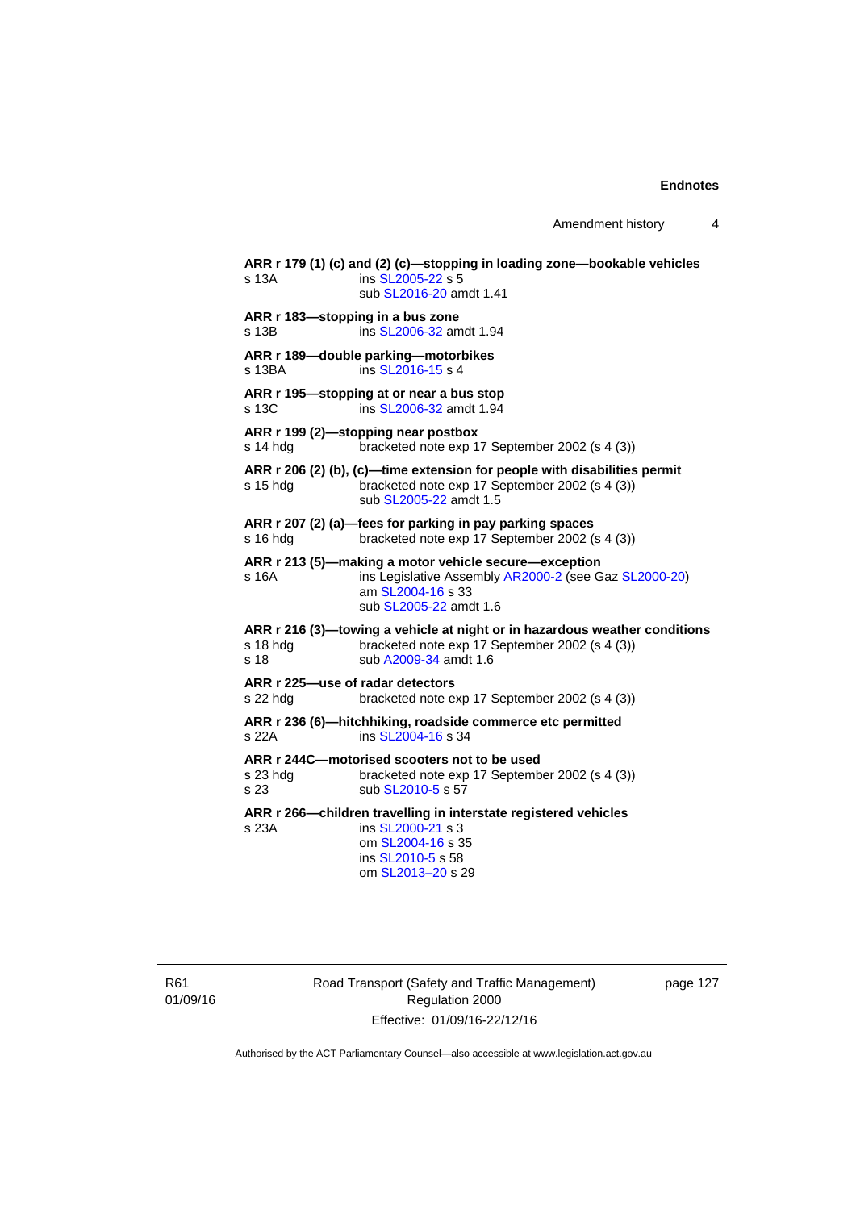**ARR r 179 (1) (c) and (2) (c)—stopping in loading zone—bookable vehicles**

s 13A ins SL2005-22 s 5
sub SL2016-20 amdt 1.41

**ARR r 183—stopping in a bus zone**

s 13B ins SL2006-32 amdt 1.94

**ARR r 189—double parking—motorbikes**

s 13BA ins SL2016-15 s 4

**ARR r 195—stopping at or near a bus stop**

s 13C ins SL2006-32 amdt 1.94

**ARR r 199 (2)—stopping near postbox**

s 14 hdg bracketed note exp 17 September 2002 (s 4 (3))

**ARR r 206 (2) (b), (c)—time extension for people with disabilities permit**

s 15 hdg bracketed note exp 17 September 2002 (s 4 (3))
sub SL2005-22 amdt 1.5

**ARR r 207 (2) (a)—fees for parking in pay parking spaces**

s 16 hdg bracketed note exp 17 September 2002 (s 4 (3))

**ARR r 213 (5)—making a motor vehicle secure—exception**

s 16A ins Legislative Assembly AR2000-2 (see Gaz SL2000-20)
am SL2004-16 s 33
sub SL2005-22 amdt 1.6

**ARR r 216 (3)—towing a vehicle at night or in hazardous weather conditions**

s 18 hdg bracketed note exp 17 September 2002 (s 4 (3))
s 18 sub A2009-34 amdt 1.6

**ARR r 225—use of radar detectors**

s 22 hdg bracketed note exp 17 September 2002 (s 4 (3))

**ARR r 236 (6)—hitchhiking, roadside commerce etc permitted**

s 22A ins SL2004-16 s 34

**ARR r 244C—motorised scooters not to be used**

s 23 hdg bracketed note exp 17 September 2002 (s 4 (3))
s 23 sub SL2010-5 s 57

**ARR r 266—children travelling in interstate registered vehicles**

s 23A ins SL2000-21 s 3
om SL2004-16 s 35
ins SL2010-5 s 58
om SL2013–20 s 29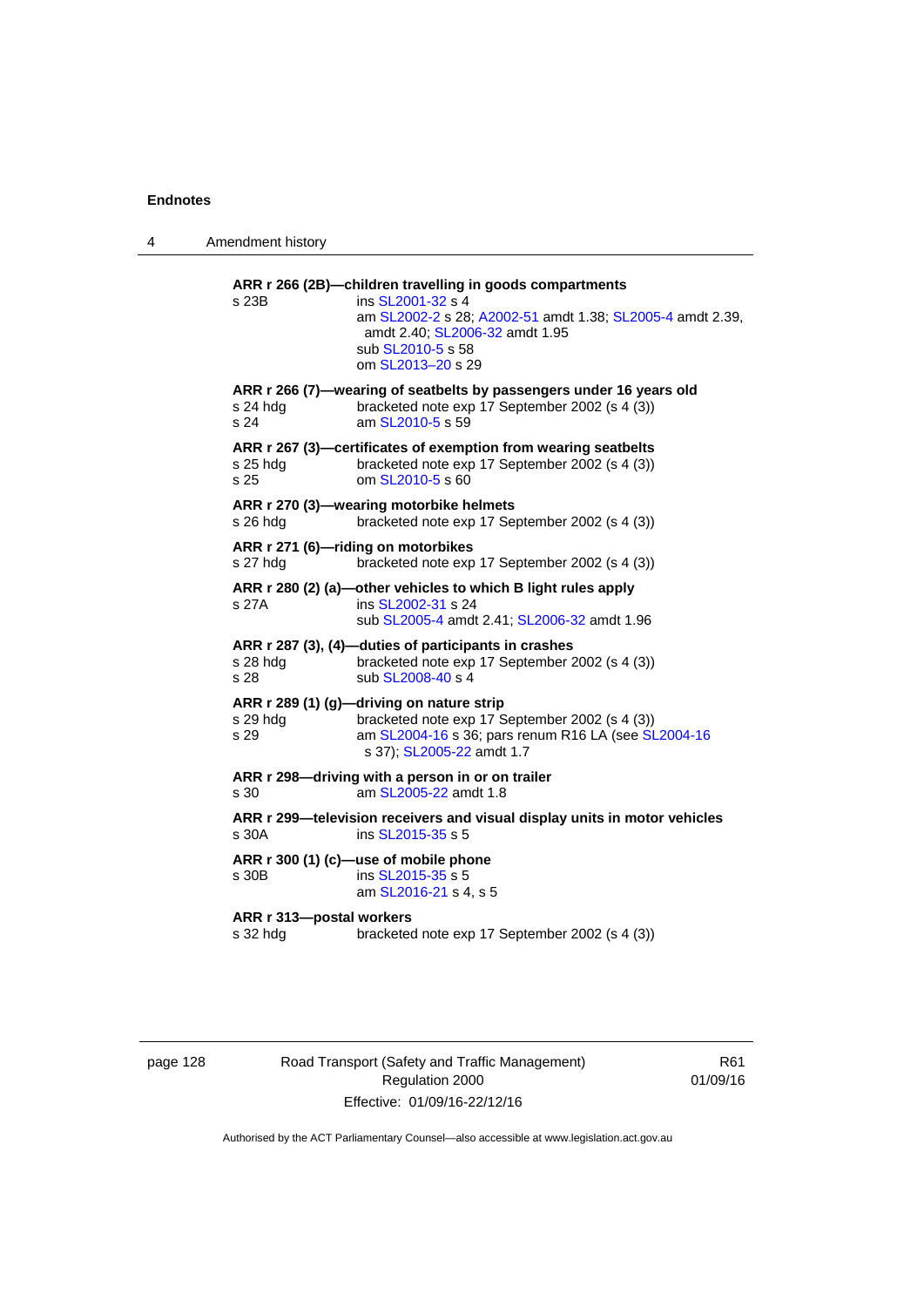**ARR r 266 (2B)—children travelling in goods compartments**

s 23B ins SL2001-32 s 4
am SL2002-2 s 28; A2002-51 amdt 1.38; SL2005-4 amdt 2.39, amdt 2.40; SL2006-32 amdt 1.95
sub SL2010-5 s 58
om SL2013–20 s 29

**ARR r 266 (7)—wearing of seatbelts by passengers under 16 years old**

s 24 hdg bracketed note exp 17 September 2002 (s 4 (3))
s 24 am SL2010-5 s 59

**ARR r 267 (3)—certificates of exemption from wearing seatbelts**

s 25 hdg bracketed note exp 17 September 2002 (s 4 (3))
s 25 om SL2010-5 s 60

**ARR r 270 (3)—wearing motorbike helmets**

s 26 hdg bracketed note exp 17 September 2002 (s 4 (3))

**ARR r 271 (6)—riding on motorbikes**

s 27 hdg bracketed note exp 17 September 2002 (s 4 (3))

**ARR r 280 (2) (a)—other vehicles to which B light rules apply**

s 27A ins SL2002-31 s 24
sub SL2005-4 amdt 2.41; SL2006-32 amdt 1.96

**ARR r 287 (3), (4)—duties of participants in crashes**

s 28 hdg bracketed note exp 17 September 2002 (s 4 (3))
s 28 sub SL2008-40 s 4

**ARR r 289 (1) (g)—driving on nature strip**

s 29 hdg bracketed note exp 17 September 2002 (s 4 (3))
s 29 am SL2004-16 s 36; pars renum R16 LA (see SL2004-16 s 37); SL2005-22 amdt 1.7

**ARR r 298—driving with a person in or on trailer**

s 30 am SL2005-22 amdt 1.8

**ARR r 299—television receivers and visual display units in motor vehicles**

s 30A ins SL2015-35 s 5

**ARR r 300 (1) (c)—use of mobile phone**

s 30B ins SL2015-35 s 5
am SL2016-21 s 4, s 5

**ARR r 313—postal workers**

s 32 hdg bracketed note exp 17 September 2002 (s 4 (3))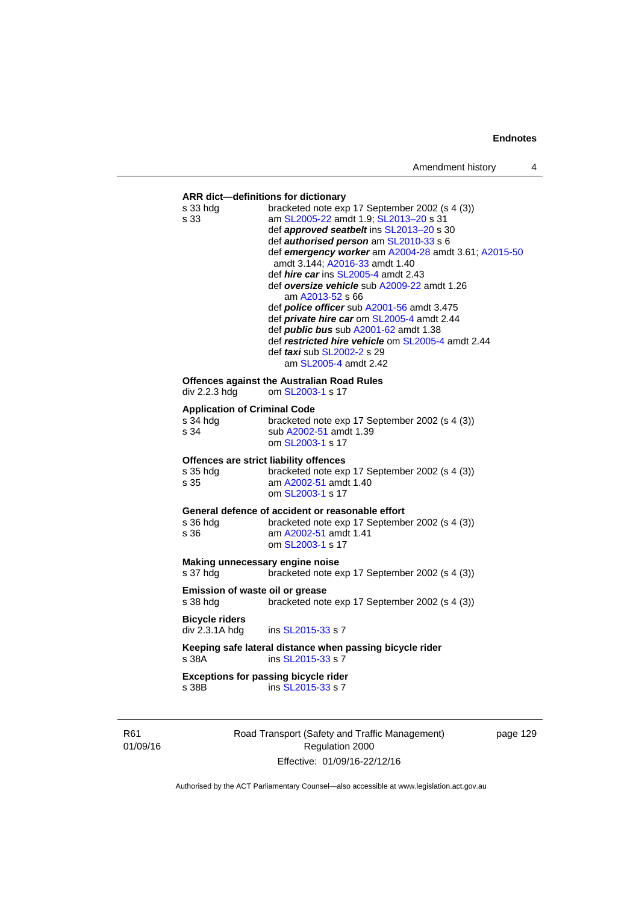**ARR dict—definitions for dictionary**

s 33 hdg bracketed note exp 17 September 2002 (s 4 (3))

s 33 am SL2005-22 amdt 1.9; SL2013–20 s 31
def ***approved seatbelt*** ins SL2013–20 s 30
def ***authorised person*** am SL2010-33 s 6
def ***emergency worker*** am A2004-28 amdt 3.61; A2015-50 amdt 3.144; A2016-33 amdt 1.40
def ***hire car*** ins SL2005-4 amdt 2.43
def ***oversize vehicle*** sub A2009-22 amdt 1.26
am A2013-52 s 66
def ***police officer*** sub A2001-56 amdt 3.475
def ***private hire car*** om SL2005-4 amdt 2.44
def ***public bus*** sub A2001-62 amdt 1.38
def ***restricted hire vehicle*** om SL2005-4 amdt 2.44
def ***taxi*** sub SL2002-2 s 29
am SL2005-4 amdt 2.42

**Offences against the Australian Road Rules**

div 2.2.3 hdg om SL2003-1 s 17

**Application of Criminal Code**

s 34 hdg bracketed note exp 17 September 2002 (s 4 (3))

s 34 sub A2002-51 amdt 1.39
om SL2003-1 s 17

**Offences are strict liability offences**

s 35 hdg bracketed note exp 17 September 2002 (s 4 (3))

s 35 am A2002-51 amdt 1.40
om SL2003-1 s 17

**General defence of accident or reasonable effort**

s 36 hdg bracketed note exp 17 September 2002 (s 4 (3))

s 36 am A2002-51 amdt 1.41
om SL2003-1 s 17

**Making unnecessary engine noise**

s 37 hdg bracketed note exp 17 September 2002 (s 4 (3))

**Emission of waste oil or grease**

s 38 hdg bracketed note exp 17 September 2002 (s 4 (3))

**Bicycle riders**

div 2.3.1A hdg ins SL2015-33 s 7

**Keeping safe lateral distance when passing bicycle rider**

s 38A ins SL2015-33 s 7

**Exceptions for passing bicycle rider**

s 38B ins SL2015-33 s 7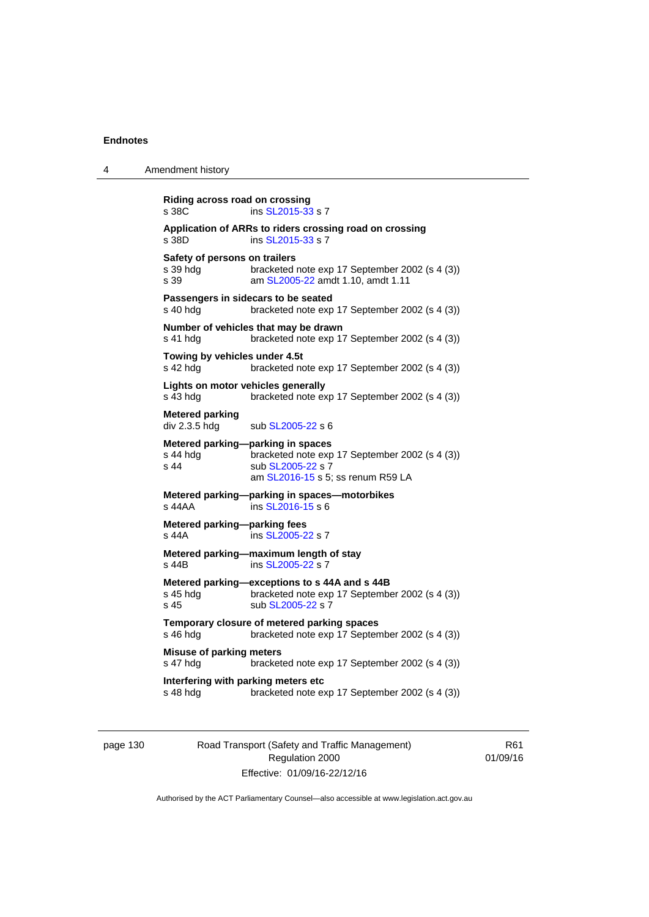**Riding across road on crossing**
s 38C ins SL2015-33 s 7

**Application of ARRs to riders crossing road on crossing**
s 38D ins SL2015-33 s 7

**Safety of persons on trailers**
s 39 hdg bracketed note exp 17 September 2002 (s 4 (3))
s 39 am SL2005-22 amdt 1.10, amdt 1.11

**Passengers in sidecars to be seated**
s 40 hdg bracketed note exp 17 September 2002 (s 4 (3))

**Number of vehicles that may be drawn**
s 41 hdg bracketed note exp 17 September 2002 (s 4 (3))

**Towing by vehicles under 4.5t**
s 42 hdg bracketed note exp 17 September 2002 (s 4 (3))

**Lights on motor vehicles generally**
s 43 hdg bracketed note exp 17 September 2002 (s 4 (3))

**Metered parking**
div 2.3.5 hdg sub SL2005-22 s 6

**Metered parking—parking in spaces**
s 44 hdg bracketed note exp 17 September 2002 (s 4 (3))
s 44 sub SL2005-22 s 7
am SL2016-15 s 5; ss renum R59 LA

**Metered parking—parking in spaces—motorbikes**
s 44AA ins SL2016-15 s 6

**Metered parking—parking fees**
s 44A ins SL2005-22 s 7

**Metered parking—maximum length of stay**
s 44B ins SL2005-22 s 7

**Metered parking—exceptions to s 44A and s 44B**
s 45 hdg bracketed note exp 17 September 2002 (s 4 (3))
s 45 sub SL2005-22 s 7

**Temporary closure of metered parking spaces**
s 46 hdg bracketed note exp 17 September 2002 (s 4 (3))

**Misuse of parking meters**
s 47 hdg bracketed note exp 17 September 2002 (s 4 (3))

**Interfering with parking meters etc**
s 48 hdg bracketed note exp 17 September 2002 (s 4 (3))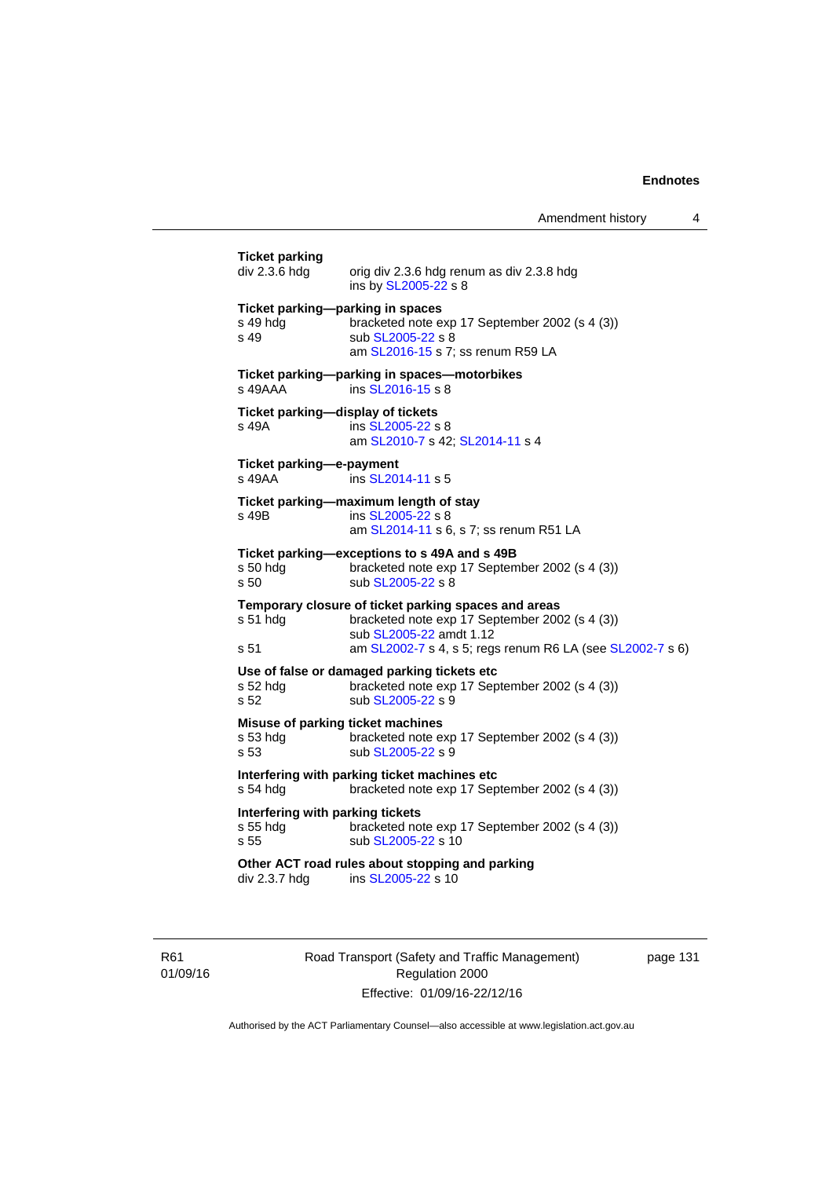**Ticket parking**

div 2.3.6 hdg — orig div 2.3.6 hdg renum as div 2.3.8 hdg
ins by SL2005-22 s 8

**Ticket parking—parking in spaces**

s 49 hdg — bracketed note exp 17 September 2002 (s 4 (3))

s 49 — sub SL2005-22 s 8
am SL2016-15 s 7; ss renum R59 LA

**Ticket parking—parking in spaces—motorbikes**

s 49AAA — ins SL2016-15 s 8

**Ticket parking—display of tickets**

s 49A — ins SL2005-22 s 8
am SL2010-7 s 42; SL2014-11 s 4

**Ticket parking—e-payment**

s 49AA — ins SL2014-11 s 5

**Ticket parking—maximum length of stay**

s 49B — ins SL2005-22 s 8
am SL2014-11 s 6, s 7; ss renum R51 LA

**Ticket parking—exceptions to s 49A and s 49B**

s 50 hdg — bracketed note exp 17 September 2002 (s 4 (3))

s 50 — sub SL2005-22 s 8

**Temporary closure of ticket parking spaces and areas**

s 51 hdg — bracketed note exp 17 September 2002 (s 4 (3))
sub SL2005-22 amdt 1.12

s 51 — am SL2002-7 s 4, s 5; regs renum R6 LA (see SL2002-7 s 6)

**Use of false or damaged parking tickets etc**

s 52 hdg — bracketed note exp 17 September 2002 (s 4 (3))

s 52 — sub SL2005-22 s 9

**Misuse of parking ticket machines**

s 53 hdg — bracketed note exp 17 September 2002 (s 4 (3))

s 53 — sub SL2005-22 s 9

**Interfering with parking ticket machines etc**

s 54 hdg — bracketed note exp 17 September 2002 (s 4 (3))

**Interfering with parking tickets**

s 55 hdg — bracketed note exp 17 September 2002 (s 4 (3))

s 55 — sub SL2005-22 s 10

**Other ACT road rules about stopping and parking**

div 2.3.7 hdg — ins SL2005-22 s 10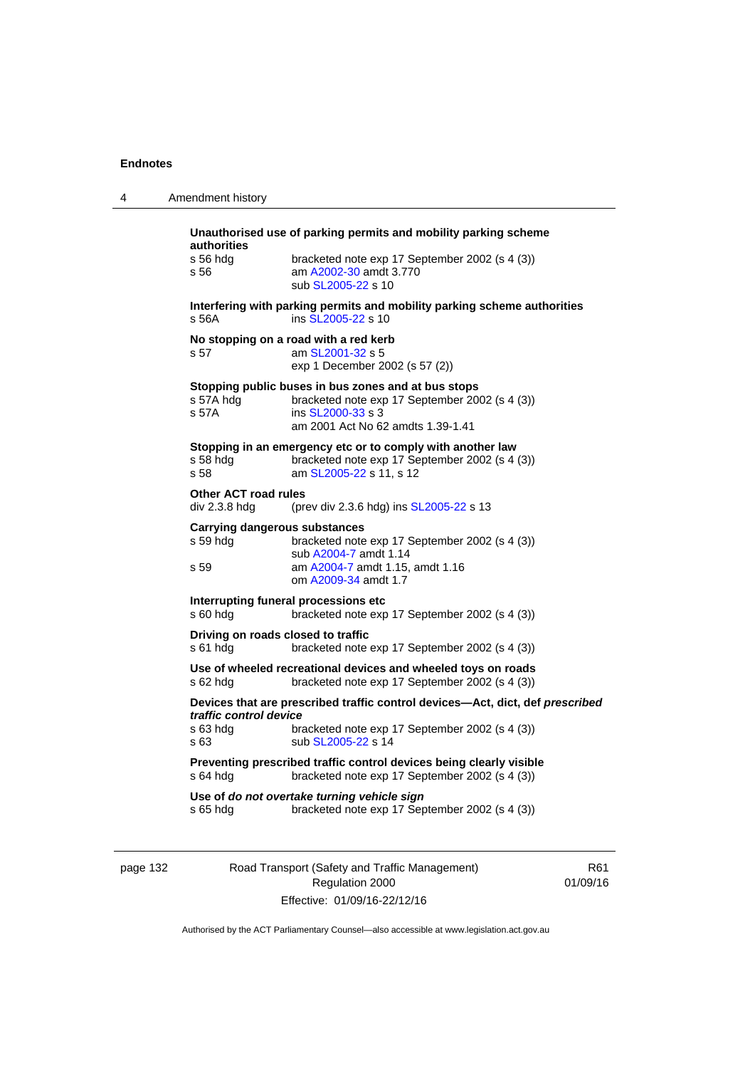**Unauthorised use of parking permits and mobility parking scheme authorities**

s 56 hdg bracketed note exp 17 September 2002 (s 4 (3))
s 56 am A2002-30 amdt 3.770
sub SL2005-22 s 10

**Interfering with parking permits and mobility parking scheme authorities**

s 56A ins SL2005-22 s 10

**No stopping on a road with a red kerb**

s 57 am SL2001-32 s 5
exp 1 December 2002 (s 57 (2))

**Stopping public buses in bus zones and at bus stops**

s 57A hdg bracketed note exp 17 September 2002 (s 4 (3))
s 57A ins SL2000-33 s 3
am 2001 Act No 62 amdts 1.39-1.41

**Stopping in an emergency etc or to comply with another law**

s 58 hdg bracketed note exp 17 September 2002 (s 4 (3))
s 58 am SL2005-22 s 11, s 12

**Other ACT road rules**

div 2.3.8 hdg (prev div 2.3.6 hdg) ins SL2005-22 s 13

**Carrying dangerous substances**

s 59 hdg bracketed note exp 17 September 2002 (s 4 (3))
sub A2004-7 amdt 1.14
s 59 am A2004-7 amdt 1.15, amdt 1.16
om A2009-34 amdt 1.7

**Interrupting funeral processions etc**

s 60 hdg bracketed note exp 17 September 2002 (s 4 (3))

**Driving on roads closed to traffic**

s 61 hdg bracketed note exp 17 September 2002 (s 4 (3))

**Use of wheeled recreational devices and wheeled toys on roads**

s 62 hdg bracketed note exp 17 September 2002 (s 4 (3))

**Devices that are prescribed traffic control devices—Act, dict, def *prescribed traffic control device***

s 63 hdg bracketed note exp 17 September 2002 (s 4 (3))
s 63 sub SL2005-22 s 14

**Preventing prescribed traffic control devices being clearly visible**

s 64 hdg bracketed note exp 17 September 2002 (s 4 (3))

**Use of *do not overtake turning vehicle sign***

s 65 hdg bracketed note exp 17 September 2002 (s 4 (3))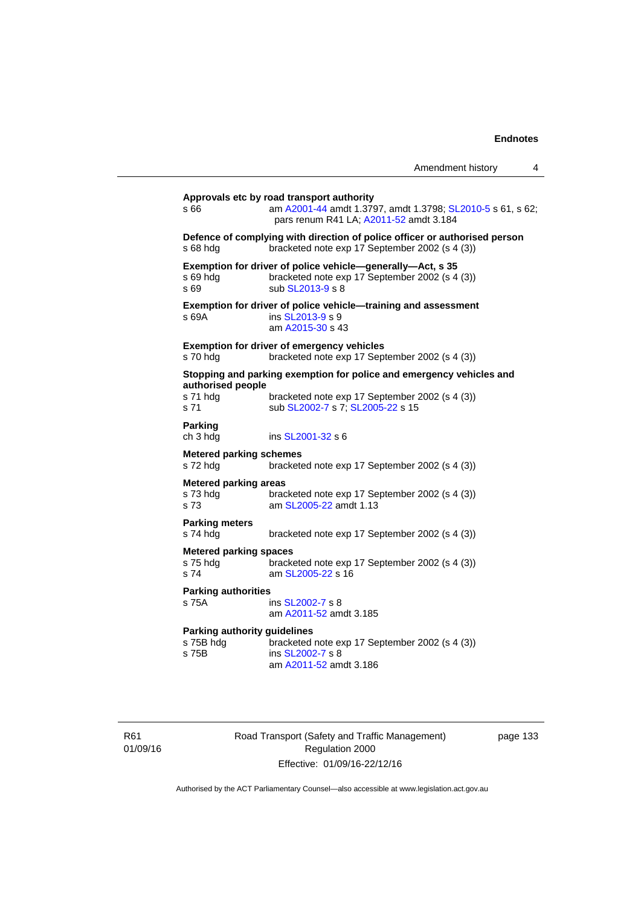**Approvals etc by road transport authority**
s 66 am A2001-44 amdt 1.3797, amdt 1.3798; SL2010-5 s 61, s 62; pars renum R41 LA; A2011-52 amdt 3.184

**Defence of complying with direction of police officer or authorised person**
s 68 hdg bracketed note exp 17 September 2002 (s 4 (3))

**Exemption for driver of police vehicle—generally—Act, s 35**
s 69 hdg bracketed note exp 17 September 2002 (s 4 (3))
s 69 sub SL2013-9 s 8

**Exemption for driver of police vehicle—training and assessment**
s 69A ins SL2013-9 s 9
am A2015-30 s 43

**Exemption for driver of emergency vehicles**
s 70 hdg bracketed note exp 17 September 2002 (s 4 (3))

**Stopping and parking exemption for police and emergency vehicles and authorised people**
s 71 hdg bracketed note exp 17 September 2002 (s 4 (3))
s 71 sub SL2002-7 s 7; SL2005-22 s 15

**Parking**
ch 3 hdg ins SL2001-32 s 6

**Metered parking schemes**
s 72 hdg bracketed note exp 17 September 2002 (s 4 (3))

**Metered parking areas**
s 73 hdg bracketed note exp 17 September 2002 (s 4 (3))
s 73 am SL2005-22 amdt 1.13

**Parking meters**
s 74 hdg bracketed note exp 17 September 2002 (s 4 (3))

**Metered parking spaces**
s 75 hdg bracketed note exp 17 September 2002 (s 4 (3))
s 74 am SL2005-22 s 16

**Parking authorities**
s 75A ins SL2002-7 s 8
am A2011-52 amdt 3.185

**Parking authority guidelines**
s 75B hdg bracketed note exp 17 September 2002 (s 4 (3))
s 75B ins SL2002-7 s 8
am A2011-52 amdt 3.186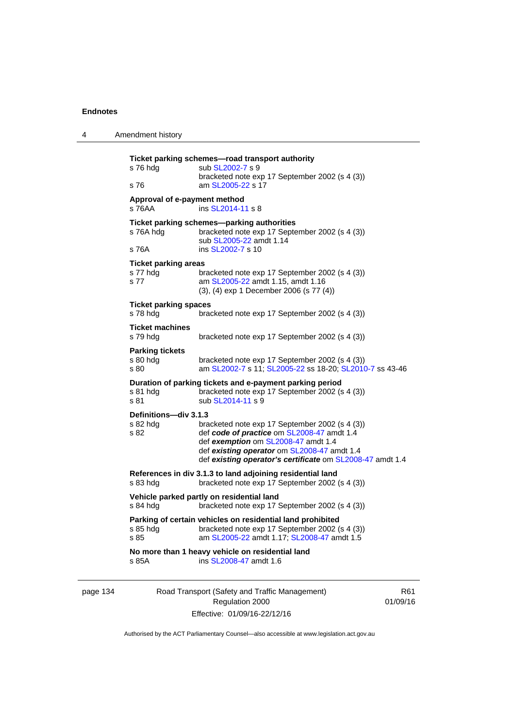**Ticket parking schemes—road transport authority**

s 76 hdg — sub SL2002-7 s 9
bracketed note exp 17 September 2002 (s 4 (3))

s 76 — am SL2005-22 s 17

**Approval of e-payment method**

s 76AA — ins SL2014-11 s 8

**Ticket parking schemes—parking authorities**

s 76A hdg — bracketed note exp 17 September 2002 (s 4 (3))
sub SL2005-22 amdt 1.14

s 76A — ins SL2002-7 s 10

**Ticket parking areas**

s 77 hdg — bracketed note exp 17 September 2002 (s 4 (3))

s 77 — am SL2005-22 amdt 1.15, amdt 1.16
(3), (4) exp 1 December 2006 (s 77 (4))

**Ticket parking spaces**

s 78 hdg — bracketed note exp 17 September 2002 (s 4 (3))

**Ticket machines**

s 79 hdg — bracketed note exp 17 September 2002 (s 4 (3))

**Parking tickets**

s 80 hdg — bracketed note exp 17 September 2002 (s 4 (3))

s 80 — am SL2002-7 s 11; SL2005-22 ss 18-20; SL2010-7 ss 43-46

**Duration of parking tickets and e-payment parking period**

s 81 hdg — bracketed note exp 17 September 2002 (s 4 (3))

s 81 — sub SL2014-11 s 9

**Definitions—div 3.1.3**

s 82 hdg — bracketed note exp 17 September 2002 (s 4 (3))

s 82 — def ***code of practice*** om SL2008-47 amdt 1.4
def ***exemption*** om SL2008-47 amdt 1.4
def ***existing operator*** om SL2008-47 amdt 1.4
def ***existing operator's certificate*** om SL2008-47 amdt 1.4

**References in div 3.1.3 to land adjoining residential land**

s 83 hdg — bracketed note exp 17 September 2002 (s 4 (3))

**Vehicle parked partly on residential land**

s 84 hdg — bracketed note exp 17 September 2002 (s 4 (3))

**Parking of certain vehicles on residential land prohibited**

s 85 hdg — bracketed note exp 17 September 2002 (s 4 (3))

s 85 — am SL2005-22 amdt 1.17; SL2008-47 amdt 1.5

**No more than 1 heavy vehicle on residential land**

s 85A — ins SL2008-47 amdt 1.6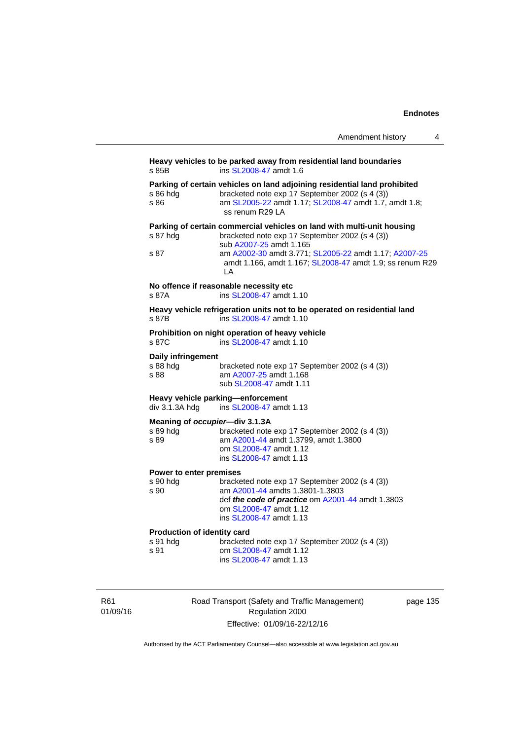**Heavy vehicles to be parked away from residential land boundaries**

s 85B ins SL2008-47 amdt 1.6

**Parking of certain vehicles on land adjoining residential land prohibited**

s 86 hdg bracketed note exp 17 September 2002 (s 4 (3))

s 86 am SL2005-22 amdt 1.17; SL2008-47 amdt 1.7, amdt 1.8; ss renum R29 LA

**Parking of certain commercial vehicles on land with multi-unit housing**

s 87 hdg bracketed note exp 17 September 2002 (s 4 (3))
sub A2007-25 amdt 1.165

s 87 am A2002-30 amdt 3.771; SL2005-22 amdt 1.17; A2007-25 amdt 1.166, amdt 1.167; SL2008-47 amdt 1.9; ss renum R29 LA

**No offence if reasonable necessity etc**

s 87A ins SL2008-47 amdt 1.10

**Heavy vehicle refrigeration units not to be operated on residential land**

s 87B ins SL2008-47 amdt 1.10

**Prohibition on night operation of heavy vehicle**

s 87C ins SL2008-47 amdt 1.10

**Daily infringement**

s 88 hdg bracketed note exp 17 September 2002 (s 4 (3))

s 88 am A2007-25 amdt 1.168
sub SL2008-47 amdt 1.11

**Heavy vehicle parking—enforcement**

div 3.1.3A hdg ins SL2008-47 amdt 1.13

**Meaning of *occupier*—div 3.1.3A**

s 89 hdg bracketed note exp 17 September 2002 (s 4 (3))

s 89 am A2001-44 amdt 1.3799, amdt 1.3800
om SL2008-47 amdt 1.12
ins SL2008-47 amdt 1.13

**Power to enter premises**

s 90 hdg bracketed note exp 17 September 2002 (s 4 (3))

s 90 am A2001-44 amdts 1.3801-1.3803
def ***the code of practice*** om A2001-44 amdt 1.3803
om SL2008-47 amdt 1.12
ins SL2008-47 amdt 1.13

**Production of identity card**

s 91 hdg bracketed note exp 17 September 2002 (s 4 (3))

s 91 om SL2008-47 amdt 1.12
ins SL2008-47 amdt 1.13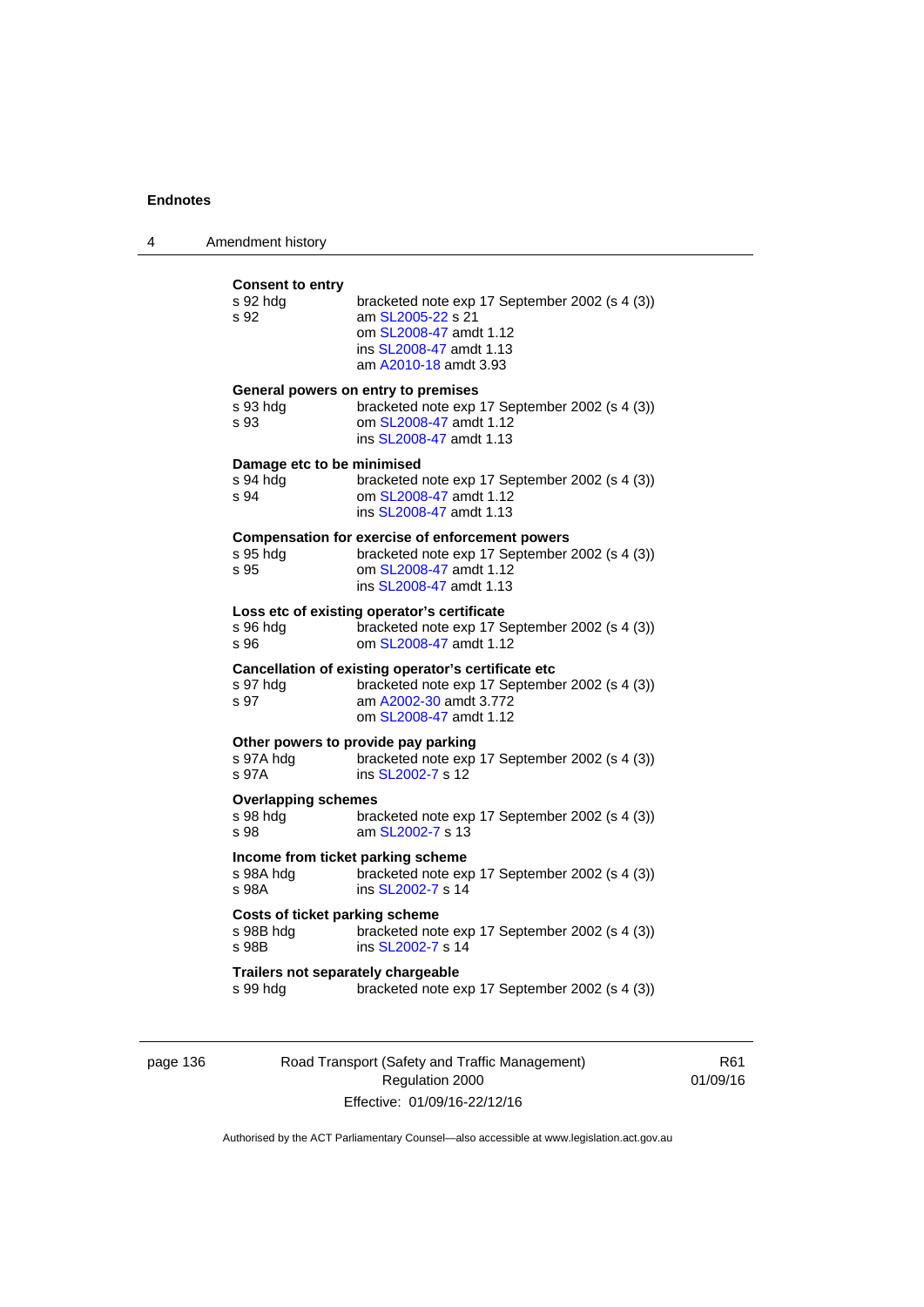**Consent to entry**

s 92 hdg bracketed note exp 17 September 2002 (s 4 (3))
s 92 am SL2005-22 s 21
om SL2008-47 amdt 1.12
ins SL2008-47 amdt 1.13
am A2010-18 amdt 3.93

**General powers on entry to premises**

s 93 hdg bracketed note exp 17 September 2002 (s 4 (3))
s 93 om SL2008-47 amdt 1.12
ins SL2008-47 amdt 1.13

**Damage etc to be minimised**

s 94 hdg bracketed note exp 17 September 2002 (s 4 (3))
s 94 om SL2008-47 amdt 1.12
ins SL2008-47 amdt 1.13

**Compensation for exercise of enforcement powers**

s 95 hdg bracketed note exp 17 September 2002 (s 4 (3))
s 95 om SL2008-47 amdt 1.12
ins SL2008-47 amdt 1.13

**Loss etc of existing operator's certificate**

s 96 hdg bracketed note exp 17 September 2002 (s 4 (3))
s 96 om SL2008-47 amdt 1.12

**Cancellation of existing operator's certificate etc**

s 97 hdg bracketed note exp 17 September 2002 (s 4 (3))
s 97 am A2002-30 amdt 3.772
om SL2008-47 amdt 1.12

**Other powers to provide pay parking**

s 97A hdg bracketed note exp 17 September 2002 (s 4 (3))
s 97A ins SL2002-7 s 12

**Overlapping schemes**

s 98 hdg bracketed note exp 17 September 2002 (s 4 (3))
s 98 am SL2002-7 s 13

**Income from ticket parking scheme**

s 98A hdg bracketed note exp 17 September 2002 (s 4 (3))
s 98A ins SL2002-7 s 14

**Costs of ticket parking scheme**

s 98B hdg bracketed note exp 17 September 2002 (s 4 (3))
s 98B ins SL2002-7 s 14

**Trailers not separately chargeable**

s 99 hdg bracketed note exp 17 September 2002 (s 4 (3))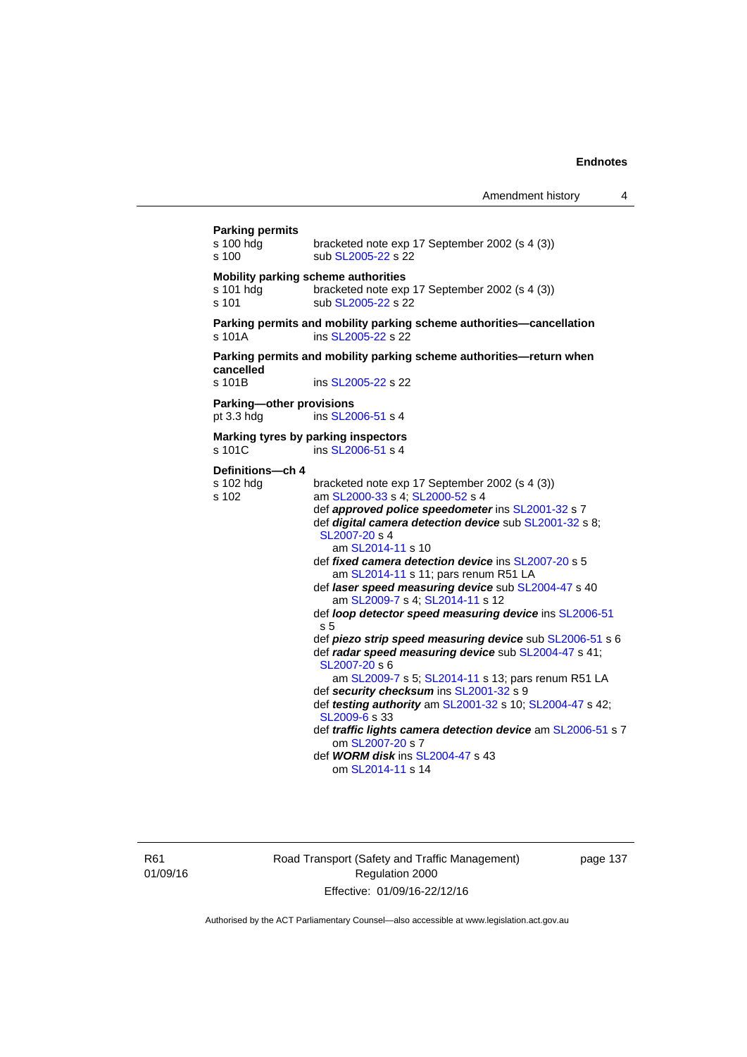**Parking permits**

s 100 hdg bracketed note exp 17 September 2002 (s 4 (3))
s 100 sub SL2005-22 s 22

**Mobility parking scheme authorities**

s 101 hdg bracketed note exp 17 September 2002 (s 4 (3))
s 101 sub SL2005-22 s 22

**Parking permits and mobility parking scheme authorities—cancellation**

s 101A ins SL2005-22 s 22

**Parking permits and mobility parking scheme authorities—return when cancelled**

s 101B ins SL2005-22 s 22

**Parking—other provisions**

pt 3.3 hdg ins SL2006-51 s 4

**Marking tyres by parking inspectors**

s 101C ins SL2006-51 s 4

**Definitions—ch 4**

s 102 hdg bracketed note exp 17 September 2002 (s 4 (3))
s 102 am SL2000-33 s 4; SL2000-52 s 4
def ***approved police speedometer*** ins SL2001-32 s 7
def ***digital camera detection device*** sub SL2001-32 s 8; SL2007-20 s 4
am SL2014-11 s 10
def ***fixed camera detection device*** ins SL2007-20 s 5
am SL2014-11 s 11; pars renum R51 LA
def ***laser speed measuring device*** sub SL2004-47 s 40
am SL2009-7 s 4; SL2014-11 s 12
def ***loop detector speed measuring device*** ins SL2006-51 s 5
def ***piezo strip speed measuring device*** sub SL2006-51 s 6
def ***radar speed measuring device*** sub SL2004-47 s 41; SL2007-20 s 6
am SL2009-7 s 5; SL2014-11 s 13; pars renum R51 LA
def ***security checksum*** ins SL2001-32 s 9
def ***testing authority*** am SL2001-32 s 10; SL2004-47 s 42; SL2009-6 s 33
def ***traffic lights camera detection device*** am SL2006-51 s 7
om SL2007-20 s 7
def ***WORM disk*** ins SL2004-47 s 43
om SL2014-11 s 14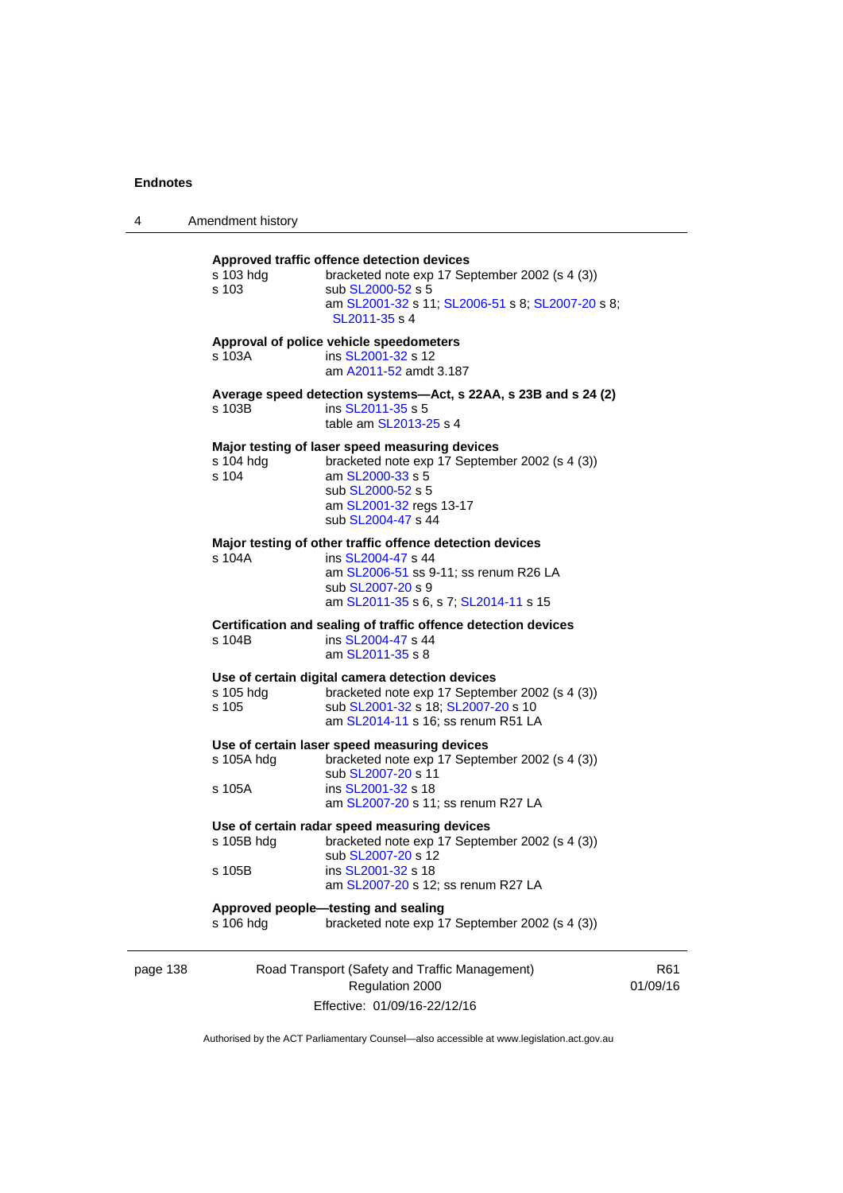**Approved traffic offence detection devices**

s 103 hdg bracketed note exp 17 September 2002 (s 4 (3))
s 103 sub SL2000-52 s 5
am SL2001-32 s 11; SL2006-51 s 8; SL2007-20 s 8; SL2011-35 s 4

**Approval of police vehicle speedometers**

s 103A ins SL2001-32 s 12
am A2011-52 amdt 3.187

**Average speed detection systems—Act, s 22AA, s 23B and s 24 (2)**

s 103B ins SL2011-35 s 5
table am SL2013-25 s 4

**Major testing of laser speed measuring devices**

s 104 hdg bracketed note exp 17 September 2002 (s 4 (3))
s 104 am SL2000-33 s 5
sub SL2000-52 s 5
am SL2001-32 regs 13-17
sub SL2004-47 s 44

**Major testing of other traffic offence detection devices**

s 104A ins SL2004-47 s 44
am SL2006-51 ss 9-11; ss renum R26 LA
sub SL2007-20 s 9
am SL2011-35 s 6, s 7; SL2014-11 s 15

**Certification and sealing of traffic offence detection devices**

s 104B ins SL2004-47 s 44
am SL2011-35 s 8

**Use of certain digital camera detection devices**

s 105 hdg bracketed note exp 17 September 2002 (s 4 (3))
s 105 sub SL2001-32 s 18; SL2007-20 s 10
am SL2014-11 s 16; ss renum R51 LA

**Use of certain laser speed measuring devices**

s 105A hdg bracketed note exp 17 September 2002 (s 4 (3))
sub SL2007-20 s 11
s 105A ins SL2001-32 s 18
am SL2007-20 s 11; ss renum R27 LA

**Use of certain radar speed measuring devices**

s 105B hdg bracketed note exp 17 September 2002 (s 4 (3))
sub SL2007-20 s 12
s 105B ins SL2001-32 s 18
am SL2007-20 s 12; ss renum R27 LA

**Approved people—testing and sealing**

s 106 hdg bracketed note exp 17 September 2002 (s 4 (3))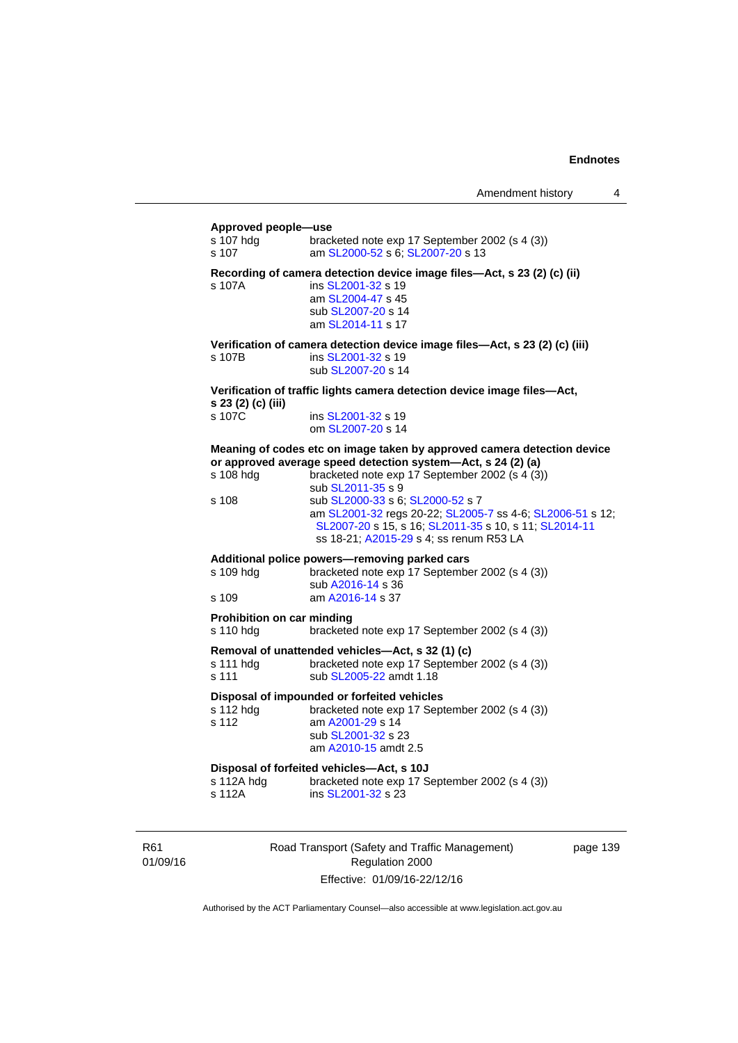**Approved people—use**

s 107 hdg — bracketed note exp 17 September 2002 (s 4 (3))
s 107 — am SL2000-52 s 6; SL2007-20 s 13

**Recording of camera detection device image files—Act, s 23 (2) (c) (ii)**

s 107A — ins SL2001-32 s 19
am SL2004-47 s 45
sub SL2007-20 s 14
am SL2014-11 s 17

**Verification of camera detection device image files—Act, s 23 (2) (c) (iii)**

s 107B — ins SL2001-32 s 19
sub SL2007-20 s 14

**Verification of traffic lights camera detection device image files—Act, s 23 (2) (c) (iii)**

s 107C — ins SL2001-32 s 19
om SL2007-20 s 14

**Meaning of codes etc on image taken by approved camera detection device or approved average speed detection system—Act, s 24 (2) (a)**

s 108 hdg — bracketed note exp 17 September 2002 (s 4 (3))
sub SL2011-35 s 9
s 108 — sub SL2000-33 s 6; SL2000-52 s 7
am SL2001-32 regs 20-22; SL2005-7 ss 4-6; SL2006-51 s 12; SL2007-20 s 15, s 16; SL2011-35 s 10, s 11; SL2014-11 ss 18-21; A2015-29 s 4; ss renum R53 LA

**Additional police powers—removing parked cars**

s 109 hdg — bracketed note exp 17 September 2002 (s 4 (3))
sub A2016-14 s 36
s 109 — am A2016-14 s 37

**Prohibition on car minding**

s 110 hdg — bracketed note exp 17 September 2002 (s 4 (3))

**Removal of unattended vehicles—Act, s 32 (1) (c)**

s 111 hdg — bracketed note exp 17 September 2002 (s 4 (3))
s 111 — sub SL2005-22 amdt 1.18

**Disposal of impounded or forfeited vehicles**

s 112 hdg — bracketed note exp 17 September 2002 (s 4 (3))
s 112 — am A2001-29 s 14
sub SL2001-32 s 23
am A2010-15 amdt 2.5

**Disposal of forfeited vehicles—Act, s 10J**

s 112A hdg — bracketed note exp 17 September 2002 (s 4 (3))
s 112A — ins SL2001-32 s 23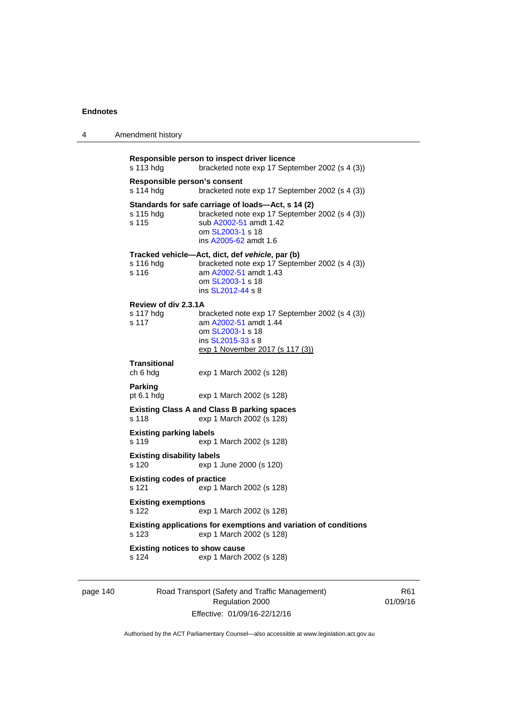**Responsible person to inspect driver licence**

s 113 hdg bracketed note exp 17 September 2002 (s 4 (3))

**Responsible person's consent**

s 114 hdg bracketed note exp 17 September 2002 (s 4 (3))

**Standards for safe carriage of loads—Act, s 14 (2)**

s 115 hdg bracketed note exp 17 September 2002 (s 4 (3))
s 115 sub A2002-51 amdt 1.42
om SL2003-1 s 18
ins A2005-62 amdt 1.6

**Tracked vehicle—Act, dict, def *vehicle*, par (b)**

s 116 hdg bracketed note exp 17 September 2002 (s 4 (3))
s 116 am A2002-51 amdt 1.43
om SL2003-1 s 18
ins SL2012-44 s 8

**Review of div 2.3.1A**

s 117 hdg bracketed note exp 17 September 2002 (s 4 (3))
s 117 am A2002-51 amdt 1.44
om SL2003-1 s 18
ins SL2015-33 s 8
exp 1 November 2017 (s 117 (3))

**Transitional**

ch 6 hdg exp 1 March 2002 (s 128)

**Parking**

pt 6.1 hdg exp 1 March 2002 (s 128)

**Existing Class A and Class B parking spaces**

s 118 exp 1 March 2002 (s 128)

**Existing parking labels**

s 119 exp 1 March 2002 (s 128)

**Existing disability labels**

s 120 exp 1 June 2000 (s 120)

**Existing codes of practice**

s 121 exp 1 March 2002 (s 128)

**Existing exemptions**

s 122 exp 1 March 2002 (s 128)

**Existing applications for exemptions and variation of conditions**

s 123 exp 1 March 2002 (s 128)

**Existing notices to show cause**

s 124 exp 1 March 2002 (s 128)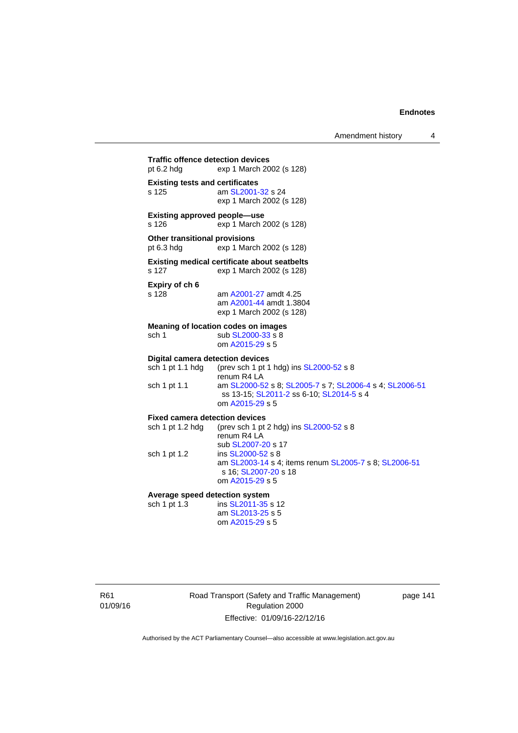**Traffic offence detection devices**
pt 6.2 hdg exp 1 March 2002 (s 128)

**Existing tests and certificates**
s 125 am SL2001-32 s 24
exp 1 March 2002 (s 128)

**Existing approved people—use**
s 126 exp 1 March 2002 (s 128)

**Other transitional provisions**
pt 6.3 hdg exp 1 March 2002 (s 128)

**Existing medical certificate about seatbelts**
s 127 exp 1 March 2002 (s 128)

**Expiry of ch 6**
s 128 am A2001-27 amdt 4.25
am A2001-44 amdt 1.3804
exp 1 March 2002 (s 128)

**Meaning of location codes on images**
sch 1 sub SL2000-33 s 8
om A2015-29 s 5

**Digital camera detection devices**
sch 1 pt 1.1 hdg (prev sch 1 pt 1 hdg) ins SL2000-52 s 8
renum R4 LA
sch 1 pt 1.1 am SL2000-52 s 8; SL2005-7 s 7; SL2006-4 s 4; SL2006-51 ss 13-15; SL2011-2 ss 6-10; SL2014-5 s 4
om A2015-29 s 5

**Fixed camera detection devices**
sch 1 pt 1.2 hdg (prev sch 1 pt 2 hdg) ins SL2000-52 s 8
renum R4 LA
sub SL2007-20 s 17
sch 1 pt 1.2 ins SL2000-52 s 8
am SL2003-14 s 4; items renum SL2005-7 s 8; SL2006-51 s 16; SL2007-20 s 18
om A2015-29 s 5

**Average speed detection system**
sch 1 pt 1.3 ins SL2011-35 s 12
am SL2013-25 s 5
om A2015-29 s 5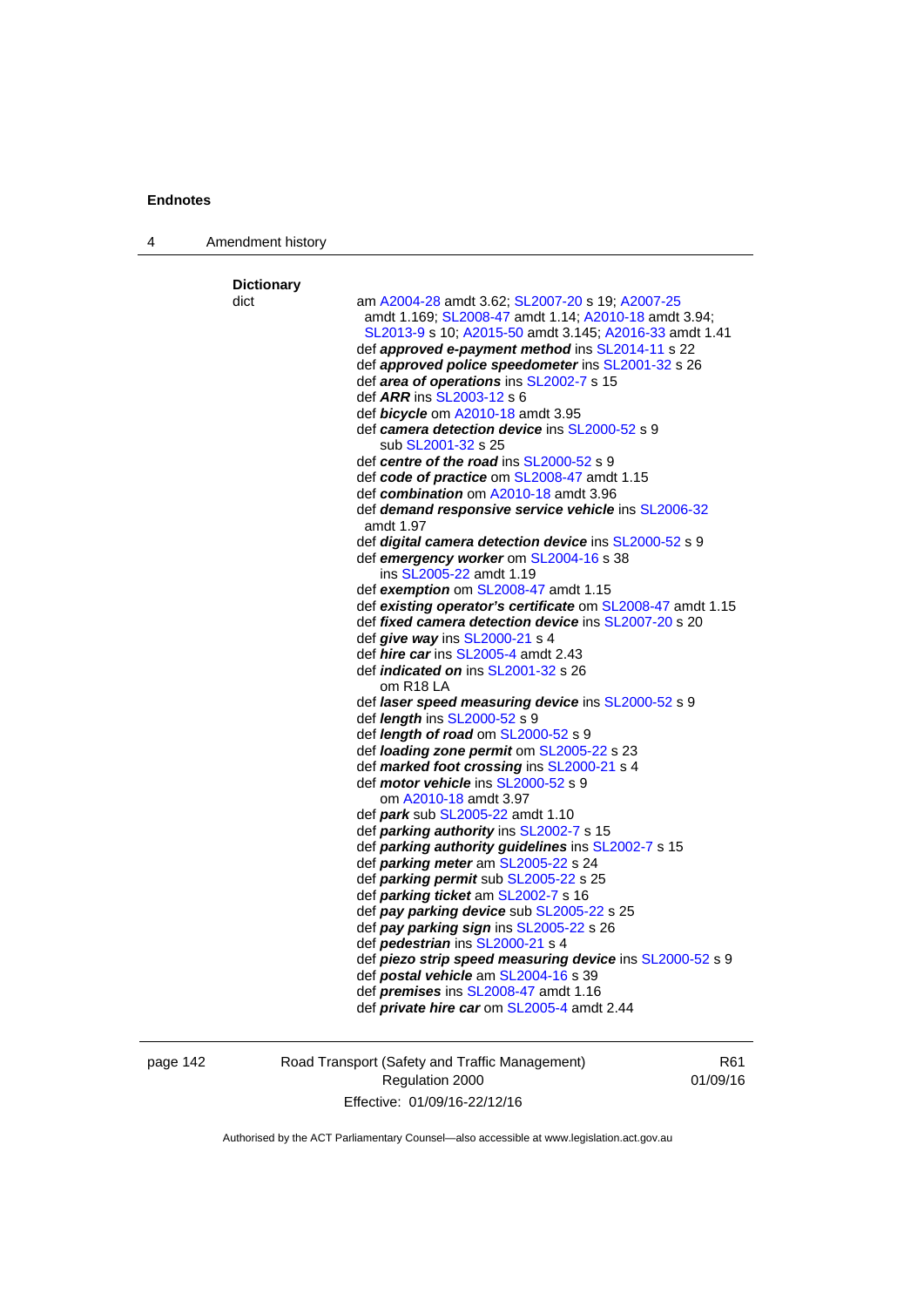**Dictionary**

dict — am A2004-28 amdt 3.62; SL2007-20 s 19; A2007-25 amdt 1.169; SL2008-47 amdt 1.14; A2010-18 amdt 3.94; SL2013-9 s 10; A2015-50 amdt 3.145; A2016-33 amdt 1.41

def ***approved e-payment method*** ins SL2014-11 s 22
def ***approved police speedometer*** ins SL2001-32 s 26
def ***area of operations*** ins SL2002-7 s 15
def ***ARR*** ins SL2003-12 s 6
def ***bicycle*** om A2010-18 amdt 3.95
def ***camera detection device*** ins SL2000-52 s 9
 sub SL2001-32 s 25
def ***centre of the road*** ins SL2000-52 s 9
def ***code of practice*** om SL2008-47 amdt 1.15
def ***combination*** om A2010-18 amdt 3.96
def ***demand responsive service vehicle*** ins SL2006-32 amdt 1.97
def ***digital camera detection device*** ins SL2000-52 s 9
def ***emergency worker*** om SL2004-16 s 38
 ins SL2005-22 amdt 1.19
def ***exemption*** om SL2008-47 amdt 1.15
def ***existing operator's certificate*** om SL2008-47 amdt 1.15
def ***fixed camera detection device*** ins SL2007-20 s 20
def ***give way*** ins SL2000-21 s 4
def ***hire car*** ins SL2005-4 amdt 2.43
def ***indicated on*** ins SL2001-32 s 26
 om R18 LA
def ***laser speed measuring device*** ins SL2000-52 s 9
def ***length*** ins SL2000-52 s 9
def ***length of road*** om SL2000-52 s 9
def ***loading zone permit*** om SL2005-22 s 23
def ***marked foot crossing*** ins SL2000-21 s 4
def ***motor vehicle*** ins SL2000-52 s 9
 om A2010-18 amdt 3.97
def ***park*** sub SL2005-22 amdt 1.10
def ***parking authority*** ins SL2002-7 s 15
def ***parking authority guidelines*** ins SL2002-7 s 15
def ***parking meter*** am SL2005-22 s 24
def ***parking permit*** sub SL2005-22 s 25
def ***parking ticket*** am SL2002-7 s 16
def ***pay parking device*** sub SL2005-22 s 25
def ***pay parking sign*** ins SL2005-22 s 26
def ***pedestrian*** ins SL2000-21 s 4
def ***piezo strip speed measuring device*** ins SL2000-52 s 9
def ***postal vehicle*** am SL2004-16 s 39
def ***premises*** ins SL2008-47 amdt 1.16
def ***private hire car*** om SL2005-4 amdt 2.44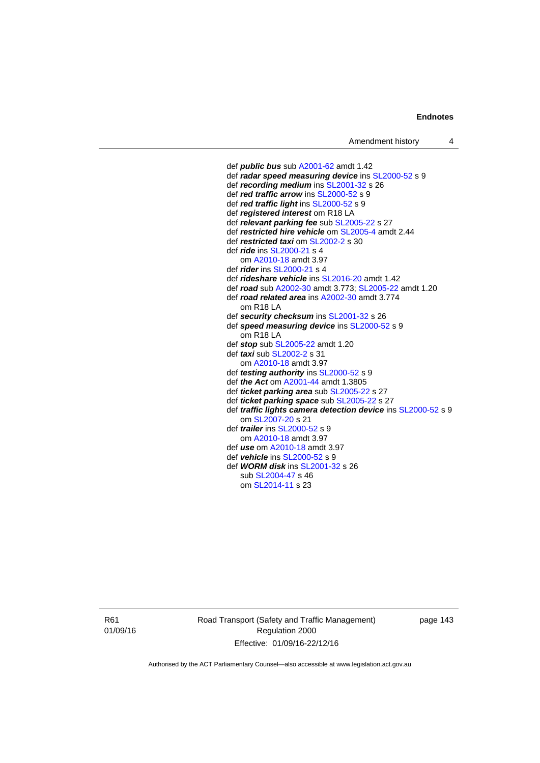def ***public bus*** sub A2001-62 amdt 1.42
def ***radar speed measuring device*** ins SL2000-52 s 9
def ***recording medium*** ins SL2001-32 s 26
def ***red traffic arrow*** ins SL2000-52 s 9
def ***red traffic light*** ins SL2000-52 s 9
def ***registered interest*** om R18 LA
def ***relevant parking fee*** sub SL2005-22 s 27
def ***restricted hire vehicle*** om SL2005-4 amdt 2.44
def ***restricted taxi*** om SL2002-2 s 30
def ***ride*** ins SL2000-21 s 4
    om A2010-18 amdt 3.97
def ***rider*** ins SL2000-21 s 4
def ***rideshare vehicle*** ins SL2016-20 amdt 1.42
def ***road*** sub A2002-30 amdt 3.773; SL2005-22 amdt 1.20
def ***road related area*** ins A2002-30 amdt 3.774
    om R18 LA
def ***security checksum*** ins SL2001-32 s 26
def ***speed measuring device*** ins SL2000-52 s 9
    om R18 LA
def ***stop*** sub SL2005-22 amdt 1.20
def ***taxi*** sub SL2002-2 s 31
    om A2010-18 amdt 3.97
def ***testing authority*** ins SL2000-52 s 9
def ***the Act*** om A2001-44 amdt 1.3805
def ***ticket parking area*** sub SL2005-22 s 27
def ***ticket parking space*** sub SL2005-22 s 27
def ***traffic lights camera detection device*** ins SL2000-52 s 9
    om SL2007-20 s 21
def ***trailer*** ins SL2000-52 s 9
    om A2010-18 amdt 3.97
def ***use*** om A2010-18 amdt 3.97
def ***vehicle*** ins SL2000-52 s 9
def ***WORM disk*** ins SL2001-32 s 26
    sub SL2004-47 s 46
    om SL2014-11 s 23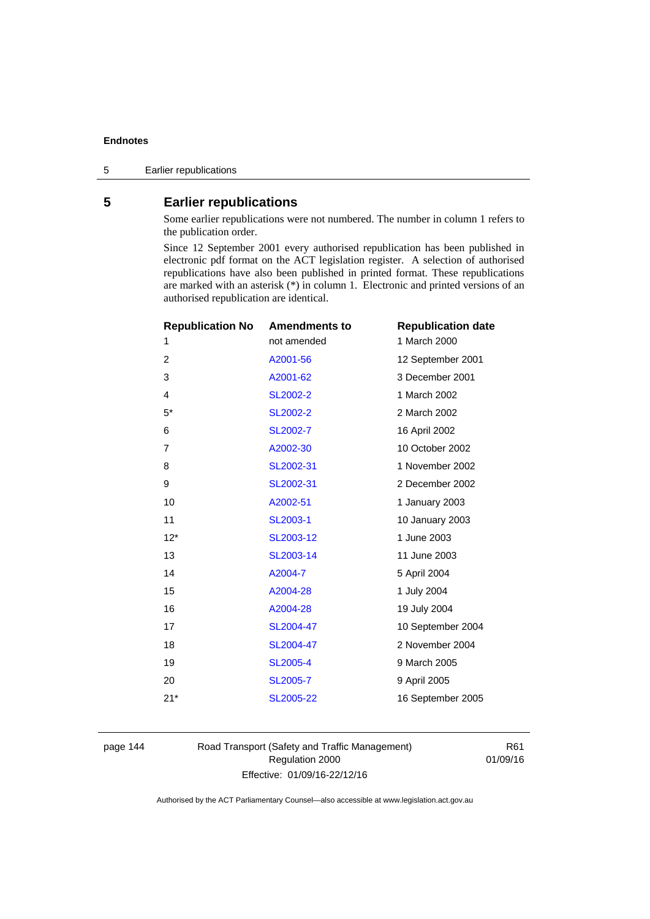## 5 Earlier republications

Some earlier republications were not numbered. The number in column 1 refers to the publication order.

Since 12 September 2001 every authorised republication has been published in electronic pdf format on the ACT legislation register. A selection of authorised republications have also been published in printed format. These republications are marked with an asterisk (*) in column 1. Electronic and printed versions of an authorised republication are identical.

| Republication No | Amendments to | Republication date |
|---|---|---|
| 1 | not amended | 1 March 2000 |
| 2 | A2001-56 | 12 September 2001 |
| 3 | A2001-62 | 3 December 2001 |
| 4 | SL2002-2 | 1 March 2002 |
| 5* | SL2002-2 | 2 March 2002 |
| 6 | SL2002-7 | 16 April 2002 |
| 7 | A2002-30 | 10 October 2002 |
| 8 | SL2002-31 | 1 November 2002 |
| 9 | SL2002-31 | 2 December 2002 |
| 10 | A2002-51 | 1 January 2003 |
| 11 | SL2003-1 | 10 January 2003 |
| 12* | SL2003-12 | 1 June 2003 |
| 13 | SL2003-14 | 11 June 2003 |
| 14 | A2004-7 | 5 April 2004 |
| 15 | A2004-28 | 1 July 2004 |
| 16 | A2004-28 | 19 July 2004 |
| 17 | SL2004-47 | 10 September 2004 |
| 18 | SL2004-47 | 2 November 2004 |
| 19 | SL2005-4 | 9 March 2005 |
| 20 | SL2005-7 | 9 April 2005 |
| 21* | SL2005-22 | 16 September 2005 |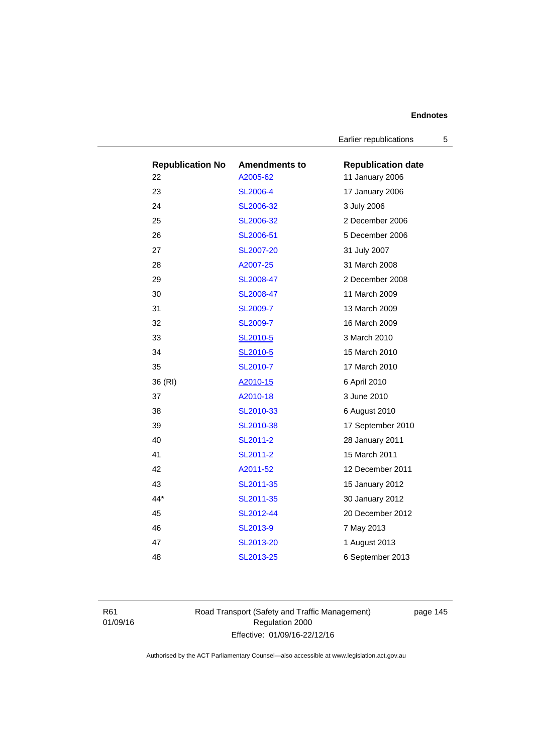| Republication No | Amendments to | Republication date |
| --- | --- | --- |
| 22 | A2005-62 | 11 January 2006 |
| 23 | SL2006-4 | 17 January 2006 |
| 24 | SL2006-32 | 3 July 2006 |
| 25 | SL2006-32 | 2 December 2006 |
| 26 | SL2006-51 | 5 December 2006 |
| 27 | SL2007-20 | 31 July 2007 |
| 28 | A2007-25 | 31 March 2008 |
| 29 | SL2008-47 | 2 December 2008 |
| 30 | SL2008-47 | 11 March 2009 |
| 31 | SL2009-7 | 13 March 2009 |
| 32 | SL2009-7 | 16 March 2009 |
| 33 | SL2010-5 | 3 March 2010 |
| 34 | SL2010-5 | 15 March 2010 |
| 35 | SL2010-7 | 17 March 2010 |
| 36 (RI) | A2010-15 | 6 April 2010 |
| 37 | A2010-18 | 3 June 2010 |
| 38 | SL2010-33 | 6 August 2010 |
| 39 | SL2010-38 | 17 September 2010 |
| 40 | SL2011-2 | 28 January 2011 |
| 41 | SL2011-2 | 15 March 2011 |
| 42 | A2011-52 | 12 December 2011 |
| 43 | SL2011-35 | 15 January 2012 |
| 44* | SL2011-35 | 30 January 2012 |
| 45 | SL2012-44 | 20 December 2012 |
| 46 | SL2013-9 | 7 May 2013 |
| 47 | SL2013-20 | 1 August 2013 |
| 48 | SL2013-25 | 6 September 2013 |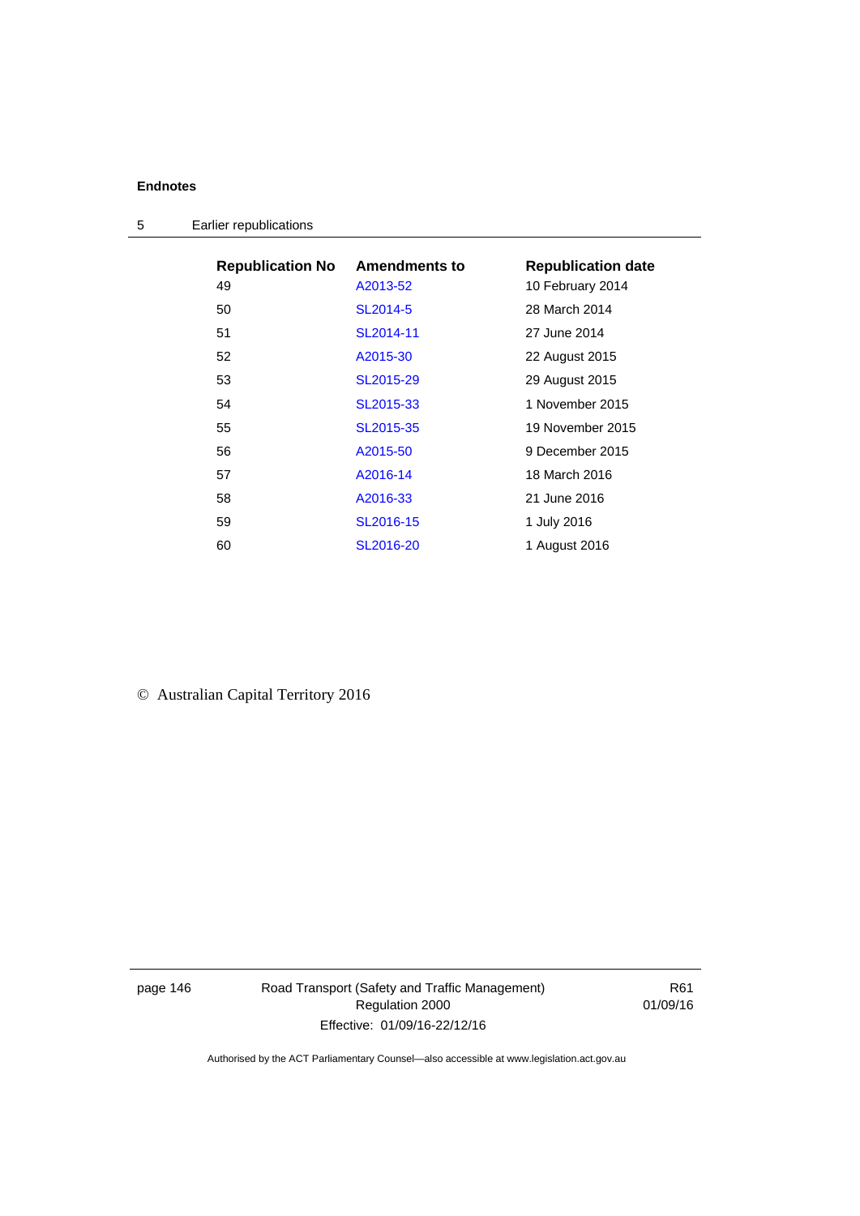## 5 Earlier republications

| Republication No | Amendments to | Republication date |
|---|---|---|
| 49 | A2013-52 | 10 February 2014 |
| 50 | SL2014-5 | 28 March 2014 |
| 51 | SL2014-11 | 27 June 2014 |
| 52 | A2015-30 | 22 August 2015 |
| 53 | SL2015-29 | 29 August 2015 |
| 54 | SL2015-33 | 1 November 2015 |
| 55 | SL2015-35 | 19 November 2015 |
| 56 | A2015-50 | 9 December 2015 |
| 57 | A2016-14 | 18 March 2016 |
| 58 | A2016-33 | 21 June 2016 |
| 59 | SL2016-15 | 1 July 2016 |
| 60 | SL2016-20 | 1 August 2016 |

© Australian Capital Territory 2016